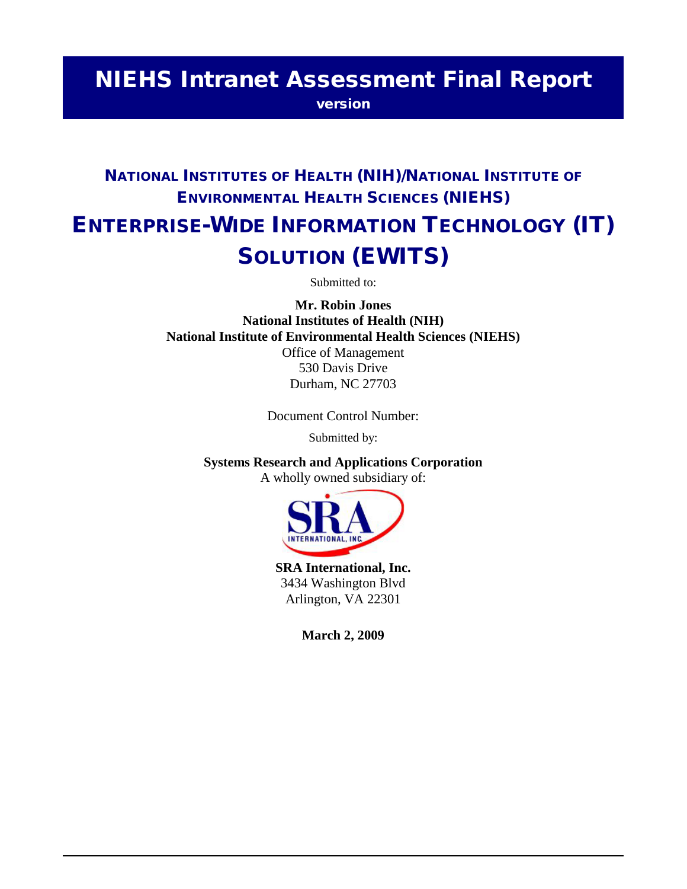# NIEHS Intranet Assessment Final Report

**version**

## NATIONAL INSTITUTES OF HEALTH (NIH)/NATIONAL INSTITUTE OF ENVIRONMENTAL HEALTH SCIENCES (NIEHS)

# ENTERPRISE-WIDE INFORMATION TECHNOLOGY (IT) SOLUTION (EWITS)

Submitted to:

**Mr. Robin Jones**
**National Institutes of Health (NIH)**
**National Institute of Environmental Health Sciences (NIEHS)**
Office of Management
530 Davis Drive
Durham, NC 27703

Document Control Number:

Submitted by:

**Systems Research and Applications Corporation**
A wholly owned subsidiary of:

SRA INTERNATIONAL, INC.

**SRA International, Inc.**
3434 Washington Blvd
Arlington, VA 22301

**March 2, 2009**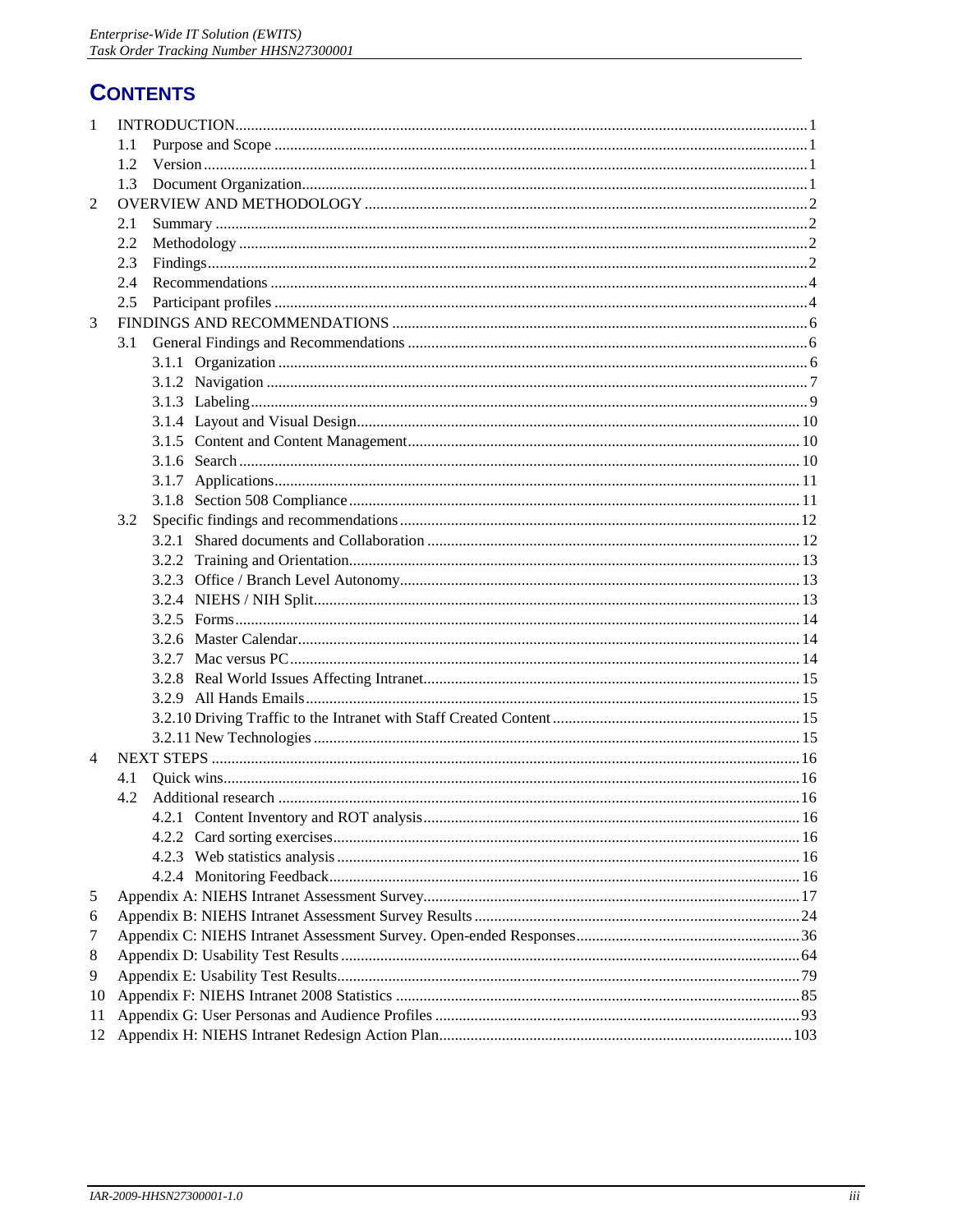# CONTENTS

1 INTRODUCTION ... 1
  1.1 Purpose and Scope ... 1
  1.2 Version ... 1
  1.3 Document Organization ... 1
2 OVERVIEW AND METHODOLOGY ... 2
  2.1 Summary ... 2
  2.2 Methodology ... 2
  2.3 Findings ... 2
  2.4 Recommendations ... 4
  2.5 Participant profiles ... 4
3 FINDINGS AND RECOMMENDATIONS ... 6
  3.1 General Findings and Recommendations ... 6
    3.1.1 Organization ... 6
    3.1.2 Navigation ... 7
    3.1.3 Labeling ... 9
    3.1.4 Layout and Visual Design ... 10
    3.1.5 Content and Content Management ... 10
    3.1.6 Search ... 10
    3.1.7 Applications ... 11
    3.1.8 Section 508 Compliance ... 11
  3.2 Specific findings and recommendations ... 12
    3.2.1 Shared documents and Collaboration ... 12
    3.2.2 Training and Orientation ... 13
    3.2.3 Office / Branch Level Autonomy ... 13
    3.2.4 NIEHS / NIH Split ... 13
    3.2.5 Forms ... 14
    3.2.6 Master Calendar ... 14
    3.2.7 Mac versus PC ... 14
    3.2.8 Real World Issues Affecting Intranet ... 15
    3.2.9 All Hands Emails ... 15
    3.2.10 Driving Traffic to the Intranet with Staff Created Content ... 15
    3.2.11 New Technologies ... 15
4 NEXT STEPS ... 16
  4.1 Quick wins ... 16
  4.2 Additional research ... 16
    4.2.1 Content Inventory and ROT analysis ... 16
    4.2.2 Card sorting exercises ... 16
    4.2.3 Web statistics analysis ... 16
    4.2.4 Monitoring Feedback ... 16
5 Appendix A: NIEHS Intranet Assessment Survey ... 17
6 Appendix B: NIEHS Intranet Assessment Survey Results ... 24
7 Appendix C: NIEHS Intranet Assessment Survey. Open-ended Responses ... 36
8 Appendix D: Usability Test Results ... 64
9 Appendix E: Usability Test Results ... 79
10 Appendix F: NIEHS Intranet 2008 Statistics ... 85
11 Appendix G: User Personas and Audience Profiles ... 93
12 Appendix H: NIEHS Intranet Redesign Action Plan ... 103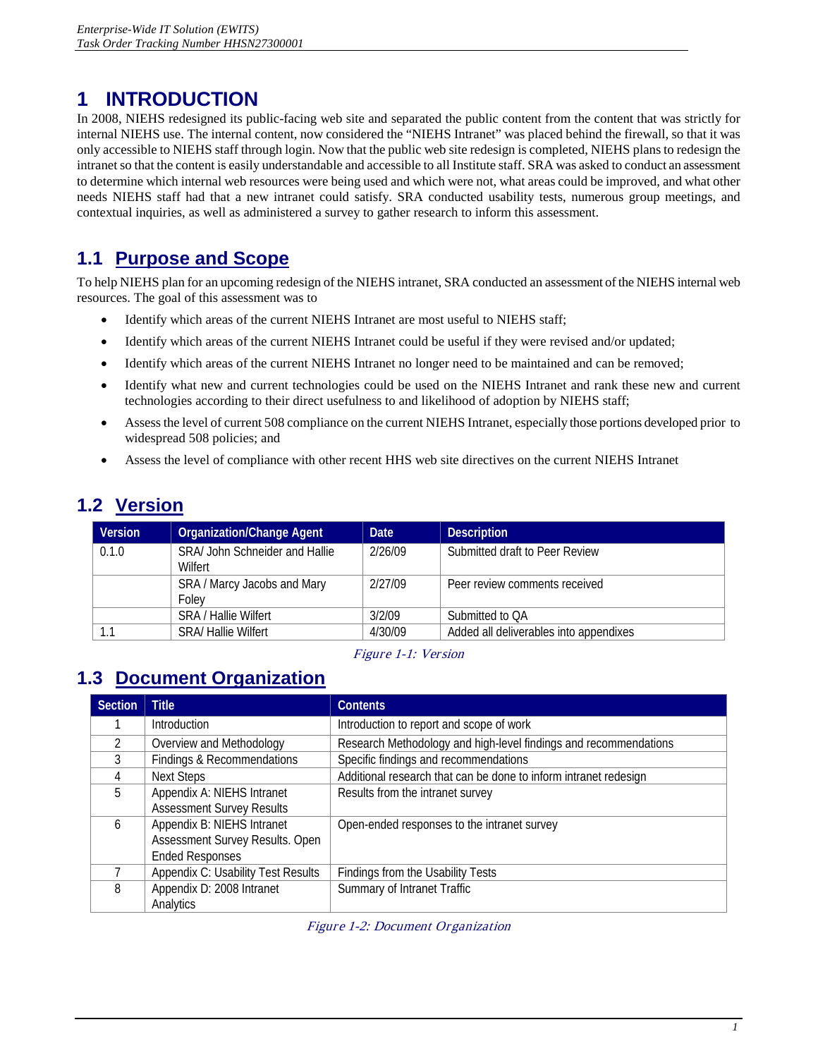# 1 INTRODUCTION

In 2008, NIEHS redesigned its public-facing web site and separated the public content from the content that was strictly for internal NIEHS use. The internal content, now considered the "NIEHS Intranet" was placed behind the firewall, so that it was only accessible to NIEHS staff through login. Now that the public web site redesign is completed, NIEHS plans to redesign the intranet so that the content is easily understandable and accessible to all Institute staff. SRA was asked to conduct an assessment to determine which internal web resources were being used and which were not, what areas could be improved, and what other needs NIEHS staff had that a new intranet could satisfy. SRA conducted usability tests, numerous group meetings, and contextual inquiries, as well as administered a survey to gather research to inform this assessment.

## 1.1 Purpose and Scope

To help NIEHS plan for an upcoming redesign of the NIEHS intranet, SRA conducted an assessment of the NIEHS internal web resources. The goal of this assessment was to

- Identify which areas of the current NIEHS Intranet are most useful to NIEHS staff;
- Identify which areas of the current NIEHS Intranet could be useful if they were revised and/or updated;
- Identify which areas of the current NIEHS Intranet no longer need to be maintained and can be removed;
- Identify what new and current technologies could be used on the NIEHS Intranet and rank these new and current technologies according to their direct usefulness to and likelihood of adoption by NIEHS staff;
- Assess the level of current 508 compliance on the current NIEHS Intranet, especially those portions developed prior to widespread 508 policies; and
- Assess the level of compliance with other recent HHS web site directives on the current NIEHS Intranet

## 1.2 Version

| Version | Organization/Change Agent | Date | Description |
|---|---|---|---|
| 0.1.0 | SRA/ John Schneider and Hallie Wilfert | 2/26/09 | Submitted draft to Peer Review |
| | SRA / Marcy Jacobs and Mary Foley | 2/27/09 | Peer review comments received |
| | SRA / Hallie Wilfert | 3/2/09 | Submitted to QA |
| 1.1 | SRA/ Hallie Wilfert | 4/30/09 | Added all deliverables into appendixes |

*Figure 1-1: Version*

## 1.3 Document Organization

| Section | Title | Contents |
|---|---|---|
| 1 | Introduction | Introduction to report and scope of work |
| 2 | Overview and Methodology | Research Methodology and high-level findings and recommendations |
| 3 | Findings & Recommendations | Specific findings and recommendations |
| 4 | Next Steps | Additional research that can be done to inform intranet redesign |
| 5 | Appendix A: NIEHS Intranet Assessment Survey Results | Results from the intranet survey |
| 6 | Appendix B: NIEHS Intranet Assessment Survey Results. Open Ended Responses | Open-ended responses to the intranet survey |
| 7 | Appendix C: Usability Test Results | Findings from the Usability Tests |
| 8 | Appendix D: 2008 Intranet Analytics | Summary of Intranet Traffic |

*Figure 1-2: Document Organization*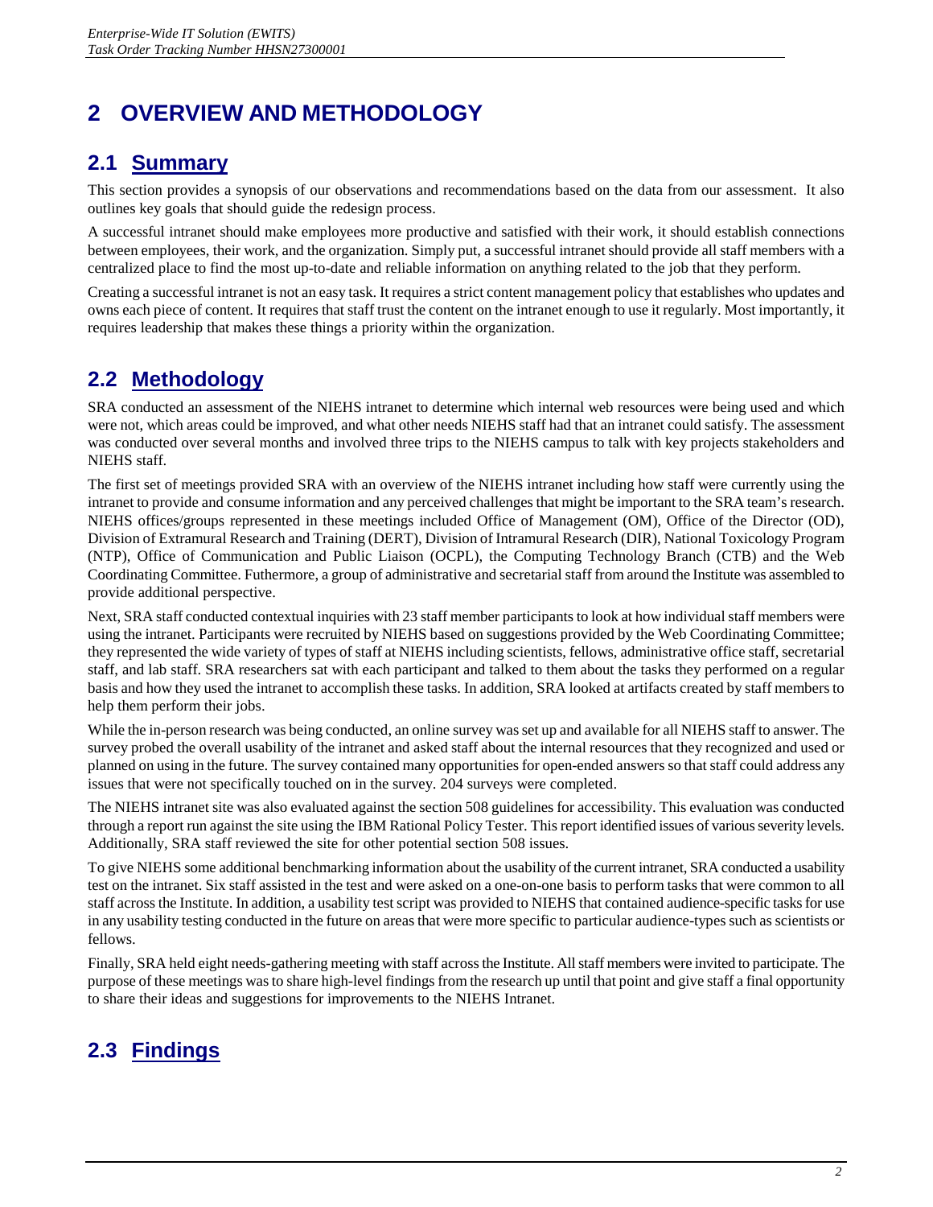# 2 OVERVIEW AND METHODOLOGY

## 2.1 Summary

This section provides a synopsis of our observations and recommendations based on the data from our assessment. It also outlines key goals that should guide the redesign process.

A successful intranet should make employees more productive and satisfied with their work, it should establish connections between employees, their work, and the organization. Simply put, a successful intranet should provide all staff members with a centralized place to find the most up-to-date and reliable information on anything related to the job that they perform.

Creating a successful intranet is not an easy task. It requires a strict content management policy that establishes who updates and owns each piece of content. It requires that staff trust the content on the intranet enough to use it regularly. Most importantly, it requires leadership that makes these things a priority within the organization.

## 2.2 Methodology

SRA conducted an assessment of the NIEHS intranet to determine which internal web resources were being used and which were not, which areas could be improved, and what other needs NIEHS staff had that an intranet could satisfy. The assessment was conducted over several months and involved three trips to the NIEHS campus to talk with key projects stakeholders and NIEHS staff.

The first set of meetings provided SRA with an overview of the NIEHS intranet including how staff were currently using the intranet to provide and consume information and any perceived challenges that might be important to the SRA team's research. NIEHS offices/groups represented in these meetings included Office of Management (OM), Office of the Director (OD), Division of Extramural Research and Training (DERT), Division of Intramural Research (DIR), National Toxicology Program (NTP), Office of Communication and Public Liaison (OCPL), the Computing Technology Branch (CTB) and the Web Coordinating Committee. Futhermore, a group of administrative and secretarial staff from around the Institute was assembled to provide additional perspective.

Next, SRA staff conducted contextual inquiries with 23 staff member participants to look at how individual staff members were using the intranet. Participants were recruited by NIEHS based on suggestions provided by the Web Coordinating Committee; they represented the wide variety of types of staff at NIEHS including scientists, fellows, administrative office staff, secretarial staff, and lab staff. SRA researchers sat with each participant and talked to them about the tasks they performed on a regular basis and how they used the intranet to accomplish these tasks. In addition, SRA looked at artifacts created by staff members to help them perform their jobs.

While the in-person research was being conducted, an online survey was set up and available for all NIEHS staff to answer. The survey probed the overall usability of the intranet and asked staff about the internal resources that they recognized and used or planned on using in the future. The survey contained many opportunities for open-ended answers so that staff could address any issues that were not specifically touched on in the survey. 204 surveys were completed.

The NIEHS intranet site was also evaluated against the section 508 guidelines for accessibility. This evaluation was conducted through a report run against the site using the IBM Rational Policy Tester. This report identified issues of various severity levels. Additionally, SRA staff reviewed the site for other potential section 508 issues.

To give NIEHS some additional benchmarking information about the usability of the current intranet, SRA conducted a usability test on the intranet. Six staff assisted in the test and were asked on a one-on-one basis to perform tasks that were common to all staff across the Institute. In addition, a usability test script was provided to NIEHS that contained audience-specific tasks for use in any usability testing conducted in the future on areas that were more specific to particular audience-types such as scientists or fellows.

Finally, SRA held eight needs-gathering meeting with staff across the Institute. All staff members were invited to participate. The purpose of these meetings was to share high-level findings from the research up until that point and give staff a final opportunity to share their ideas and suggestions for improvements to the NIEHS Intranet.

## 2.3 Findings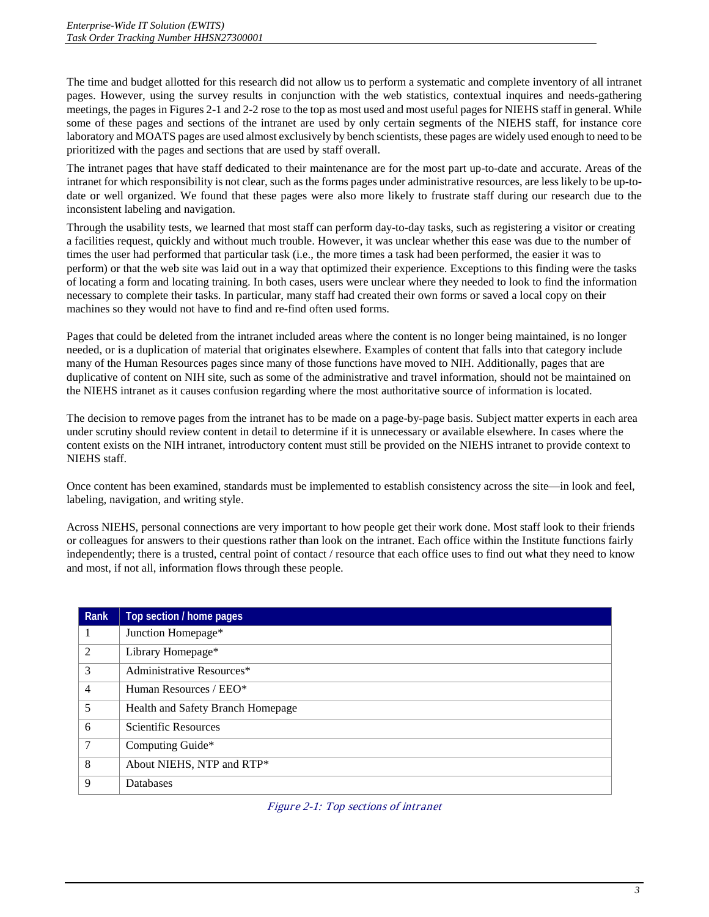The time and budget allotted for this research did not allow us to perform a systematic and complete inventory of all intranet pages. However, using the survey results in conjunction with the web statistics, contextual inquires and needs-gathering meetings, the pages in Figures 2-1 and 2-2 rose to the top as most used and most useful pages for NIEHS staff in general. While some of these pages and sections of the intranet are used by only certain segments of the NIEHS staff, for instance core laboratory and MOATS pages are used almost exclusively by bench scientists, these pages are widely used enough to need to be prioritized with the pages and sections that are used by staff overall.

The intranet pages that have staff dedicated to their maintenance are for the most part up-to-date and accurate. Areas of the intranet for which responsibility is not clear, such as the forms pages under administrative resources, are less likely to be up-to-date or well organized. We found that these pages were also more likely to frustrate staff during our research due to the inconsistent labeling and navigation.

Through the usability tests, we learned that most staff can perform day-to-day tasks, such as registering a visitor or creating a facilities request, quickly and without much trouble. However, it was unclear whether this ease was due to the number of times the user had performed that particular task (i.e., the more times a task had been performed, the easier it was to perform) or that the web site was laid out in a way that optimized their experience. Exceptions to this finding were the tasks of locating a form and locating training. In both cases, users were unclear where they needed to look to find the information necessary to complete their tasks. In particular, many staff had created their own forms or saved a local copy on their machines so they would not have to find and re-find often used forms.

Pages that could be deleted from the intranet included areas where the content is no longer being maintained, is no longer needed, or is a duplication of material that originates elsewhere. Examples of content that falls into that category include many of the Human Resources pages since many of those functions have moved to NIH. Additionally, pages that are duplicative of content on NIH site, such as some of the administrative and travel information, should not be maintained on the NIEHS intranet as it causes confusion regarding where the most authoritative source of information is located.

The decision to remove pages from the intranet has to be made on a page-by-page basis. Subject matter experts in each area under scrutiny should review content in detail to determine if it is unnecessary or available elsewhere. In cases where the content exists on the NIH intranet, introductory content must still be provided on the NIEHS intranet to provide context to NIEHS staff.

Once content has been examined, standards must be implemented to establish consistency across the site—in look and feel, labeling, navigation, and writing style.

Across NIEHS, personal connections are very important to how people get their work done. Most staff look to their friends or colleagues for answers to their questions rather than look on the intranet. Each office within the Institute functions fairly independently; there is a trusted, central point of contact / resource that each office uses to find out what they need to know and most, if not all, information flows through these people.

| Rank | Top section / home pages |
|---|---|
| 1 | Junction Homepage* |
| 2 | Library Homepage* |
| 3 | Administrative Resources* |
| 4 | Human Resources / EEO* |
| 5 | Health and Safety Branch Homepage |
| 6 | Scientific Resources |
| 7 | Computing Guide* |
| 8 | About NIEHS, NTP and RTP* |
| 9 | Databases |

*Figure 2-1: Top sections of intranet*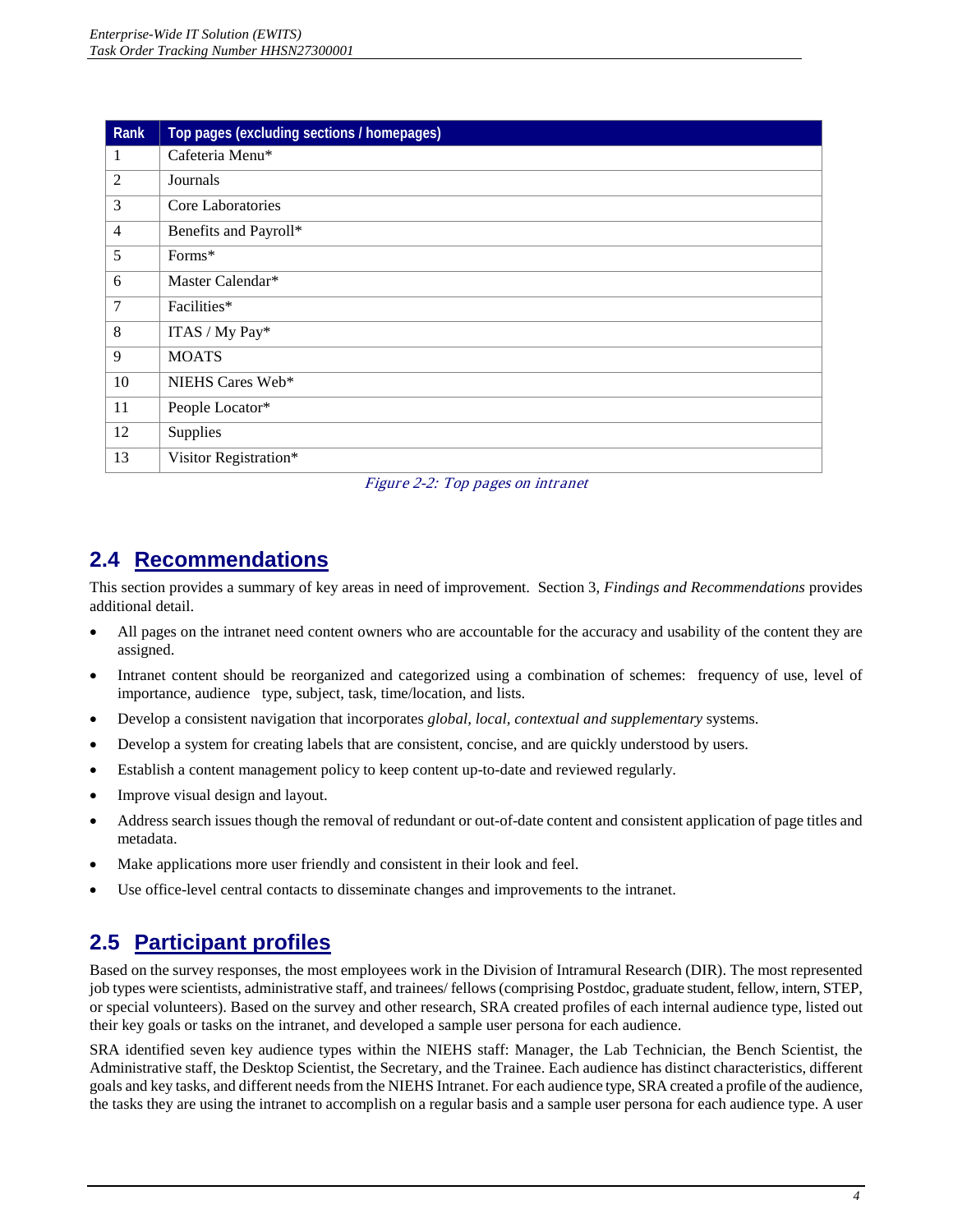| Rank | Top pages (excluding sections / homepages) |
|---|---|
| 1 | Cafeteria Menu* |
| 2 | Journals |
| 3 | Core Laboratories |
| 4 | Benefits and Payroll* |
| 5 | Forms* |
| 6 | Master Calendar* |
| 7 | Facilities* |
| 8 | ITAS / My Pay* |
| 9 | MOATS |
| 10 | NIEHS Cares Web* |
| 11 | People Locator* |
| 12 | Supplies |
| 13 | Visitor Registration* |

*Figure 2-2: Top pages on intranet*

## 2.4 Recommendations

This section provides a summary of key areas in need of improvement. Section 3, *Findings and Recommendations* provides additional detail.

- All pages on the intranet need content owners who are accountable for the accuracy and usability of the content they are assigned.
- Intranet content should be reorganized and categorized using a combination of schemes: frequency of use, level of importance, audience type, subject, task, time/location, and lists.
- Develop a consistent navigation that incorporates *global*, *local*, *contextual and supplementary* systems.
- Develop a system for creating labels that are consistent, concise, and are quickly understood by users.
- Establish a content management policy to keep content up-to-date and reviewed regularly.
- Improve visual design and layout.
- Address search issues though the removal of redundant or out-of-date content and consistent application of page titles and metadata.
- Make applications more user friendly and consistent in their look and feel.
- Use office-level central contacts to disseminate changes and improvements to the intranet.

## 2.5 Participant profiles

Based on the survey responses, the most employees work in the Division of Intramural Research (DIR). The most represented job types were scientists, administrative staff, and trainees/ fellows (comprising Postdoc, graduate student, fellow, intern, STEP, or special volunteers). Based on the survey and other research, SRA created profiles of each internal audience type, listed out their key goals or tasks on the intranet, and developed a sample user persona for each audience.

SRA identified seven key audience types within the NIEHS staff: Manager, the Lab Technician, the Bench Scientist, the Administrative staff, the Desktop Scientist, the Secretary, and the Trainee. Each audience has distinct characteristics, different goals and key tasks, and different needs from the NIEHS Intranet. For each audience type, SRA created a profile of the audience, the tasks they are using the intranet to accomplish on a regular basis and a sample user persona for each audience type. A user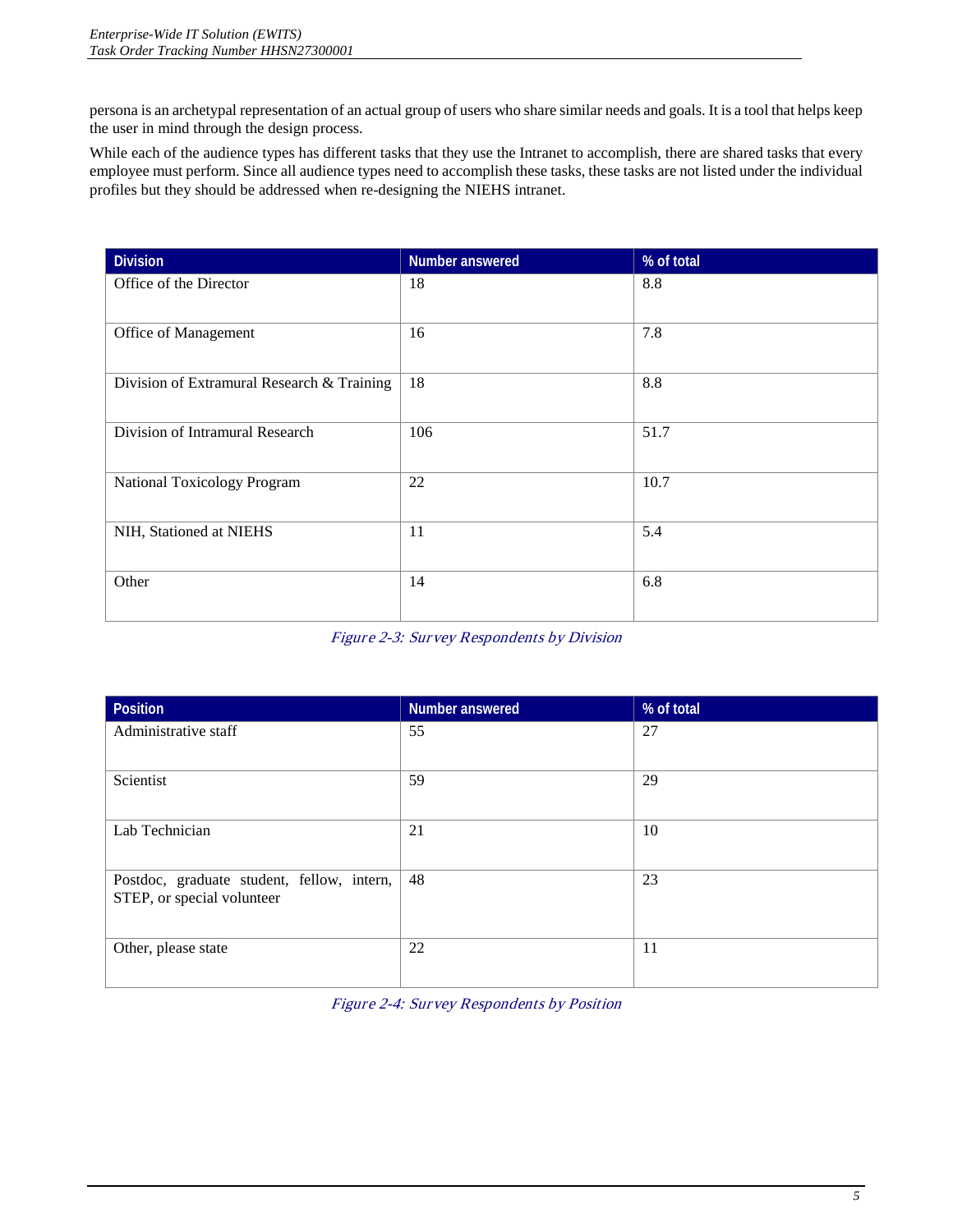persona is an archetypal representation of an actual group of users who share similar needs and goals. It is a tool that helps keep the user in mind through the design process.

While each of the audience types has different tasks that they use the Intranet to accomplish, there are shared tasks that every employee must perform. Since all audience types need to accomplish these tasks, these tasks are not listed under the individual profiles but they should be addressed when re-designing the NIEHS intranet.

| Division | Number answered | % of total |
|---|---|---|
| Office of the Director | 18 | 8.8 |
| Office of Management | 16 | 7.8 |
| Division of Extramural Research & Training | 18 | 8.8 |
| Division of Intramural Research | 106 | 51.7 |
| National Toxicology Program | 22 | 10.7 |
| NIH, Stationed at NIEHS | 11 | 5.4 |
| Other | 14 | 6.8 |

*Figure 2-3: Survey Respondents by Division*

| Position | Number answered | % of total |
|---|---|---|
| Administrative staff | 55 | 27 |
| Scientist | 59 | 29 |
| Lab Technician | 21 | 10 |
| Postdoc, graduate student, fellow, intern, STEP, or special volunteer | 48 | 23 |
| Other, please state | 22 | 11 |

*Figure 2-4: Survey Respondents by Position*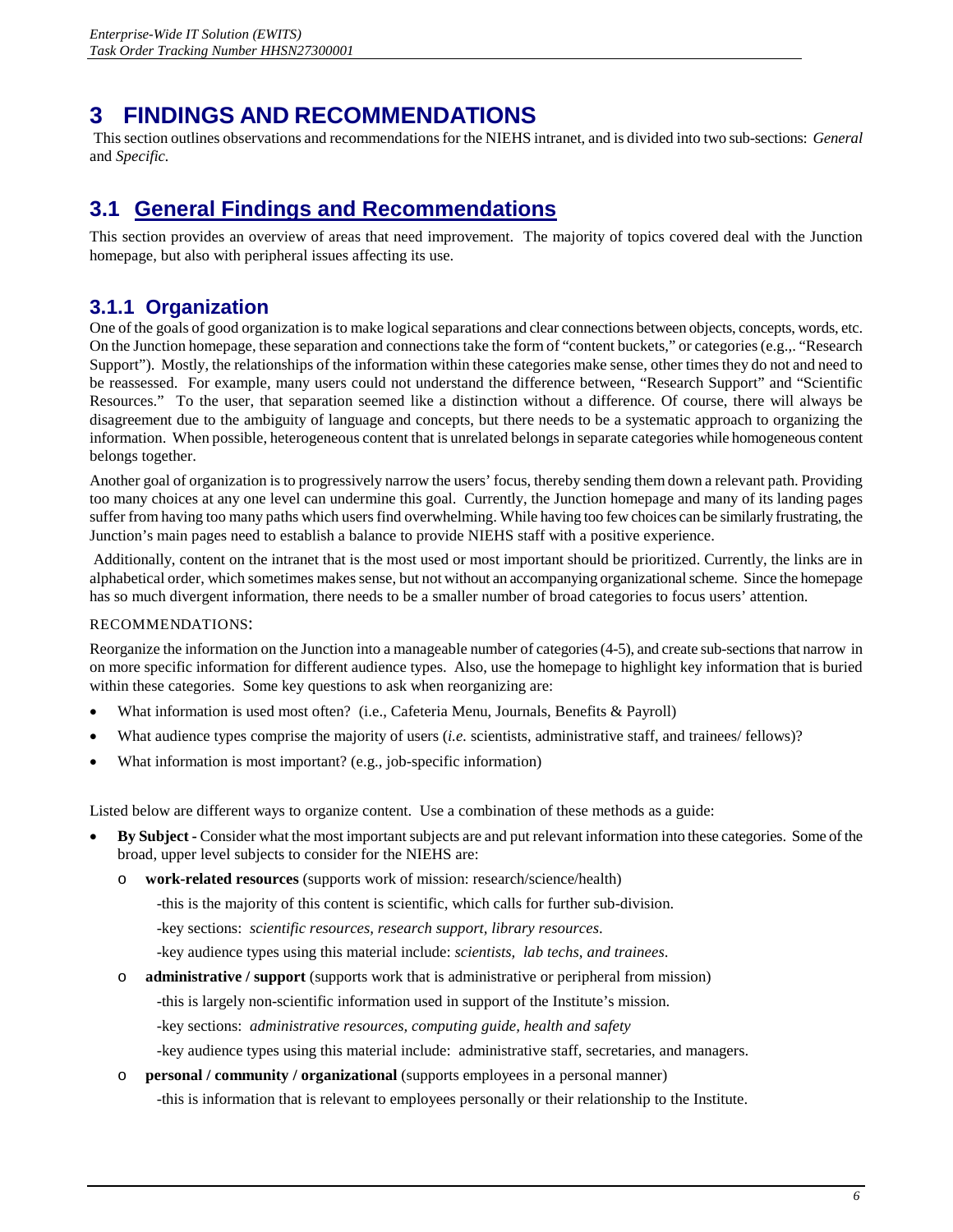# 3 FINDINGS AND RECOMMENDATIONS

This section outlines observations and recommendations for the NIEHS intranet, and is divided into two sub-sections: *General* and *Specific.*

## 3.1 General Findings and Recommendations

This section provides an overview of areas that need improvement. The majority of topics covered deal with the Junction homepage, but also with peripheral issues affecting its use.

### 3.1.1 Organization

One of the goals of good organization is to make logical separations and clear connections between objects, concepts, words, etc. On the Junction homepage, these separation and connections take the form of "content buckets," or categories (e.g.,. "Research Support"). Mostly, the relationships of the information within these categories make sense, other times they do not and need to be reassessed. For example, many users could not understand the difference between, "Research Support" and "Scientific Resources." To the user, that separation seemed like a distinction without a difference. Of course, there will always be disagreement due to the ambiguity of language and concepts, but there needs to be a systematic approach to organizing the information. When possible, heterogeneous content that is unrelated belongs in separate categories while homogeneous content belongs together.

Another goal of organization is to progressively narrow the users' focus, thereby sending them down a relevant path. Providing too many choices at any one level can undermine this goal. Currently, the Junction homepage and many of its landing pages suffer from having too many paths which users find overwhelming. While having too few choices can be similarly frustrating, the Junction's main pages need to establish a balance to provide NIEHS staff with a positive experience.

Additionally, content on the intranet that is the most used or most important should be prioritized. Currently, the links are in alphabetical order, which sometimes makes sense, but not without an accompanying organizational scheme. Since the homepage has so much divergent information, there needs to be a smaller number of broad categories to focus users' attention.

RECOMMENDATIONS:

Reorganize the information on the Junction into a manageable number of categories (4-5), and create sub-sections that narrow in on more specific information for different audience types. Also, use the homepage to highlight key information that is buried within these categories. Some key questions to ask when reorganizing are:

- What information is used most often? (i.e., Cafeteria Menu, Journals, Benefits & Payroll)
- What audience types comprise the majority of users (*i.e.* scientists, administrative staff, and trainees/ fellows)?
- What information is most important? (e.g., job-specific information)

Listed below are different ways to organize content. Use a combination of these methods as a guide:

- **By Subject -** Consider what the most important subjects are and put relevant information into these categories. Some of the broad, upper level subjects to consider for the NIEHS are:
  - **work-related resources** (supports work of mission: research/science/health)
    
    -this is the majority of this content is scientific, which calls for further sub-division.
    
    -key sections: *scientific resources, research support, library resources*.
    
    -key audience types using this material include: *scientists, lab techs, and trainees*.
  - **administrative / support** (supports work that is administrative or peripheral from mission)
    
    -this is largely non-scientific information used in support of the Institute's mission.
    
    -key sections: *administrative resources, computing guide, health and safety*
    
    -key audience types using this material include: administrative staff, secretaries, and managers.
  - **personal / community / organizational** (supports employees in a personal manner)
    
    -this is information that is relevant to employees personally or their relationship to the Institute.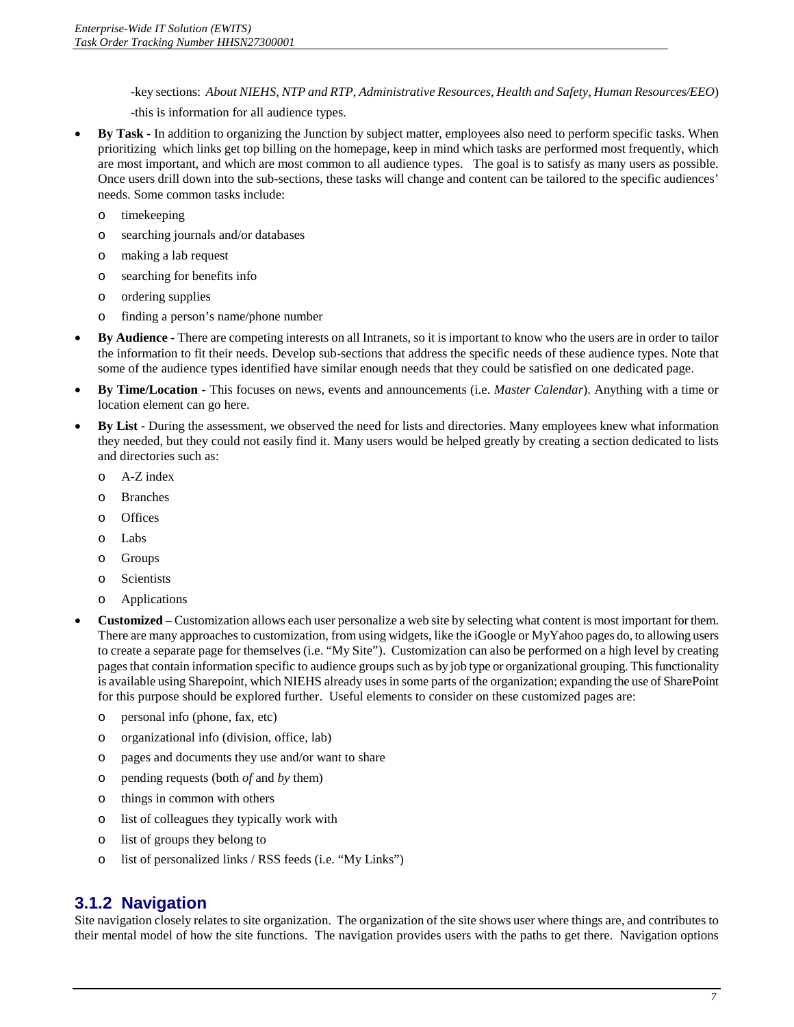-key sections: *About NIEHS, NTP and RTP*, *Administrative Resources*, *Health and Safety*, *Human Resources/EEO*)

-this is information for all audience types.

- **By Task -** In addition to organizing the Junction by subject matter, employees also need to perform specific tasks. When prioritizing which links get top billing on the homepage, keep in mind which tasks are performed most frequently, which are most important, and which are most common to all audience types. The goal is to satisfy as many users as possible. Once users drill down into the sub-sections, these tasks will change and content can be tailored to the specific audiences' needs. Some common tasks include:
  - timekeeping
  - searching journals and/or databases
  - making a lab request
  - searching for benefits info
  - ordering supplies
  - finding a person's name/phone number
- **By Audience -** There are competing interests on all Intranets, so it is important to know who the users are in order to tailor the information to fit their needs. Develop sub-sections that address the specific needs of these audience types. Note that some of the audience types identified have similar enough needs that they could be satisfied on one dedicated page.
- **By Time/Location -** This focuses on news, events and announcements (i.e. *Master Calendar*). Anything with a time or location element can go here.
- **By List -** During the assessment, we observed the need for lists and directories. Many employees knew what information they needed, but they could not easily find it. Many users would be helped greatly by creating a section dedicated to lists and directories such as:
  - A-Z index
  - Branches
  - Offices
  - Labs
  - Groups
  - Scientists
  - Applications
- **Customized** – Customization allows each user personalize a web site by selecting what content is most important for them. There are many approaches to customization, from using widgets, like the iGoogle or MyYahoo pages do, to allowing users to create a separate page for themselves (i.e. "My Site"). Customization can also be performed on a high level by creating pages that contain information specific to audience groups such as by job type or organizational grouping. This functionality is available using Sharepoint, which NIEHS already uses in some parts of the organization; expanding the use of SharePoint for this purpose should be explored further. Useful elements to consider on these customized pages are:
  - personal info (phone, fax, etc)
  - organizational info (division, office, lab)
  - pages and documents they use and/or want to share
  - pending requests (both *of* and *by* them)
  - things in common with others
  - list of colleagues they typically work with
  - list of groups they belong to
  - list of personalized links / RSS feeds (i.e. "My Links")

### 3.1.2 Navigation

Site navigation closely relates to site organization. The organization of the site shows user where things are, and contributes to their mental model of how the site functions. The navigation provides users with the paths to get there. Navigation options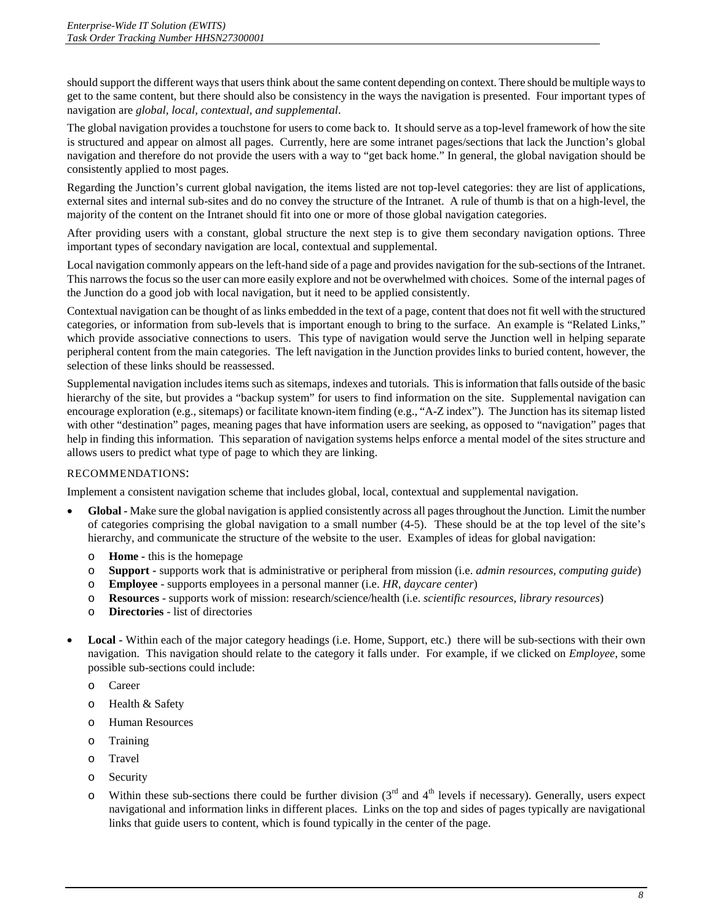should support the different ways that users think about the same content depending on context. There should be multiple ways to get to the same content, but there should also be consistency in the ways the navigation is presented. Four important types of navigation are *global, local, contextual, and supplemental*.

The global navigation provides a touchstone for users to come back to. It should serve as a top-level framework of how the site is structured and appear on almost all pages. Currently, here are some intranet pages/sections that lack the Junction's global navigation and therefore do not provide the users with a way to "get back home." In general, the global navigation should be consistently applied to most pages.

Regarding the Junction's current global navigation, the items listed are not top-level categories: they are list of applications, external sites and internal sub-sites and do no convey the structure of the Intranet. A rule of thumb is that on a high-level, the majority of the content on the Intranet should fit into one or more of those global navigation categories.

After providing users with a constant, global structure the next step is to give them secondary navigation options. Three important types of secondary navigation are local, contextual and supplemental.

Local navigation commonly appears on the left-hand side of a page and provides navigation for the sub-sections of the Intranet. This narrows the focus so the user can more easily explore and not be overwhelmed with choices. Some of the internal pages of the Junction do a good job with local navigation, but it need to be applied consistently.

Contextual navigation can be thought of as links embedded in the text of a page, content that does not fit well with the structured categories, or information from sub-levels that is important enough to bring to the surface. An example is "Related Links," which provide associative connections to users. This type of navigation would serve the Junction well in helping separate peripheral content from the main categories. The left navigation in the Junction provides links to buried content, however, the selection of these links should be reassessed.

Supplemental navigation includes items such as sitemaps, indexes and tutorials. This is information that falls outside of the basic hierarchy of the site, but provides a "backup system" for users to find information on the site. Supplemental navigation can encourage exploration (e.g., sitemaps) or facilitate known-item finding (e.g., "A-Z index"). The Junction has its sitemap listed with other "destination" pages, meaning pages that have information users are seeking, as opposed to "navigation" pages that help in finding this information. This separation of navigation systems helps enforce a mental model of the sites structure and allows users to predict what type of page to which they are linking.

RECOMMENDATIONS:

Implement a consistent navigation scheme that includes global, local, contextual and supplemental navigation.

- **Global -** Make sure the global navigation is applied consistently across all pages throughout the Junction. Limit the number of categories comprising the global navigation to a small number (4-5). These should be at the top level of the site's hierarchy, and communicate the structure of the website to the user. Examples of ideas for global navigation:
  - **Home -** this is the homepage
  - **Support -** supports work that is administrative or peripheral from mission (i.e. *admin resources*, *computing guide*)
  - **Employee** - supports employees in a personal manner (i.e. *HR*, *daycare center*)
  - **Resources** - supports work of mission: research/science/health (i.e. *scientific resources*, *library resources*)
  - **Directories** - list of directories
- **Local -** Within each of the major category headings (i.e. Home, Support, etc.) there will be sub-sections with their own navigation. This navigation should relate to the category it falls under. For example, if we clicked on *Employee*, some possible sub-sections could include:
  - Career
  - Health & Safety
  - Human Resources
  - Training
  - Travel
  - Security
  - Within these sub-sections there could be further division (3rd and 4th levels if necessary). Generally, users expect navigational and information links in different places. Links on the top and sides of pages typically are navigational links that guide users to content, which is found typically in the center of the page.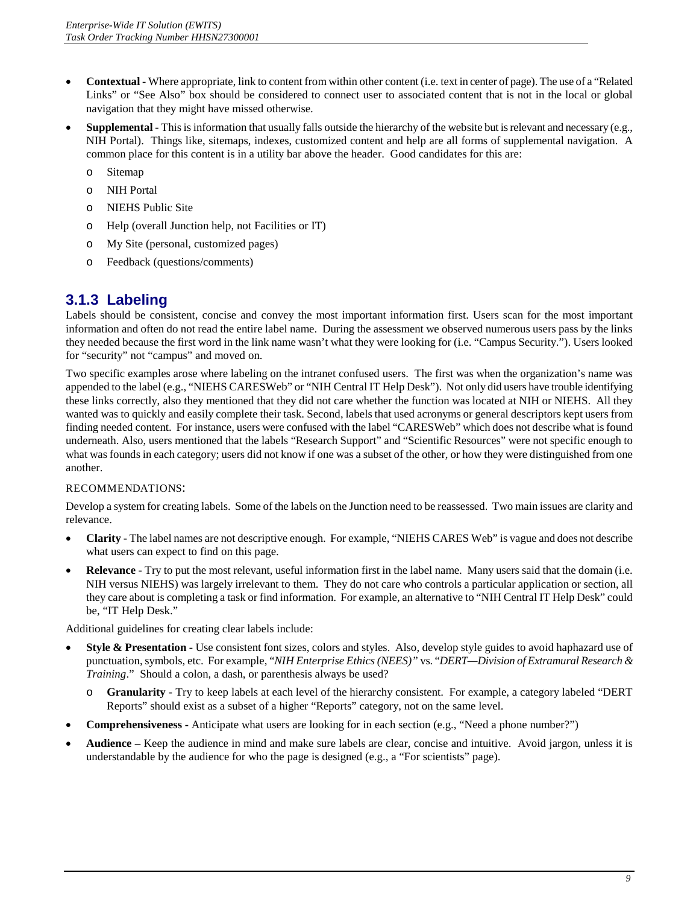- **Contextual -** Where appropriate, link to content from within other content (i.e. text in center of page). The use of a "Related Links" or "See Also" box should be considered to connect user to associated content that is not in the local or global navigation that they might have missed otherwise.
- **Supplemental -** This is information that usually falls outside the hierarchy of the website but is relevant and necessary (e.g., NIH Portal). Things like, sitemaps, indexes, customized content and help are all forms of supplemental navigation. A common place for this content is in a utility bar above the header. Good candidates for this are:
  - Sitemap
  - NIH Portal
  - NIEHS Public Site
  - Help (overall Junction help, not Facilities or IT)
  - My Site (personal, customized pages)
  - Feedback (questions/comments)

### 3.1.3 Labeling

Labels should be consistent, concise and convey the most important information first. Users scan for the most important information and often do not read the entire label name. During the assessment we observed numerous users pass by the links they needed because the first word in the link name wasn't what they were looking for (i.e. "Campus Security."). Users looked for "security" not "campus" and moved on.

Two specific examples arose where labeling on the intranet confused users. The first was when the organization's name was appended to the label (e.g., "NIEHS CARESWeb" or "NIH Central IT Help Desk"). Not only did users have trouble identifying these links correctly, also they mentioned that they did not care whether the function was located at NIH or NIEHS. All they wanted was to quickly and easily complete their task. Second, labels that used acronyms or general descriptors kept users from finding needed content. For instance, users were confused with the label "CARESWeb" which does not describe what is found underneath. Also, users mentioned that the labels "Research Support" and "Scientific Resources" were not specific enough to what was founds in each category; users did not know if one was a subset of the other, or how they were distinguished from one another.

RECOMMENDATIONS:

Develop a system for creating labels. Some of the labels on the Junction need to be reassessed. Two main issues are clarity and relevance.

- **Clarity -** The label names are not descriptive enough. For example, "NIEHS CARES Web" is vague and does not describe what users can expect to find on this page.
- **Relevance -** Try to put the most relevant, useful information first in the label name. Many users said that the domain (i.e. NIH versus NIEHS) was largely irrelevant to them. They do not care who controls a particular application or section, all they care about is completing a task or find information. For example, an alternative to "NIH Central IT Help Desk" could be, "IT Help Desk."

Additional guidelines for creating clear labels include:

- **Style & Presentation -** Use consistent font sizes, colors and styles. Also, develop style guides to avoid haphazard use of punctuation, symbols, etc. For example, "*NIH Enterprise Ethics (NEES)"* vs. "*DERT—Division of Extramural Research & Training*." Should a colon, a dash, or parenthesis always be used?
  - **Granularity -** Try to keep labels at each level of the hierarchy consistent. For example, a category labeled "DERT Reports" should exist as a subset of a higher "Reports" category, not on the same level.
- **Comprehensiveness -** Anticipate what users are looking for in each section (e.g., "Need a phone number?")
- **Audience –** Keep the audience in mind and make sure labels are clear, concise and intuitive. Avoid jargon, unless it is understandable by the audience for who the page is designed (e.g., a "For scientists" page).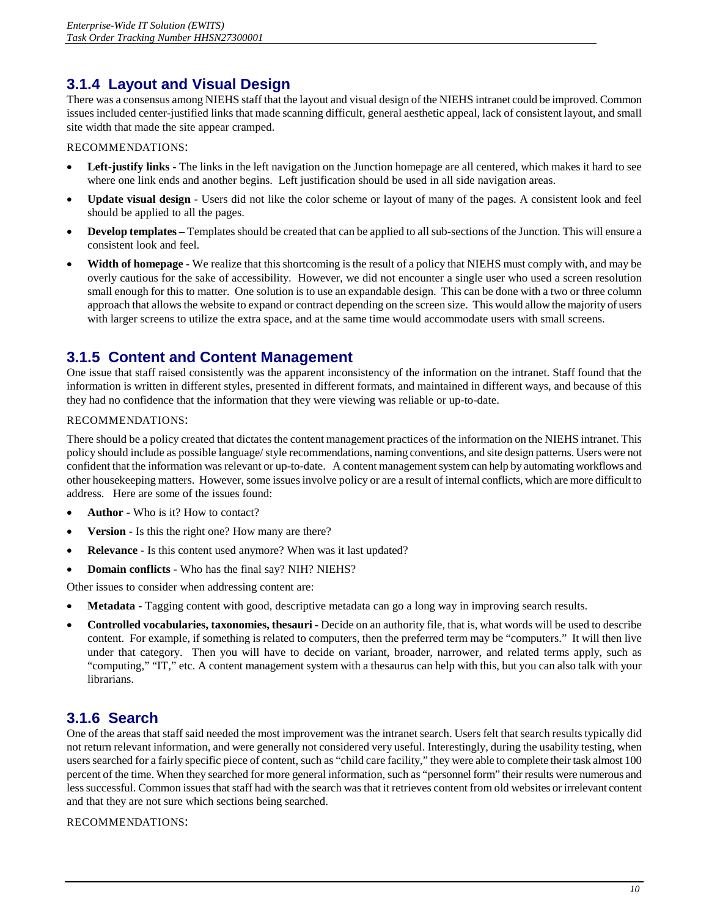### 3.1.4 Layout and Visual Design

There was a consensus among NIEHS staff that the layout and visual design of the NIEHS intranet could be improved. Common issues included center-justified links that made scanning difficult, general aesthetic appeal, lack of consistent layout, and small site width that made the site appear cramped.

RECOMMENDATIONS:

- **Left-justify links -** The links in the left navigation on the Junction homepage are all centered, which makes it hard to see where one link ends and another begins. Left justification should be used in all side navigation areas.
- **Update visual design -** Users did not like the color scheme or layout of many of the pages. A consistent look and feel should be applied to all the pages.
- **Develop templates –** Templates should be created that can be applied to all sub-sections of the Junction. This will ensure a consistent look and feel.
- **Width of homepage -** We realize that this shortcoming is the result of a policy that NIEHS must comply with, and may be overly cautious for the sake of accessibility. However, we did not encounter a single user who used a screen resolution small enough for this to matter. One solution is to use an expandable design. This can be done with a two or three column approach that allows the website to expand or contract depending on the screen size. This would allow the majority of users with larger screens to utilize the extra space, and at the same time would accommodate users with small screens.

### 3.1.5 Content and Content Management

One issue that staff raised consistently was the apparent inconsistency of the information on the intranet. Staff found that the information is written in different styles, presented in different formats, and maintained in different ways, and because of this they had no confidence that the information that they were viewing was reliable or up-to-date.

RECOMMENDATIONS:

There should be a policy created that dictates the content management practices of the information on the NIEHS intranet. This policy should include as possible language/ style recommendations, naming conventions, and site design patterns. Users were not confident that the information was relevant or up-to-date. A content management system can help by automating workflows and other housekeeping matters. However, some issues involve policy or are a result of internal conflicts, which are more difficult to address. Here are some of the issues found:

- **Author -** Who is it? How to contact?
- **Version -** Is this the right one? How many are there?
- **Relevance -** Is this content used anymore? When was it last updated?
- **Domain conflicts -** Who has the final say? NIH? NIEHS?

Other issues to consider when addressing content are:

- **Metadata -** Tagging content with good, descriptive metadata can go a long way in improving search results.
- **Controlled vocabularies, taxonomies, thesauri -** Decide on an authority file, that is, what words will be used to describe content. For example, if something is related to computers, then the preferred term may be "computers." It will then live under that category. Then you will have to decide on variant, broader, narrower, and related terms apply, such as "computing," "IT," etc. A content management system with a thesaurus can help with this, but you can also talk with your librarians.

### 3.1.6 Search

One of the areas that staff said needed the most improvement was the intranet search. Users felt that search results typically did not return relevant information, and were generally not considered very useful. Interestingly, during the usability testing, when users searched for a fairly specific piece of content, such as "child care facility," they were able to complete their task almost 100 percent of the time. When they searched for more general information, such as "personnel form" their results were numerous and less successful. Common issues that staff had with the search was that it retrieves content from old websites or irrelevant content and that they are not sure which sections being searched.

RECOMMENDATIONS: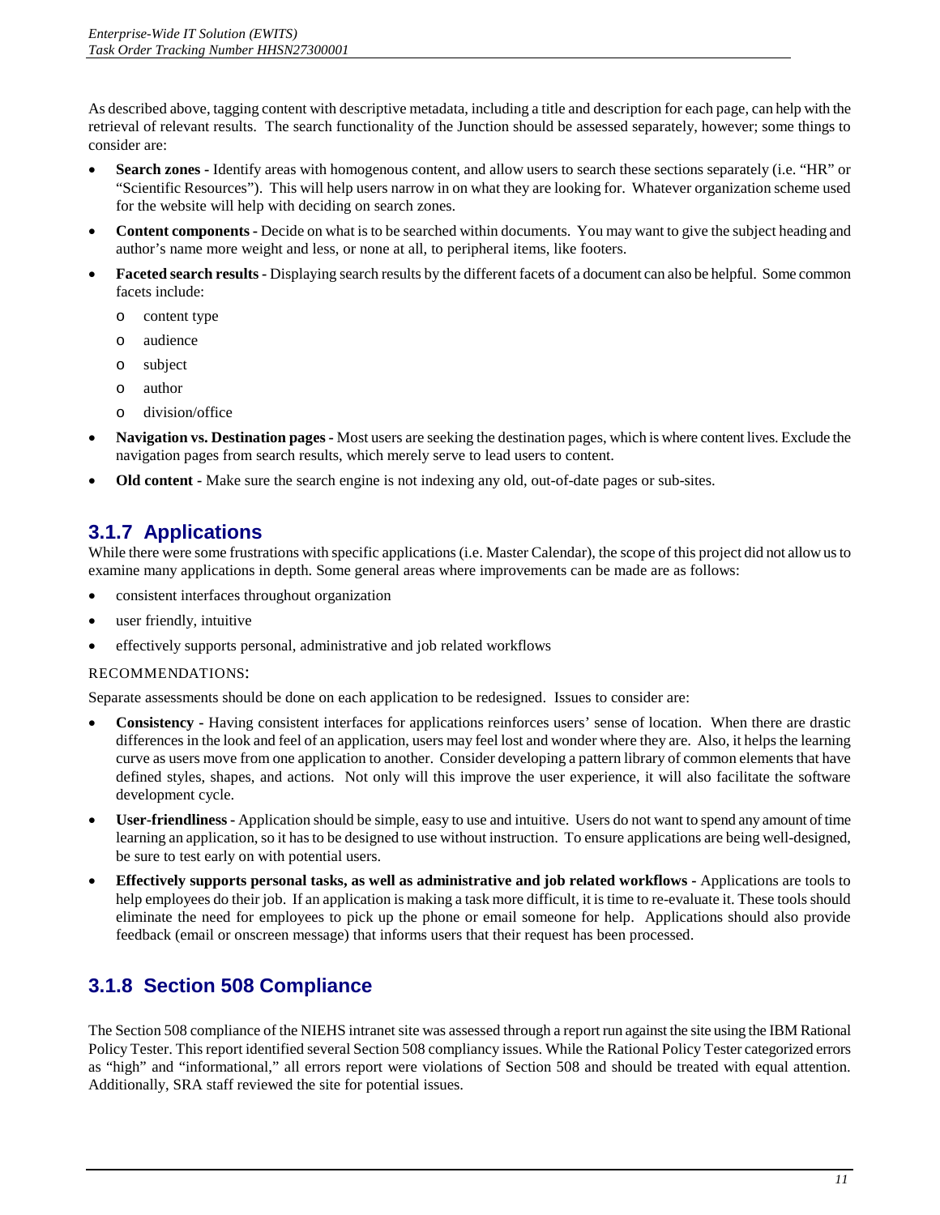As described above, tagging content with descriptive metadata, including a title and description for each page, can help with the retrieval of relevant results. The search functionality of the Junction should be assessed separately, however; some things to consider are:

- **Search zones -** Identify areas with homogenous content, and allow users to search these sections separately (i.e. "HR" or "Scientific Resources"). This will help users narrow in on what they are looking for. Whatever organization scheme used for the website will help with deciding on search zones.
- **Content components -** Decide on what is to be searched within documents. You may want to give the subject heading and author's name more weight and less, or none at all, to peripheral items, like footers.
- **Faceted search results -** Displaying search results by the different facets of a document can also be helpful. Some common facets include:
  - content type
  - audience
  - subject
  - author
  - division/office
- **Navigation vs. Destination pages -** Most users are seeking the destination pages, which is where content lives. Exclude the navigation pages from search results, which merely serve to lead users to content.
- **Old content -** Make sure the search engine is not indexing any old, out-of-date pages or sub-sites.

### 3.1.7 Applications

While there were some frustrations with specific applications (i.e. Master Calendar), the scope of this project did not allow us to examine many applications in depth. Some general areas where improvements can be made are as follows:

- consistent interfaces throughout organization
- user friendly, intuitive
- effectively supports personal, administrative and job related workflows

RECOMMENDATIONS:

Separate assessments should be done on each application to be redesigned. Issues to consider are:

- **Consistency -** Having consistent interfaces for applications reinforces users' sense of location. When there are drastic differences in the look and feel of an application, users may feel lost and wonder where they are. Also, it helps the learning curve as users move from one application to another. Consider developing a pattern library of common elements that have defined styles, shapes, and actions. Not only will this improve the user experience, it will also facilitate the software development cycle.
- **User-friendliness -** Application should be simple, easy to use and intuitive. Users do not want to spend any amount of time learning an application, so it has to be designed to use without instruction. To ensure applications are being well-designed, be sure to test early on with potential users.
- **Effectively supports personal tasks, as well as administrative and job related workflows -** Applications are tools to help employees do their job. If an application is making a task more difficult, it is time to re-evaluate it. These tools should eliminate the need for employees to pick up the phone or email someone for help. Applications should also provide feedback (email or onscreen message) that informs users that their request has been processed.

### 3.1.8 Section 508 Compliance

The Section 508 compliance of the NIEHS intranet site was assessed through a report run against the site using the IBM Rational Policy Tester. This report identified several Section 508 compliancy issues. While the Rational Policy Tester categorized errors as "high" and "informational," all errors report were violations of Section 508 and should be treated with equal attention. Additionally, SRA staff reviewed the site for potential issues.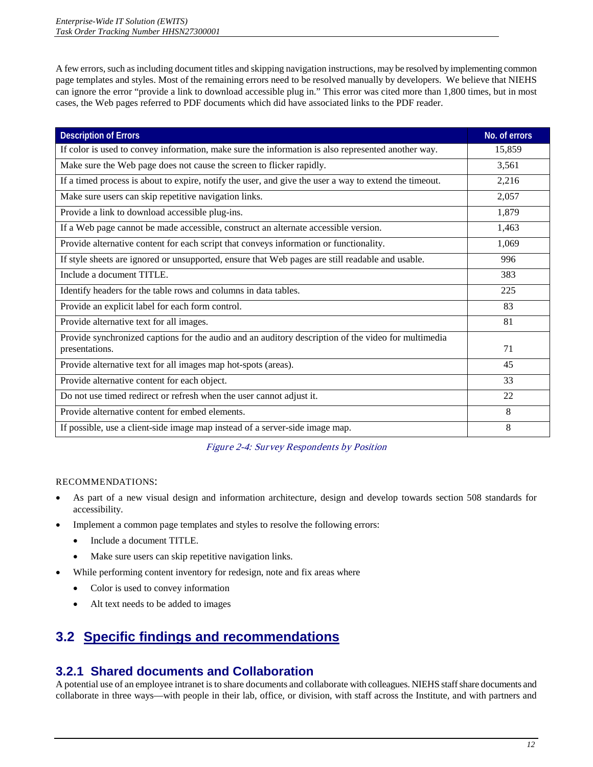A few errors, such as including document titles and skipping navigation instructions, may be resolved by implementing common page templates and styles. Most of the remaining errors need to be resolved manually by developers. We believe that NIEHS can ignore the error "provide a link to download accessible plug in." This error was cited more than 1,800 times, but in most cases, the Web pages referred to PDF documents which did have associated links to the PDF reader.

| Description of Errors | No. of errors |
|---|---|
| If color is used to convey information, make sure the information is also represented another way. | 15,859 |
| Make sure the Web page does not cause the screen to flicker rapidly. | 3,561 |
| If a timed process is about to expire, notify the user, and give the user a way to extend the timeout. | 2,216 |
| Make sure users can skip repetitive navigation links. | 2,057 |
| Provide a link to download accessible plug-ins. | 1,879 |
| If a Web page cannot be made accessible, construct an alternate accessible version. | 1,463 |
| Provide alternative content for each script that conveys information or functionality. | 1,069 |
| If style sheets are ignored or unsupported, ensure that Web pages are still readable and usable. | 996 |
| Include a document TITLE. | 383 |
| Identify headers for the table rows and columns in data tables. | 225 |
| Provide an explicit label for each form control. | 83 |
| Provide alternative text for all images. | 81 |
| Provide synchronized captions for the audio and an auditory description of the video for multimedia presentations. | 71 |
| Provide alternative text for all images map hot-spots (areas). | 45 |
| Provide alternative content for each object. | 33 |
| Do not use timed redirect or refresh when the user cannot adjust it. | 22 |
| Provide alternative content for embed elements. | 8 |
| If possible, use a client-side image map instead of a server-side image map. | 8 |

*Figure 2-4: Survey Respondents by Position*

RECOMMENDATIONS:

- As part of a new visual design and information architecture, design and develop towards section 508 standards for accessibility.
- Implement a common page templates and styles to resolve the following errors:
  - Include a document TITLE.
  - Make sure users can skip repetitive navigation links.
- While performing content inventory for redesign, note and fix areas where
  - Color is used to convey information
  - Alt text needs to be added to images

## 3.2 Specific findings and recommendations

### 3.2.1 Shared documents and Collaboration

A potential use of an employee intranet is to share documents and collaborate with colleagues. NIEHS staff share documents and collaborate in three ways—with people in their lab, office, or division, with staff across the Institute, and with partners and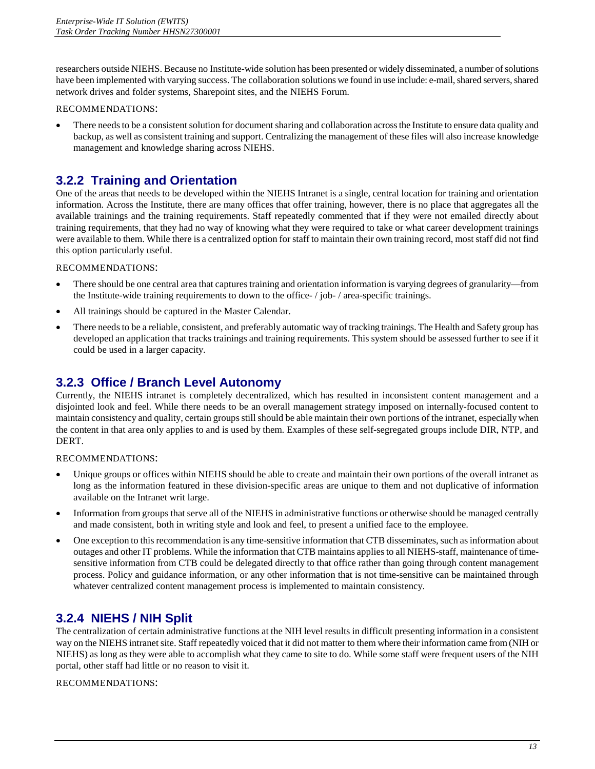researchers outside NIEHS. Because no Institute-wide solution has been presented or widely disseminated, a number of solutions have been implemented with varying success. The collaboration solutions we found in use include: e-mail, shared servers, shared network drives and folder systems, Sharepoint sites, and the NIEHS Forum.

RECOMMENDATIONS:

- There needs to be a consistent solution for document sharing and collaboration across the Institute to ensure data quality and backup, as well as consistent training and support. Centralizing the management of these files will also increase knowledge management and knowledge sharing across NIEHS.

### 3.2.2 Training and Orientation

One of the areas that needs to be developed within the NIEHS Intranet is a single, central location for training and orientation information. Across the Institute, there are many offices that offer training, however, there is no place that aggregates all the available trainings and the training requirements. Staff repeatedly commented that if they were not emailed directly about training requirements, that they had no way of knowing what they were required to take or what career development trainings were available to them. While there is a centralized option for staff to maintain their own training record, most staff did not find this option particularly useful.

RECOMMENDATIONS:

- There should be one central area that captures training and orientation information is varying degrees of granularity—from the Institute-wide training requirements to down to the office- / job- / area-specific trainings.
- All trainings should be captured in the Master Calendar.
- There needs to be a reliable, consistent, and preferably automatic way of tracking trainings. The Health and Safety group has developed an application that tracks trainings and training requirements. This system should be assessed further to see if it could be used in a larger capacity.

### 3.2.3 Office / Branch Level Autonomy

Currently, the NIEHS intranet is completely decentralized, which has resulted in inconsistent content management and a disjointed look and feel. While there needs to be an overall management strategy imposed on internally-focused content to maintain consistency and quality, certain groups still should be able maintain their own portions of the intranet, especially when the content in that area only applies to and is used by them. Examples of these self-segregated groups include DIR, NTP, and DERT.

RECOMMENDATIONS:

- Unique groups or offices within NIEHS should be able to create and maintain their own portions of the overall intranet as long as the information featured in these division-specific areas are unique to them and not duplicative of information available on the Intranet writ large.
- Information from groups that serve all of the NIEHS in administrative functions or otherwise should be managed centrally and made consistent, both in writing style and look and feel, to present a unified face to the employee.
- One exception to this recommendation is any time-sensitive information that CTB disseminates, such as information about outages and other IT problems. While the information that CTB maintains applies to all NIEHS-staff, maintenance of time-sensitive information from CTB could be delegated directly to that office rather than going through content management process. Policy and guidance information, or any other information that is not time-sensitive can be maintained through whatever centralized content management process is implemented to maintain consistency.

### 3.2.4 NIEHS / NIH Split

The centralization of certain administrative functions at the NIH level results in difficult presenting information in a consistent way on the NIEHS intranet site. Staff repeatedly voiced that it did not matter to them where their information came from (NIH or NIEHS) as long as they were able to accomplish what they came to site to do. While some staff were frequent users of the NIH portal, other staff had little or no reason to visit it.

RECOMMENDATIONS: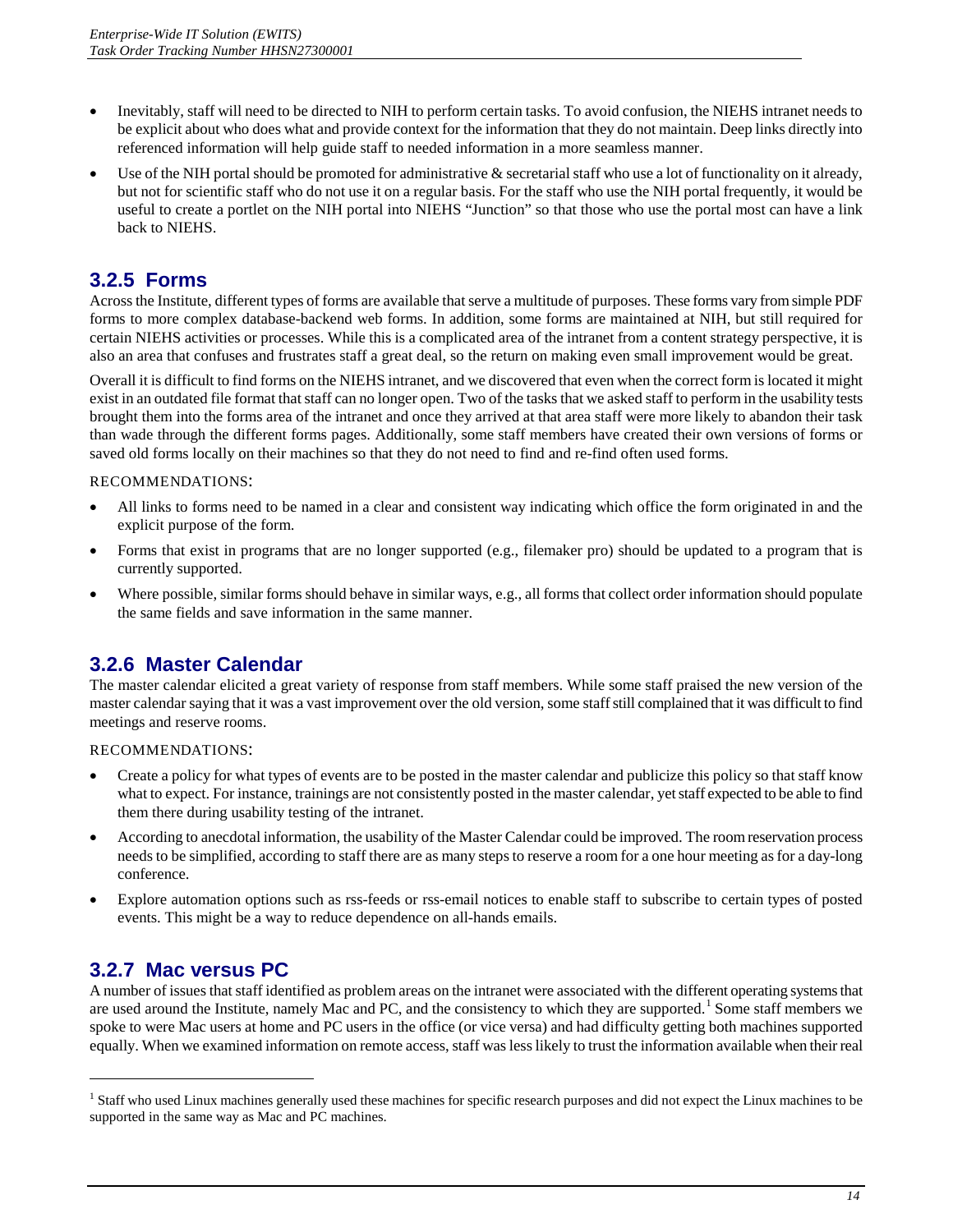- Inevitably, staff will need to be directed to NIH to perform certain tasks. To avoid confusion, the NIEHS intranet needs to be explicit about who does what and provide context for the information that they do not maintain. Deep links directly into referenced information will help guide staff to needed information in a more seamless manner.
- Use of the NIH portal should be promoted for administrative & secretarial staff who use a lot of functionality on it already, but not for scientific staff who do not use it on a regular basis. For the staff who use the NIH portal frequently, it would be useful to create a portlet on the NIH portal into NIEHS "Junction" so that those who use the portal most can have a link back to NIEHS.

### 3.2.5 Forms

Across the Institute, different types of forms are available that serve a multitude of purposes. These forms vary from simple PDF forms to more complex database-backend web forms. In addition, some forms are maintained at NIH, but still required for certain NIEHS activities or processes. While this is a complicated area of the intranet from a content strategy perspective, it is also an area that confuses and frustrates staff a great deal, so the return on making even small improvement would be great.

Overall it is difficult to find forms on the NIEHS intranet, and we discovered that even when the correct form is located it might exist in an outdated file format that staff can no longer open. Two of the tasks that we asked staff to perform in the usability tests brought them into the forms area of the intranet and once they arrived at that area staff were more likely to abandon their task than wade through the different forms pages. Additionally, some staff members have created their own versions of forms or saved old forms locally on their machines so that they do not need to find and re-find often used forms.

RECOMMENDATIONS:

- All links to forms need to be named in a clear and consistent way indicating which office the form originated in and the explicit purpose of the form.
- Forms that exist in programs that are no longer supported (e.g., filemaker pro) should be updated to a program that is currently supported.
- Where possible, similar forms should behave in similar ways, e.g., all forms that collect order information should populate the same fields and save information in the same manner.

### 3.2.6 Master Calendar

The master calendar elicited a great variety of response from staff members. While some staff praised the new version of the master calendar saying that it was a vast improvement over the old version, some staff still complained that it was difficult to find meetings and reserve rooms.

RECOMMENDATIONS:

- Create a policy for what types of events are to be posted in the master calendar and publicize this policy so that staff know what to expect. For instance, trainings are not consistently posted in the master calendar, yet staff expected to be able to find them there during usability testing of the intranet.
- According to anecdotal information, the usability of the Master Calendar could be improved. The room reservation process needs to be simplified, according to staff there are as many steps to reserve a room for a one hour meeting as for a day-long conference.
- Explore automation options such as rss-feeds or rss-email notices to enable staff to subscribe to certain types of posted events. This might be a way to reduce dependence on all-hands emails.

### 3.2.7 Mac versus PC

A number of issues that staff identified as problem areas on the intranet were associated with the different operating systems that are used around the Institute, namely Mac and PC, and the consistency to which they are supported.[1] Some staff members we spoke to were Mac users at home and PC users in the office (or vice versa) and had difficulty getting both machines supported equally. When we examined information on remote access, staff was less likely to trust the information available when their real

[1] Staff who used Linux machines generally used these machines for specific research purposes and did not expect the Linux machines to be supported in the same way as Mac and PC machines.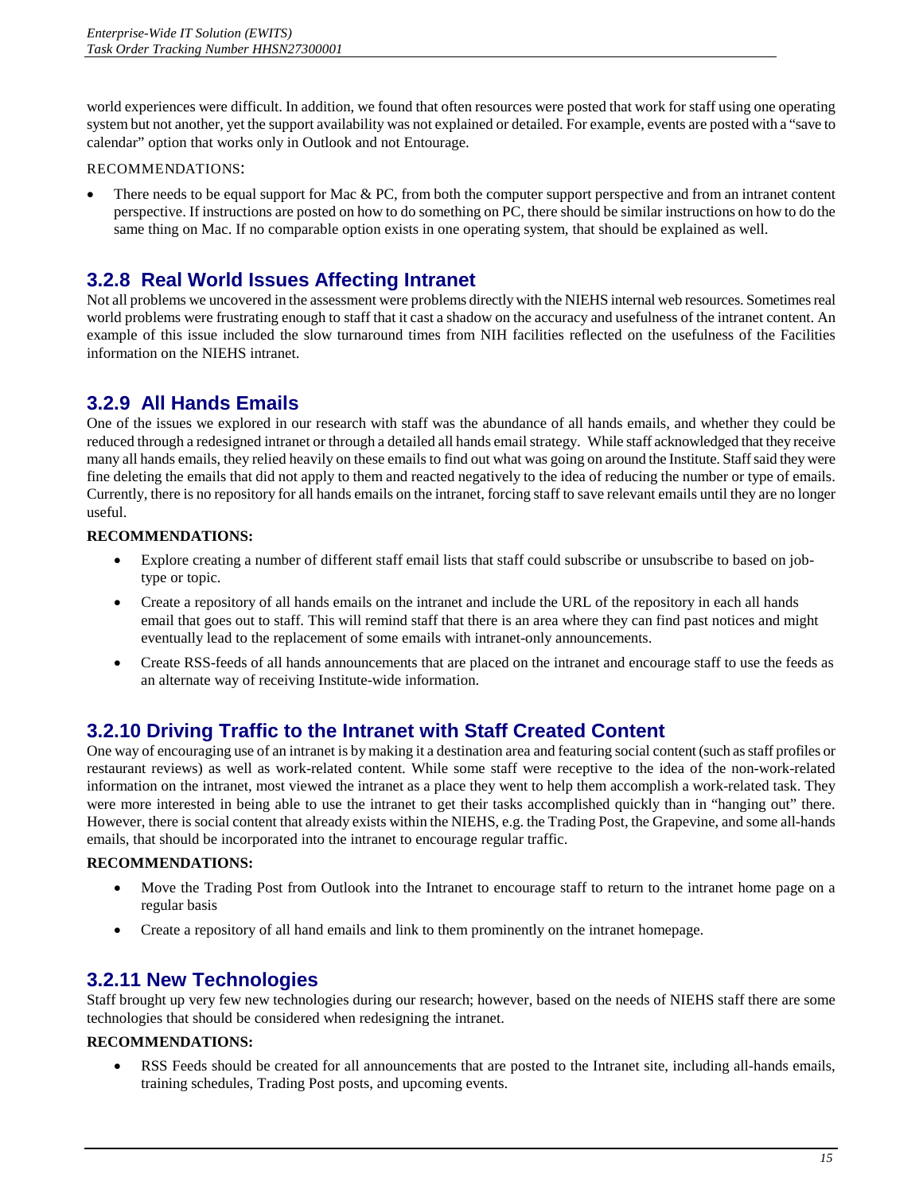world experiences were difficult. In addition, we found that often resources were posted that work for staff using one operating system but not another, yet the support availability was not explained or detailed. For example, events are posted with a "save to calendar" option that works only in Outlook and not Entourage.

RECOMMENDATIONS:

- There needs to be equal support for Mac & PC, from both the computer support perspective and from an intranet content perspective. If instructions are posted on how to do something on PC, there should be similar instructions on how to do the same thing on Mac. If no comparable option exists in one operating system, that should be explained as well.

### 3.2.8 Real World Issues Affecting Intranet

Not all problems we uncovered in the assessment were problems directly with the NIEHS internal web resources. Sometimes real world problems were frustrating enough to staff that it cast a shadow on the accuracy and usefulness of the intranet content. An example of this issue included the slow turnaround times from NIH facilities reflected on the usefulness of the Facilities information on the NIEHS intranet.

### 3.2.9 All Hands Emails

One of the issues we explored in our research with staff was the abundance of all hands emails, and whether they could be reduced through a redesigned intranet or through a detailed all hands email strategy. While staff acknowledged that they receive many all hands emails, they relied heavily on these emails to find out what was going on around the Institute. Staff said they were fine deleting the emails that did not apply to them and reacted negatively to the idea of reducing the number or type of emails. Currently, there is no repository for all hands emails on the intranet, forcing staff to save relevant emails until they are no longer useful.

**RECOMMENDATIONS:**

- Explore creating a number of different staff email lists that staff could subscribe or unsubscribe to based on job-type or topic.
- Create a repository of all hands emails on the intranet and include the URL of the repository in each all hands email that goes out to staff. This will remind staff that there is an area where they can find past notices and might eventually lead to the replacement of some emails with intranet-only announcements.
- Create RSS-feeds of all hands announcements that are placed on the intranet and encourage staff to use the feeds as an alternate way of receiving Institute-wide information.

### 3.2.10 Driving Traffic to the Intranet with Staff Created Content

One way of encouraging use of an intranet is by making it a destination area and featuring social content (such as staff profiles or restaurant reviews) as well as work-related content. While some staff were receptive to the idea of the non-work-related information on the intranet, most viewed the intranet as a place they went to help them accomplish a work-related task. They were more interested in being able to use the intranet to get their tasks accomplished quickly than in "hanging out" there. However, there is social content that already exists within the NIEHS, e.g. the Trading Post, the Grapevine, and some all-hands emails, that should be incorporated into the intranet to encourage regular traffic.

**RECOMMENDATIONS:**

- Move the Trading Post from Outlook into the Intranet to encourage staff to return to the intranet home page on a regular basis
- Create a repository of all hand emails and link to them prominently on the intranet homepage.

### 3.2.11 New Technologies

Staff brought up very few new technologies during our research; however, based on the needs of NIEHS staff there are some technologies that should be considered when redesigning the intranet.

**RECOMMENDATIONS:**

- RSS Feeds should be created for all announcements that are posted to the Intranet site, including all-hands emails, training schedules, Trading Post posts, and upcoming events.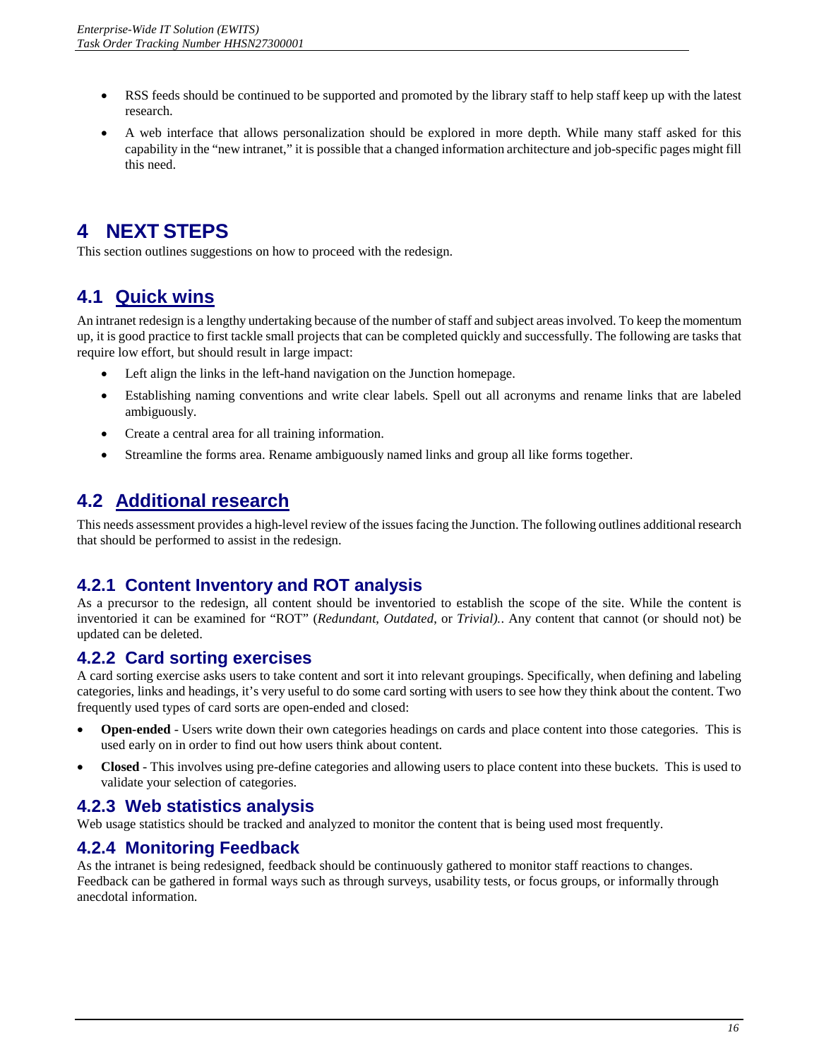- RSS feeds should be continued to be supported and promoted by the library staff to help staff keep up with the latest research.
- A web interface that allows personalization should be explored in more depth. While many staff asked for this capability in the "new intranet," it is possible that a changed information architecture and job-specific pages might fill this need.

# 4 NEXT STEPS

This section outlines suggestions on how to proceed with the redesign.

## 4.1 Quick wins

An intranet redesign is a lengthy undertaking because of the number of staff and subject areas involved. To keep the momentum up, it is good practice to first tackle small projects that can be completed quickly and successfully. The following are tasks that require low effort, but should result in large impact:

- Left align the links in the left-hand navigation on the Junction homepage.
- Establishing naming conventions and write clear labels. Spell out all acronyms and rename links that are labeled ambiguously.
- Create a central area for all training information.
- Streamline the forms area. Rename ambiguously named links and group all like forms together.

## 4.2 Additional research

This needs assessment provides a high-level review of the issues facing the Junction. The following outlines additional research that should be performed to assist in the redesign.

### 4.2.1 Content Inventory and ROT analysis

As a precursor to the redesign, all content should be inventoried to establish the scope of the site. While the content is inventoried it can be examined for "ROT" (*Redundant, Outdated*, or *Trivial).*. Any content that cannot (or should not) be updated can be deleted.

### 4.2.2 Card sorting exercises

A card sorting exercise asks users to take content and sort it into relevant groupings. Specifically, when defining and labeling categories, links and headings, it's very useful to do some card sorting with users to see how they think about the content. Two frequently used types of card sorts are open-ended and closed:

- **Open-ended** - Users write down their own categories headings on cards and place content into those categories. This is used early on in order to find out how users think about content.
- **Closed** - This involves using pre-define categories and allowing users to place content into these buckets. This is used to validate your selection of categories.

### 4.2.3 Web statistics analysis

Web usage statistics should be tracked and analyzed to monitor the content that is being used most frequently.

### 4.2.4 Monitoring Feedback

As the intranet is being redesigned, feedback should be continuously gathered to monitor staff reactions to changes. Feedback can be gathered in formal ways such as through surveys, usability tests, or focus groups, or informally through anecdotal information.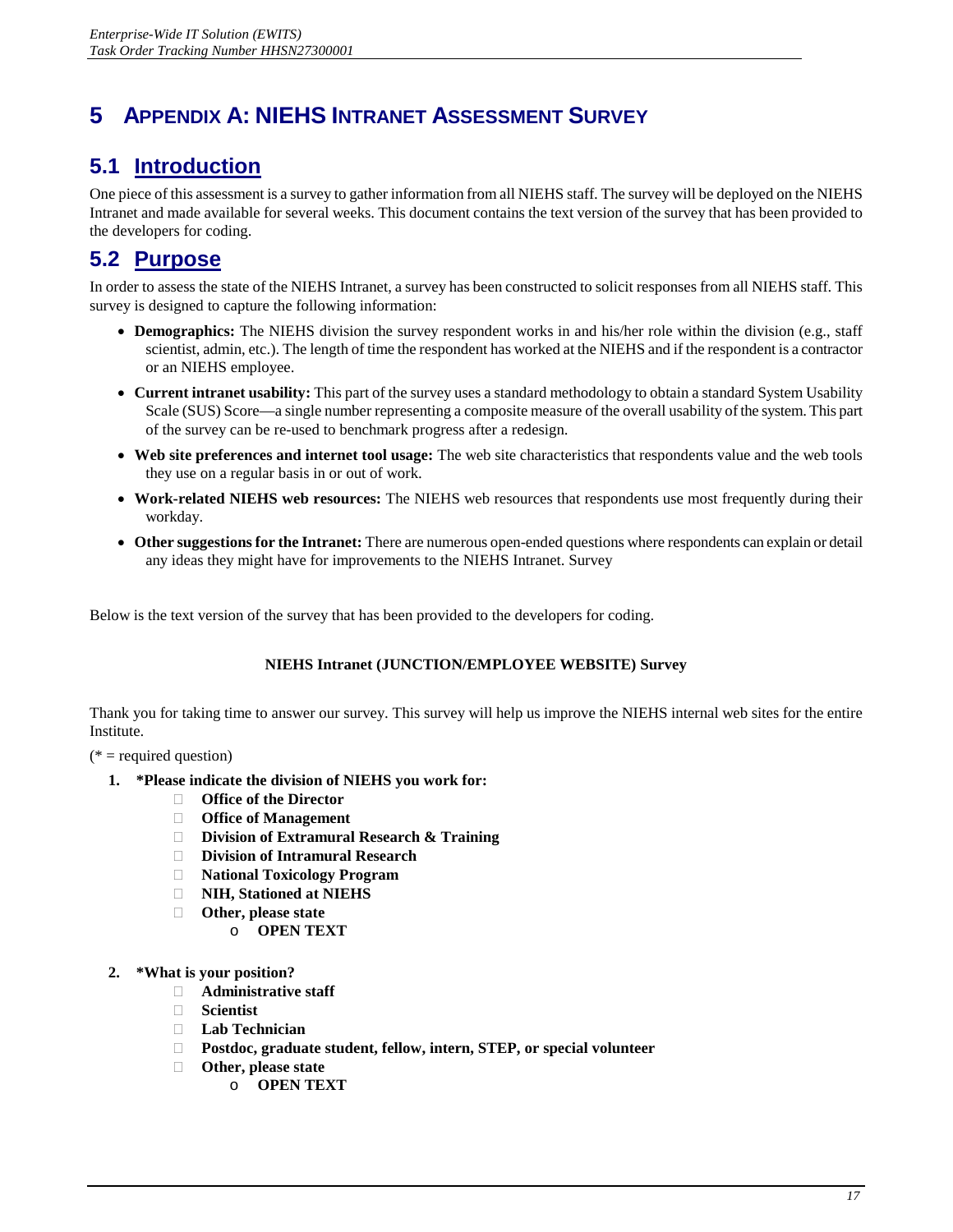# 5 APPENDIX A: NIEHS INTRANET ASSESSMENT SURVEY

## 5.1 Introduction

One piece of this assessment is a survey to gather information from all NIEHS staff. The survey will be deployed on the NIEHS Intranet and made available for several weeks. This document contains the text version of the survey that has been provided to the developers for coding.

## 5.2 Purpose

In order to assess the state of the NIEHS Intranet, a survey has been constructed to solicit responses from all NIEHS staff. This survey is designed to capture the following information:

- **Demographics:** The NIEHS division the survey respondent works in and his/her role within the division (e.g., staff scientist, admin, etc.). The length of time the respondent has worked at the NIEHS and if the respondent is a contractor or an NIEHS employee.
- **Current intranet usability:** This part of the survey uses a standard methodology to obtain a standard System Usability Scale (SUS) Score—a single number representing a composite measure of the overall usability of the system. This part of the survey can be re-used to benchmark progress after a redesign.
- **Web site preferences and internet tool usage:** The web site characteristics that respondents value and the web tools they use on a regular basis in or out of work.
- **Work-related NIEHS web resources:** The NIEHS web resources that respondents use most frequently during their workday.
- **Other suggestions for the Intranet:** There are numerous open-ended questions where respondents can explain or detail any ideas they might have for improvements to the NIEHS Intranet. Survey

Below is the text version of the survey that has been provided to the developers for coding.

**NIEHS Intranet (JUNCTION/EMPLOYEE WEBSITE) Survey**

Thank you for taking time to answer our survey. This survey will help us improve the NIEHS internal web sites for the entire Institute.

(* = required question)

1. ***Please indicate the division of NIEHS you work for:**
   - **Office of the Director**
   - **Office of Management**
   - **Division of Extramural Research & Training**
   - **Division of Intramural Research**
   - **National Toxicology Program**
   - **NIH, Stationed at NIEHS**
   - **Other, please state**
     - **OPEN TEXT**

2. ***What is your position?**
   - **Administrative staff**
   - **Scientist**
   - **Lab Technician**
   - **Postdoc, graduate student, fellow, intern, STEP, or special volunteer**
   - **Other, please state**
     - **OPEN TEXT**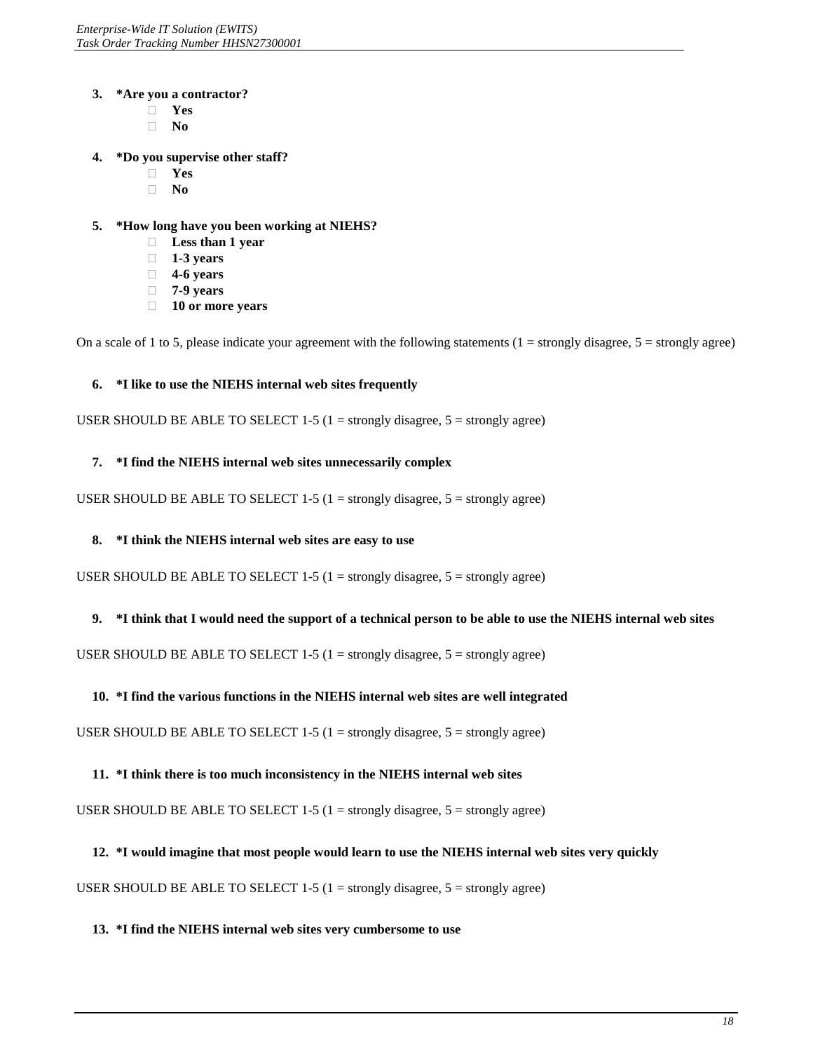3. **\*Are you a contractor?**
   - **Yes**
   - **No**

4. **\*Do you supervise other staff?**
   - **Yes**
   - **No**

5. **\*How long have you been working at NIEHS?**
   - **Less than 1 year**
   - **1-3 years**
   - **4-6 years**
   - **7-9 years**
   - **10 or more years**

On a scale of 1 to 5, please indicate your agreement with the following statements (1 = strongly disagree, 5 = strongly agree)

6. **\*I like to use the NIEHS internal web sites frequently**

USER SHOULD BE ABLE TO SELECT 1-5 (1 = strongly disagree, 5 = strongly agree)

7. **\*I find the NIEHS internal web sites unnecessarily complex**

USER SHOULD BE ABLE TO SELECT 1-5 (1 = strongly disagree, 5 = strongly agree)

8. **\*I think the NIEHS internal web sites are easy to use**

USER SHOULD BE ABLE TO SELECT 1-5 (1 = strongly disagree, 5 = strongly agree)

9. **\*I think that I would need the support of a technical person to be able to use the NIEHS internal web sites**

USER SHOULD BE ABLE TO SELECT 1-5 (1 = strongly disagree, 5 = strongly agree)

10. **\*I find the various functions in the NIEHS internal web sites are well integrated**

USER SHOULD BE ABLE TO SELECT 1-5 (1 = strongly disagree, 5 = strongly agree)

11. **\*I think there is too much inconsistency in the NIEHS internal web sites**

USER SHOULD BE ABLE TO SELECT 1-5 (1 = strongly disagree, 5 = strongly agree)

12. **\*I would imagine that most people would learn to use the NIEHS internal web sites very quickly**

USER SHOULD BE ABLE TO SELECT 1-5 (1 = strongly disagree, 5 = strongly agree)

13. **\*I find the NIEHS internal web sites very cumbersome to use**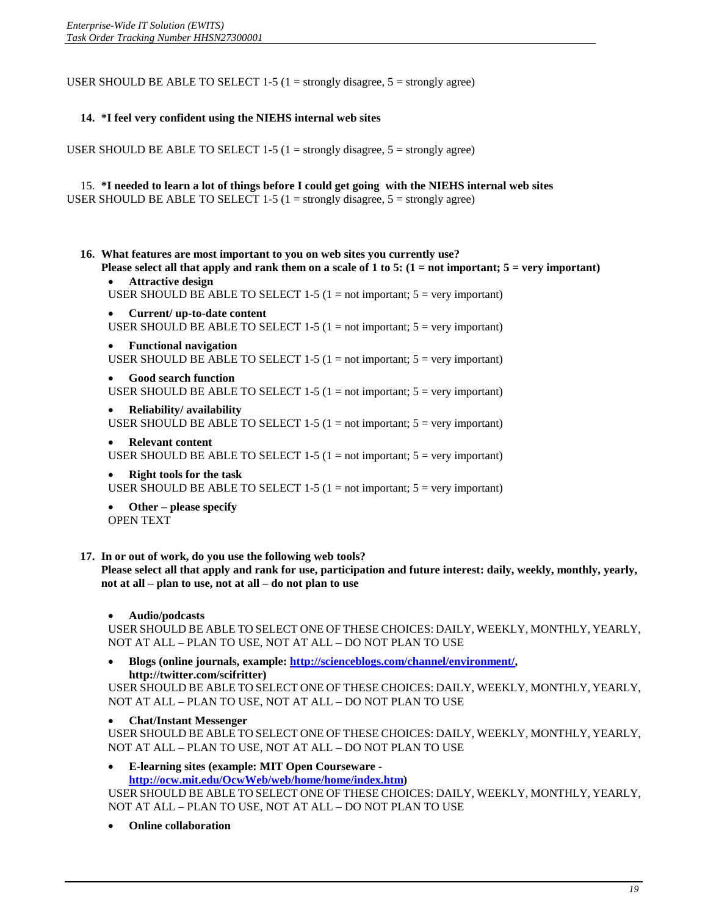USER SHOULD BE ABLE TO SELECT 1-5 (1 = strongly disagree, 5 = strongly agree)

14. **\*I feel very confident using the NIEHS internal web sites**

USER SHOULD BE ABLE TO SELECT 1-5 (1 = strongly disagree, 5 = strongly agree)

15. **\*I needed to learn a lot of things before I could get going with the NIEHS internal web sites**

USER SHOULD BE ABLE TO SELECT 1-5 (1 = strongly disagree, 5 = strongly agree)

16. **What features are most important to you on web sites you currently use? Please select all that apply and rank them on a scale of 1 to 5: (1 = not important; 5 = very important)**
    - **Attractive design**
      USER SHOULD BE ABLE TO SELECT 1-5 (1 = not important; 5 = very important)
    - **Current/ up-to-date content**
      USER SHOULD BE ABLE TO SELECT 1-5 (1 = not important; 5 = very important)
    - **Functional navigation**
      USER SHOULD BE ABLE TO SELECT 1-5 (1 = not important; 5 = very important)
    - **Good search function**
      USER SHOULD BE ABLE TO SELECT 1-5 (1 = not important; 5 = very important)
    - **Reliability/ availability**
      USER SHOULD BE ABLE TO SELECT 1-5 (1 = not important; 5 = very important)
    - **Relevant content**
      USER SHOULD BE ABLE TO SELECT 1-5 (1 = not important; 5 = very important)
    - **Right tools for the task**
      USER SHOULD BE ABLE TO SELECT 1-5 (1 = not important; 5 = very important)
    - **Other – please specify**
      OPEN TEXT

17. **In or out of work, do you use the following web tools? Please select all that apply and rank for use, participation and future interest: daily, weekly, monthly, yearly, not at all – plan to use, not at all – do not plan to use**
    - **Audio/podcasts**
      USER SHOULD BE ABLE TO SELECT ONE OF THESE CHOICES: DAILY, WEEKLY, MONTHLY, YEARLY, NOT AT ALL – PLAN TO USE, NOT AT ALL – DO NOT PLAN TO USE
    - **Blogs (online journals, example: [http://scienceblogs.com/channel/environment/](http://scienceblogs.com/channel/environment/), http://twitter.com/scifritter)**
      USER SHOULD BE ABLE TO SELECT ONE OF THESE CHOICES: DAILY, WEEKLY, MONTHLY, YEARLY, NOT AT ALL – PLAN TO USE, NOT AT ALL – DO NOT PLAN TO USE
    - **Chat/Instant Messenger**
      USER SHOULD BE ABLE TO SELECT ONE OF THESE CHOICES: DAILY, WEEKLY, MONTHLY, YEARLY, NOT AT ALL – PLAN TO USE, NOT AT ALL – DO NOT PLAN TO USE
    - **E-learning sites (example: MIT Open Courseware - [http://ocw.mit.edu/OcwWeb/web/home/home/index.htm](http://ocw.mit.edu/OcwWeb/web/home/home/index.htm))**
      USER SHOULD BE ABLE TO SELECT ONE OF THESE CHOICES: DAILY, WEEKLY, MONTHLY, YEARLY, NOT AT ALL – PLAN TO USE, NOT AT ALL – DO NOT PLAN TO USE
    - **Online collaboration**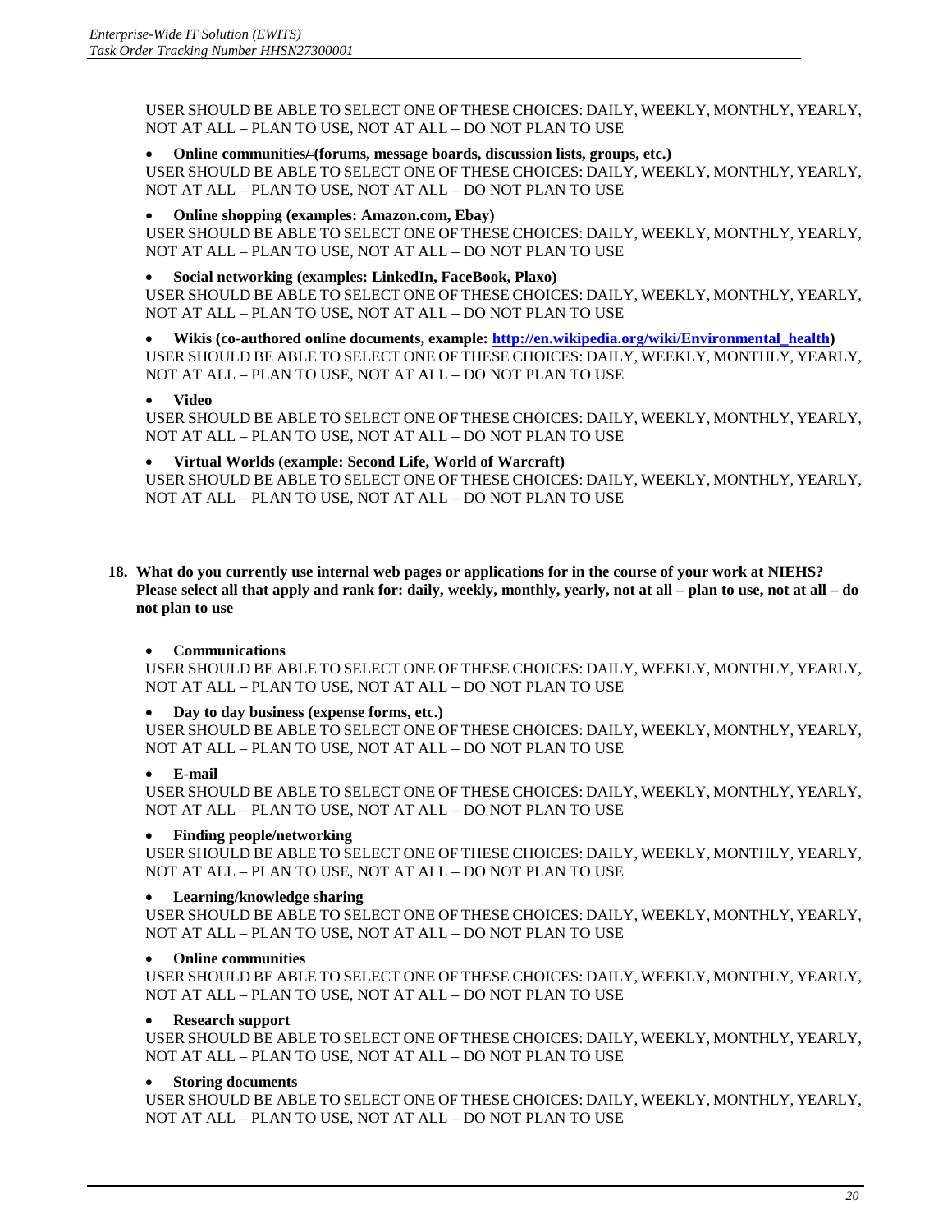USER SHOULD BE ABLE TO SELECT ONE OF THESE CHOICES: DAILY, WEEKLY, MONTHLY, YEARLY, NOT AT ALL – PLAN TO USE, NOT AT ALL – DO NOT PLAN TO USE

- **Online communities/ (forums, message boards, discussion lists, groups, etc.)**

USER SHOULD BE ABLE TO SELECT ONE OF THESE CHOICES: DAILY, WEEKLY, MONTHLY, YEARLY, NOT AT ALL – PLAN TO USE, NOT AT ALL – DO NOT PLAN TO USE

- **Online shopping (examples: Amazon.com, Ebay)**

USER SHOULD BE ABLE TO SELECT ONE OF THESE CHOICES: DAILY, WEEKLY, MONTHLY, YEARLY, NOT AT ALL – PLAN TO USE, NOT AT ALL – DO NOT PLAN TO USE

- **Social networking (examples: LinkedIn, FaceBook, Plaxo)**

USER SHOULD BE ABLE TO SELECT ONE OF THESE CHOICES: DAILY, WEEKLY, MONTHLY, YEARLY, NOT AT ALL – PLAN TO USE, NOT AT ALL – DO NOT PLAN TO USE

- **Wikis (co-authored online documents, example: [http://en.wikipedia.org/wiki/Environmental_health](http://en.wikipedia.org/wiki/Environmental_health))**

USER SHOULD BE ABLE TO SELECT ONE OF THESE CHOICES: DAILY, WEEKLY, MONTHLY, YEARLY, NOT AT ALL – PLAN TO USE, NOT AT ALL – DO NOT PLAN TO USE

- **Video**

USER SHOULD BE ABLE TO SELECT ONE OF THESE CHOICES: DAILY, WEEKLY, MONTHLY, YEARLY, NOT AT ALL – PLAN TO USE, NOT AT ALL – DO NOT PLAN TO USE

- **Virtual Worlds (example: Second Life, World of Warcraft)**

USER SHOULD BE ABLE TO SELECT ONE OF THESE CHOICES: DAILY, WEEKLY, MONTHLY, YEARLY, NOT AT ALL – PLAN TO USE, NOT AT ALL – DO NOT PLAN TO USE

**18. What do you currently use internal web pages or applications for in the course of your work at NIEHS? Please select all that apply and rank for: daily, weekly, monthly, yearly, not at all – plan to use, not at all – do not plan to use**

- **Communications**

USER SHOULD BE ABLE TO SELECT ONE OF THESE CHOICES: DAILY, WEEKLY, MONTHLY, YEARLY, NOT AT ALL – PLAN TO USE, NOT AT ALL – DO NOT PLAN TO USE

- **Day to day business (expense forms, etc.)**

USER SHOULD BE ABLE TO SELECT ONE OF THESE CHOICES: DAILY, WEEKLY, MONTHLY, YEARLY, NOT AT ALL – PLAN TO USE, NOT AT ALL – DO NOT PLAN TO USE

- **E-mail**

USER SHOULD BE ABLE TO SELECT ONE OF THESE CHOICES: DAILY, WEEKLY, MONTHLY, YEARLY, NOT AT ALL – PLAN TO USE, NOT AT ALL – DO NOT PLAN TO USE

- **Finding people/networking**

USER SHOULD BE ABLE TO SELECT ONE OF THESE CHOICES: DAILY, WEEKLY, MONTHLY, YEARLY, NOT AT ALL – PLAN TO USE, NOT AT ALL – DO NOT PLAN TO USE

- **Learning/knowledge sharing**

USER SHOULD BE ABLE TO SELECT ONE OF THESE CHOICES: DAILY, WEEKLY, MONTHLY, YEARLY, NOT AT ALL – PLAN TO USE, NOT AT ALL – DO NOT PLAN TO USE

- **Online communities**

USER SHOULD BE ABLE TO SELECT ONE OF THESE CHOICES: DAILY, WEEKLY, MONTHLY, YEARLY, NOT AT ALL – PLAN TO USE, NOT AT ALL – DO NOT PLAN TO USE

- **Research support**

USER SHOULD BE ABLE TO SELECT ONE OF THESE CHOICES: DAILY, WEEKLY, MONTHLY, YEARLY, NOT AT ALL – PLAN TO USE, NOT AT ALL – DO NOT PLAN TO USE

- **Storing documents**

USER SHOULD BE ABLE TO SELECT ONE OF THESE CHOICES: DAILY, WEEKLY, MONTHLY, YEARLY, NOT AT ALL – PLAN TO USE, NOT AT ALL – DO NOT PLAN TO USE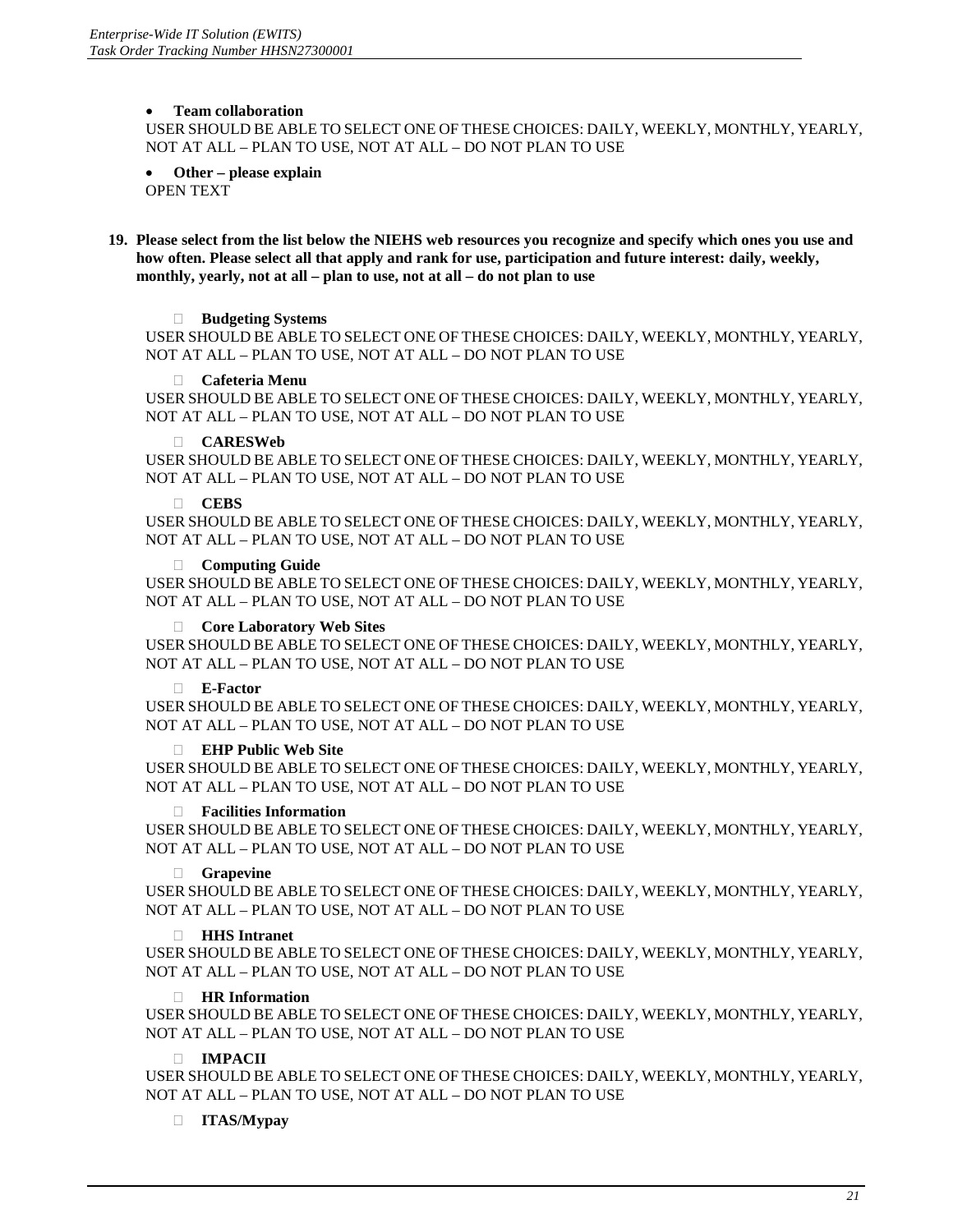- **Team collaboration**

USER SHOULD BE ABLE TO SELECT ONE OF THESE CHOICES: DAILY, WEEKLY, MONTHLY, YEARLY, NOT AT ALL – PLAN TO USE, NOT AT ALL – DO NOT PLAN TO USE

- **Other – please explain**

OPEN TEXT

**19. Please select from the list below the NIEHS web resources you recognize and specify which ones you use and how often. Please select all that apply and rank for use, participation and future interest: daily, weekly, monthly, yearly, not at all – plan to use, not at all – do not plan to use**

- **Budgeting Systems**

USER SHOULD BE ABLE TO SELECT ONE OF THESE CHOICES: DAILY, WEEKLY, MONTHLY, YEARLY, NOT AT ALL – PLAN TO USE, NOT AT ALL – DO NOT PLAN TO USE

- **Cafeteria Menu**

USER SHOULD BE ABLE TO SELECT ONE OF THESE CHOICES: DAILY, WEEKLY, MONTHLY, YEARLY, NOT AT ALL – PLAN TO USE, NOT AT ALL – DO NOT PLAN TO USE

- **CARESWeb**

USER SHOULD BE ABLE TO SELECT ONE OF THESE CHOICES: DAILY, WEEKLY, MONTHLY, YEARLY, NOT AT ALL – PLAN TO USE, NOT AT ALL – DO NOT PLAN TO USE

- **CEBS**

USER SHOULD BE ABLE TO SELECT ONE OF THESE CHOICES: DAILY, WEEKLY, MONTHLY, YEARLY, NOT AT ALL – PLAN TO USE, NOT AT ALL – DO NOT PLAN TO USE

- **Computing Guide**

USER SHOULD BE ABLE TO SELECT ONE OF THESE CHOICES: DAILY, WEEKLY, MONTHLY, YEARLY, NOT AT ALL – PLAN TO USE, NOT AT ALL – DO NOT PLAN TO USE

- **Core Laboratory Web Sites**

USER SHOULD BE ABLE TO SELECT ONE OF THESE CHOICES: DAILY, WEEKLY, MONTHLY, YEARLY, NOT AT ALL – PLAN TO USE, NOT AT ALL – DO NOT PLAN TO USE

- **E-Factor**

USER SHOULD BE ABLE TO SELECT ONE OF THESE CHOICES: DAILY, WEEKLY, MONTHLY, YEARLY, NOT AT ALL – PLAN TO USE, NOT AT ALL – DO NOT PLAN TO USE

- **EHP Public Web Site**

USER SHOULD BE ABLE TO SELECT ONE OF THESE CHOICES: DAILY, WEEKLY, MONTHLY, YEARLY, NOT AT ALL – PLAN TO USE, NOT AT ALL – DO NOT PLAN TO USE

- **Facilities Information**

USER SHOULD BE ABLE TO SELECT ONE OF THESE CHOICES: DAILY, WEEKLY, MONTHLY, YEARLY, NOT AT ALL – PLAN TO USE, NOT AT ALL – DO NOT PLAN TO USE

- **Grapevine**

USER SHOULD BE ABLE TO SELECT ONE OF THESE CHOICES: DAILY, WEEKLY, MONTHLY, YEARLY, NOT AT ALL – PLAN TO USE, NOT AT ALL – DO NOT PLAN TO USE

- **HHS Intranet**

USER SHOULD BE ABLE TO SELECT ONE OF THESE CHOICES: DAILY, WEEKLY, MONTHLY, YEARLY, NOT AT ALL – PLAN TO USE, NOT AT ALL – DO NOT PLAN TO USE

- **HR Information**

USER SHOULD BE ABLE TO SELECT ONE OF THESE CHOICES: DAILY, WEEKLY, MONTHLY, YEARLY, NOT AT ALL – PLAN TO USE, NOT AT ALL – DO NOT PLAN TO USE

- **IMPACII**

USER SHOULD BE ABLE TO SELECT ONE OF THESE CHOICES: DAILY, WEEKLY, MONTHLY, YEARLY, NOT AT ALL – PLAN TO USE, NOT AT ALL – DO NOT PLAN TO USE

- **ITAS/Mypay**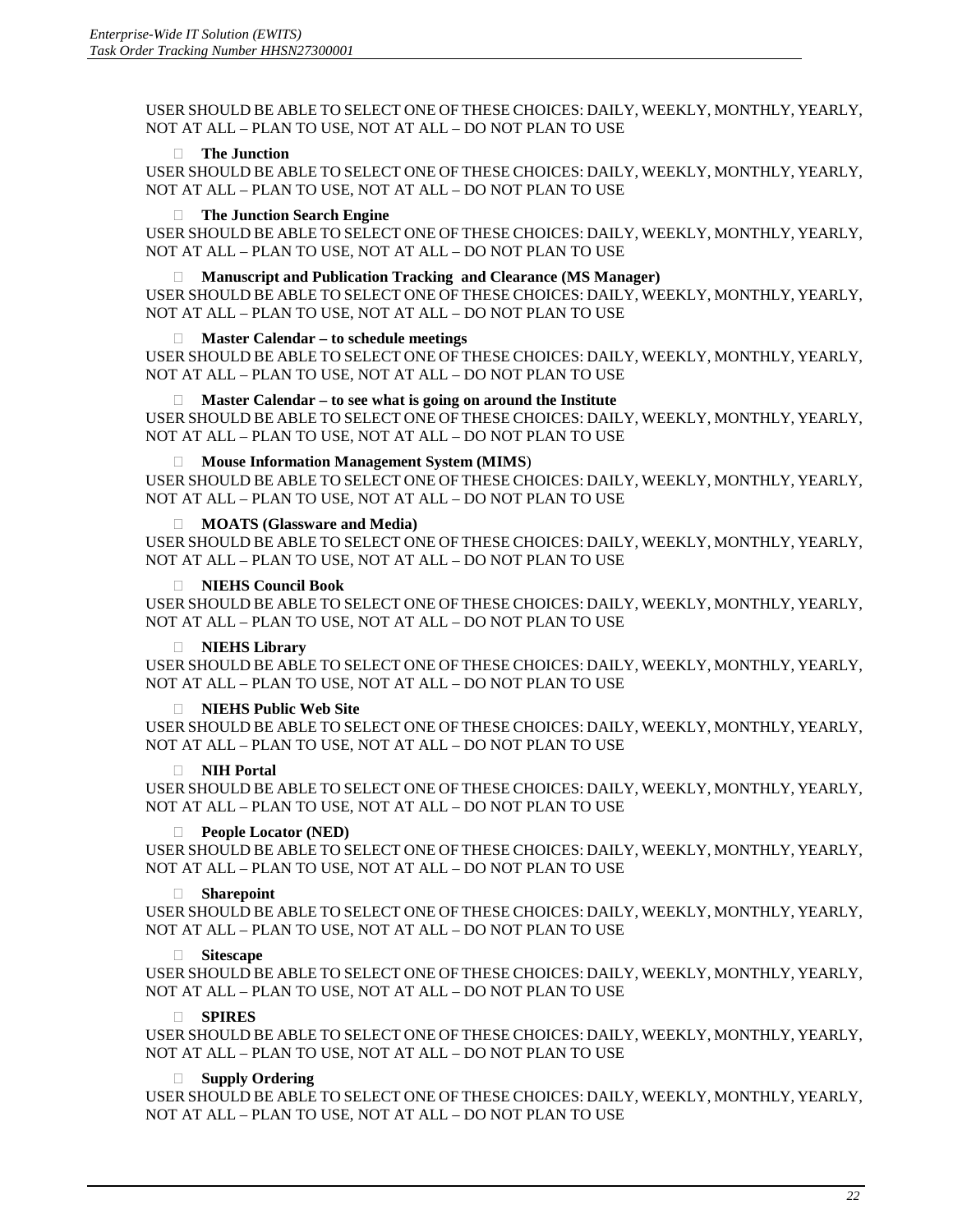USER SHOULD BE ABLE TO SELECT ONE OF THESE CHOICES: DAILY, WEEKLY, MONTHLY, YEARLY, NOT AT ALL – PLAN TO USE, NOT AT ALL – DO NOT PLAN TO USE

- **The Junction**

USER SHOULD BE ABLE TO SELECT ONE OF THESE CHOICES: DAILY, WEEKLY, MONTHLY, YEARLY, NOT AT ALL – PLAN TO USE, NOT AT ALL – DO NOT PLAN TO USE

- **The Junction Search Engine**

USER SHOULD BE ABLE TO SELECT ONE OF THESE CHOICES: DAILY, WEEKLY, MONTHLY, YEARLY, NOT AT ALL – PLAN TO USE, NOT AT ALL – DO NOT PLAN TO USE

- **Manuscript and Publication Tracking and Clearance (MS Manager)**

USER SHOULD BE ABLE TO SELECT ONE OF THESE CHOICES: DAILY, WEEKLY, MONTHLY, YEARLY, NOT AT ALL – PLAN TO USE, NOT AT ALL – DO NOT PLAN TO USE

- **Master Calendar – to schedule meetings**

USER SHOULD BE ABLE TO SELECT ONE OF THESE CHOICES: DAILY, WEEKLY, MONTHLY, YEARLY, NOT AT ALL – PLAN TO USE, NOT AT ALL – DO NOT PLAN TO USE

- **Master Calendar – to see what is going on around the Institute**

USER SHOULD BE ABLE TO SELECT ONE OF THESE CHOICES: DAILY, WEEKLY, MONTHLY, YEARLY, NOT AT ALL – PLAN TO USE, NOT AT ALL – DO NOT PLAN TO USE

- **Mouse Information Management System (MIMS**)

USER SHOULD BE ABLE TO SELECT ONE OF THESE CHOICES: DAILY, WEEKLY, MONTHLY, YEARLY, NOT AT ALL – PLAN TO USE, NOT AT ALL – DO NOT PLAN TO USE

- **MOATS (Glassware and Media)**

USER SHOULD BE ABLE TO SELECT ONE OF THESE CHOICES: DAILY, WEEKLY, MONTHLY, YEARLY, NOT AT ALL – PLAN TO USE, NOT AT ALL – DO NOT PLAN TO USE

- **NIEHS Council Book**

USER SHOULD BE ABLE TO SELECT ONE OF THESE CHOICES: DAILY, WEEKLY, MONTHLY, YEARLY, NOT AT ALL – PLAN TO USE, NOT AT ALL – DO NOT PLAN TO USE

- **NIEHS Library**

USER SHOULD BE ABLE TO SELECT ONE OF THESE CHOICES: DAILY, WEEKLY, MONTHLY, YEARLY, NOT AT ALL – PLAN TO USE, NOT AT ALL – DO NOT PLAN TO USE

- **NIEHS Public Web Site**

USER SHOULD BE ABLE TO SELECT ONE OF THESE CHOICES: DAILY, WEEKLY, MONTHLY, YEARLY, NOT AT ALL – PLAN TO USE, NOT AT ALL – DO NOT PLAN TO USE

- **NIH Portal**

USER SHOULD BE ABLE TO SELECT ONE OF THESE CHOICES: DAILY, WEEKLY, MONTHLY, YEARLY, NOT AT ALL – PLAN TO USE, NOT AT ALL – DO NOT PLAN TO USE

- **People Locator (NED)**

USER SHOULD BE ABLE TO SELECT ONE OF THESE CHOICES: DAILY, WEEKLY, MONTHLY, YEARLY, NOT AT ALL – PLAN TO USE, NOT AT ALL – DO NOT PLAN TO USE

- **Sharepoint**

USER SHOULD BE ABLE TO SELECT ONE OF THESE CHOICES: DAILY, WEEKLY, MONTHLY, YEARLY, NOT AT ALL – PLAN TO USE, NOT AT ALL – DO NOT PLAN TO USE

- **Sitescape**

USER SHOULD BE ABLE TO SELECT ONE OF THESE CHOICES: DAILY, WEEKLY, MONTHLY, YEARLY, NOT AT ALL – PLAN TO USE, NOT AT ALL – DO NOT PLAN TO USE

- **SPIRES**

USER SHOULD BE ABLE TO SELECT ONE OF THESE CHOICES: DAILY, WEEKLY, MONTHLY, YEARLY, NOT AT ALL – PLAN TO USE, NOT AT ALL – DO NOT PLAN TO USE

- **Supply Ordering**

USER SHOULD BE ABLE TO SELECT ONE OF THESE CHOICES: DAILY, WEEKLY, MONTHLY, YEARLY, NOT AT ALL – PLAN TO USE, NOT AT ALL – DO NOT PLAN TO USE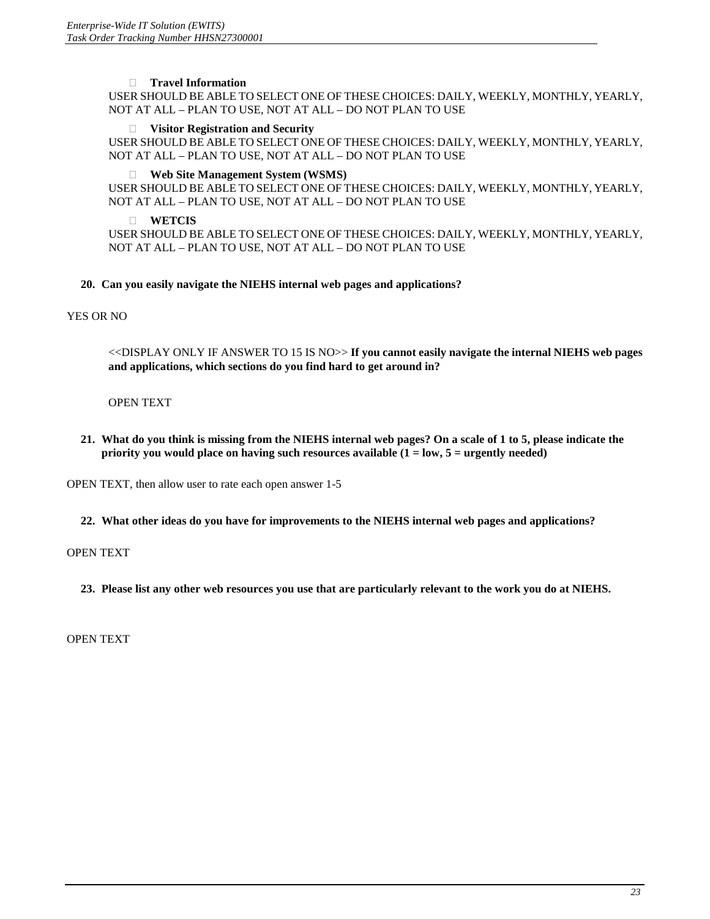- **Travel Information**

USER SHOULD BE ABLE TO SELECT ONE OF THESE CHOICES: DAILY, WEEKLY, MONTHLY, YEARLY, NOT AT ALL – PLAN TO USE, NOT AT ALL – DO NOT PLAN TO USE

- **Visitor Registration and Security**

USER SHOULD BE ABLE TO SELECT ONE OF THESE CHOICES: DAILY, WEEKLY, MONTHLY, YEARLY, NOT AT ALL – PLAN TO USE, NOT AT ALL – DO NOT PLAN TO USE

- **Web Site Management System (WSMS)**

USER SHOULD BE ABLE TO SELECT ONE OF THESE CHOICES: DAILY, WEEKLY, MONTHLY, YEARLY, NOT AT ALL – PLAN TO USE, NOT AT ALL – DO NOT PLAN TO USE

- **WETCIS**

USER SHOULD BE ABLE TO SELECT ONE OF THESE CHOICES: DAILY, WEEKLY, MONTHLY, YEARLY, NOT AT ALL – PLAN TO USE, NOT AT ALL – DO NOT PLAN TO USE

**20. Can you easily navigate the NIEHS internal web pages and applications?**

YES OR NO

<<DISPLAY ONLY IF ANSWER TO 15 IS NO>> **If you cannot easily navigate the internal NIEHS web pages and applications, which sections do you find hard to get around in?**

OPEN TEXT

**21. What do you think is missing from the NIEHS internal web pages? On a scale of 1 to 5, please indicate the priority you would place on having such resources available (1 = low, 5 = urgently needed)**

OPEN TEXT, then allow user to rate each open answer 1-5

**22. What other ideas do you have for improvements to the NIEHS internal web pages and applications?**

OPEN TEXT

**23. Please list any other web resources you use that are particularly relevant to the work you do at NIEHS.**

OPEN TEXT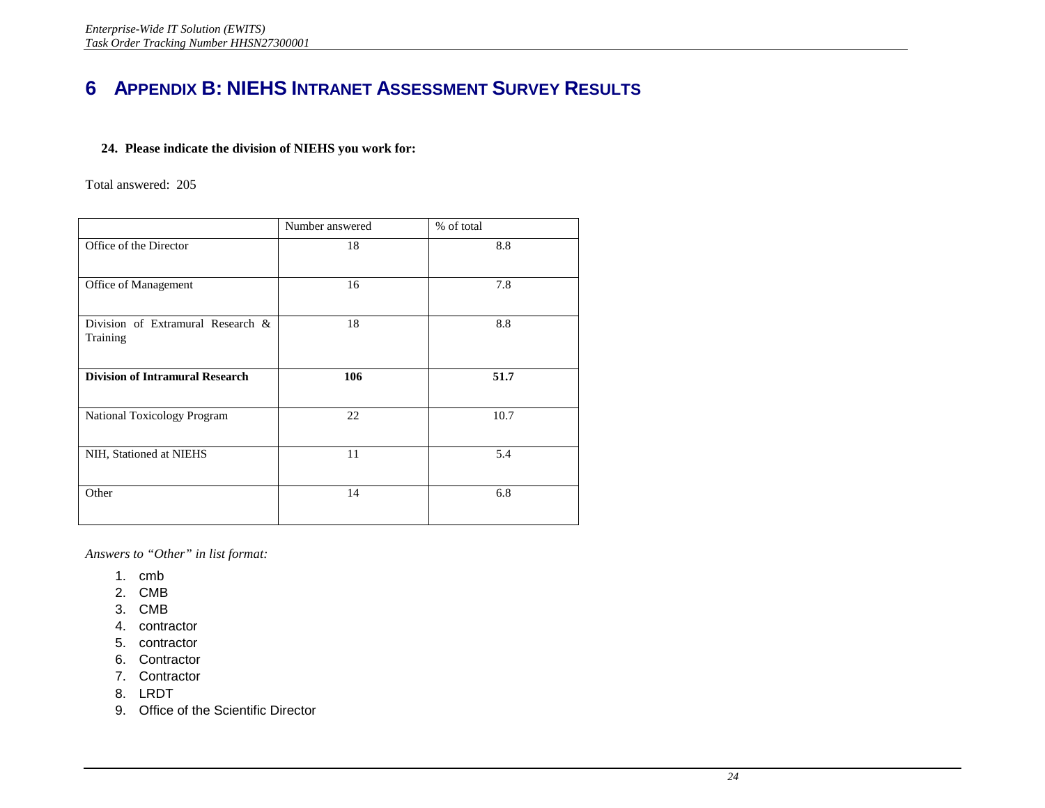# 6 APPENDIX B: NIEHS INTRANET ASSESSMENT SURVEY RESULTS

**24. Please indicate the division of NIEHS you work for:**

Total answered: 205

| | Number answered | % of total |
|---|---|---|
| Office of the Director | 18 | 8.8 |
| Office of Management | 16 | 7.8 |
| Division of Extramural Research & Training | 18 | 8.8 |
| **Division of Intramural Research** | **106** | **51.7** |
| National Toxicology Program | 22 | 10.7 |
| NIH, Stationed at NIEHS | 11 | 5.4 |
| Other | 14 | 6.8 |

*Answers to "Other" in list format:*

1. cmb
2. CMB
3. CMB
4. contractor
5. contractor
6. Contractor
7. Contractor
8. LRDT
9. Office of the Scientific Director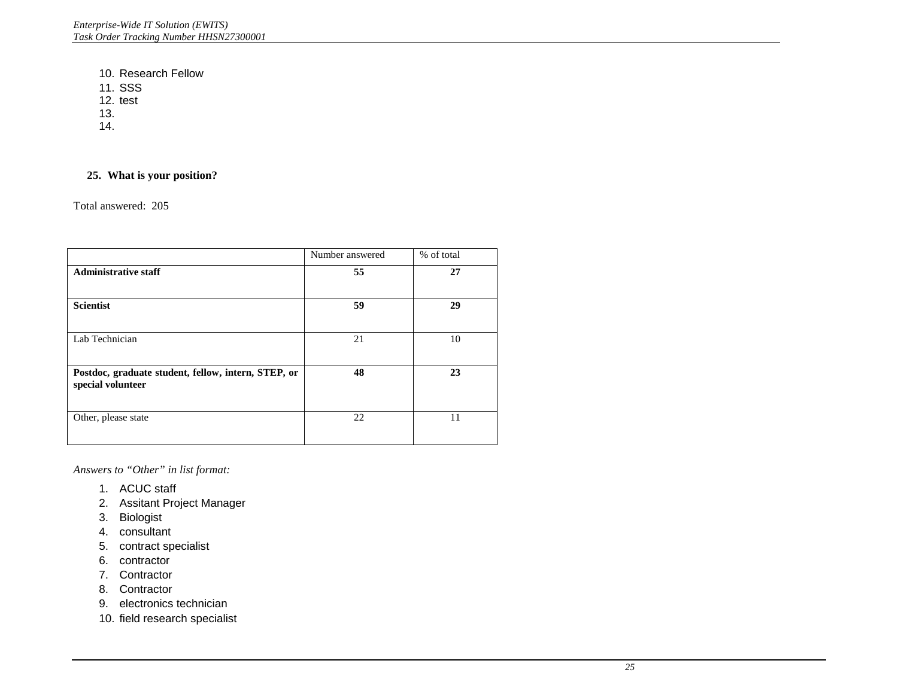10. Research Fellow
11. SSS
12. test
13.
14.

**25. What is your position?**

Total answered: 205

| | Number answered | % of total |
|---|---|---|
| **Administrative staff** | **55** | **27** |
| **Scientist** | **59** | **29** |
| Lab Technician | 21 | 10 |
| **Postdoc, graduate student, fellow, intern, STEP, or special volunteer** | **48** | **23** |
| Other, please state | 22 | 11 |

*Answers to "Other" in list format:*

1. ACUC staff
2. Assitant Project Manager
3. Biologist
4. consultant
5. contract specialist
6. contractor
7. Contractor
8. Contractor
9. electronics technician
10. field research specialist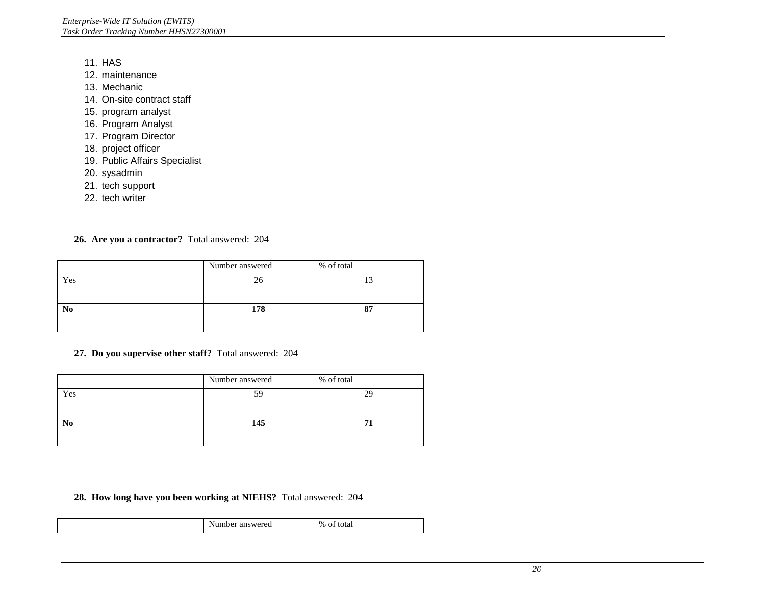11. HAS
12. maintenance
13. Mechanic
14. On-site contract staff
15. program analyst
16. Program Analyst
17. Program Director
18. project officer
19. Public Affairs Specialist
20. sysadmin
21. tech support
22. tech writer

**26. Are you a contractor?** Total answered: 204

| | Number answered | % of total |
|---|---|---|
| Yes | 26 | 13 |
| **No** | **178** | **87** |

**27. Do you supervise other staff?** Total answered: 204

| | Number answered | % of total |
|---|---|---|
| Yes | 59 | 29 |
| **No** | **145** | **71** |

**28. How long have you been working at NIEHS?** Total answered: 204

| | Number answered | % of total |
|---|---|---|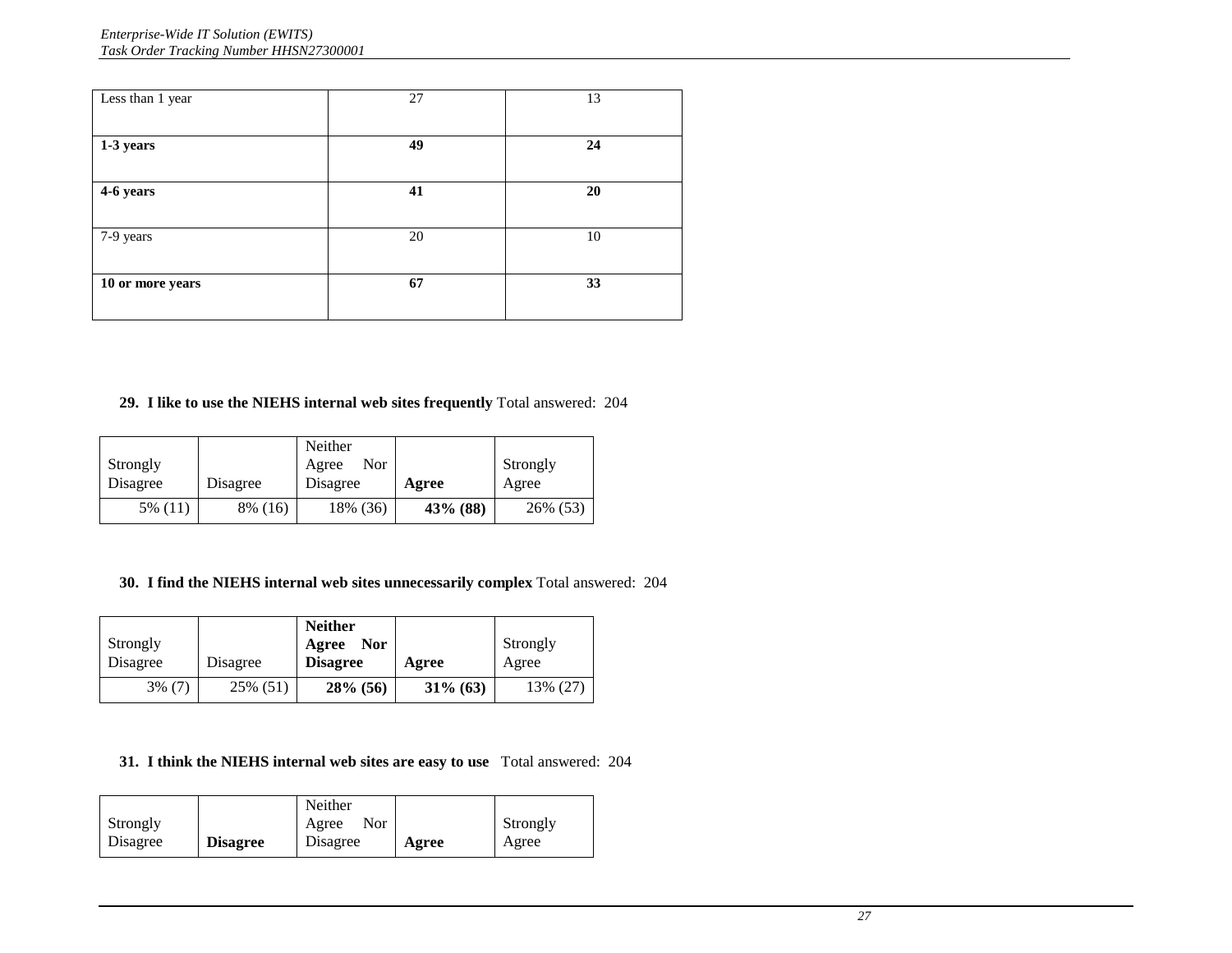| Less than 1 year | 27 | 13 |
|---|---|---|
| **1-3 years** | **49** | **24** |
| **4-6 years** | **41** | **20** |
| 7-9 years | 20 | 10 |
| **10 or more years** | **67** | **33** |

**29. I like to use the NIEHS internal web sites frequently** Total answered: 204

| Strongly Disagree | Disagree | Neither Agree Nor Disagree | **Agree** | Strongly Agree |
|---|---|---|---|---|
| 5% (11) | 8% (16) | 18% (36) | **43% (88)** | 26% (53) |

**30. I find the NIEHS internal web sites unnecessarily complex** Total answered: 204

| Strongly Disagree | Disagree | **Neither Agree Nor Disagree** | **Agree** | Strongly Agree |
|---|---|---|---|---|
| 3% (7) | 25% (51) | **28% (56)** | **31% (63)** | 13% (27) |

**31. I think the NIEHS internal web sites are easy to use** Total answered: 204

| Strongly Disagree | **Disagree** | Neither Agree Nor Disagree | **Agree** | Strongly Agree |
|---|---|---|---|---|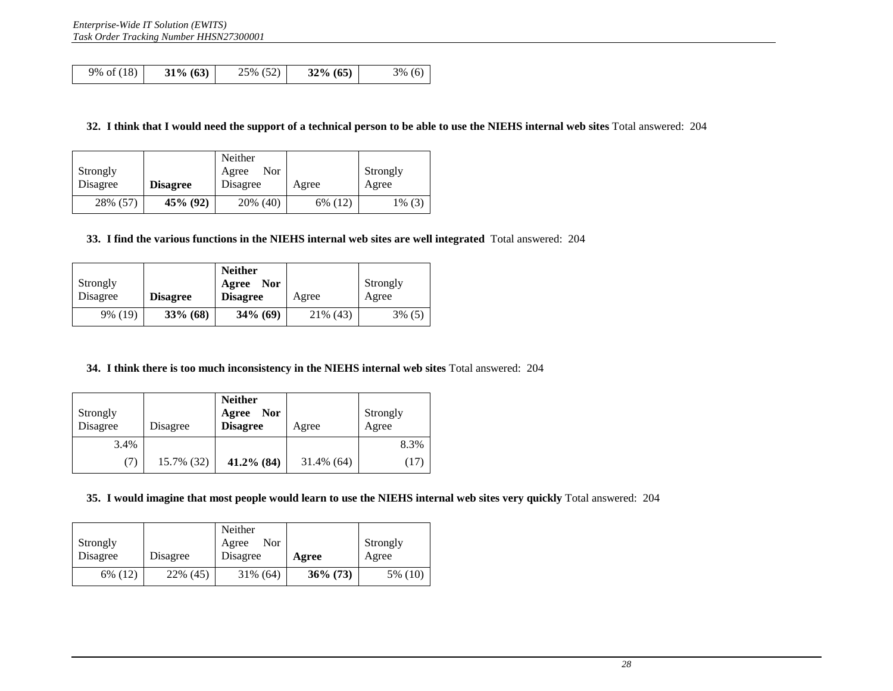| 9% of (18) | **31% (63)** | 25% (52) | **32% (65)** | 3% (6) |
|---|---|---|---|---|

**32. I think that I would need the support of a technical person to be able to use the NIEHS internal web sites** Total answered: 204

| Strongly Disagree | **Disagree** | Neither Agree Nor Disagree | Agree | Strongly Agree |
|---|---|---|---|---|
| 28% (57) | **45% (92)** | 20% (40) | 6% (12) | 1% (3) |

**33. I find the various functions in the NIEHS internal web sites are well integrated** Total answered: 204

| Strongly Disagree | **Disagree** | **Neither Agree Nor Disagree** | Agree | Strongly Agree |
|---|---|---|---|---|
| 9% (19) | **33% (68)** | **34% (69)** | 21% (43) | 3% (5) |

**34. I think there is too much inconsistency in the NIEHS internal web sites** Total answered: 204

| Strongly Disagree | Disagree | **Neither Agree Nor Disagree** | Agree | Strongly Agree |
|---|---|---|---|---|
| 3.4% (7) | 15.7% (32) | **41.2% (84)** | 31.4% (64) | 8.3% (17) |

**35. I would imagine that most people would learn to use the NIEHS internal web sites very quickly** Total answered: 204

| Strongly Disagree | Disagree | Neither Agree Nor Disagree | **Agree** | Strongly Agree |
|---|---|---|---|---|
| 6% (12) | 22% (45) | 31% (64) | **36% (73)** | 5% (10) |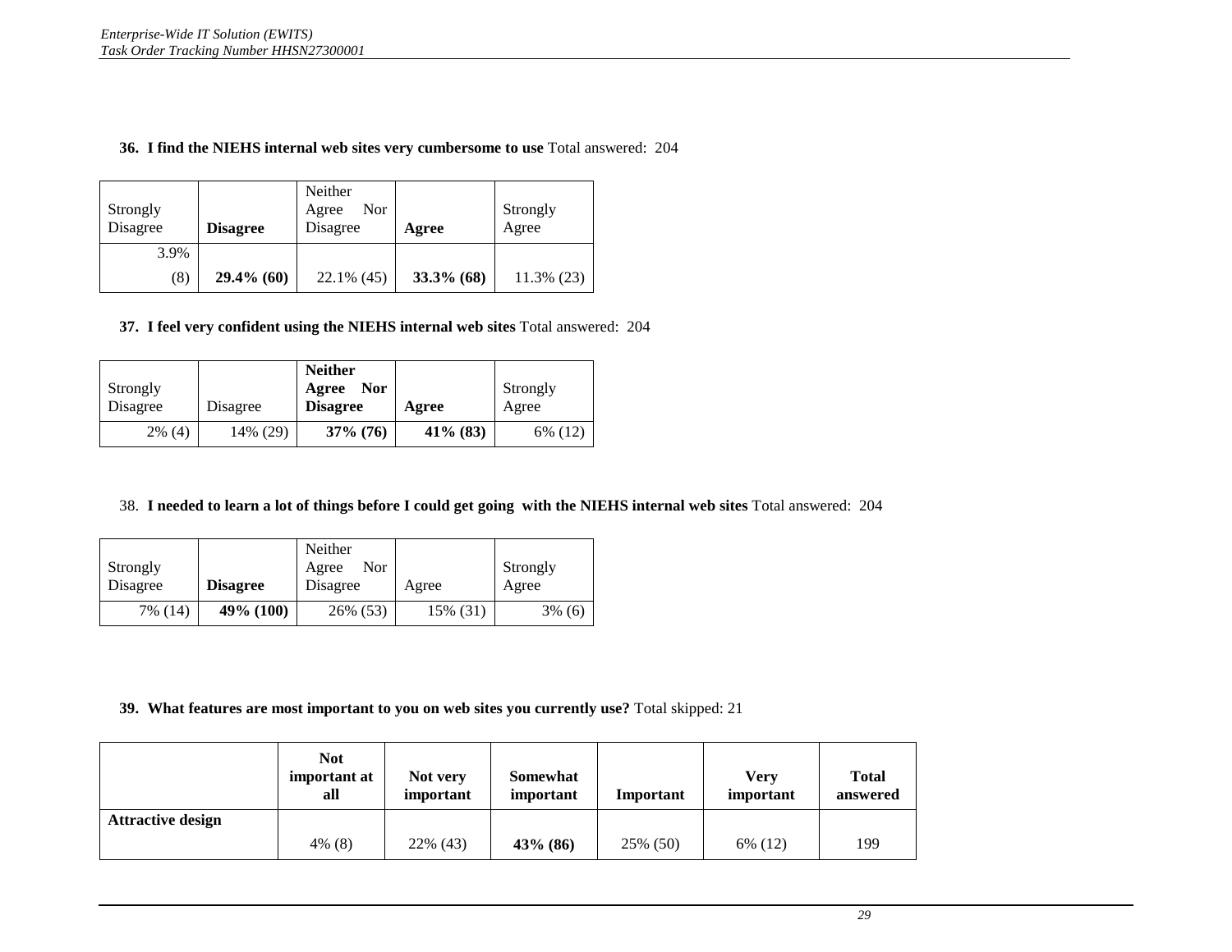**36. I find the NIEHS internal web sites very cumbersome to use** Total answered: 204

| Strongly Disagree | **Disagree** | Neither Agree Nor Disagree | **Agree** | Strongly Agree |
|---|---|---|---|---|
| 3.9% (8) | **29.4% (60)** | 22.1% (45) | **33.3% (68)** | 11.3% (23) |

**37. I feel very confident using the NIEHS internal web sites** Total answered: 204

| Strongly Disagree | Disagree | **Neither Agree Nor Disagree** | **Agree** | Strongly Agree |
|---|---|---|---|---|
| 2% (4) | 14% (29) | **37% (76)** | **41% (83)** | 6% (12) |

38. **I needed to learn a lot of things before I could get going with the NIEHS internal web sites** Total answered: 204

| Strongly Disagree | **Disagree** | Neither Agree Nor Disagree | Agree | Strongly Agree |
|---|---|---|---|---|
| 7% (14) | **49% (100)** | 26% (53) | 15% (31) | 3% (6) |

**39. What features are most important to you on web sites you currently use?** Total skipped: 21

| | **Not important at all** | **Not very important** | **Somewhat important** | **Important** | **Very important** | **Total answered** |
|---|---|---|---|---|---|---|
| **Attractive design** | 4% (8) | 22% (43) | **43% (86)** | 25% (50) | 6% (12) | 199 |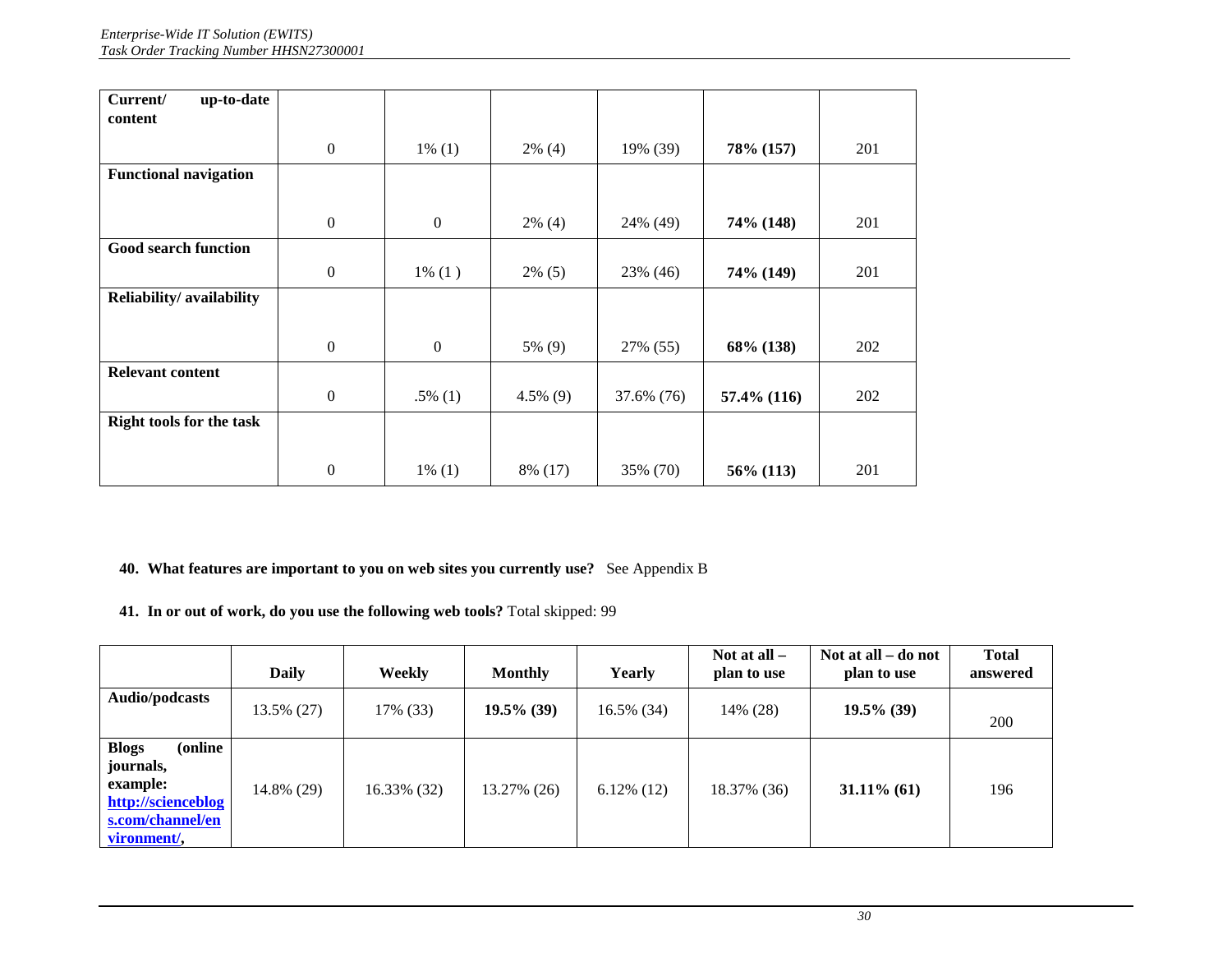| | | | | | | |
|---|---|---|---|---|---|---|
| **Current/ up-to-date content** | 0 | 1% (1) | 2% (4) | 19% (39) | **78% (157)** | 201 |
| **Functional navigation** | 0 | 0 | 2% (4) | 24% (49) | **74% (148)** | 201 |
| **Good search function** | 0 | 1% (1 ) | 2% (5) | 23% (46) | **74% (149)** | 201 |
| **Reliability/ availability** | 0 | 0 | 5% (9) | 27% (55) | **68% (138)** | 202 |
| **Relevant content** | 0 | .5% (1) | 4.5% (9) | 37.6% (76) | **57.4% (116)** | 202 |
| **Right tools for the task** | 0 | 1% (1) | 8% (17) | 35% (70) | **56% (113)** | 201 |

**40. What features are important to you on web sites you currently use?** See Appendix B

**41. In or out of work, do you use the following web tools?** Total skipped: 99

| | Daily | Weekly | Monthly | Yearly | Not at all – plan to use | Not at all – do not plan to use | Total answered |
|---|---|---|---|---|---|---|---|
| **Audio/podcasts** | 13.5% (27) | 17% (33) | **19.5% (39)** | 16.5% (34) | 14% (28) | **19.5% (39)** | 200 |
| **Blogs (online journals, example: http://scienceblogs.com/channel/environment/,** | 14.8% (29) | 16.33% (32) | 13.27% (26) | 6.12% (12) | 18.37% (36) | **31.11% (61)** | 196 |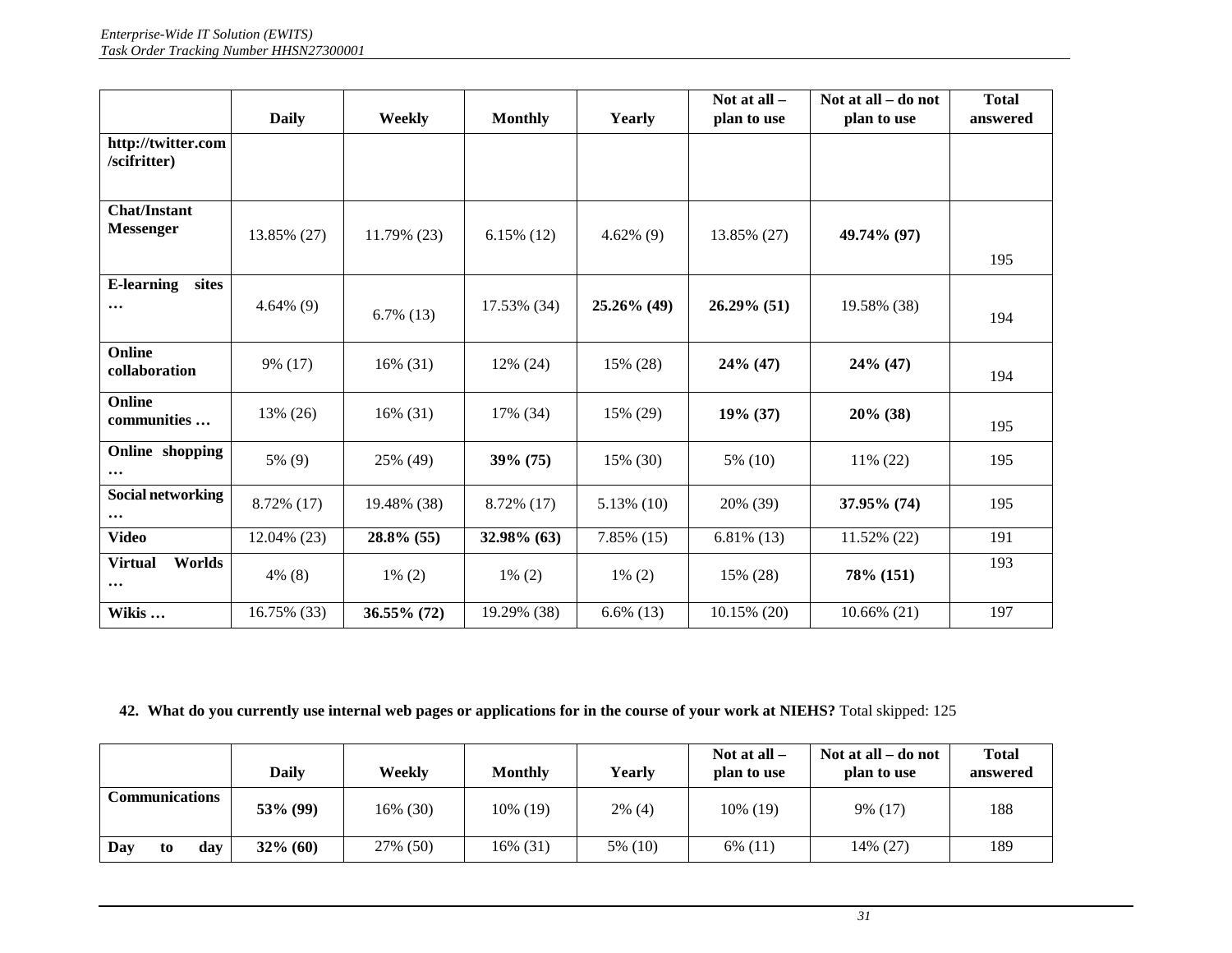| | Daily | Weekly | Monthly | Yearly | Not at all – plan to use | Not at all – do not plan to use | Total answered |
|---|---|---|---|---|---|---|---|
| **http://twitter.com /scifritter)** | | | | | | | |
| **Chat/Instant Messenger** | 13.85% (27) | 11.79% (23) | 6.15% (12) | 4.62% (9) | 13.85% (27) | **49.74% (97)** | 195 |
| **E-learning sites …** | 4.64% (9) | 6.7% (13) | 17.53% (34) | **25.26% (49)** | **26.29% (51)** | 19.58% (38) | 194 |
| **Online collaboration** | 9% (17) | 16% (31) | 12% (24) | 15% (28) | **24% (47)** | **24% (47)** | 194 |
| **Online communities …** | 13% (26) | 16% (31) | 17% (34) | 15% (29) | **19% (37)** | **20% (38)** | 195 |
| **Online shopping …** | 5% (9) | 25% (49) | **39% (75)** | 15% (30) | 5% (10) | 11% (22) | 195 |
| **Social networking …** | 8.72% (17) | 19.48% (38) | 8.72% (17) | 5.13% (10) | 20% (39) | **37.95% (74)** | 195 |
| **Video** | 12.04% (23) | **28.8% (55)** | **32.98% (63)** | 7.85% (15) | 6.81% (13) | 11.52% (22) | 191 |
| **Virtual Worlds …** | 4% (8) | 1% (2) | 1% (2) | 1% (2) | 15% (28) | **78% (151)** | 193 |
| **Wikis …** | 16.75% (33) | **36.55% (72)** | 19.29% (38) | 6.6% (13) | 10.15% (20) | 10.66% (21) | 197 |

**42. What do you currently use internal web pages or applications for in the course of your work at NIEHS?** Total skipped: 125

| | Daily | Weekly | Monthly | Yearly | Not at all – plan to use | Not at all – do not plan to use | Total answered |
|---|---|---|---|---|---|---|---|
| **Communications** | **53% (99)** | 16% (30) | 10% (19) | 2% (4) | 10% (19) | 9% (17) | 188 |
| **Day to day** | **32% (60)** | 27% (50) | 16% (31) | 5% (10) | 6% (11) | 14% (27) | 189 |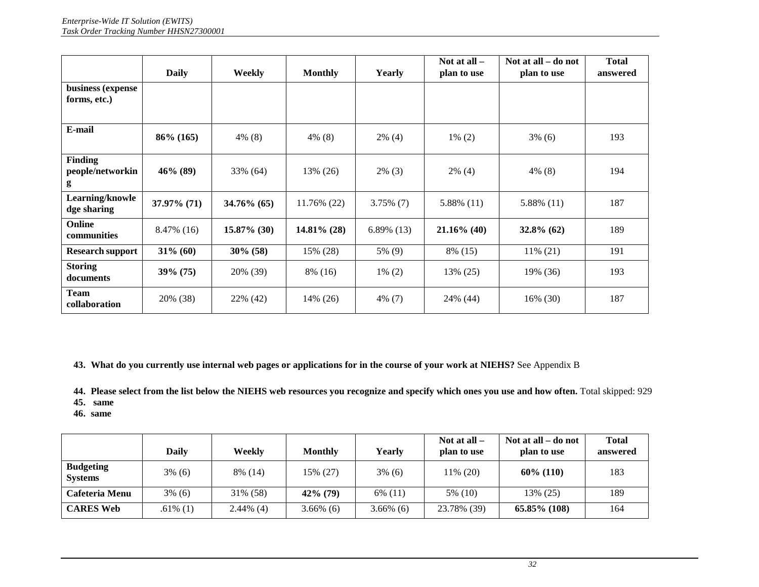|  | Daily | Weekly | Monthly | Yearly | Not at all – plan to use | Not at all – do not plan to use | Total answered |
|---|---|---|---|---|---|---|---|
| business (expense forms, etc.) |  |  |  |  |  |  |  |
| E-mail | **86% (165)** | 4% (8) | 4% (8) | 2% (4) | 1% (2) | 3% (6) | 193 |
| Finding people/networking | **46% (89)** | 33% (64) | 13% (26) | 2% (3) | 2% (4) | 4% (8) | 194 |
| Learning/knowledge sharing | **37.97% (71)** | **34.76% (65)** | 11.76% (22) | 3.75% (7) | 5.88% (11) | 5.88% (11) | 187 |
| Online communities | 8.47% (16) | **15.87% (30)** | **14.81% (28)** | 6.89% (13) | **21.16% (40)** | **32.8% (62)** | 189 |
| Research support | **31% (60)** | **30% (58)** | 15% (28) | 5% (9) | 8% (15) | 11% (21) | 191 |
| Storing documents | **39% (75)** | 20% (39) | 8% (16) | 1% (2) | 13% (25) | 19% (36) | 193 |
| Team collaboration | 20% (38) | 22% (42) | 14% (26) | 4% (7) | 24% (44) | 16% (30) | 187 |

43. **What do you currently use internal web pages or applications for in the course of your work at NIEHS?** See Appendix B

44. **Please select from the list below the NIEHS web resources you recognize and specify which ones you use and how often.** Total skipped: 929
45. **same**
46. **same**

|  | Daily | Weekly | Monthly | Yearly | Not at all – plan to use | Not at all – do not plan to use | Total answered |
|---|---|---|---|---|---|---|---|
| Budgeting Systems | 3% (6) | 8% (14) | 15% (27) | 3% (6) | 11% (20) | **60% (110)** | 183 |
| Cafeteria Menu | 3% (6) | 31% (58) | **42% (79)** | 6% (11) | 5% (10) | 13% (25) | 189 |
| CARES Web | .61% (1) | 2.44% (4) | 3.66% (6) | 3.66% (6) | 23.78% (39) | **65.85% (108)** | 164 |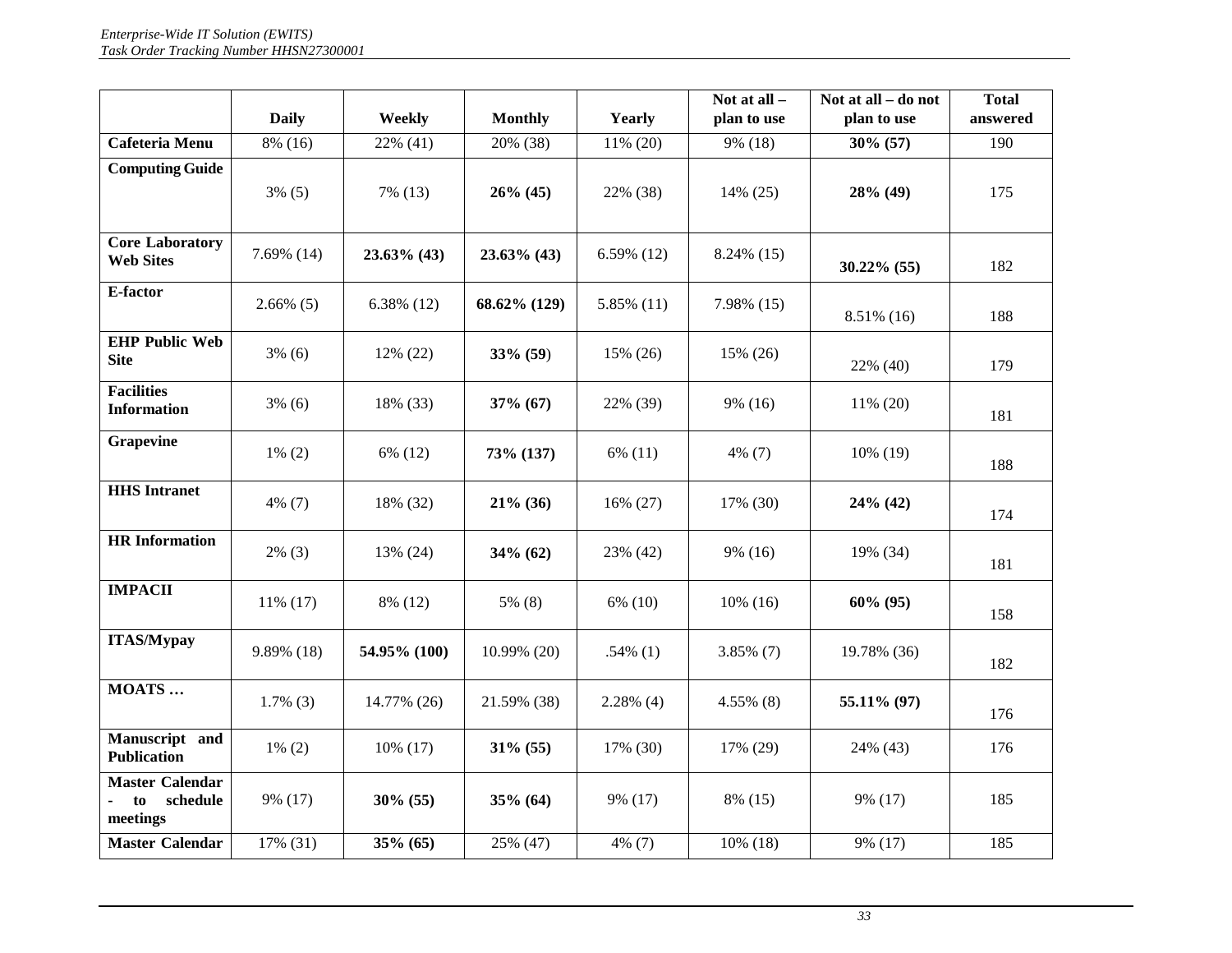| | Daily | Weekly | Monthly | Yearly | Not at all – plan to use | Not at all – do not plan to use | Total answered |
|---|---|---|---|---|---|---|---|
| **Cafeteria Menu** | 8% (16) | 22% (41) | 20% (38) | 11% (20) | 9% (18) | **30% (57)** | 190 |
| **Computing Guide** | 3% (5) | 7% (13) | **26% (45)** | 22% (38) | 14% (25) | **28% (49)** | 175 |
| **Core Laboratory Web Sites** | 7.69% (14) | **23.63% (43)** | **23.63% (43)** | 6.59% (12) | 8.24% (15) | **30.22% (55)** | 182 |
| **E-factor** | 2.66% (5) | 6.38% (12) | **68.62% (129)** | 5.85% (11) | 7.98% (15) | 8.51% (16) | 188 |
| **EHP Public Web Site** | 3% (6) | 12% (22) | **33% (59)** | 15% (26) | 15% (26) | 22% (40) | 179 |
| **Facilities Information** | 3% (6) | 18% (33) | **37% (67)** | 22% (39) | 9% (16) | 11% (20) | 181 |
| **Grapevine** | 1% (2) | 6% (12) | **73% (137)** | 6% (11) | 4% (7) | 10% (19) | 188 |
| **HHS Intranet** | 4% (7) | 18% (32) | **21% (36)** | 16% (27) | 17% (30) | **24% (42)** | 174 |
| **HR Information** | 2% (3) | 13% (24) | **34% (62)** | 23% (42) | 9% (16) | 19% (34) | 181 |
| **IMPACII** | 11% (17) | 8% (12) | 5% (8) | 6% (10) | 10% (16) | **60% (95)** | 158 |
| **ITAS/Mypay** | 9.89% (18) | **54.95% (100)** | 10.99% (20) | .54% (1) | 3.85% (7) | 19.78% (36) | 182 |
| **MOATS …** | 1.7% (3) | 14.77% (26) | 21.59% (38) | 2.28% (4) | 4.55% (8) | **55.11% (97)** | 176 |
| **Manuscript and Publication** | 1% (2) | 10% (17) | **31% (55)** | 17% (30) | 17% (29) | 24% (43) | 176 |
| **Master Calendar - to schedule meetings** | 9% (17) | **30% (55)** | **35% (64)** | 9% (17) | 8% (15) | 9% (17) | 185 |
| **Master Calendar** | 17% (31) | **35% (65)** | 25% (47) | 4% (7) | 10% (18) | 9% (17) | 185 |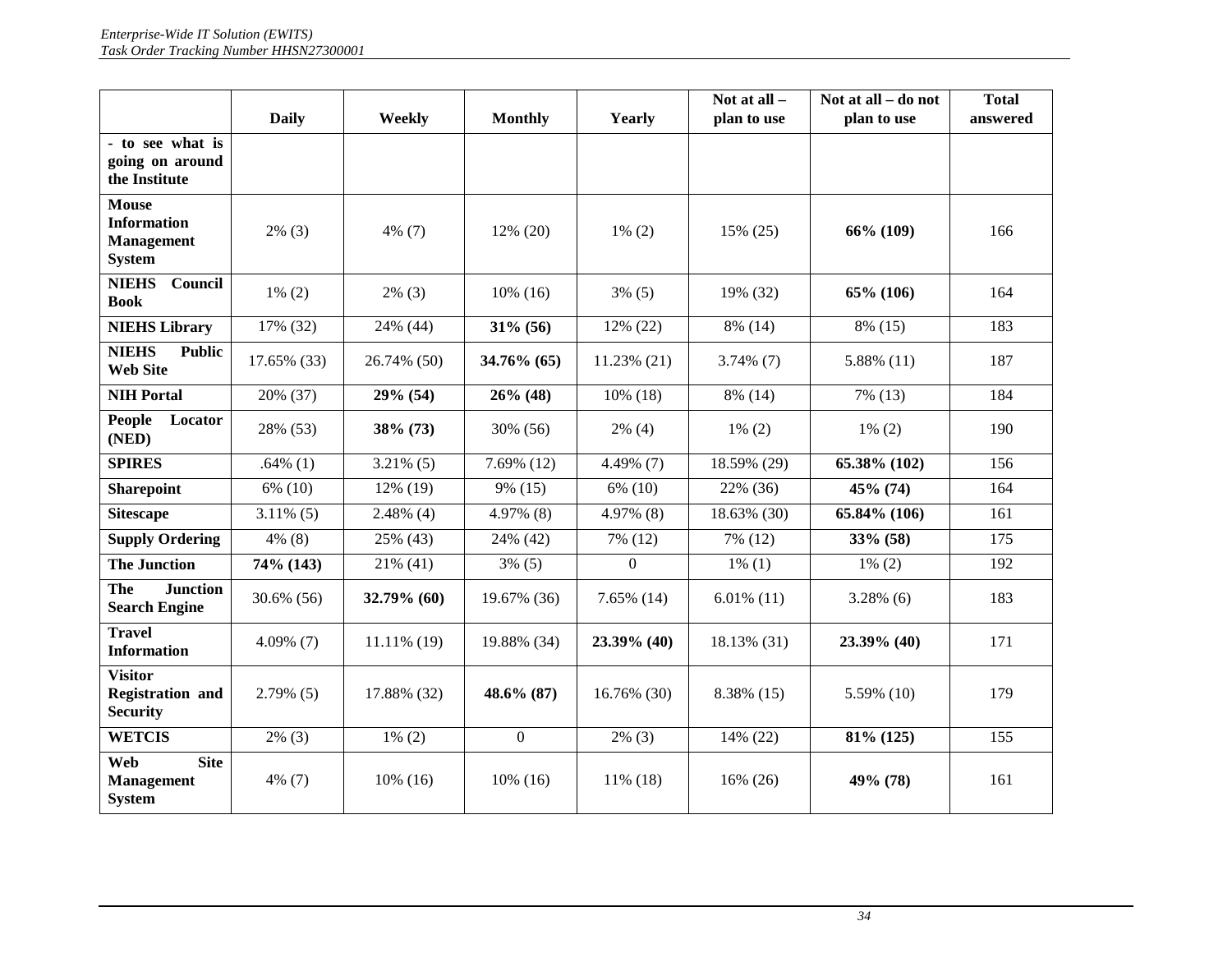| | Daily | Weekly | Monthly | Yearly | Not at all – plan to use | Not at all – do not plan to use | Total answered |
|---|---|---|---|---|---|---|---|
| - to see what is going on around the Institute | | | | | | | |
| **Mouse Information Management System** | 2% (3) | 4% (7) | 12% (20) | 1% (2) | 15% (25) | **66% (109)** | 166 |
| **NIEHS Council Book** | 1% (2) | 2% (3) | 10% (16) | 3% (5) | 19% (32) | **65% (106)** | 164 |
| **NIEHS Library** | 17% (32) | 24% (44) | **31% (56)** | 12% (22) | 8% (14) | 8% (15) | 183 |
| **NIEHS Public Web Site** | 17.65% (33) | 26.74% (50) | **34.76% (65)** | 11.23% (21) | 3.74% (7) | 5.88% (11) | 187 |
| **NIH Portal** | 20% (37) | **29% (54)** | **26% (48)** | 10% (18) | 8% (14) | 7% (13) | 184 |
| **People Locator (NED)** | 28% (53) | **38% (73)** | 30% (56) | 2% (4) | 1% (2) | 1% (2) | 190 |
| **SPIRES** | .64% (1) | 3.21% (5) | 7.69% (12) | 4.49% (7) | 18.59% (29) | **65.38% (102)** | 156 |
| **Sharepoint** | 6% (10) | 12% (19) | 9% (15) | 6% (10) | 22% (36) | **45% (74)** | 164 |
| **Sitescape** | 3.11% (5) | 2.48% (4) | 4.97% (8) | 4.97% (8) | 18.63% (30) | **65.84% (106)** | 161 |
| **Supply Ordering** | 4% (8) | 25% (43) | 24% (42) | 7% (12) | 7% (12) | **33% (58)** | 175 |
| **The Junction** | **74% (143)** | 21% (41) | 3% (5) | 0 | 1% (1) | 1% (2) | 192 |
| **The Junction Search Engine** | 30.6% (56) | **32.79% (60)** | 19.67% (36) | 7.65% (14) | 6.01% (11) | 3.28% (6) | 183 |
| **Travel Information** | 4.09% (7) | 11.11% (19) | 19.88% (34) | **23.39% (40)** | 18.13% (31) | **23.39% (40)** | 171 |
| **Visitor Registration and Security** | 2.79% (5) | 17.88% (32) | **48.6% (87)** | 16.76% (30) | 8.38% (15) | 5.59% (10) | 179 |
| **WETCIS** | 2% (3) | 1% (2) | 0 | 2% (3) | 14% (22) | **81% (125)** | 155 |
| **Web Site Management System** | 4% (7) | 10% (16) | 10% (16) | 11% (18) | 16% (26) | **49% (78)** | 161 |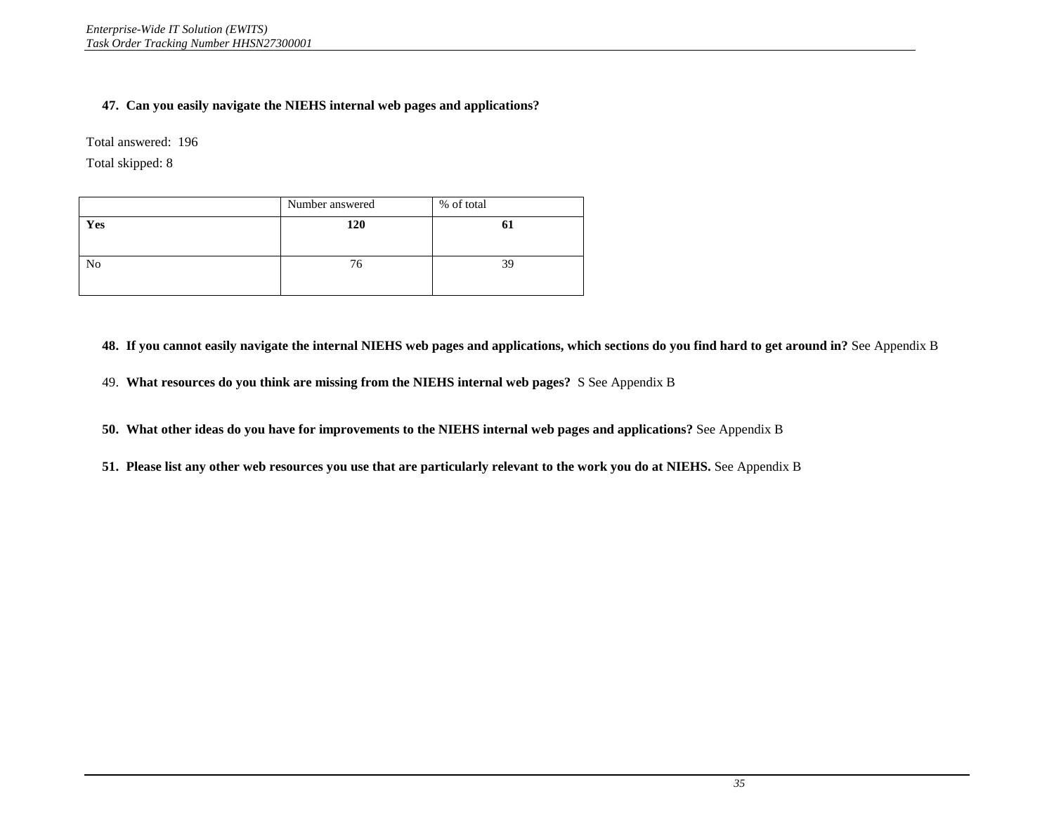**47. Can you easily navigate the NIEHS internal web pages and applications?**

Total answered: 196

Total skipped: 8

| | Number answered | % of total |
|---|---|---|
| **Yes** | **120** | **61** |
| No | 76 | 39 |

**48. If you cannot easily navigate the internal NIEHS web pages and applications, which sections do you find hard to get around in?** See Appendix B

49. **What resources do you think are missing from the NIEHS internal web pages?** S See Appendix B

**50. What other ideas do you have for improvements to the NIEHS internal web pages and applications?** See Appendix B

**51. Please list any other web resources you use that are particularly relevant to the work you do at NIEHS.** See Appendix B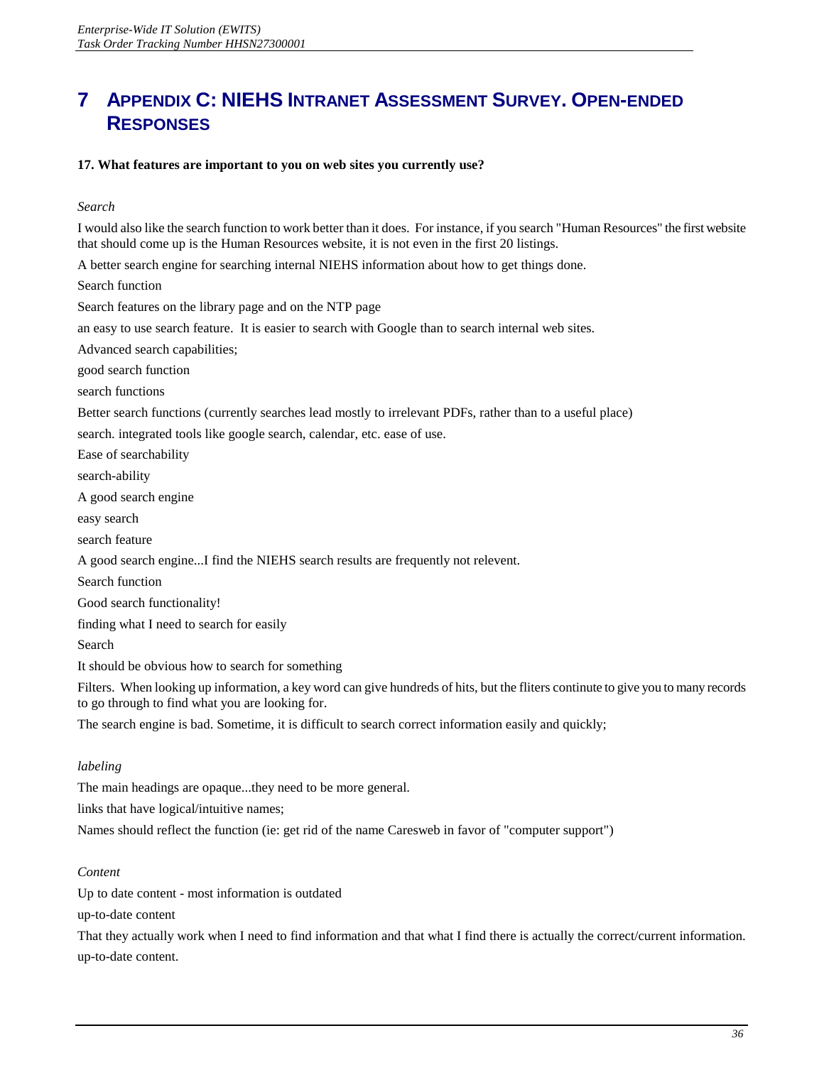# 7 APPENDIX C: NIEHS INTRANET ASSESSMENT SURVEY. OPEN-ENDED RESPONSES

**17. What features are important to you on web sites you currently use?**

*Search*

I would also like the search function to work better than it does. For instance, if you search "Human Resources" the first website that should come up is the Human Resources website, it is not even in the first 20 listings.

A better search engine for searching internal NIEHS information about how to get things done.

Search function

Search features on the library page and on the NTP page

an easy to use search feature. It is easier to search with Google than to search internal web sites.

Advanced search capabilities;

good search function

search functions

Better search functions (currently searches lead mostly to irrelevant PDFs, rather than to a useful place)

search. integrated tools like google search, calendar, etc. ease of use.

Ease of searchability

search-ability

A good search engine

easy search

search feature

A good search engine...I find the NIEHS search results are frequently not relevent.

Search function

Good search functionality!

finding what I need to search for easily

Search

It should be obvious how to search for something

Filters. When looking up information, a key word can give hundreds of hits, but the fliters contintute to give you to many records to go through to find what you are looking for.

The search engine is bad. Sometime, it is difficult to search correct information easily and quickly;

*labeling*

The main headings are opaque...they need to be more general.

links that have logical/intuitive names;

Names should reflect the function (ie: get rid of the name Caresweb in favor of "computer support")

*Content*

Up to date content - most information is outdated

up-to-date content

That they actually work when I need to find information and that what I find there is actually the correct/current information.

up-to-date content.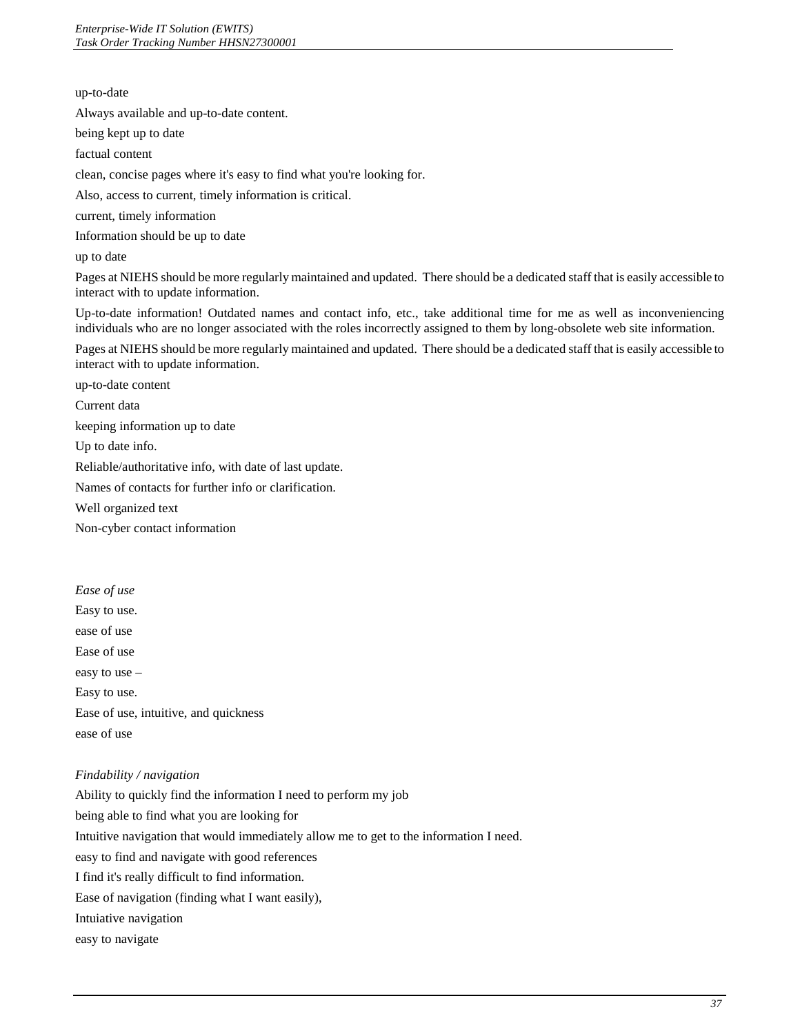up-to-date

Always available and up-to-date content.

being kept up to date

factual content

clean, concise pages where it's easy to find what you're looking for.

Also, access to current, timely information is critical.

current, timely information

Information should be up to date

up to date

Pages at NIEHS should be more regularly maintained and updated. There should be a dedicated staff that is easily accessible to interact with to update information.

Up-to-date information! Outdated names and contact info, etc., take additional time for me as well as inconveniencing individuals who are no longer associated with the roles incorrectly assigned to them by long-obsolete web site information.

Pages at NIEHS should be more regularly maintained and updated. There should be a dedicated staff that is easily accessible to interact with to update information.

up-to-date content

Current data

keeping information up to date

Up to date info.

Reliable/authoritative info, with date of last update.

Names of contacts for further info or clarification.

Well organized text

Non-cyber contact information

*Ease of use*

Easy to use.

ease of use

Ease of use

easy to use –

Easy to use.

Ease of use, intuitive, and quickness

ease of use

*Findability / navigation*

Ability to quickly find the information I need to perform my job

being able to find what you are looking for

Intuitive navigation that would immediately allow me to get to the information I need.

easy to find and navigate with good references

I find it's really difficult to find information.

Ease of navigation (finding what I want easily),

Intuiative navigation

easy to navigate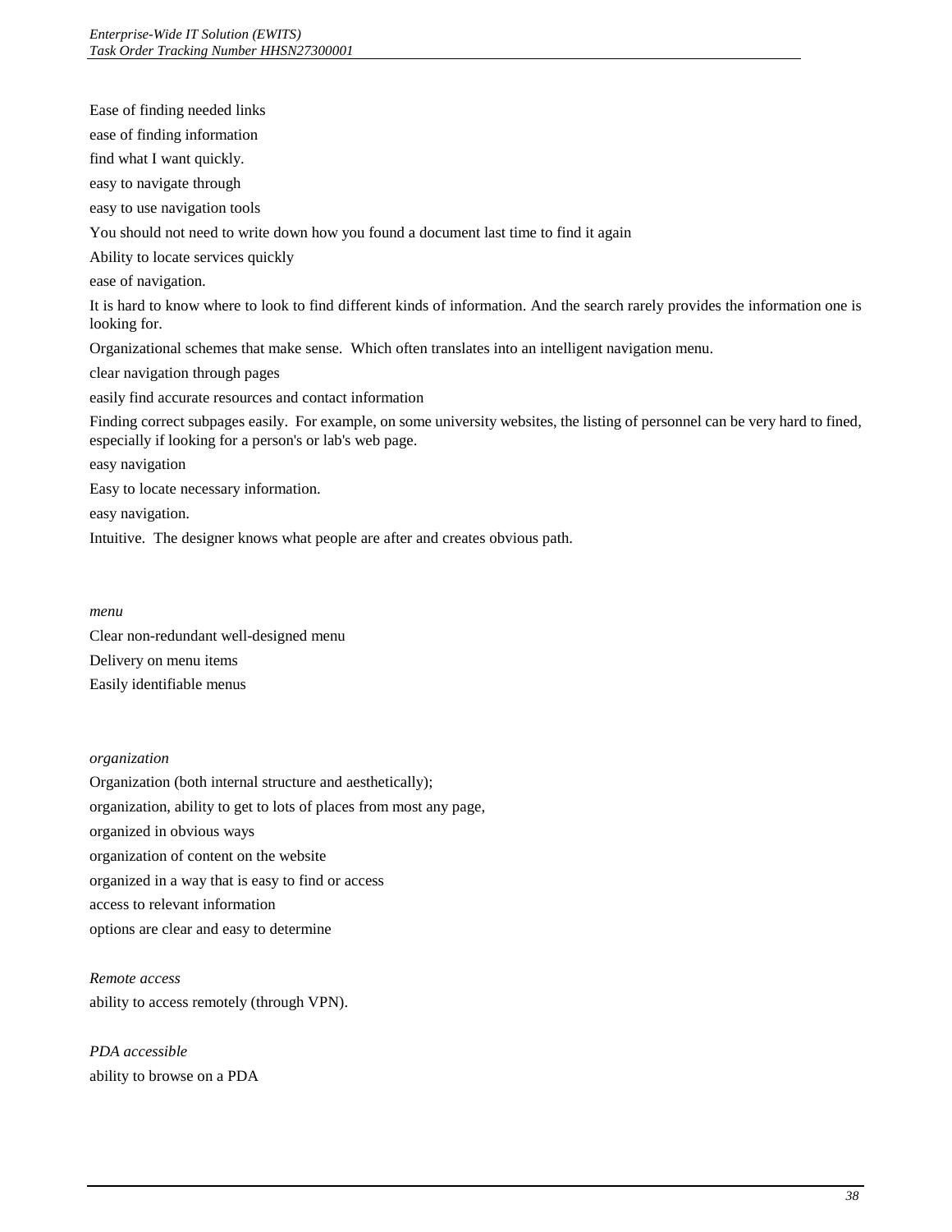Ease of finding needed links

ease of finding information

find what I want quickly.

easy to navigate through

easy to use navigation tools

You should not need to write down how you found a document last time to find it again

Ability to locate services quickly

ease of navigation.

It is hard to know where to look to find different kinds of information. And the search rarely provides the information one is looking for.

Organizational schemes that make sense. Which often translates into an intelligent navigation menu.

clear navigation through pages

easily find accurate resources and contact information

Finding correct subpages easily. For example, on some university websites, the listing of personnel can be very hard to fined, especially if looking for a person's or lab's web page.

easy navigation

Easy to locate necessary information.

easy navigation.

Intuitive. The designer knows what people are after and creates obvious path.

*menu*

Clear non-redundant well-designed menu

Delivery on menu items

Easily identifiable menus

*organization*

Organization (both internal structure and aesthetically);

organization, ability to get to lots of places from most any page,

organized in obvious ways

organization of content on the website

organized in a way that is easy to find or access

access to relevant information

options are clear and easy to determine

*Remote access*

ability to access remotely (through VPN).

*PDA accessible*

ability to browse on a PDA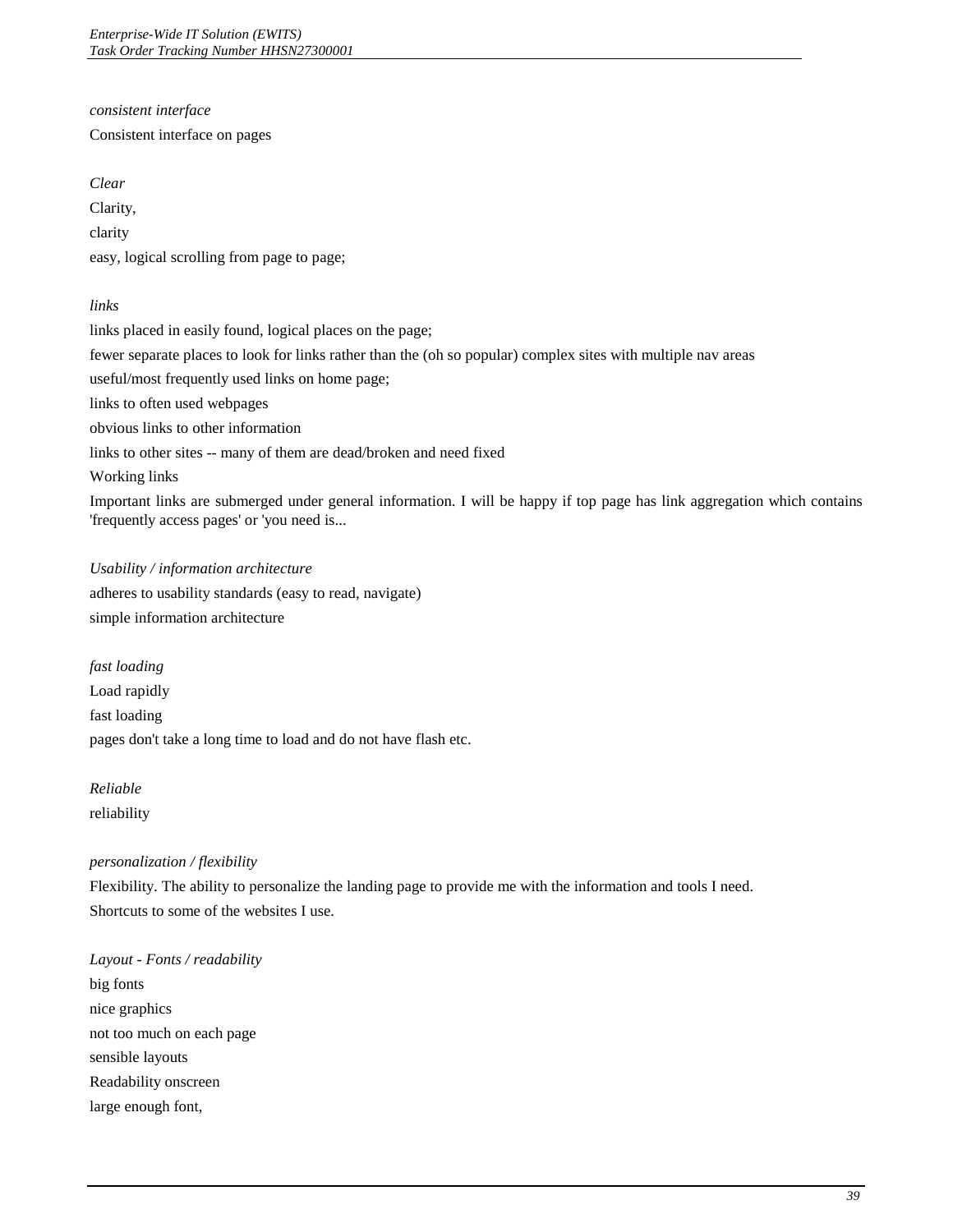*consistent interface*

Consistent interface on pages

*Clear*

Clarity,

clarity

easy, logical scrolling from page to page;

*links*

links placed in easily found, logical places on the page;

fewer separate places to look for links rather than the (oh so popular) complex sites with multiple nav areas

useful/most frequently used links on home page;

links to often used webpages

obvious links to other information

links to other sites -- many of them are dead/broken and need fixed

Working links

Important links are submerged under general information. I will be happy if top page has link aggregation which contains 'frequently access pages' or 'you need is...

*Usability / information architecture*

adheres to usability standards (easy to read, navigate)

simple information architecture

*fast loading*

Load rapidly

fast loading

pages don't take a long time to load and do not have flash etc.

*Reliable*

reliability

*personalization / flexibility*

Flexibility. The ability to personalize the landing page to provide me with the information and tools I need.

Shortcuts to some of the websites I use.

*Layout - Fonts / readability*

big fonts

nice graphics

not too much on each page

sensible layouts

Readability onscreen

large enough font,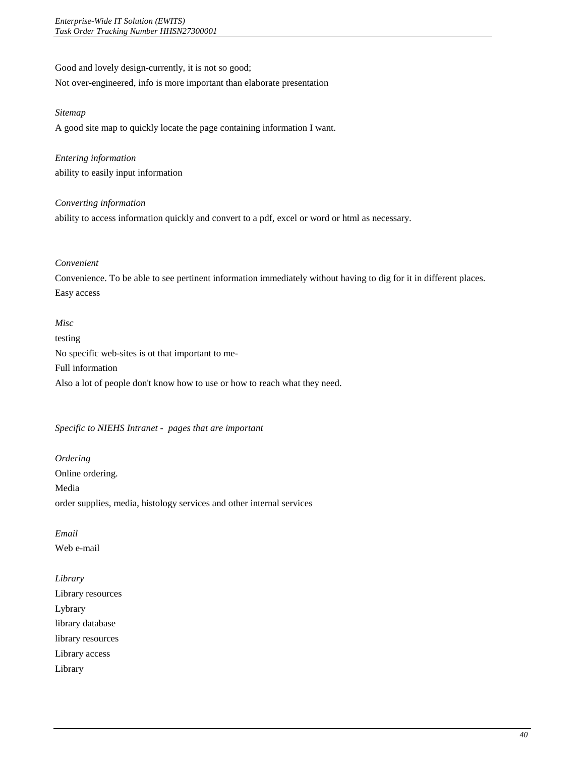Good and lovely design-currently, it is not so good;

Not over-engineered, info is more important than elaborate presentation

*Sitemap*

A good site map to quickly locate the page containing information I want.

*Entering information*

ability to easily input information

*Converting information*

ability to access information quickly and convert to a pdf, excel or word or html as necessary.

*Convenient*

Convenience. To be able to see pertinent information immediately without having to dig for it in different places.

Easy access

*Misc*

testing

No specific web-sites is ot that important to me-

Full information

Also a lot of people don't know how to use or how to reach what they need.

*Specific to NIEHS Intranet - pages that are important*

*Ordering*

Online ordering.

Media

order supplies, media, histology services and other internal services

*Email*

Web e-mail

*Library*

Library resources

Lybrary

library database

library resources

Library access

Library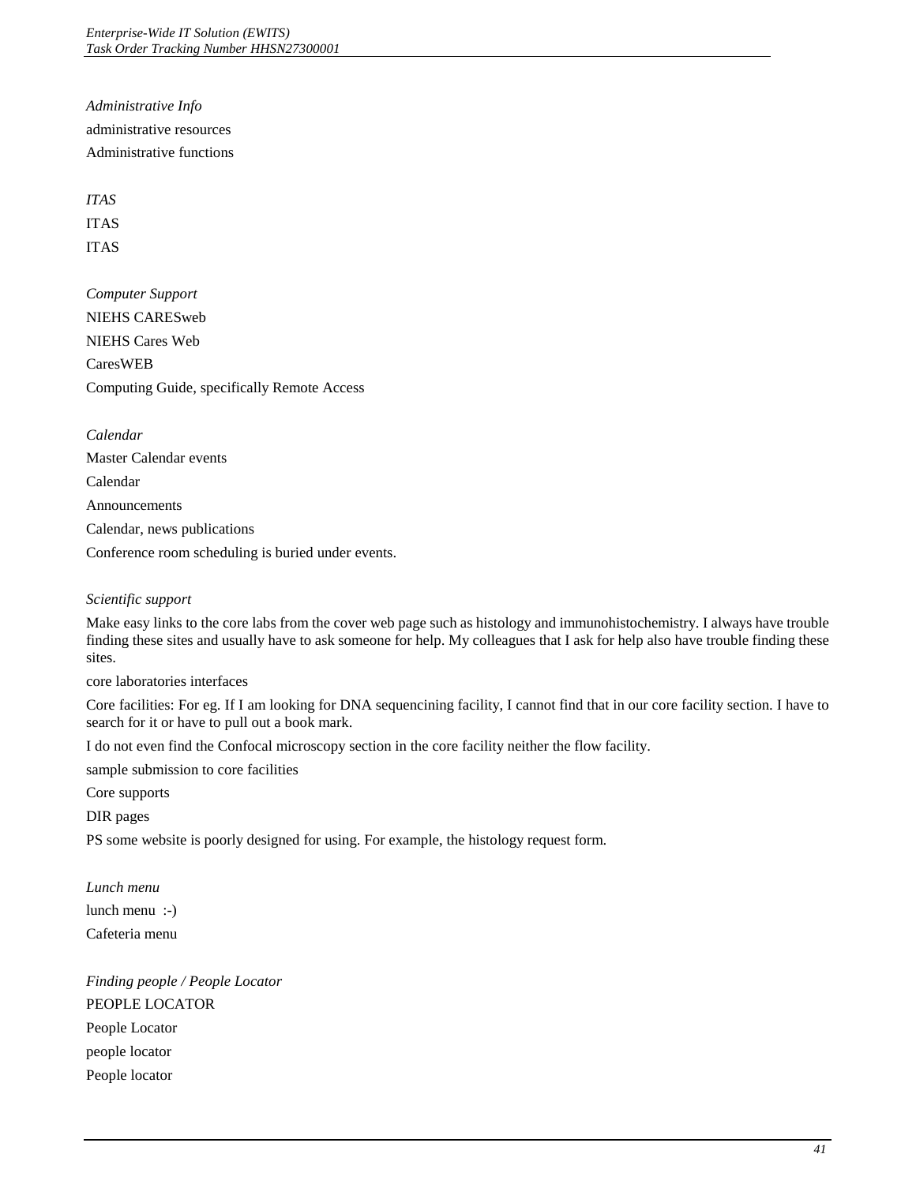*Administrative Info*

administrative resources

Administrative functions

*ITAS*

ITAS

ITAS

*Computer Support*

NIEHS CARESweb

NIEHS Cares Web

CaresWEB

Computing Guide, specifically Remote Access

*Calendar*

Master Calendar events

Calendar

Announcements

Calendar, news publications

Conference room scheduling is buried under events.

*Scientific support*

Make easy links to the core labs from the cover web page such as histology and immunohistochemistry. I always have trouble finding these sites and usually have to ask someone for help. My colleagues that I ask for help also have trouble finding these sites.

core laboratories interfaces

Core facilities: For eg. If I am looking for DNA sequencining facility, I cannot find that in our core facility section. I have to search for it or have to pull out a book mark.

I do not even find the Confocal microscopy section in the core facility neither the flow facility.

sample submission to core facilities

Core supports

DIR pages

PS some website is poorly designed for using. For example, the histology request form.

*Lunch menu*

lunch menu :-)

Cafeteria menu

*Finding people / People Locator*

PEOPLE LOCATOR

People Locator

people locator

People locator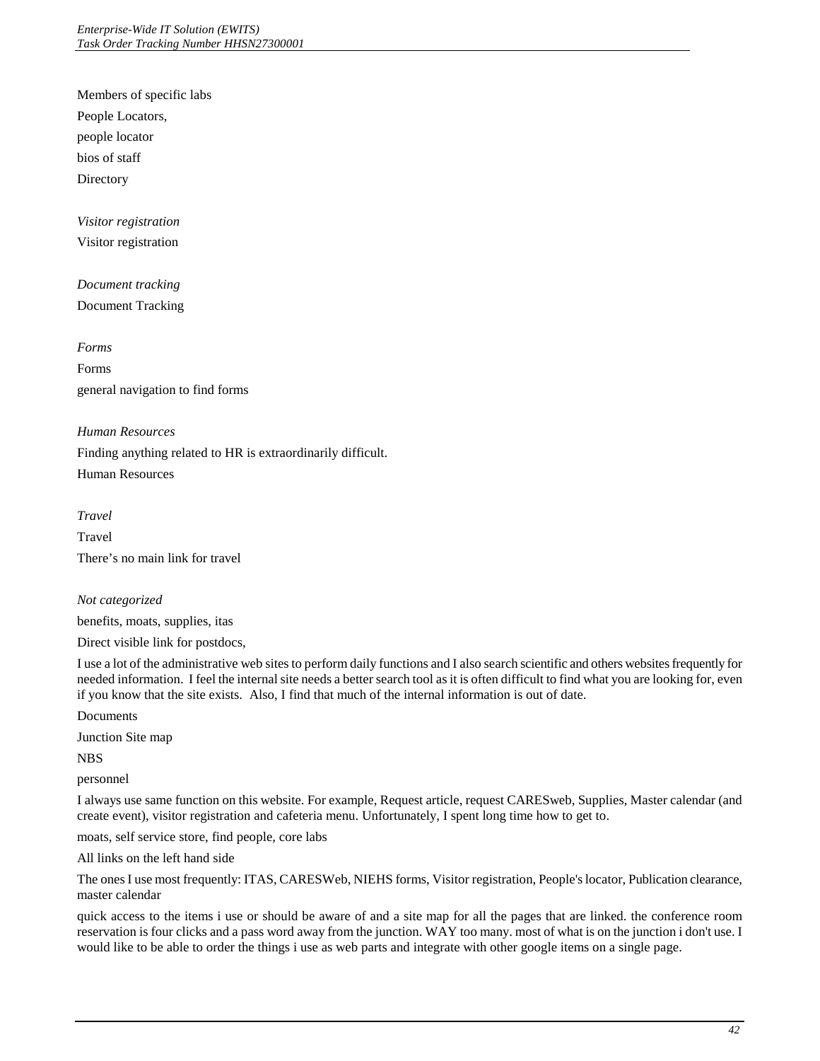Members of specific labs

People Locators,

people locator

bios of staff

Directory

*Visitor registration*

Visitor registration

*Document tracking*

Document Tracking

*Forms*

Forms

general navigation to find forms

*Human Resources*

Finding anything related to HR is extraordinarily difficult.

Human Resources

*Travel*

Travel

There's no main link for travel

*Not categorized*

benefits, moats, supplies, itas

Direct visible link for postdocs,

I use a lot of the administrative web sites to perform daily functions and I also search scientific and others websites frequently for needed information. I feel the internal site needs a better search tool as it is often difficult to find what you are looking for, even if you know that the site exists. Also, I find that much of the internal information is out of date.

Documents

Junction Site map

NBS

personnel

I always use same function on this website. For example, Request article, request CARESweb, Supplies, Master calendar (and create event), visitor registration and cafeteria menu. Unfortunately, I spent long time how to get to.

moats, self service store, find people, core labs

All links on the left hand side

The ones I use most frequently: ITAS, CARESWeb, NIEHS forms, Visitor registration, People's locator, Publication clearance, master calendar

quick access to the items i use or should be aware of and a site map for all the pages that are linked. the conference room reservation is four clicks and a pass word away from the junction. WAY too many. most of what is on the junction i don't use. I would like to be able to order the things i use as web parts and integrate with other google items on a single page.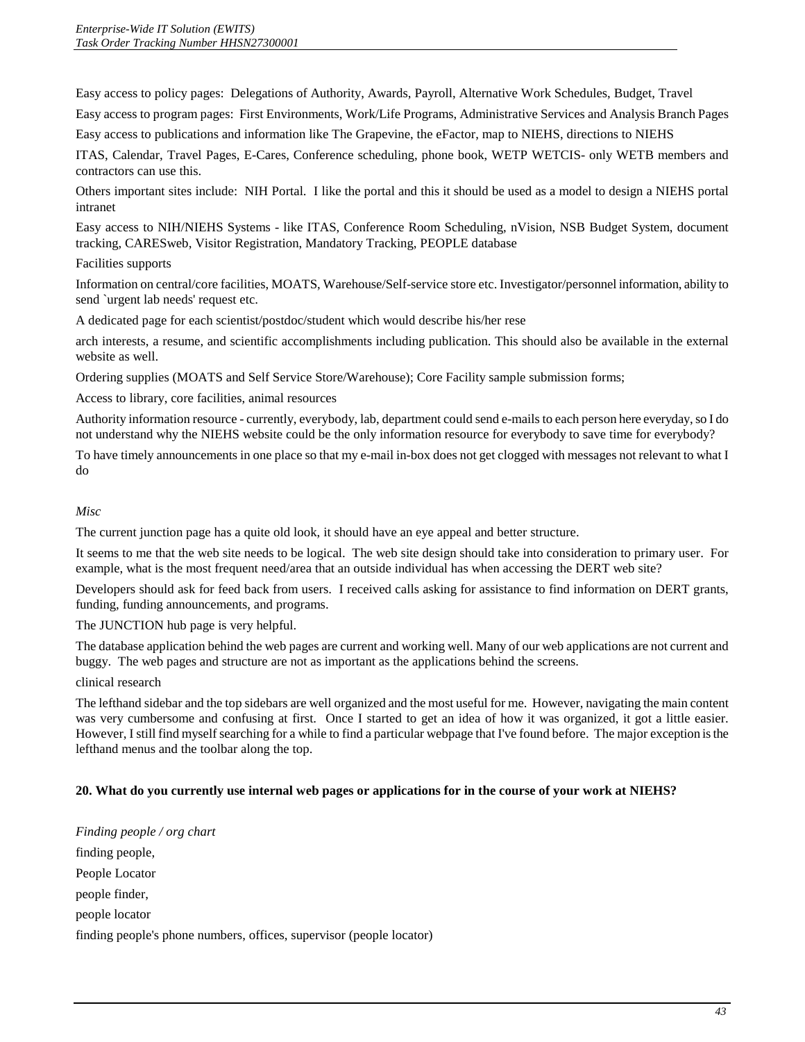Easy access to policy pages:  Delegations of Authority, Awards, Payroll, Alternative Work Schedules, Budget, Travel

Easy access to program pages:  First Environments, Work/Life Programs, Administrative Services and Analysis Branch Pages

Easy access to publications and information like The Grapevine, the eFactor, map to NIEHS, directions to NIEHS

ITAS, Calendar, Travel Pages, E-Cares, Conference scheduling, phone book, WETP WETCIS- only WETB members and contractors can use this.

Others important sites include:  NIH Portal.  I like the portal and this it should be used as a model to design a NIEHS portal intranet

Easy access to NIH/NIEHS Systems - like ITAS, Conference Room Scheduling, nVision, NSB Budget System, document tracking, CARESweb, Visitor Registration, Mandatory Tracking, PEOPLE database

Facilities supports

Information on central/core facilities, MOATS, Warehouse/Self-service store etc. Investigator/personnel information, ability to send `urgent lab needs' request etc.

A dedicated page for each scientist/postdoc/student which would describe his/her rese

arch interests, a resume, and scientific accomplishments including publication. This should also be available in the external website as well.

Ordering supplies (MOATS and Self Service Store/Warehouse); Core Facility sample submission forms;

Access to library, core facilities, animal resources

Authority information resource - currently, everybody, lab, department could send e-mails to each person here everyday, so I do not understand why the NIEHS website could be the only information resource for everybody to save time for everybody?

To have timely announcements in one place so that my e-mail in-box does not get clogged with messages not relevant to what I do

*Misc*

The current junction page has a quite old look, it should have an eye appeal and better structure.

It seems to me that the web site needs to be logical.  The web site design should take into consideration to primary user.  For example, what is the most frequent need/area that an outside individual has when accessing the DERT web site?

Developers should ask for feed back from users.  I received calls asking for assistance to find information on DERT grants, funding, funding announcements, and programs.

The JUNCTION hub page is very helpful.

The database application behind the web pages are current and working well. Many of our web applications are not current and buggy.  The web pages and structure are not as important as the applications behind the screens.

clinical research

The lefthand sidebar and the top sidebars are well organized and the most useful for me.  However, navigating the main content was very cumbersome and confusing at first.  Once I started to get an idea of how it was organized, it got a little easier.  However, I still find myself searching for a while to find a particular webpage that I've found before.  The major exception is the lefthand menus and the toolbar along the top.

**20. What do you currently use internal web pages or applications for in the course of your work at NIEHS?**

*Finding people / org chart*

finding people,

People Locator

people finder,

people locator

finding people's phone numbers, offices, supervisor (people locator)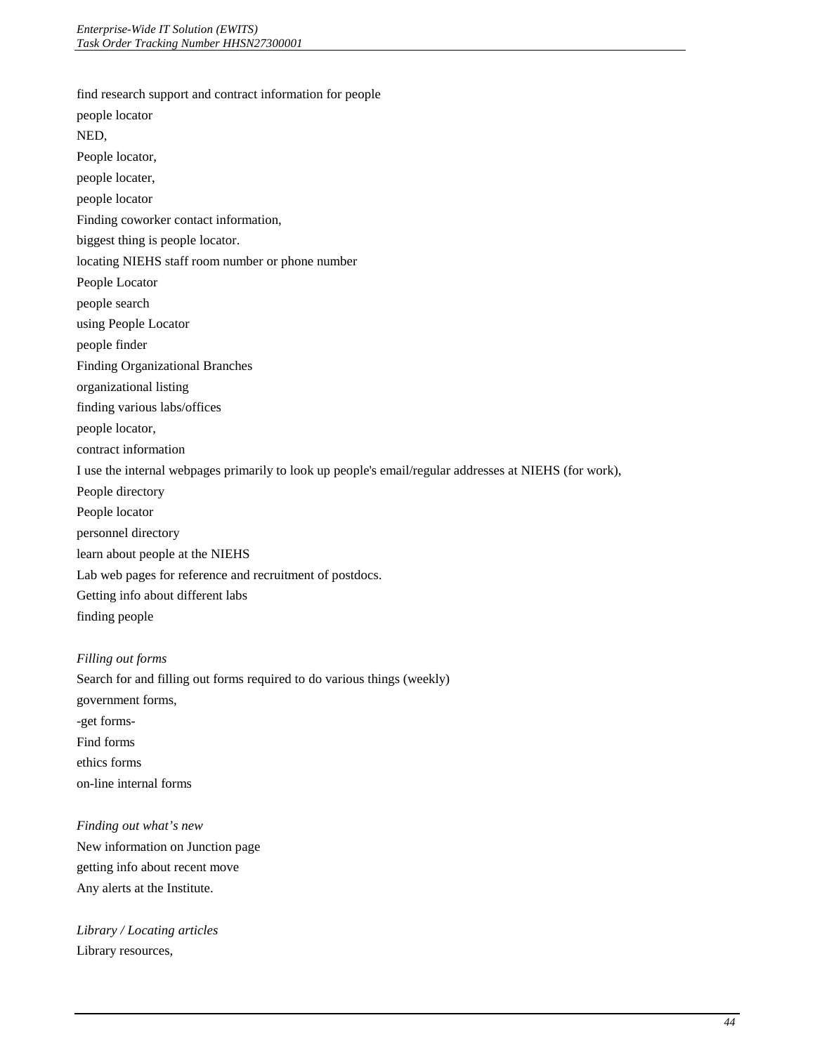find research support and contract information for people

people locator

NED,

People locator,

people locater,

people locator

Finding coworker contact information,

biggest thing is people locator.

locating NIEHS staff room number or phone number

People Locator

people search

using People Locator

people finder

Finding Organizational Branches

organizational listing

finding various labs/offices

people locator,

contract information

I use the internal webpages primarily to look up people's email/regular addresses at NIEHS (for work),

People directory

People locator

personnel directory

learn about people at the NIEHS

Lab web pages for reference and recruitment of postdocs.

Getting info about different labs

finding people

*Filling out forms*

Search for and filling out forms required to do various things (weekly)

government forms,

-get forms-

Find forms

ethics forms

on-line internal forms

*Finding out what's new*

New information on Junction page

getting info about recent move

Any alerts at the Institute.

*Library / Locating articles*

Library resources,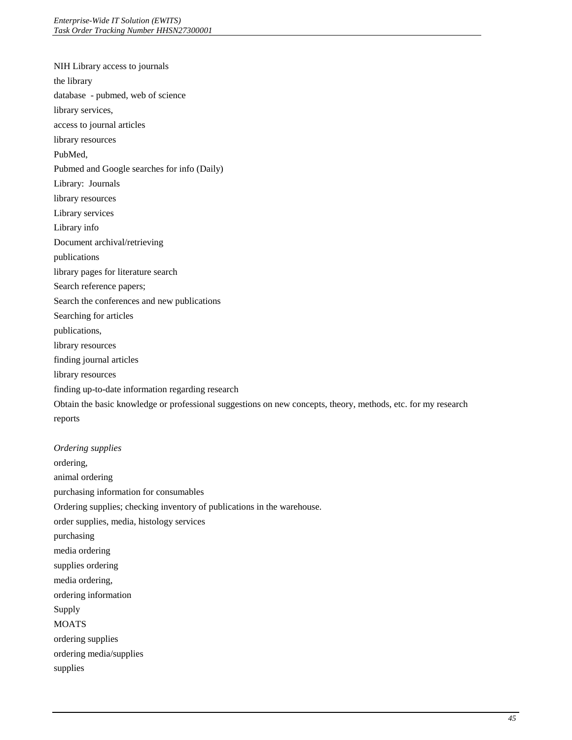NIH Library access to journals

the library

database - pubmed, web of science

library services,

access to journal articles

library resources

PubMed,

Pubmed and Google searches for info (Daily)

Library: Journals

library resources

Library services

Library info

Document archival/retrieving

publications

library pages for literature search

Search reference papers;

Search the conferences and new publications

Searching for articles

publications,

library resources

finding journal articles

library resources

finding up-to-date information regarding research

Obtain the basic knowledge or professional suggestions on new concepts, theory, methods, etc. for my research reports

*Ordering supplies*

ordering,

animal ordering

purchasing information for consumables

Ordering supplies; checking inventory of publications in the warehouse.

order supplies, media, histology services

purchasing

media ordering

supplies ordering

media ordering,

ordering information

Supply

MOATS

ordering supplies

ordering media/supplies

supplies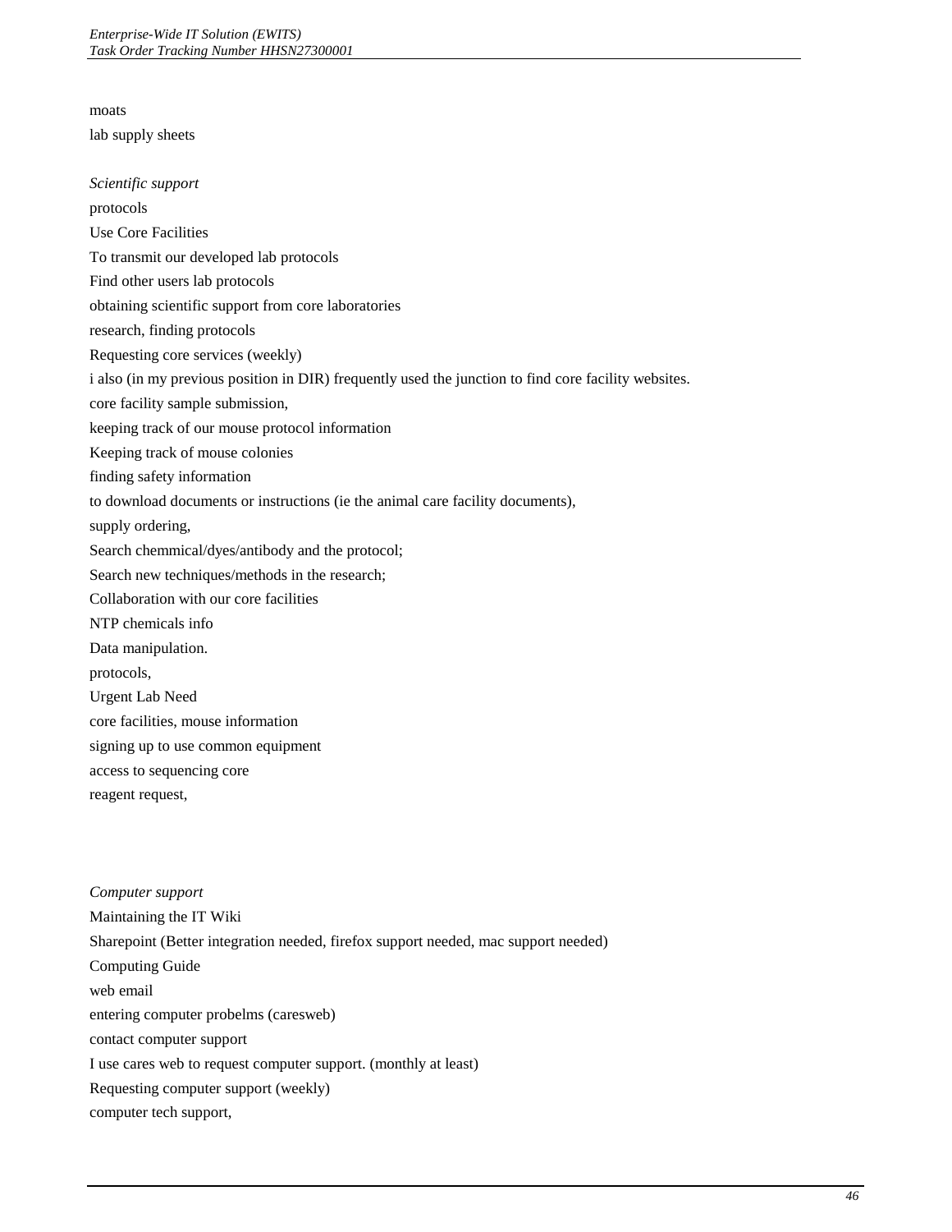moats

lab supply sheets

*Scientific support*

protocols

Use Core Facilities

To transmit our developed lab protocols

Find other users lab protocols

obtaining scientific support from core laboratories

research, finding protocols

Requesting core services (weekly)

i also (in my previous position in DIR) frequently used the junction to find core facility websites.

core facility sample submission,

keeping track of our mouse protocol information

Keeping track of mouse colonies

finding safety information

to download documents or instructions (ie the animal care facility documents),

supply ordering,

Search chemmical/dyes/antibody and the protocol;

Search new techniques/methods in the research;

Collaboration with our core facilities

NTP chemicals info

Data manipulation.

protocols,

Urgent Lab Need

core facilities, mouse information

signing up to use common equipment

access to sequencing core

reagent request,

*Computer support*

Maintaining the IT Wiki

Sharepoint (Better integration needed, firefox support needed, mac support needed)

Computing Guide

web email

entering computer probelms (caresweb)

contact computer support

I use cares web to request computer support. (monthly at least)

Requesting computer support (weekly)

computer tech support,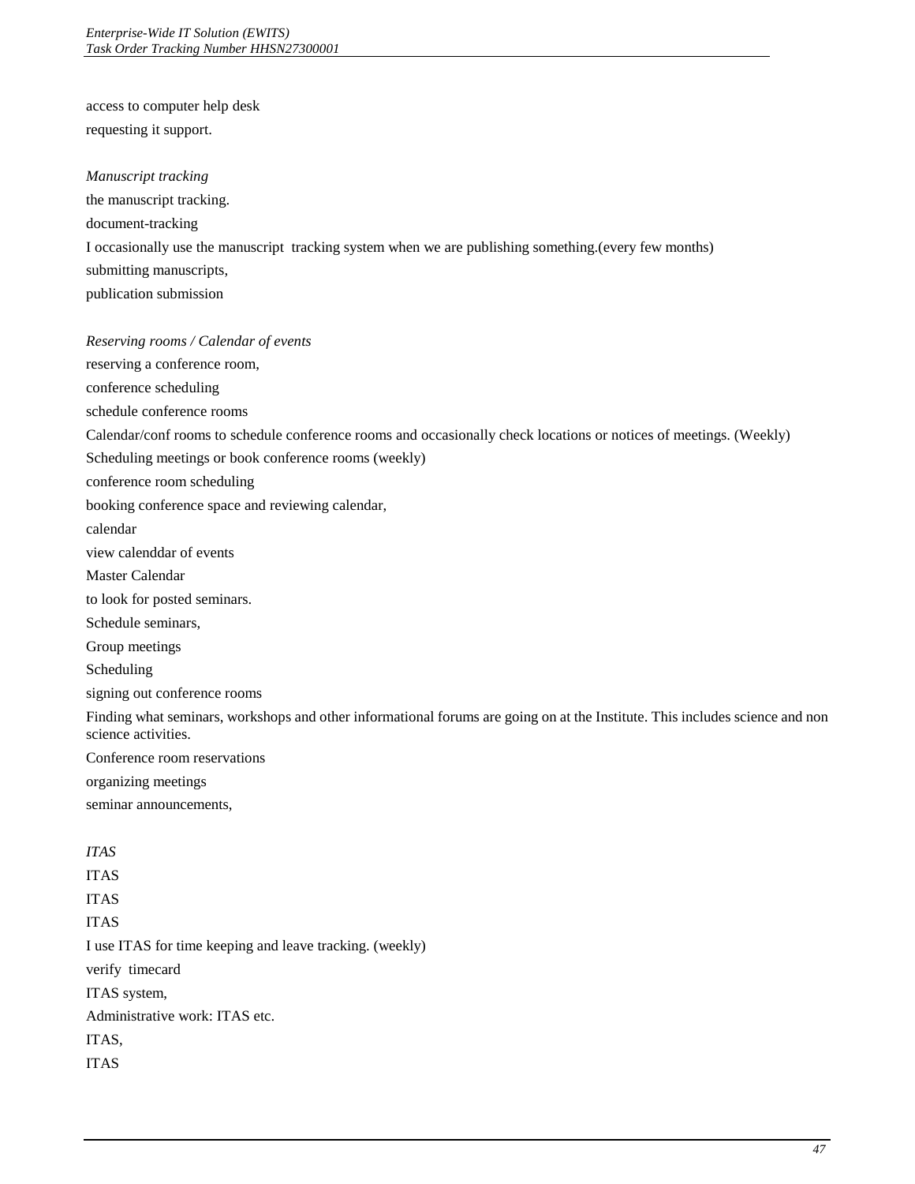access to computer help desk

requesting it support.

*Manuscript tracking*

the manuscript tracking.

document-tracking

I occasionally use the manuscript  tracking system when we are publishing something.(every few months)

submitting manuscripts,

publication submission

*Reserving rooms / Calendar of events*

reserving a conference room,

conference scheduling

schedule conference rooms

Calendar/conf rooms to schedule conference rooms and occasionally check locations or notices of meetings. (Weekly)

Scheduling meetings or book conference rooms (weekly)

conference room scheduling

booking conference space and reviewing calendar,

calendar

view calenddar of events

Master Calendar

to look for posted seminars.

Schedule seminars,

Group meetings

Scheduling

signing out conference rooms

Finding what seminars, workshops and other informational forums are going on at the Institute. This includes science and non science activities.

Conference room reservations

organizing meetings

seminar announcements,

*ITAS*

ITAS

ITAS

ITAS

I use ITAS for time keeping and leave tracking. (weekly)

verify  timecard

ITAS system,

Administrative work: ITAS etc.

ITAS,

ITAS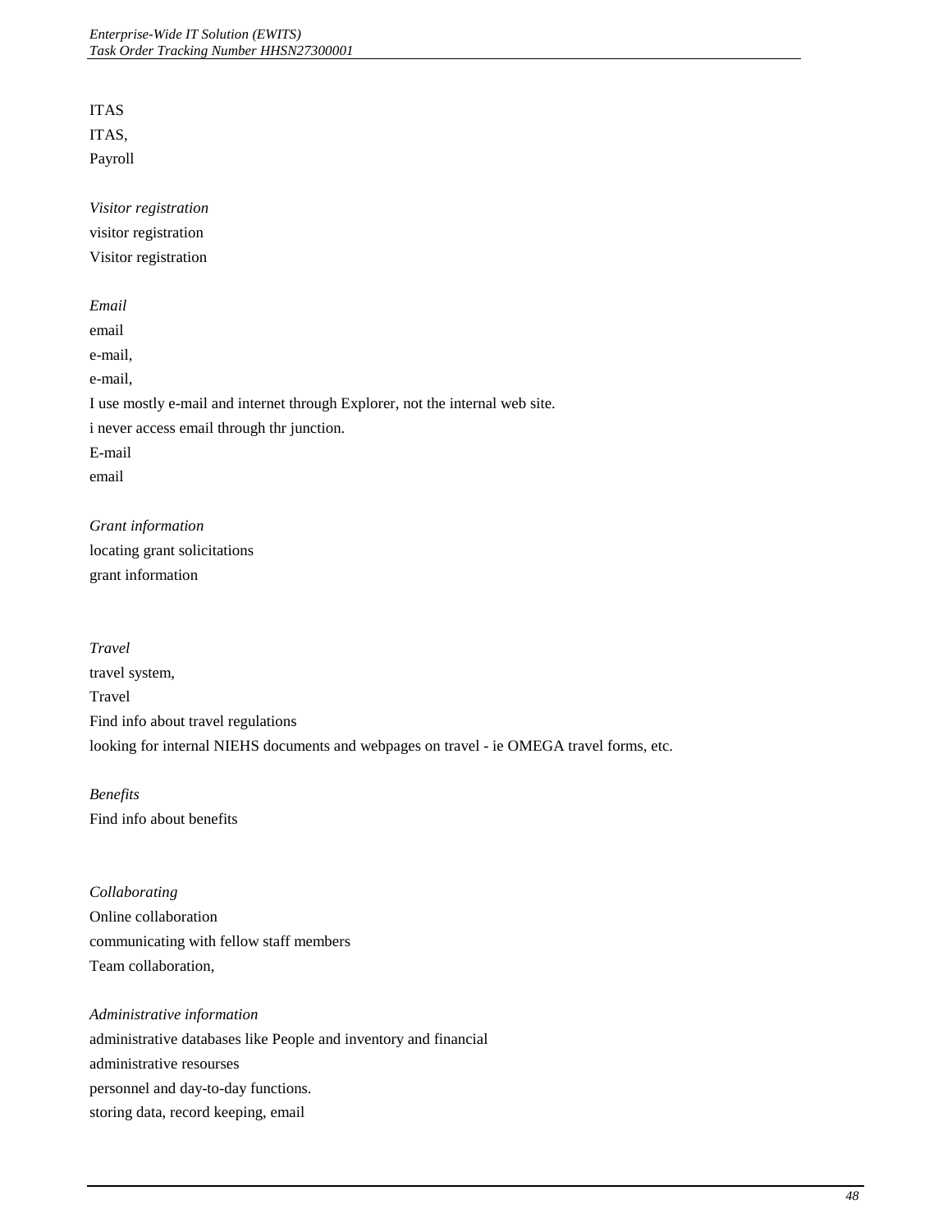ITAS

ITAS,

Payroll

*Visitor registration*

visitor registration

Visitor registration

*Email*

email

e-mail,

e-mail,

I use mostly e-mail and internet through Explorer, not the internal web site.

i never access email through thr junction.

E-mail

email

*Grant information*

locating grant solicitations

grant information

*Travel*

travel system,

Travel

Find info about travel regulations

looking for internal NIEHS documents and webpages on travel - ie OMEGA travel forms, etc.

*Benefits*

Find info about benefits

*Collaborating*

Online collaboration

communicating with fellow staff members

Team collaboration,

*Administrative information*

administrative databases like People and inventory and financial

administrative resourses

personnel and day-to-day functions.

storing data, record keeping, email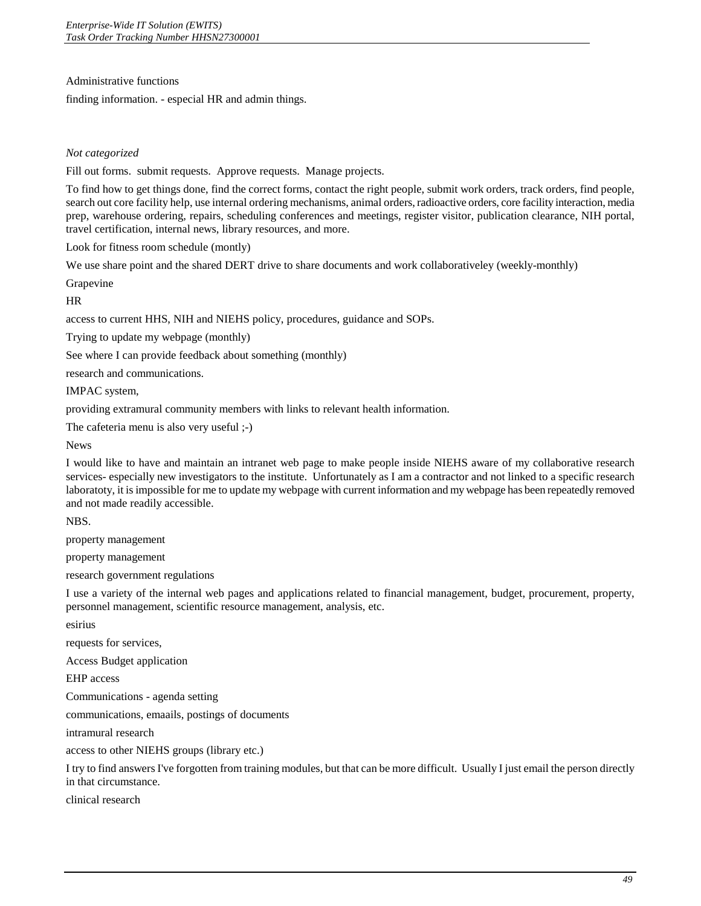Administrative functions

finding information. - especial HR and admin things.

*Not categorized*

Fill out forms.  submit requests.  Approve requests.  Manage projects.

To find how to get things done, find the correct forms, contact the right people, submit work orders, track orders, find people, search out core facility help, use internal ordering mechanisms, animal orders, radioactive orders, core facility interaction, media prep, warehouse ordering, repairs, scheduling conferences and meetings, register visitor, publication clearance, NIH portal, travel certification, internal news, library resources, and more.

Look for fitness room schedule (montly)

We use share point and the shared DERT drive to share documents and work collaborativeley (weekly-monthly)

Grapevine

HR

access to current HHS, NIH and NIEHS policy, procedures, guidance and SOPs.

Trying to update my webpage (monthly)

See where I can provide feedback about something (monthly)

research and communications.

IMPAC system,

providing extramural community members with links to relevant health information.

The cafeteria menu is also very useful ;-)

News

I would like to have and maintain an intranet web page to make people inside NIEHS aware of my collaborative research services- especially new investigators to the institute.  Unfortunately as I am a contractor and not linked to a specific research laboratoty, it is impossible for me to update my webpage with current information and my webpage has been repeatedly removed and not made readily accessible.

NBS.

property management

property management

research government regulations

I use a variety of the internal web pages and applications related to financial management, budget, procurement, property, personnel management, scientific resource management, analysis, etc.

esirius

requests for services,

Access Budget application

EHP access

Communications - agenda setting

communications, emaails, postings of documents

intramural research

access to other NIEHS groups (library etc.)

I try to find answers I've forgotten from training modules, but that can be more difficult.  Usually I just email the person directly in that circumstance.

clinical research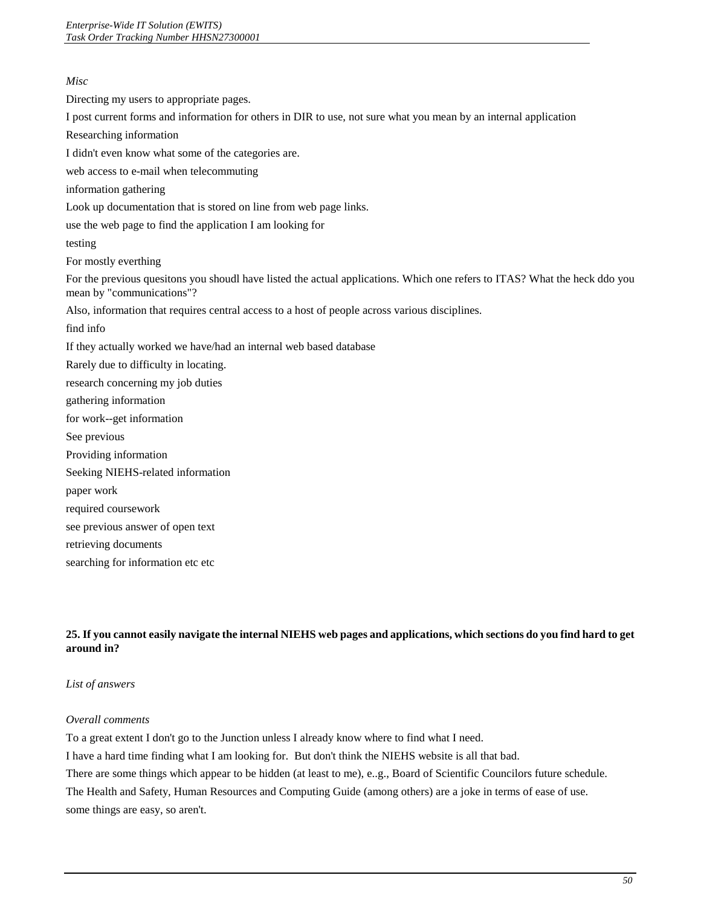*Misc*

Directing my users to appropriate pages.

I post current forms and information for others in DIR to use, not sure what you mean by an internal application

Researching information

I didn't even know what some of the categories are.

web access to e-mail when telecommuting

information gathering

Look up documentation that is stored on line from web page links.

use the web page to find the application I am looking for

testing

For mostly everthing

For the previous quesitons you shoudl have listed the actual applications. Which one refers to ITAS? What the heck ddo you mean by "communications"?

Also, information that requires central access to a host of people across various disciplines.

find info

If they actually worked we have/had an internal web based database

Rarely due to difficulty in locating.

research concerning my job duties

gathering information

for work--get information

See previous

Providing information

Seeking NIEHS-related information

paper work

required coursework

see previous answer of open text

retrieving documents

searching for information etc etc

**25. If you cannot easily navigate the internal NIEHS web pages and applications, which sections do you find hard to get around in?**

*List of answers*

*Overall comments*

To a great extent I don't go to the Junction unless I already know where to find what I need.

I have a hard time finding what I am looking for.  But don't think the NIEHS website is all that bad.

There are some things which appear to be hidden (at least to me), e..g., Board of Scientific Councilors future schedule.

The Health and Safety, Human Resources and Computing Guide (among others) are a joke in terms of ease of use.

some things are easy, so aren't.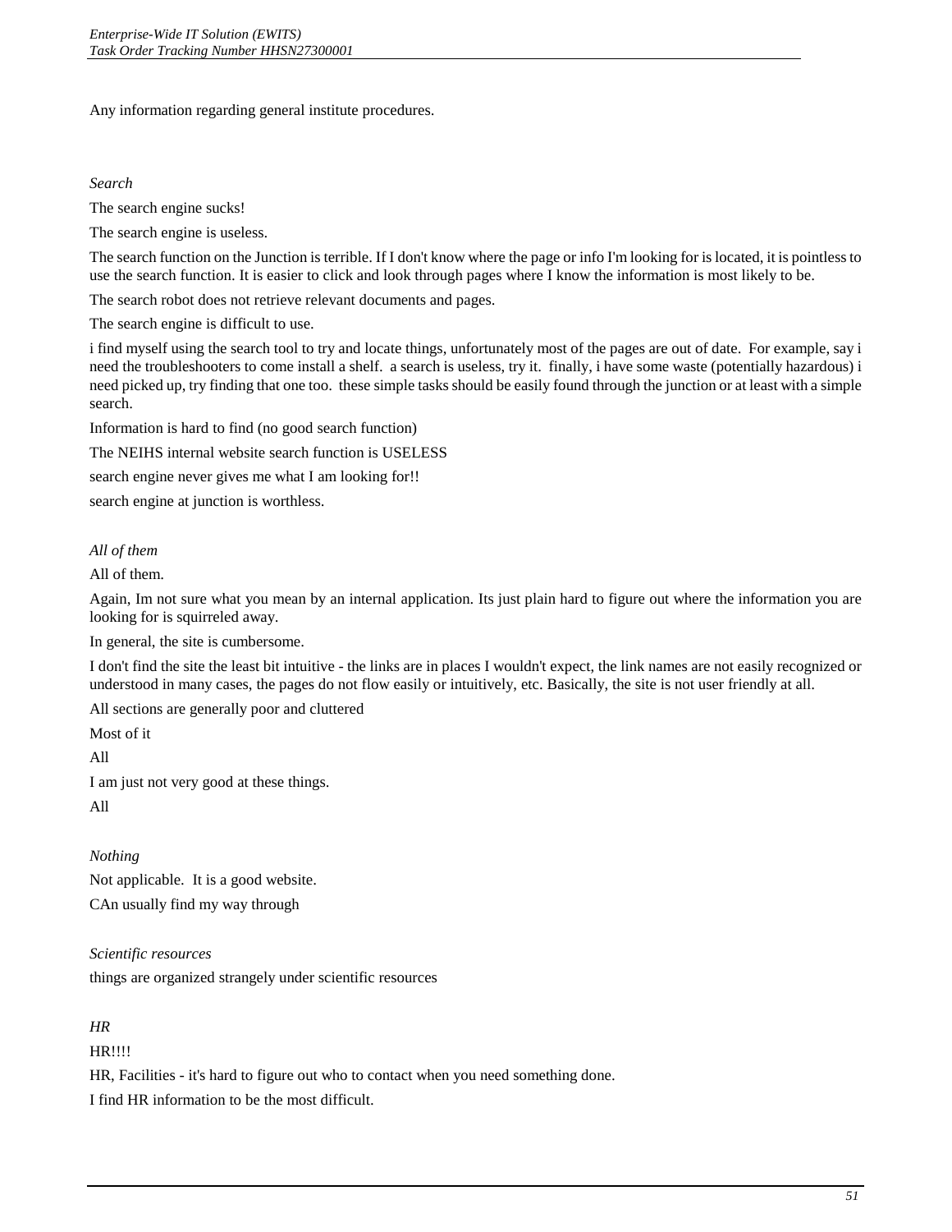Any information regarding general institute procedures.

*Search*

The search engine sucks!

The search engine is useless.

The search function on the Junction is terrible. If I don't know where the page or info I'm looking for is located, it is pointless to use the search function. It is easier to click and look through pages where I know the information is most likely to be.

The search robot does not retrieve relevant documents and pages.

The search engine is difficult to use.

i find myself using the search tool to try and locate things, unfortunately most of the pages are out of date. For example, say i need the troubleshooters to come install a shelf. a search is useless, try it. finally, i have some waste (potentially hazardous) i need picked up, try finding that one too. these simple tasks should be easily found through the junction or at least with a simple search.

Information is hard to find (no good search function)

The NEIHS internal website search function is USELESS

search engine never gives me what I am looking for!!

search engine at junction is worthless.

*All of them*

All of them.

Again, Im not sure what you mean by an internal application. Its just plain hard to figure out where the information you are looking for is squirreled away.

In general, the site is cumbersome.

I don't find the site the least bit intuitive - the links are in places I wouldn't expect, the link names are not easily recognized or understood in many cases, the pages do not flow easily or intuitively, etc. Basically, the site is not user friendly at all.

All sections are generally poor and cluttered

Most of it

All

I am just not very good at these things.

All

*Nothing*

Not applicable. It is a good website.

CAn usually find my way through

*Scientific resources*

things are organized strangely under scientific resources

*HR*

HR!!!!

HR, Facilities - it's hard to figure out who to contact when you need something done.

I find HR information to be the most difficult.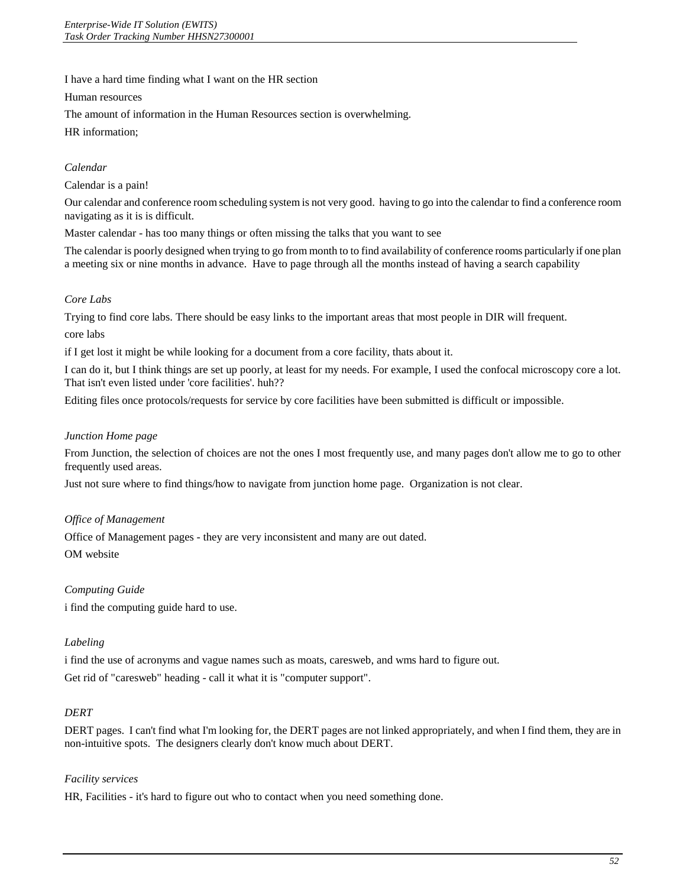I have a hard time finding what I want on the HR section

Human resources

The amount of information in the Human Resources section is overwhelming.

HR information;

*Calendar*

Calendar is a pain!

Our calendar and conference room scheduling system is not very good. having to go into the calendar to find a conference room navigating as it is is difficult.

Master calendar - has too many things or often missing the talks that you want to see

The calendar is poorly designed when trying to go from month to to find availability of conference rooms particularly if one plan a meeting six or nine months in advance. Have to page through all the months instead of having a search capability

*Core Labs*

Trying to find core labs. There should be easy links to the important areas that most people in DIR will frequent.

core labs

if I get lost it might be while looking for a document from a core facility, thats about it.

I can do it, but I think things are set up poorly, at least for my needs. For example, I used the confocal microscopy core a lot. That isn't even listed under 'core facilities'. huh??

Editing files once protocols/requests for service by core facilities have been submitted is difficult or impossible.

*Junction Home page*

From Junction, the selection of choices are not the ones I most frequently use, and many pages don't allow me to go to other frequently used areas.

Just not sure where to find things/how to navigate from junction home page. Organization is not clear.

*Office of Management*

Office of Management pages - they are very inconsistent and many are out dated.

OM website

*Computing Guide*

i find the computing guide hard to use.

*Labeling*

i find the use of acronyms and vague names such as moats, caresweb, and wms hard to figure out.

Get rid of "caresweb" heading - call it what it is "computer support".

*DERT*

DERT pages. I can't find what I'm looking for, the DERT pages are not linked appropriately, and when I find them, they are in non-intuitive spots. The designers clearly don't know much about DERT.

*Facility services*

HR, Facilities - it's hard to figure out who to contact when you need something done.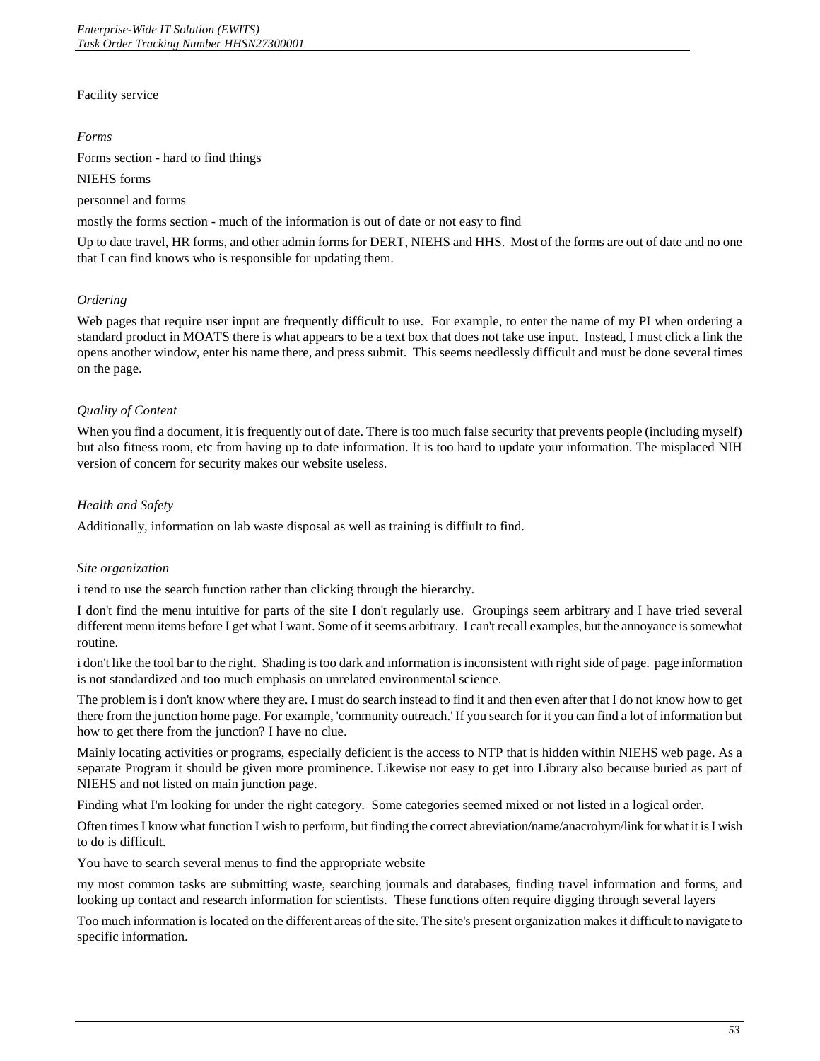Facility service

*Forms*

Forms section - hard to find things

NIEHS forms

personnel and forms

mostly the forms section - much of the information is out of date or not easy to find

Up to date travel, HR forms, and other admin forms for DERT, NIEHS and HHS. Most of the forms are out of date and no one that I can find knows who is responsible for updating them.

*Ordering*

Web pages that require user input are frequently difficult to use. For example, to enter the name of my PI when ordering a standard product in MOATS there is what appears to be a text box that does not take use input. Instead, I must click a link the opens another window, enter his name there, and press submit. This seems needlessly difficult and must be done several times on the page.

*Quality of Content*

When you find a document, it is frequently out of date. There is too much false security that prevents people (including myself) but also fitness room, etc from having up to date information. It is too hard to update your information. The misplaced NIH version of concern for security makes our website useless.

*Health and Safety*

Additionally, information on lab waste disposal as well as training is diffiult to find.

*Site organization*

i tend to use the search function rather than clicking through the hierarchy.

I don't find the menu intuitive for parts of the site I don't regularly use. Groupings seem arbitrary and I have tried several different menu items before I get what I want. Some of it seems arbitrary. I can't recall examples, but the annoyance is somewhat routine.

i don't like the tool bar to the right. Shading is too dark and information is inconsistent with right side of page. page information is not standardized and too much emphasis on unrelated environmental science.

The problem is i don't know where they are. I must do search instead to find it and then even after that I do not know how to get there from the junction home page. For example, 'community outreach.' If you search for it you can find a lot of information but how to get there from the junction? I have no clue.

Mainly locating activities or programs, especially deficient is the access to NTP that is hidden within NIEHS web page. As a separate Program it should be given more prominence. Likewise not easy to get into Library also because buried as part of NIEHS and not listed on main junction page.

Finding what I'm looking for under the right category. Some categories seemed mixed or not listed in a logical order.

Often times I know what function I wish to perform, but finding the correct abreviation/name/anacrohym/link for what it is I wish to do is difficult.

You have to search several menus to find the appropriate website

my most common tasks are submitting waste, searching journals and databases, finding travel information and forms, and looking up contact and research information for scientists. These functions often require digging through several layers

Too much information is located on the different areas of the site. The site's present organization makes it difficult to navigate to specific information.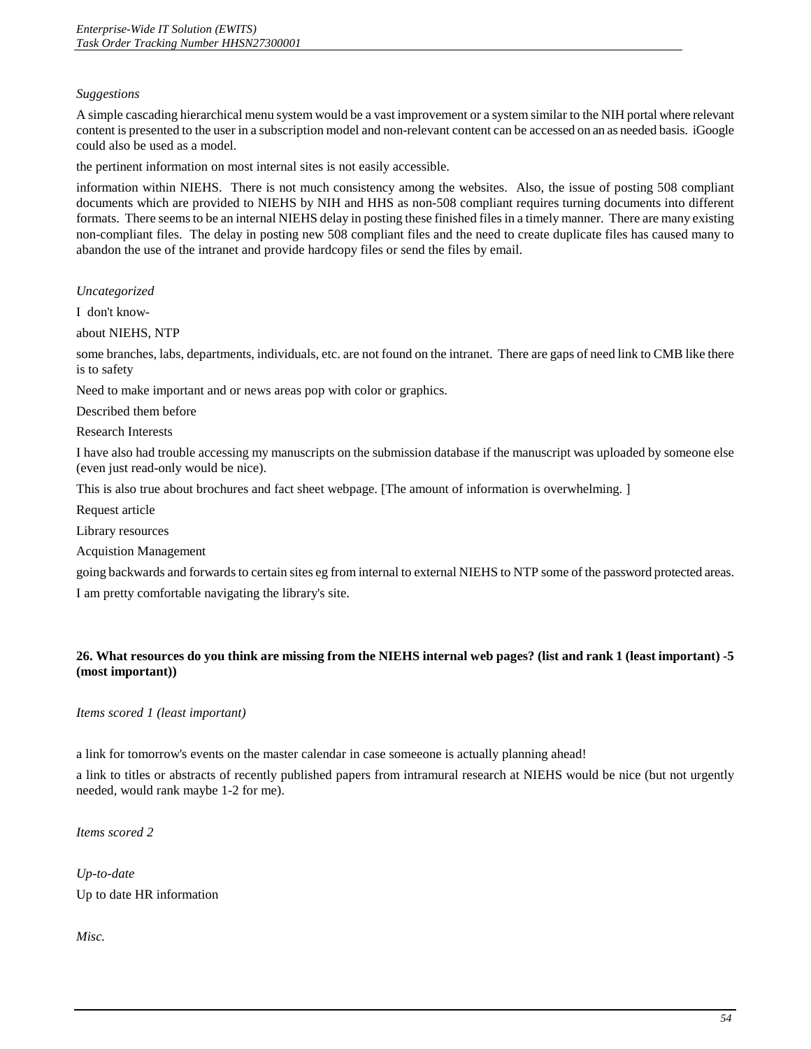*Suggestions*

A simple cascading hierarchical menu system would be a vast improvement or a system similar to the NIH portal where relevant content is presented to the user in a subscription model and non-relevant content can be accessed on an as needed basis. iGoogle could also be used as a model.

the pertinent information on most internal sites is not easily accessible.

information within NIEHS. There is not much consistency among the websites. Also, the issue of posting 508 compliant documents which are provided to NIEHS by NIH and HHS as non-508 compliant requires turning documents into different formats. There seems to be an internal NIEHS delay in posting these finished files in a timely manner. There are many existing non-compliant files. The delay in posting new 508 compliant files and the need to create duplicate files has caused many to abandon the use of the intranet and provide hardcopy files or send the files by email.

*Uncategorized*

I don't know-

about NIEHS, NTP

some branches, labs, departments, individuals, etc. are not found on the intranet. There are gaps of need link to CMB like there is to safety

Need to make important and or news areas pop with color or graphics.

Described them before

Research Interests

I have also had trouble accessing my manuscripts on the submission database if the manuscript was uploaded by someone else (even just read-only would be nice).

This is also true about brochures and fact sheet webpage. [The amount of information is overwhelming. ]

Request article

Library resources

Acquistion Management

going backwards and forwards to certain sites eg from internal to external NIEHS to NTP some of the password protected areas.

I am pretty comfortable navigating the library's site.

**26. What resources do you think are missing from the NIEHS internal web pages? (list and rank 1 (least important) -5 (most important))**

*Items scored 1 (least important)*

a link for tomorrow's events on the master calendar in case someeone is actually planning ahead!

a link to titles or abstracts of recently published papers from intramural research at NIEHS would be nice (but not urgently needed, would rank maybe 1-2 for me).

*Items scored 2*

*Up-to-date*

Up to date HR information

*Misc.*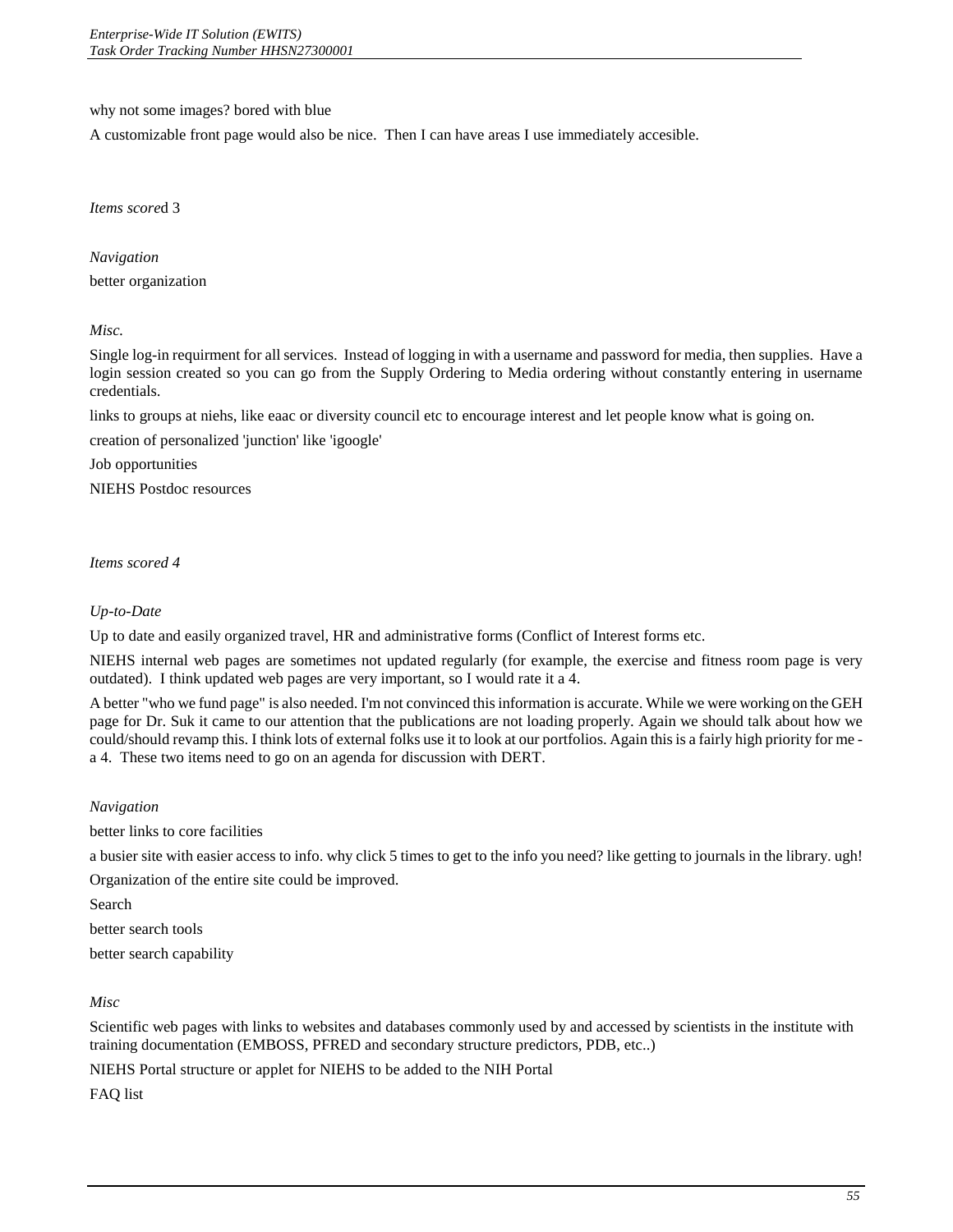why not some images? bored with blue

A customizable front page would also be nice.  Then I can have areas I use immediately accesible.

*Items score*d 3

*Navigation*

better organization

*Misc.*

Single log-in requirment for all services.  Instead of logging in with a username and password for media, then supplies.  Have a login session created so you can go from the Supply Ordering to Media ordering without constantly entering in username credentials.

links to groups at niehs, like eaac or diversity council etc to encourage interest and let people know what is going on.

creation of personalized 'junction' like 'igoogle'

Job opportunities

NIEHS Postdoc resources

*Items scored 4*

*Up-to-Date*

Up to date and easily organized travel, HR and administrative forms (Conflict of Interest forms etc.

NIEHS internal web pages are sometimes not updated regularly (for example, the exercise and fitness room page is very outdated).  I think updated web pages are very important, so I would rate it a 4.

A better "who we fund page" is also needed. I'm not convinced this information is accurate. While we were working on the GEH page for Dr. Suk it came to our attention that the publications are not loading properly. Again we should talk about how we could/should revamp this. I think lots of external folks use it to look at our portfolios. Again this is a fairly high priority for me - a 4.  These two items need to go on an agenda for discussion with DERT.

*Navigation*

better links to core facilities

a busier site with easier access to info. why click 5 times to get to the info you need? like getting to journals in the library. ugh!

Organization of the entire site could be improved.

Search

better search tools

better search capability

*Misc*

Scientific web pages with links to websites and databases commonly used by and accessed by scientists in the institute with training documentation (EMBOSS, PFRED and secondary structure predictors, PDB, etc..)

NIEHS Portal structure or applet for NIEHS to be added to the NIH Portal

FAQ list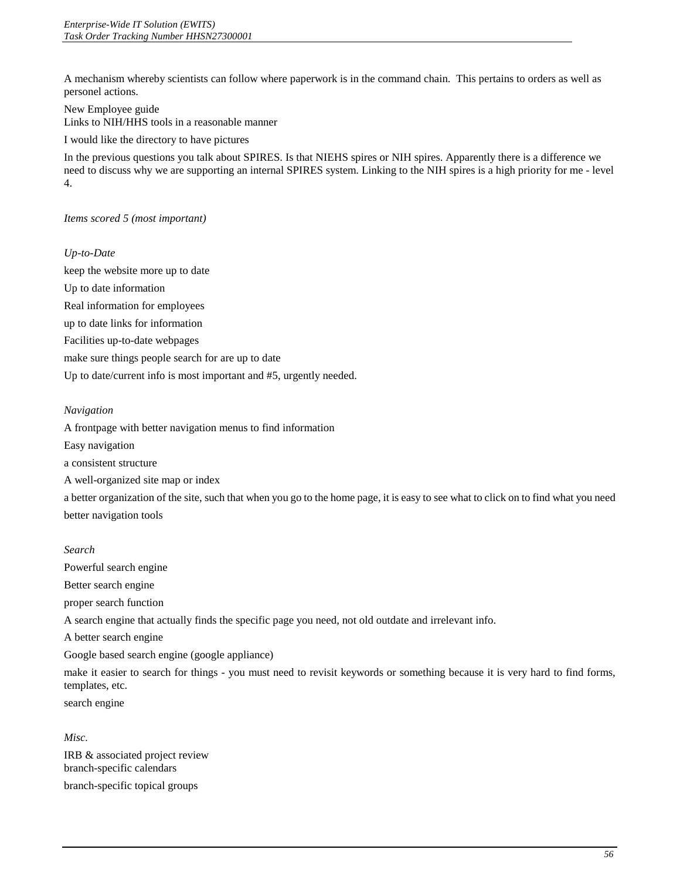A mechanism whereby scientists can follow where paperwork is in the command chain. This pertains to orders as well as personel actions.

New Employee guide
Links to NIH/HHS tools in a reasonable manner

I would like the directory to have pictures

In the previous questions you talk about SPIRES. Is that NIEHS spires or NIH spires. Apparently there is a difference we need to discuss why we are supporting an internal SPIRES system. Linking to the NIH spires is a high priority for me - level 4.

*Items scored 5 (most important)*

*Up-to-Date*

keep the website more up to date

Up to date information

Real information for employees

up to date links for information

Facilities up-to-date webpages

make sure things people search for are up to date

Up to date/current info is most important and #5, urgently needed.

*Navigation*

A frontpage with better navigation menus to find information

Easy navigation

a consistent structure

A well-organized site map or index

a better organization of the site, such that when you go to the home page, it is easy to see what to click on to find what you need

better navigation tools

*Search*

Powerful search engine

Better search engine

proper search function

A search engine that actually finds the specific page you need, not old outdate and irrelevant info.

A better search engine

Google based search engine (google appliance)

make it easier to search for things - you must need to revisit keywords or something because it is very hard to find forms, templates, etc.

search engine

*Misc.*

IRB & associated project review
branch-specific calendars

branch-specific topical groups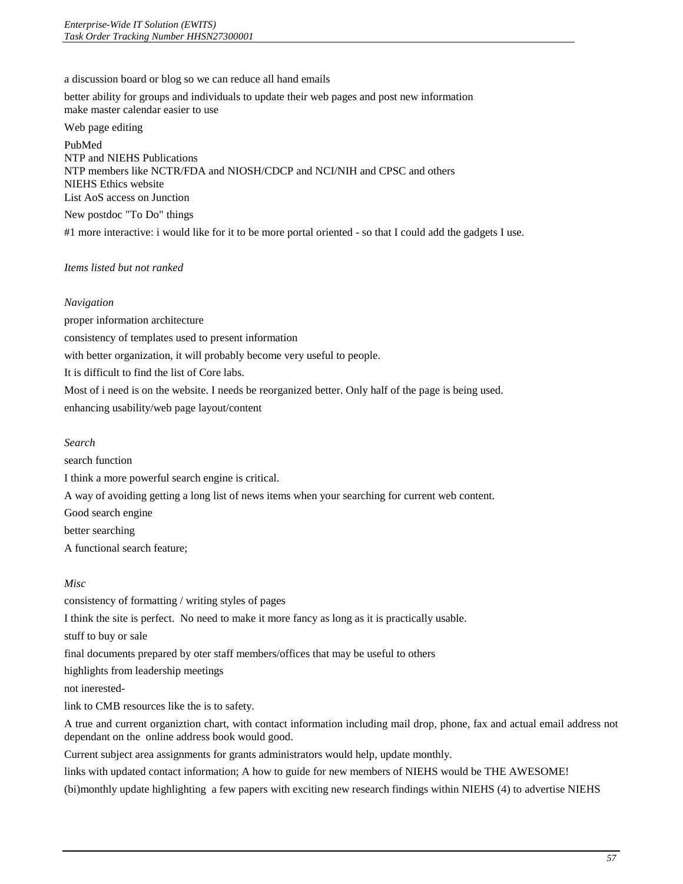a discussion board or blog so we can reduce all hand emails

better ability for groups and individuals to update their web pages and post new information
make master calendar easier to use

Web page editing

PubMed
NTP and NIEHS Publications
NTP members like NCTR/FDA and NIOSH/CDCP and NCI/NIH and CPSC and others
NIEHS Ethics website
List AoS access on Junction

New postdoc "To Do" things

#1 more interactive: i would like for it to be more portal oriented - so that I could add the gadgets I use.

*Items listed but not ranked*

*Navigation*

proper information architecture

consistency of templates used to present information

with better organization, it will probably become very useful to people.

It is difficult to find the list of Core labs.

Most of i need is on the website. I needs be reorganized better. Only half of the page is being used.

enhancing usability/web page layout/content

*Search*

search function

I think a more powerful search engine is critical.

A way of avoiding getting a long list of news items when your searching for current web content.

Good search engine

better searching

A functional search feature;

*Misc*

consistency of formatting / writing styles of pages

I think the site is perfect. No need to make it more fancy as long as it is practically usable.

stuff to buy or sale

final documents prepared by oter staff members/offices that may be useful to others

highlights from leadership meetings

not inerested-

link to CMB resources like the is to safety.

A true and current organiztion chart, with contact information including mail drop, phone, fax and actual email address not dependant on the online address book would good.

Current subject area assignments for grants administrators would help, update monthly.

links with updated contact information; A how to guide for new members of NIEHS would be THE AWESOME!

(bi)monthly update highlighting a few papers with exciting new research findings within NIEHS (4) to advertise NIEHS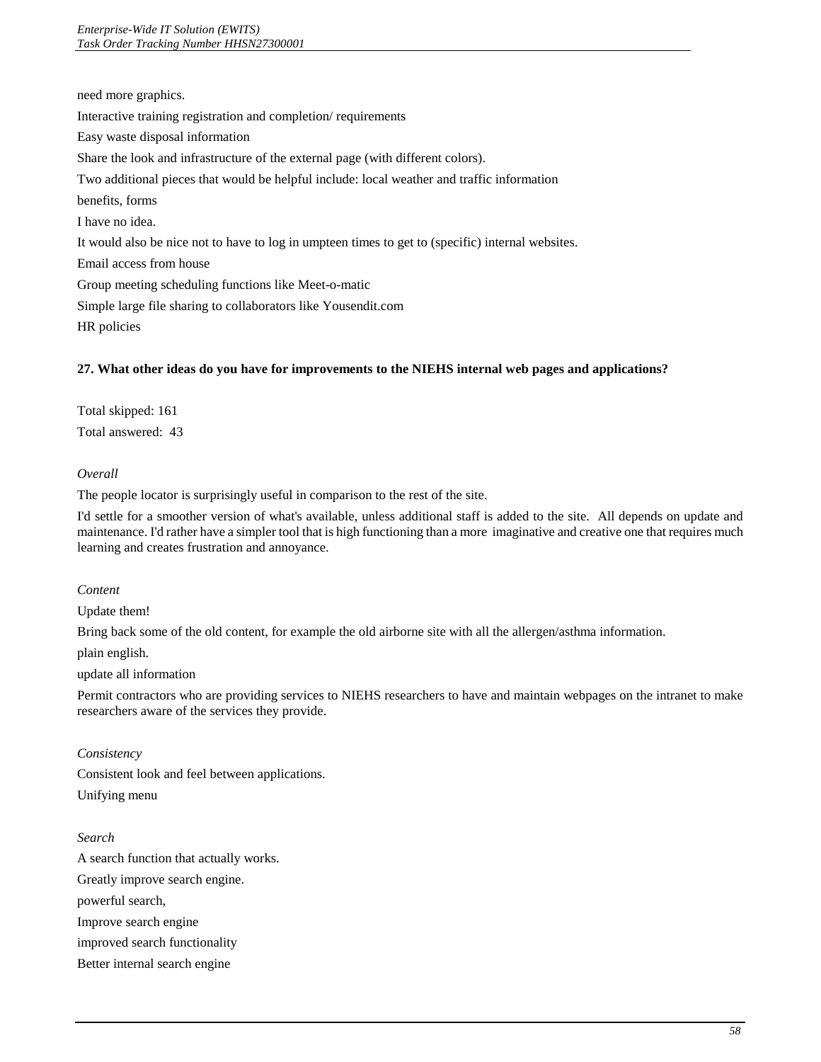need more graphics.

Interactive training registration and completion/ requirements

Easy waste disposal information

Share the look and infrastructure of the external page (with different colors).

Two additional pieces that would be helpful include: local weather and traffic information

benefits, forms

I have no idea.

It would also be nice not to have to log in umpteen times to get to (specific) internal websites.

Email access from house

Group meeting scheduling functions like Meet-o-matic

Simple large file sharing to collaborators like Yousendit.com

HR policies

**27. What other ideas do you have for improvements to the NIEHS internal web pages and applications?**

Total skipped: 161

Total answered: 43

*Overall*

The people locator is surprisingly useful in comparison to the rest of the site.

I'd settle for a smoother version of what's available, unless additional staff is added to the site. All depends on update and maintenance. I'd rather have a simpler tool that is high functioning than a more imaginative and creative one that requires much learning and creates frustration and annoyance.

*Content*

Update them!

Bring back some of the old content, for example the old airborne site with all the allergen/asthma information.

plain english.

update all information

Permit contractors who are providing services to NIEHS researchers to have and maintain webpages on the intranet to make researchers aware of the services they provide.

*Consistency*

Consistent look and feel between applications.

Unifying menu

*Search*

A search function that actually works.

Greatly improve search engine.

powerful search,

Improve search engine

improved search functionality

Better internal search engine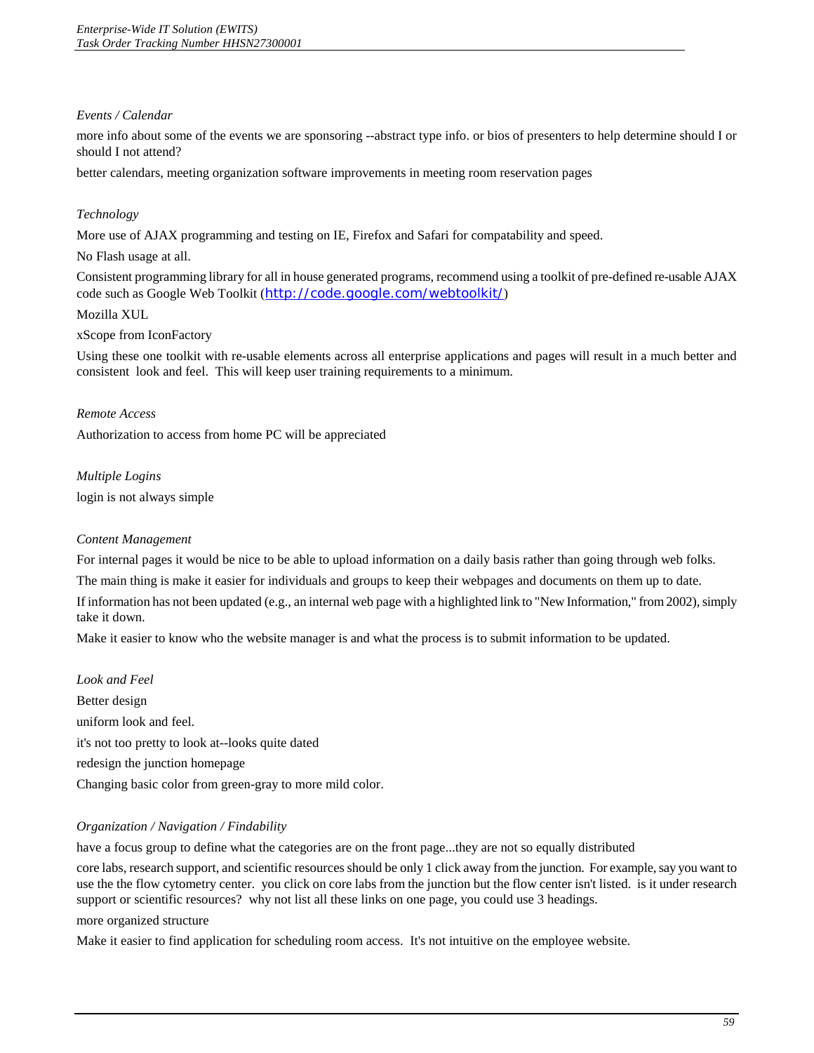*Events / Calendar*

more info about some of the events we are sponsoring --abstract type info. or bios of presenters to help determine should I or should I not attend?

better calendars, meeting organization software improvements in meeting room reservation pages

*Technology*

More use of AJAX programming and testing on IE, Firefox and Safari for compatability and speed.

No Flash usage at all.

Consistent programming library for all in house generated programs, recommend using a toolkit of pre-defined re-usable AJAX code such as Google Web Toolkit (http://code.google.com/webtoolkit/)

Mozilla XUL

xScope from IconFactory

Using these one toolkit with re-usable elements across all enterprise applications and pages will result in a much better and consistent look and feel. This will keep user training requirements to a minimum.

*Remote Access*

Authorization to access from home PC will be appreciated

*Multiple Logins*

login is not always simple

*Content Management*

For internal pages it would be nice to be able to upload information on a daily basis rather than going through web folks.

The main thing is make it easier for individuals and groups to keep their webpages and documents on them up to date.

If information has not been updated (e.g., an internal web page with a highlighted link to "New Information," from 2002), simply take it down.

Make it easier to know who the website manager is and what the process is to submit information to be updated.

*Look and Feel*

Better design

uniform look and feel.

it's not too pretty to look at--looks quite dated

redesign the junction homepage

Changing basic color from green-gray to more mild color.

*Organization / Navigation / Findability*

have a focus group to define what the categories are on the front page...they are not so equally distributed

core labs, research support, and scientific resources should be only 1 click away from the junction. For example, say you want to use the the flow cytometry center. you click on core labs from the junction but the flow center isn't listed. is it under research support or scientific resources? why not list all these links on one page, you could use 3 headings.

more organized structure

Make it easier to find application for scheduling room access. It's not intuitive on the employee website.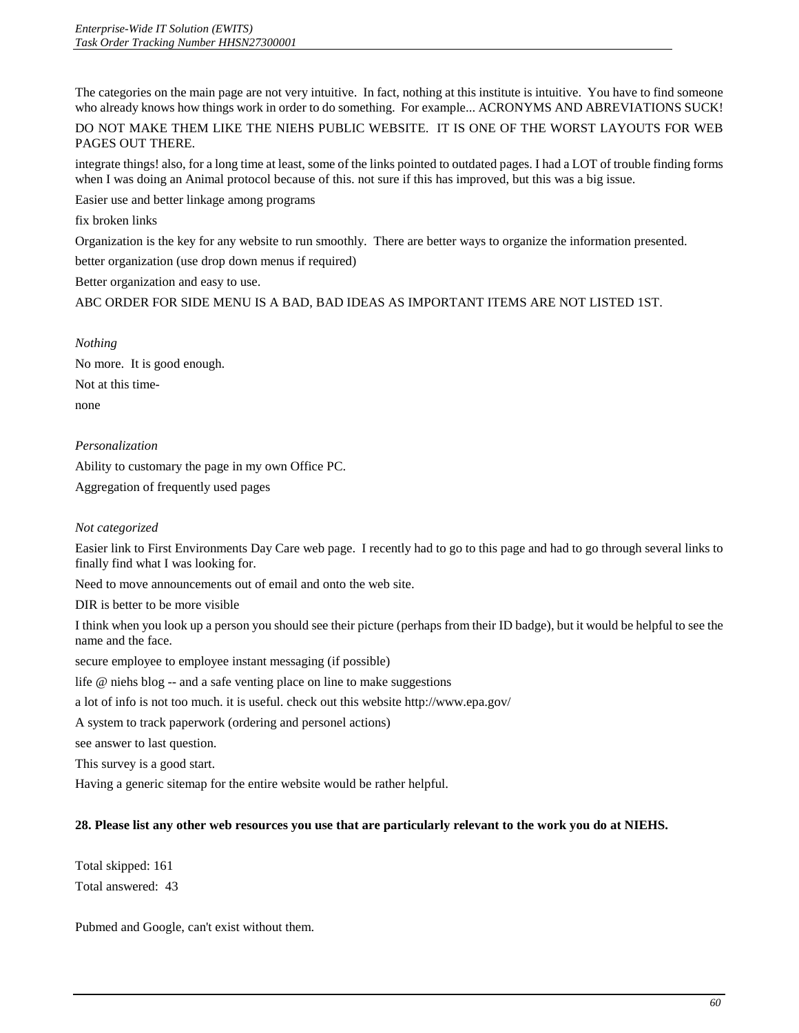The categories on the main page are not very intuitive. In fact, nothing at this institute is intuitive. You have to find someone who already knows how things work in order to do something. For example... ACRONYMS AND ABREVIATIONS SUCK!

DO NOT MAKE THEM LIKE THE NIEHS PUBLIC WEBSITE. IT IS ONE OF THE WORST LAYOUTS FOR WEB PAGES OUT THERE.

integrate things! also, for a long time at least, some of the links pointed to outdated pages. I had a LOT of trouble finding forms when I was doing an Animal protocol because of this. not sure if this has improved, but this was a big issue.

Easier use and better linkage among programs

fix broken links

Organization is the key for any website to run smoothly. There are better ways to organize the information presented.

better organization (use drop down menus if required)

Better organization and easy to use.

ABC ORDER FOR SIDE MENU IS A BAD, BAD IDEAS AS IMPORTANT ITEMS ARE NOT LISTED 1ST.

*Nothing*

No more. It is good enough.

Not at this time-

none

*Personalization*

Ability to customary the page in my own Office PC.

Aggregation of frequently used pages

*Not categorized*

Easier link to First Environments Day Care web page. I recently had to go to this page and had to go through several links to finally find what I was looking for.

Need to move announcements out of email and onto the web site.

DIR is better to be more visible

I think when you look up a person you should see their picture (perhaps from their ID badge), but it would be helpful to see the name and the face.

secure employee to employee instant messaging (if possible)

life @ niehs blog -- and a safe venting place on line to make suggestions

a lot of info is not too much. it is useful. check out this website http://www.epa.gov/

A system to track paperwork (ordering and personel actions)

see answer to last question.

This survey is a good start.

Having a generic sitemap for the entire website would be rather helpful.

**28. Please list any other web resources you use that are particularly relevant to the work you do at NIEHS.**

Total skipped: 161

Total answered: 43

Pubmed and Google, can't exist without them.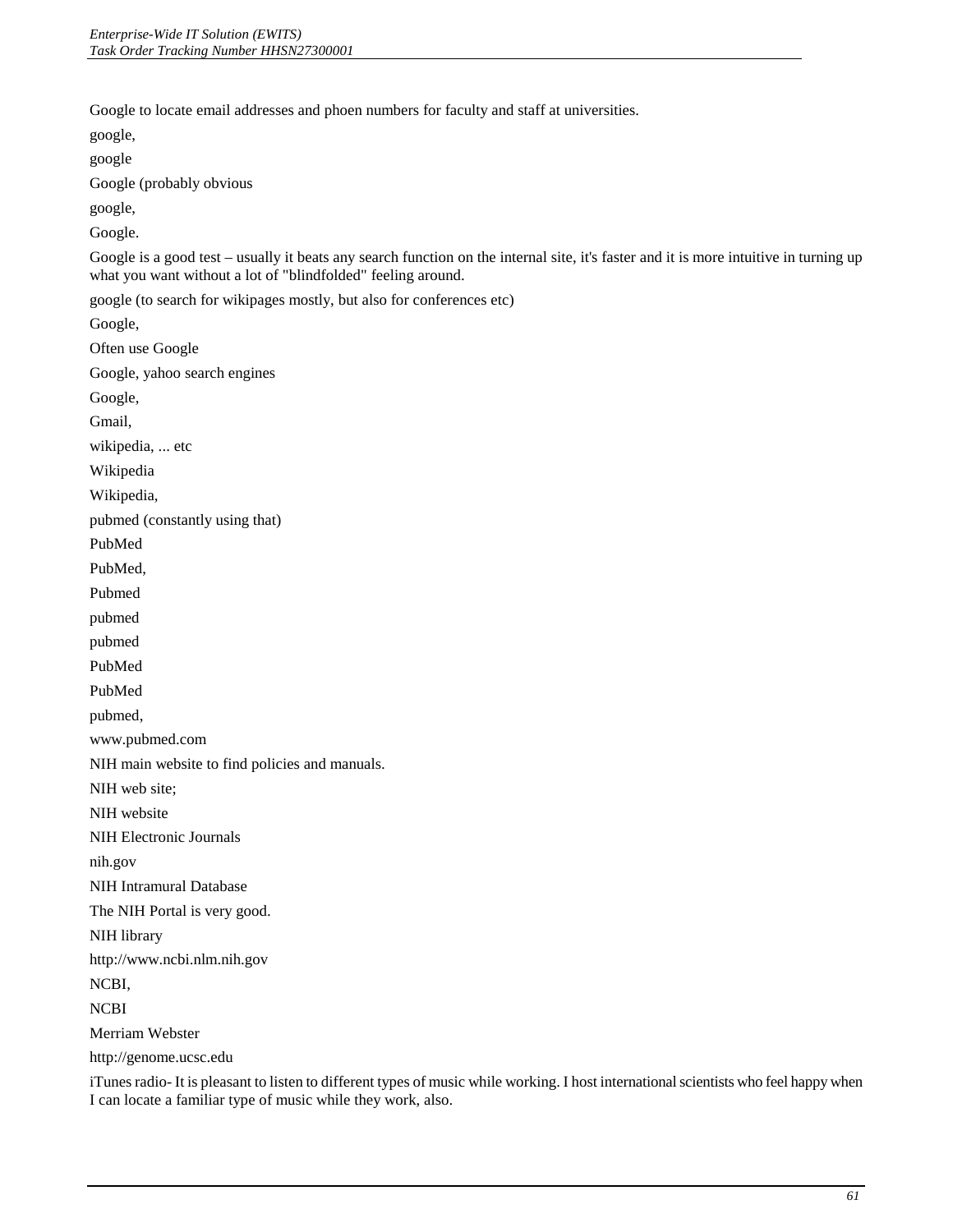Google to locate email addresses and phoen numbers for faculty and staff at universities.

google,

google

Google (probably obvious

google,

Google.

Google is a good test – usually it beats any search function on the internal site, it's faster and it is more intuitive in turning up what you want without a lot of "blindfolded" feeling around.

google (to search for wikipages mostly, but also for conferences etc)

Google,

Often use Google

Google, yahoo search engines

Google,

Gmail,

wikipedia, ... etc

Wikipedia

Wikipedia,

pubmed (constantly using that)

PubMed

PubMed,

Pubmed

pubmed

pubmed

PubMed

PubMed

pubmed,

www.pubmed.com

NIH main website to find policies and manuals.

NIH web site;

NIH website

NIH Electronic Journals

nih.gov

NIH Intramural Database

The NIH Portal is very good.

NIH library

http://www.ncbi.nlm.nih.gov

NCBI,

NCBI

Merriam Webster

http://genome.ucsc.edu

iTunes radio- It is pleasant to listen to different types of music while working. I host international scientists who feel happy when I can locate a familiar type of music while they work, also.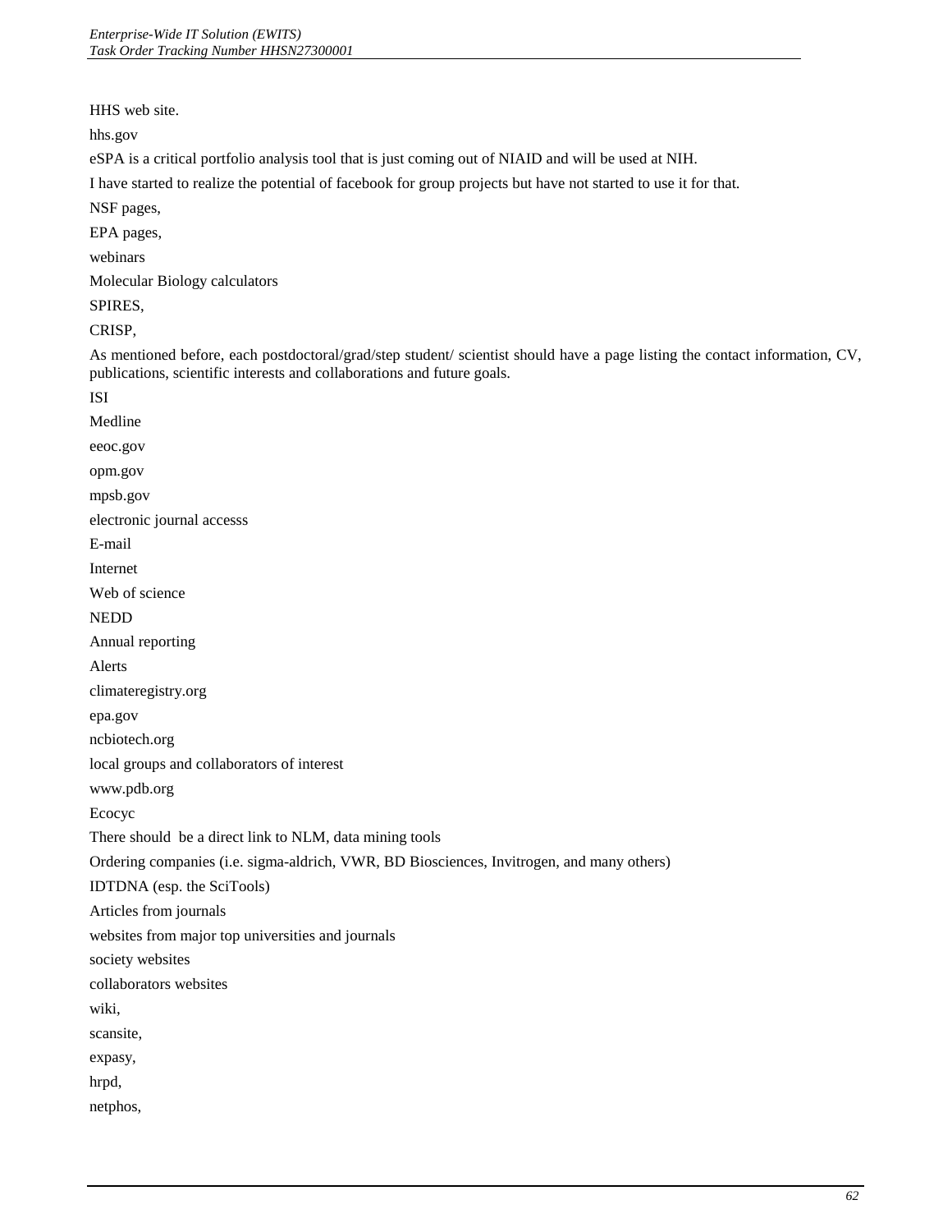HHS web site.

hhs.gov

eSPA is a critical portfolio analysis tool that is just coming out of NIAID and will be used at NIH.

I have started to realize the potential of facebook for group projects but have not started to use it for that.

NSF pages,

EPA pages,

webinars

Molecular Biology calculators

SPIRES,

CRISP,

As mentioned before, each postdoctoral/grad/step student/ scientist should have a page listing the contact information, CV, publications, scientific interests and collaborations and future goals.

ISI

Medline

eeoc.gov

opm.gov

mpsb.gov

electronic journal accesss

E-mail

Internet

Web of science

NEDD

Annual reporting

Alerts

climateregistry.org

epa.gov

ncbiotech.org

local groups and collaborators of interest

www.pdb.org

Ecocyc

There should  be a direct link to NLM, data mining tools

Ordering companies (i.e. sigma-aldrich, VWR, BD Biosciences, Invitrogen, and many others)

IDTDNA (esp. the SciTools)

Articles from journals

websites from major top universities and journals

society websites

collaborators websites

wiki,

scansite,

expasy,

hrpd,

netphos,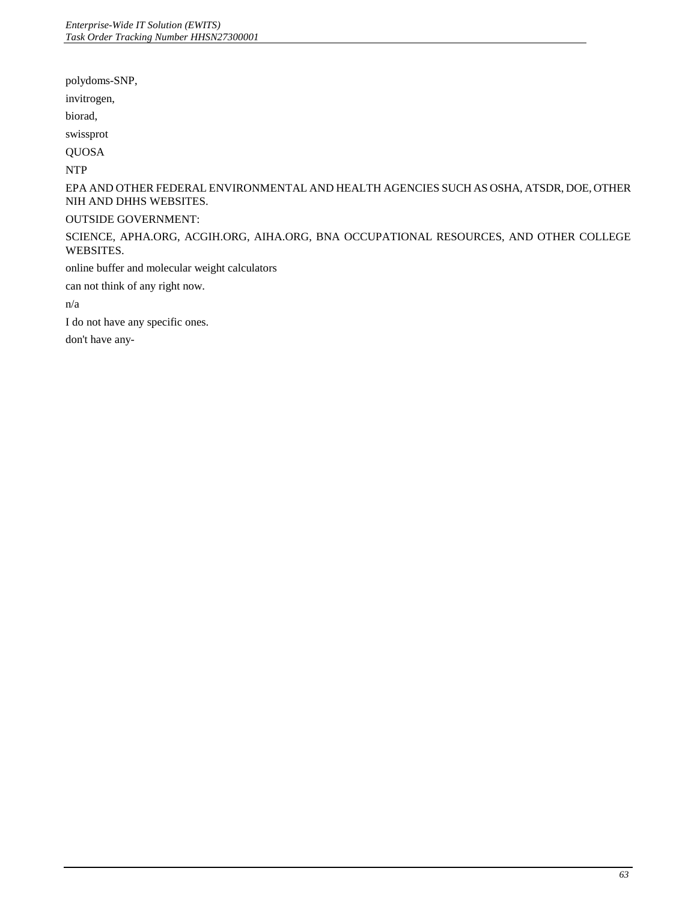polydoms-SNP,

invitrogen,

biorad,

swissprot

QUOSA

NTP

EPA AND OTHER FEDERAL ENVIRONMENTAL AND HEALTH AGENCIES SUCH AS OSHA, ATSDR, DOE, OTHER NIH AND DHHS WEBSITES.

OUTSIDE GOVERNMENT:

SCIENCE, APHA.ORG, ACGIH.ORG, AIHA.ORG, BNA OCCUPATIONAL RESOURCES, AND OTHER COLLEGE WEBSITES.

online buffer and molecular weight calculators

can not think of any right now.

n/a

I do not have any specific ones.

don't have any-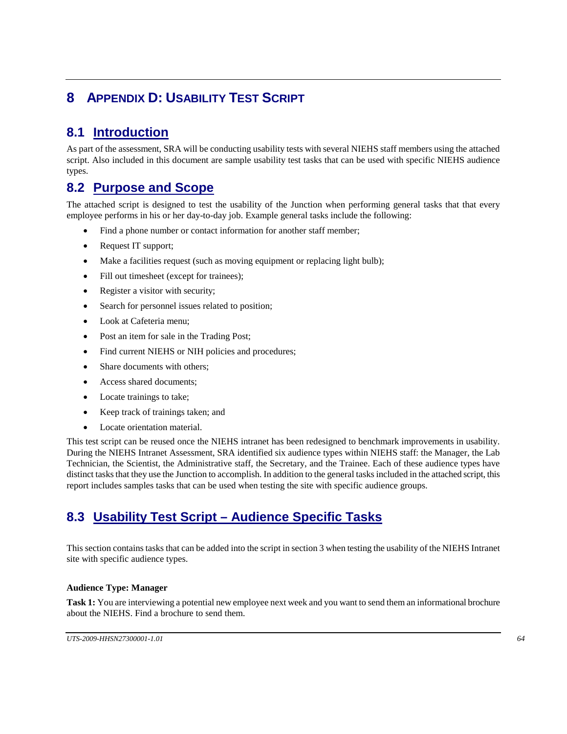# 8 APPENDIX D: USABILITY TEST SCRIPT

## 8.1 Introduction

As part of the assessment, SRA will be conducting usability tests with several NIEHS staff members using the attached script. Also included in this document are sample usability test tasks that can be used with specific NIEHS audience types.

## 8.2 Purpose and Scope

The attached script is designed to test the usability of the Junction when performing general tasks that that every employee performs in his or her day-to-day job. Example general tasks include the following:

- Find a phone number or contact information for another staff member;
- Request IT support;
- Make a facilities request (such as moving equipment or replacing light bulb);
- Fill out timesheet (except for trainees);
- Register a visitor with security;
- Search for personnel issues related to position;
- Look at Cafeteria menu;
- Post an item for sale in the Trading Post;
- Find current NIEHS or NIH policies and procedures;
- Share documents with others;
- Access shared documents;
- Locate trainings to take;
- Keep track of trainings taken; and
- Locate orientation material.

This test script can be reused once the NIEHS intranet has been redesigned to benchmark improvements in usability. During the NIEHS Intranet Assessment, SRA identified six audience types within NIEHS staff: the Manager, the Lab Technician, the Scientist, the Administrative staff, the Secretary, and the Trainee. Each of these audience types have distinct tasks that they use the Junction to accomplish. In addition to the general tasks included in the attached script, this report includes samples tasks that can be used when testing the site with specific audience groups.

## 8.3 Usability Test Script – Audience Specific Tasks

This section contains tasks that can be added into the script in section 3 when testing the usability of the NIEHS Intranet site with specific audience types.

**Audience Type: Manager**

**Task 1:** You are interviewing a potential new employee next week and you want to send them an informational brochure about the NIEHS. Find a brochure to send them.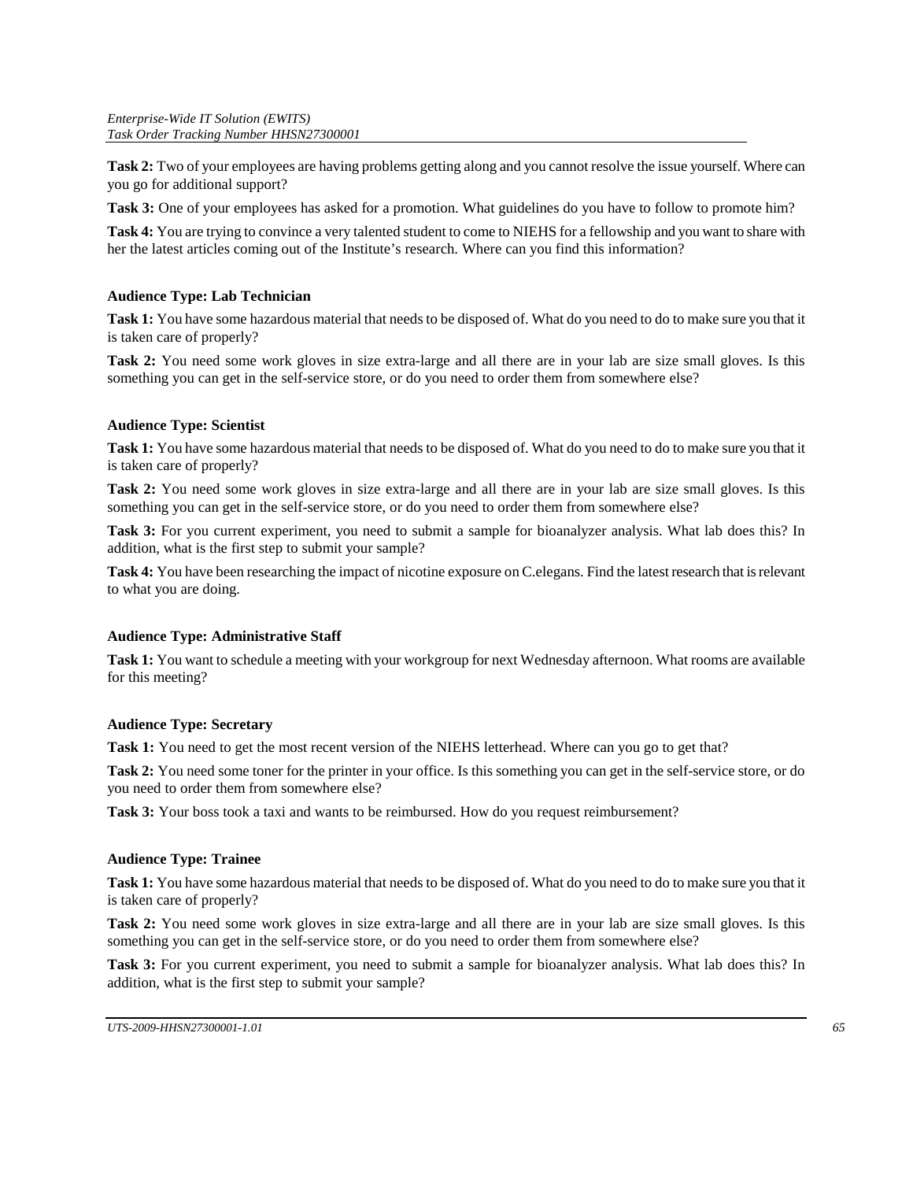**Task 2:** Two of your employees are having problems getting along and you cannot resolve the issue yourself. Where can you go for additional support?

**Task 3:** One of your employees has asked for a promotion. What guidelines do you have to follow to promote him?

**Task 4:** You are trying to convince a very talented student to come to NIEHS for a fellowship and you want to share with her the latest articles coming out of the Institute's research. Where can you find this information?

**Audience Type: Lab Technician**

**Task 1:** You have some hazardous material that needs to be disposed of. What do you need to do to make sure you that it is taken care of properly?

**Task 2:** You need some work gloves in size extra-large and all there are in your lab are size small gloves. Is this something you can get in the self-service store, or do you need to order them from somewhere else?

**Audience Type: Scientist**

**Task 1:** You have some hazardous material that needs to be disposed of. What do you need to do to make sure you that it is taken care of properly?

**Task 2:** You need some work gloves in size extra-large and all there are in your lab are size small gloves. Is this something you can get in the self-service store, or do you need to order them from somewhere else?

**Task 3:** For you current experiment, you need to submit a sample for bioanalyzer analysis. What lab does this? In addition, what is the first step to submit your sample?

**Task 4:** You have been researching the impact of nicotine exposure on C.elegans. Find the latest research that is relevant to what you are doing.

**Audience Type: Administrative Staff**

**Task 1:** You want to schedule a meeting with your workgroup for next Wednesday afternoon. What rooms are available for this meeting?

**Audience Type: Secretary**

**Task 1:** You need to get the most recent version of the NIEHS letterhead. Where can you go to get that?

**Task 2:** You need some toner for the printer in your office. Is this something you can get in the self-service store, or do you need to order them from somewhere else?

**Task 3:** Your boss took a taxi and wants to be reimbursed. How do you request reimbursement?

**Audience Type: Trainee**

**Task 1:** You have some hazardous material that needs to be disposed of. What do you need to do to make sure you that it is taken care of properly?

**Task 2:** You need some work gloves in size extra-large and all there are in your lab are size small gloves. Is this something you can get in the self-service store, or do you need to order them from somewhere else?

**Task 3:** For you current experiment, you need to submit a sample for bioanalyzer analysis. What lab does this? In addition, what is the first step to submit your sample?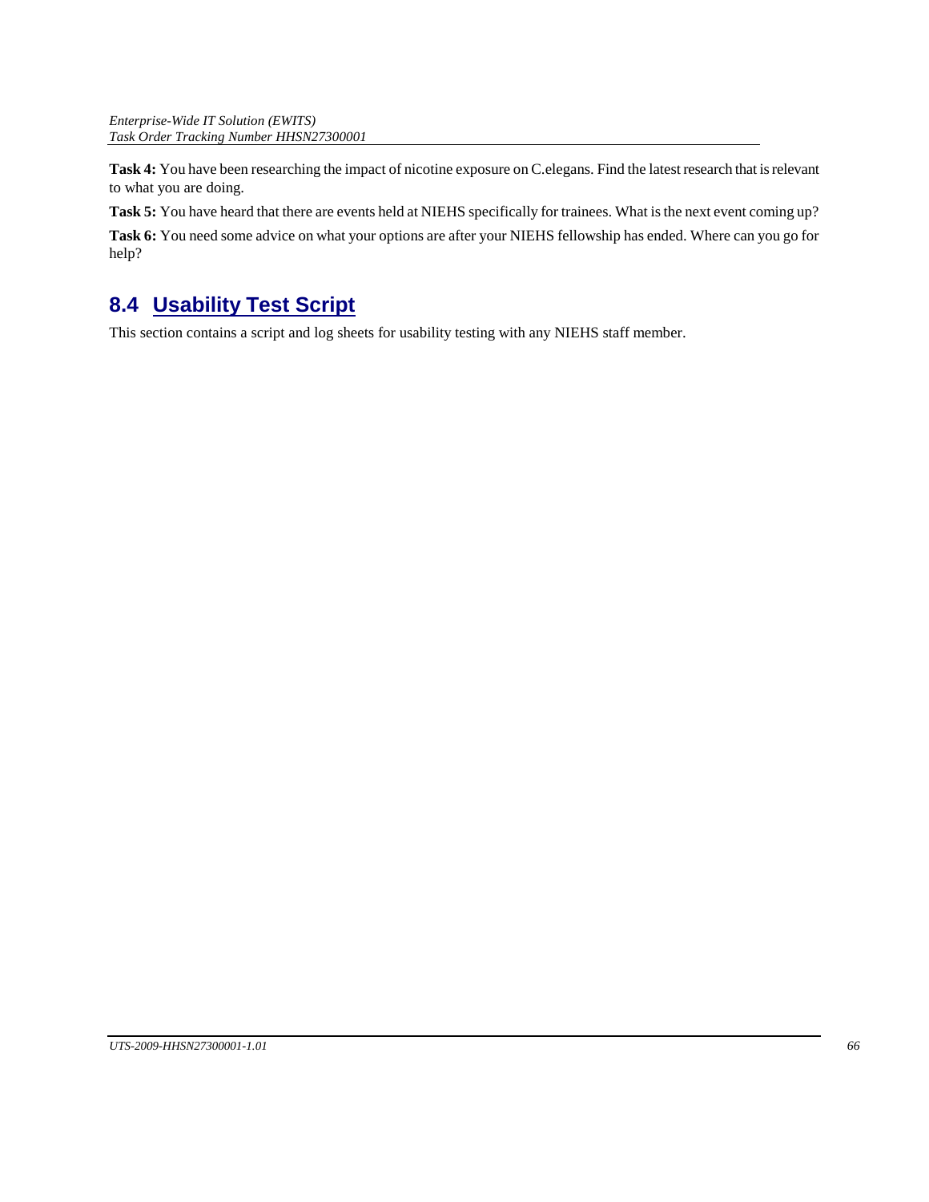**Task 4:** You have been researching the impact of nicotine exposure on C.elegans. Find the latest research that is relevant to what you are doing.

**Task 5:** You have heard that there are events held at NIEHS specifically for trainees. What is the next event coming up?

**Task 6:** You need some advice on what your options are after your NIEHS fellowship has ended. Where can you go for help?

## 8.4 Usability Test Script

This section contains a script and log sheets for usability testing with any NIEHS staff member.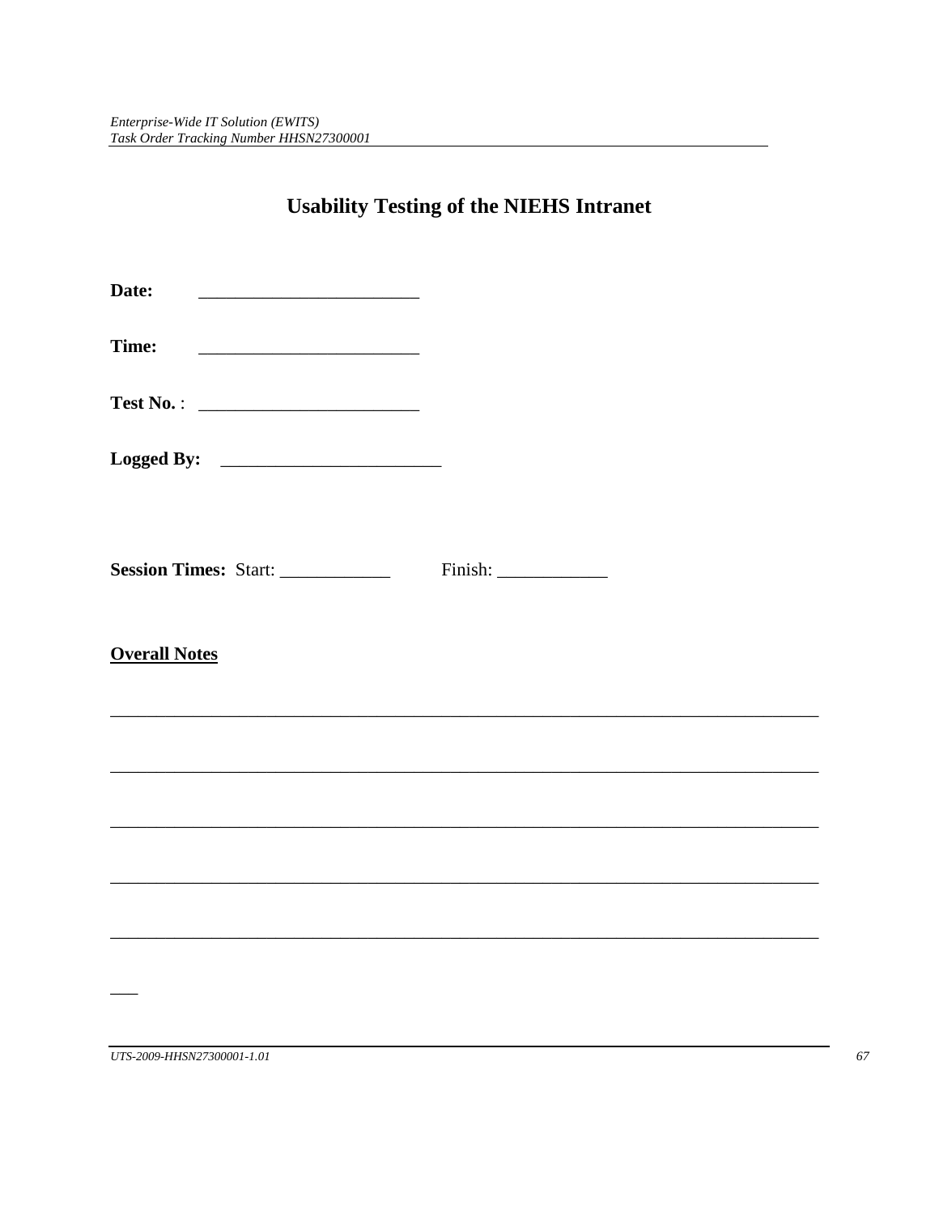# Usability Testing of the NIEHS Intranet

**Date:** ________________________

**Time:** ________________________

**Test No.** : ________________________

**Logged By:** ________________________

**Session Times:** Start: ____________ Finish: ____________

**Overall Notes**

_______________________________________________________________________________

_______________________________________________________________________________

_______________________________________________________________________________

_______________________________________________________________________________

_______________________________________________________________________________

___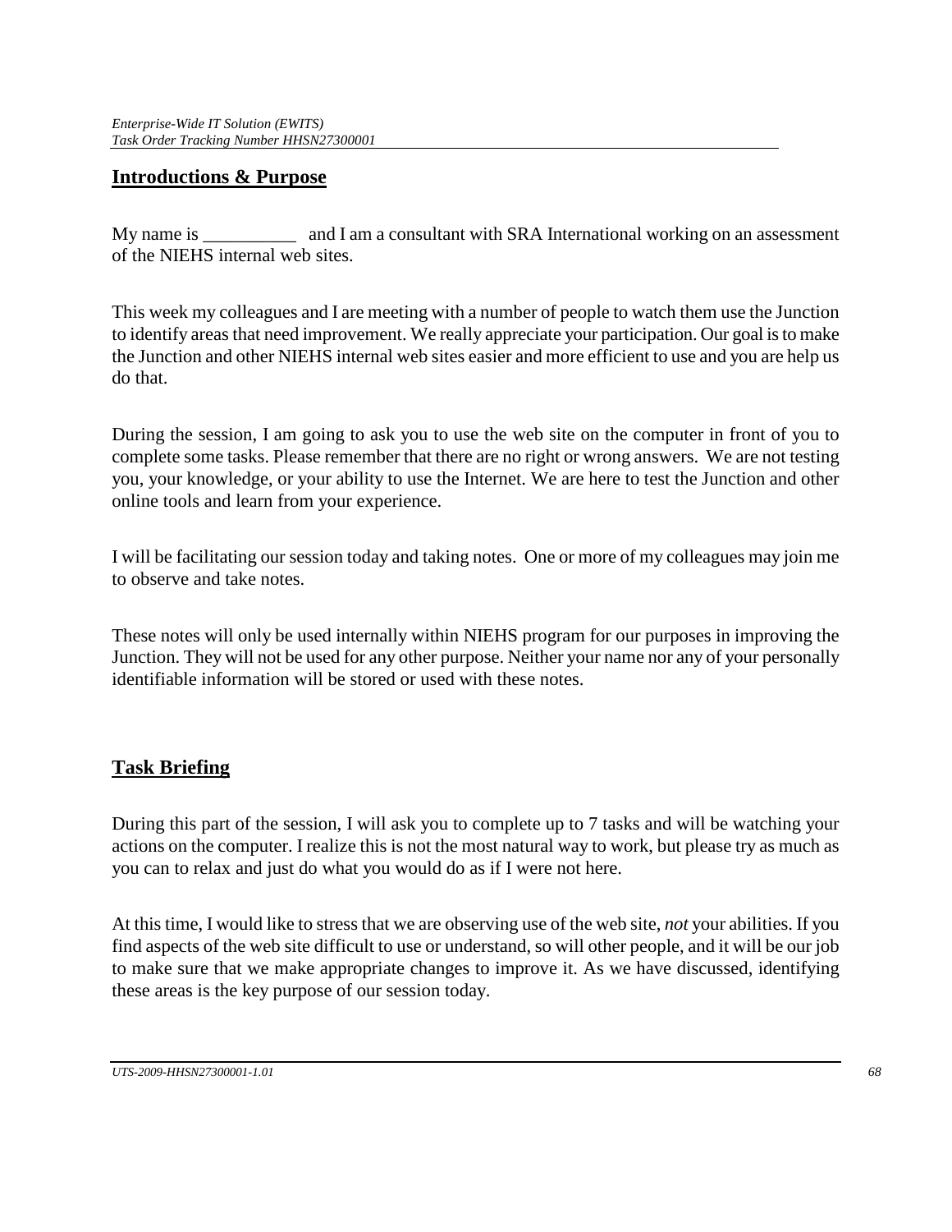## Introductions & Purpose

My name is __________ and I am a consultant with SRA International working on an assessment of the NIEHS internal web sites.

This week my colleagues and I are meeting with a number of people to watch them use the Junction to identify areas that need improvement. We really appreciate your participation. Our goal is to make the Junction and other NIEHS internal web sites easier and more efficient to use and you are help us do that.

During the session, I am going to ask you to use the web site on the computer in front of you to complete some tasks. Please remember that there are no right or wrong answers. We are not testing you, your knowledge, or your ability to use the Internet. We are here to test the Junction and other online tools and learn from your experience.

I will be facilitating our session today and taking notes. One or more of my colleagues may join me to observe and take notes.

These notes will only be used internally within NIEHS program for our purposes in improving the Junction. They will not be used for any other purpose. Neither your name nor any of your personally identifiable information will be stored or used with these notes.

## Task Briefing

During this part of the session, I will ask you to complete up to 7 tasks and will be watching your actions on the computer. I realize this is not the most natural way to work, but please try as much as you can to relax and just do what you would do as if I were not here.

At this time, I would like to stress that we are observing use of the web site, *not* your abilities. If you find aspects of the web site difficult to use or understand, so will other people, and it will be our job to make sure that we make appropriate changes to improve it. As we have discussed, identifying these areas is the key purpose of our session today.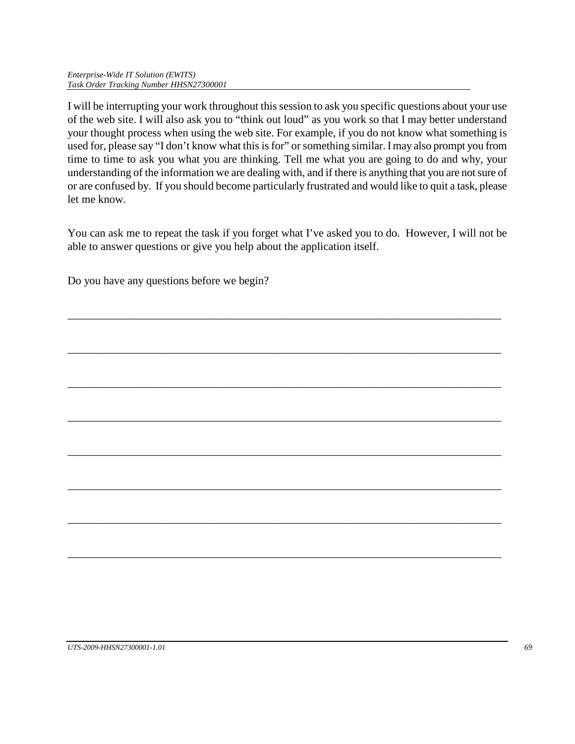I will be interrupting your work throughout this session to ask you specific questions about your use of the web site. I will also ask you to "think out loud" as you work so that I may better understand your thought process when using the web site. For example, if you do not know what something is used for, please say "I don't know what this is for" or something similar. I may also prompt you from time to time to ask you what you are thinking. Tell me what you are going to do and why, your understanding of the information we are dealing with, and if there is anything that you are not sure of or are confused by. If you should become particularly frustrated and would like to quit a task, please let me know.

You can ask me to repeat the task if you forget what I've asked you to do. However, I will not be able to answer questions or give you help about the application itself.

Do you have any questions before we begin?

______________________________________________________________________________

______________________________________________________________________________

______________________________________________________________________________

______________________________________________________________________________

______________________________________________________________________________

______________________________________________________________________________

______________________________________________________________________________

______________________________________________________________________________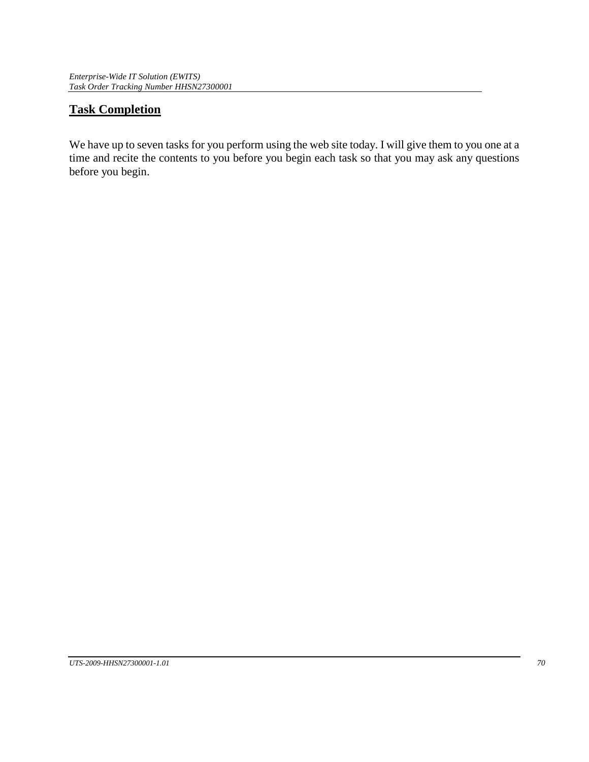## Task Completion

We have up to seven tasks for you perform using the web site today. I will give them to you one at a time and recite the contents to you before you begin each task so that you may ask any questions before you begin.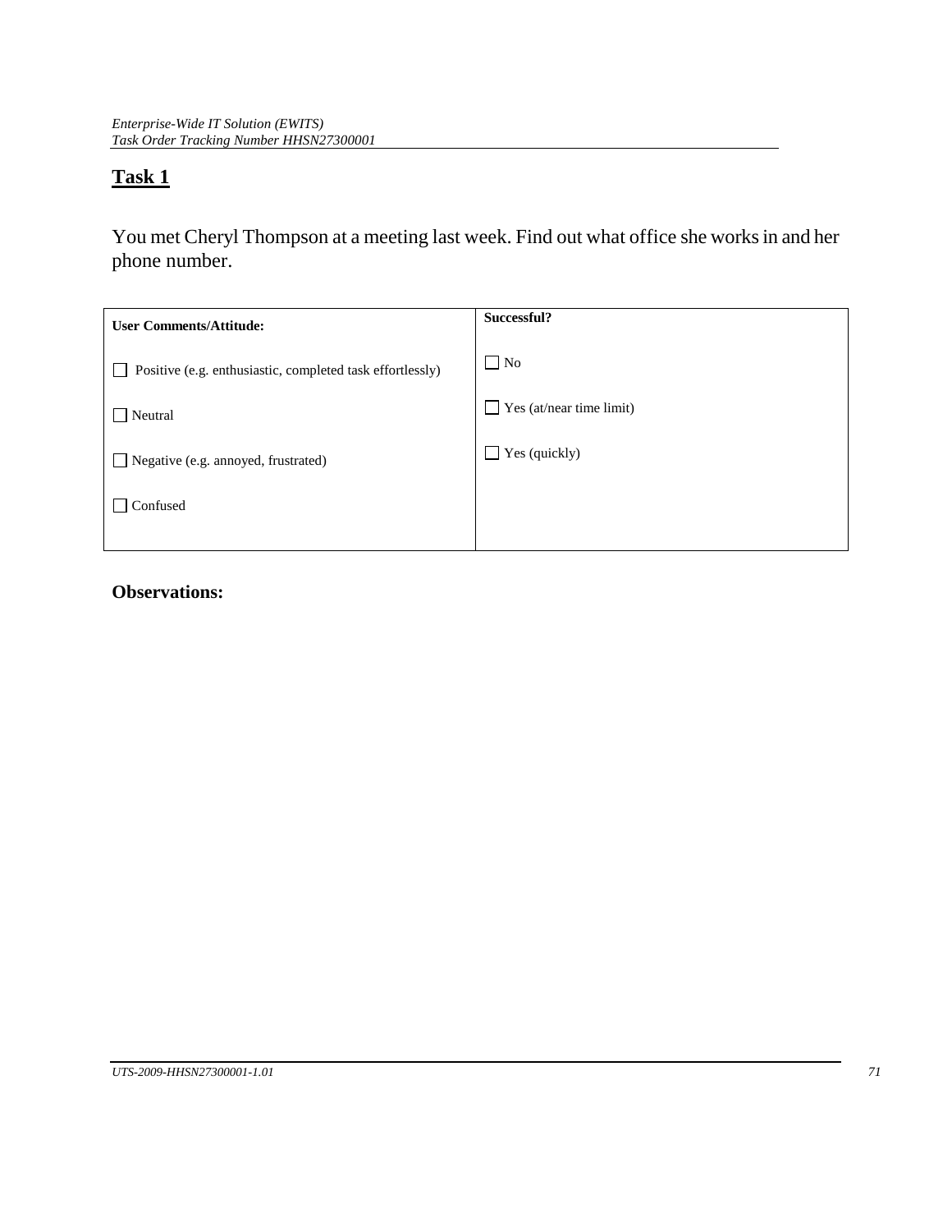## Task 1

You met Cheryl Thompson at a meeting last week. Find out what office she works in and her phone number.

| User Comments/Attitude: | Successful? |
| --- | --- |
| ☐ Positive (e.g. enthusiastic, completed task effortlessly) | ☐ No |
| ☐ Neutral | ☐ Yes (at/near time limit) |
| ☐ Negative (e.g. annoyed, frustrated) | ☐ Yes (quickly) |
| ☐ Confused | |

**Observations:**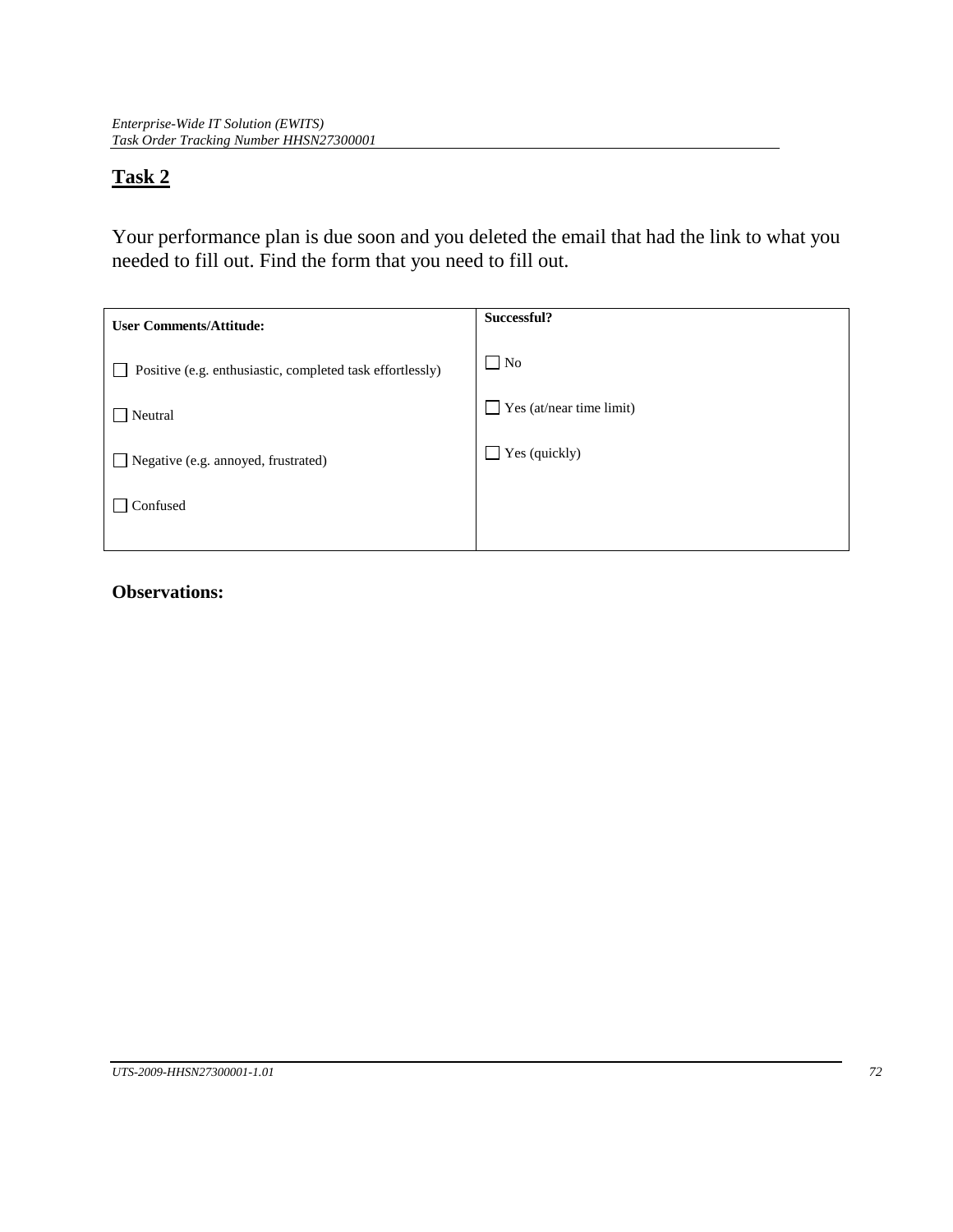## Task 2

Your performance plan is due soon and you deleted the email that had the link to what you needed to fill out. Find the form that you need to fill out.

| User Comments/Attitude: | Successful? |
|---|---|
| ☐ Positive (e.g. enthusiastic, completed task effortlessly) | ☐ No |
| ☐ Neutral | ☐ Yes (at/near time limit) |
| ☐ Negative (e.g. annoyed, frustrated) | ☐ Yes (quickly) |
| ☐ Confused | |

**Observations:**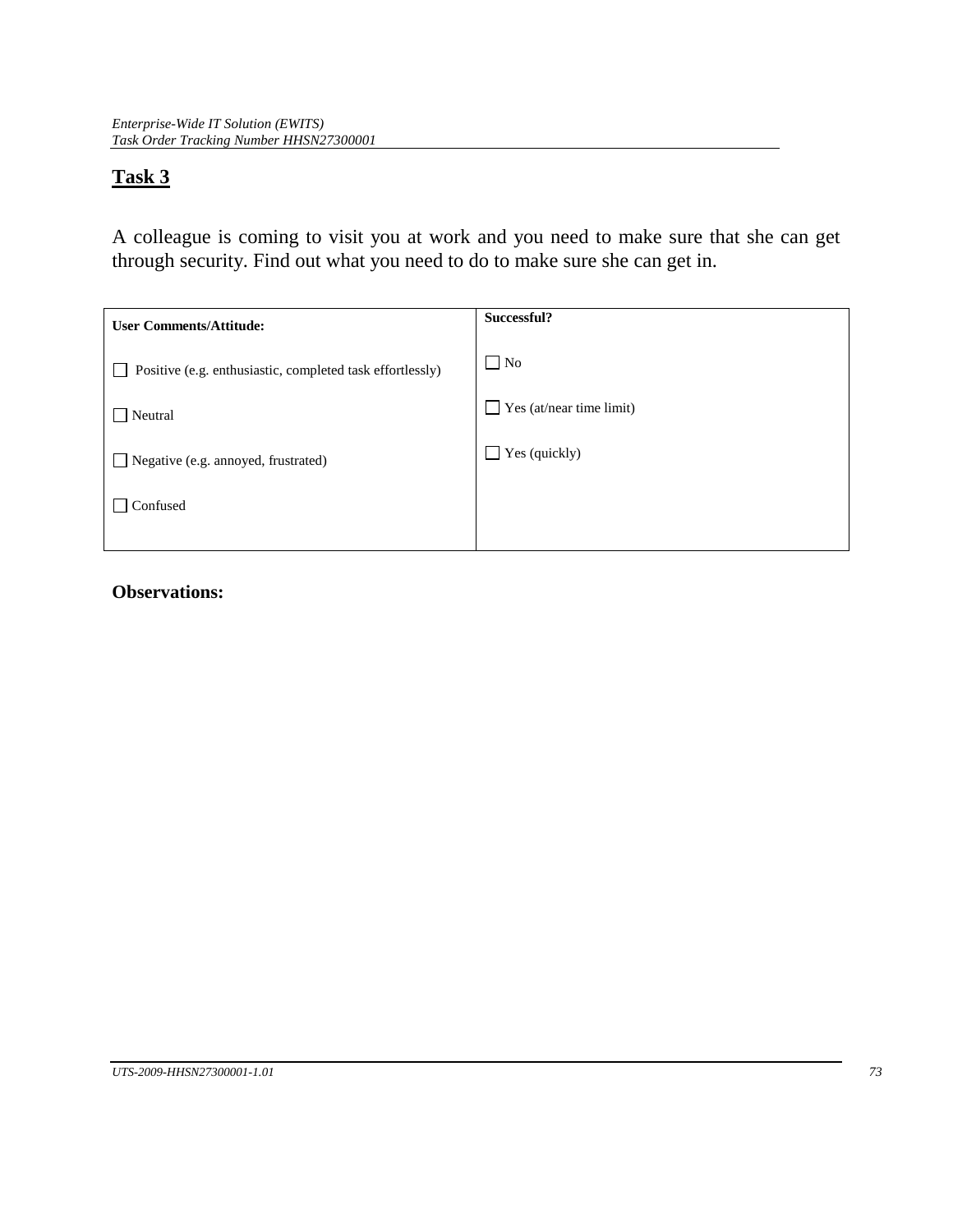## Task 3

A colleague is coming to visit you at work and you need to make sure that she can get through security. Find out what you need to do to make sure she can get in.

| **User Comments/Attitude:** | **Successful?** |
|---|---|
| ☐ Positive (e.g. enthusiastic, completed task effortlessly) | ☐ No |
| ☐ Neutral | ☐ Yes (at/near time limit) |
| ☐ Negative (e.g. annoyed, frustrated) | ☐ Yes (quickly) |
| ☐ Confused | |

**Observations:**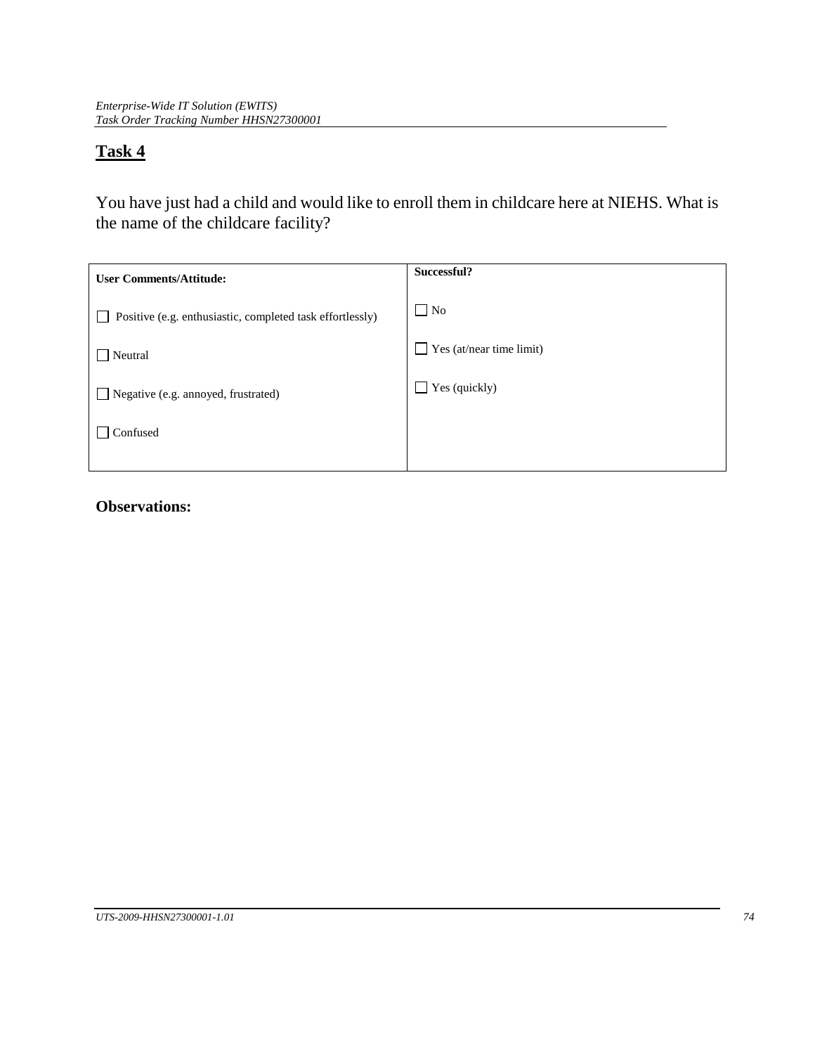## Task 4

You have just had a child and would like to enroll them in childcare here at NIEHS. What is the name of the childcare facility?

| User Comments/Attitude: | Successful? |
|---|---|
| ☐ Positive (e.g. enthusiastic, completed task effortlessly) | ☐ No |
| ☐ Neutral | ☐ Yes (at/near time limit) |
| ☐ Negative (e.g. annoyed, frustrated) | ☐ Yes (quickly) |
| ☐ Confused | |

**Observations:**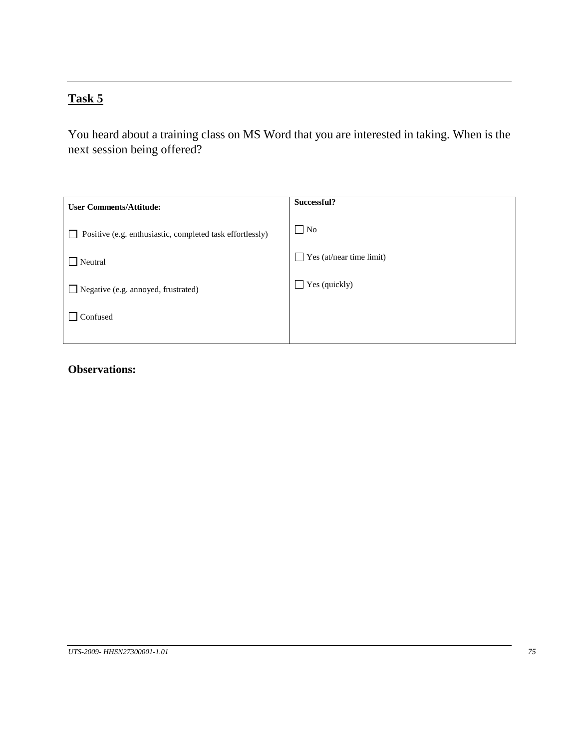## Task 5

You heard about a training class on MS Word that you are interested in taking. When is the next session being offered?

| User Comments/Attitude: | Successful? |
| --- | --- |
| ☐ Positive (e.g. enthusiastic, completed task effortlessly) | ☐ No |
| ☐ Neutral | ☐ Yes (at/near time limit) |
| ☐ Negative (e.g. annoyed, frustrated) | ☐ Yes (quickly) |
| ☐ Confused | |

**Observations:**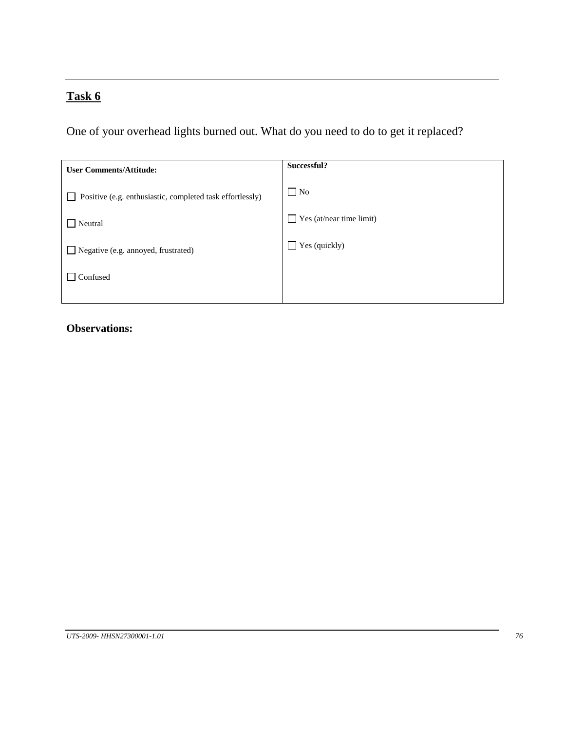## Task 6

One of your overhead lights burned out. What do you need to do to get it replaced?

| User Comments/Attitude: | Successful? |
|---|---|
| ☐ Positive (e.g. enthusiastic, completed task effortlessly) | ☐ No |
| ☐ Neutral | ☐ Yes (at/near time limit) |
| ☐ Negative (e.g. annoyed, frustrated) | ☐ Yes (quickly) |
| ☐ Confused | |

**Observations:**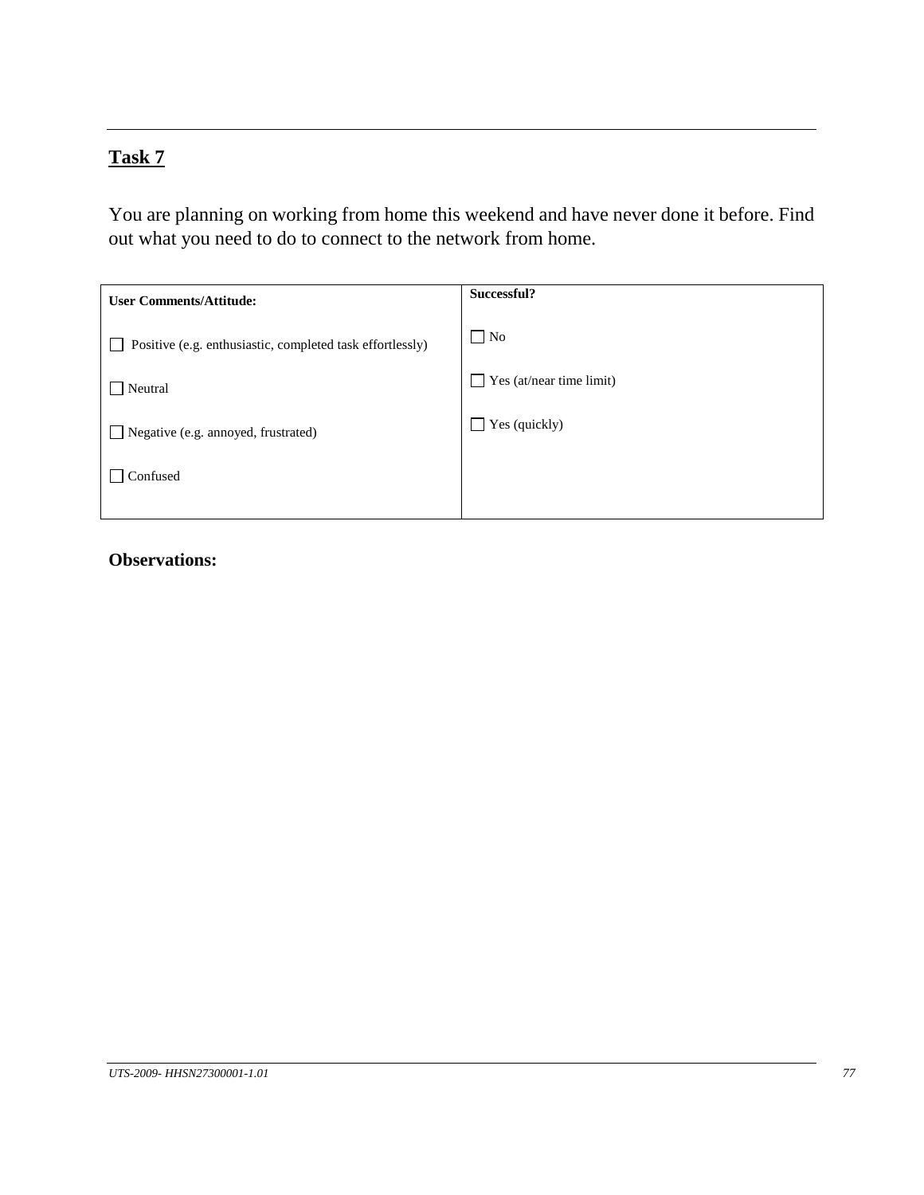## Task 7

You are planning on working from home this weekend and have never done it before. Find out what you need to do to connect to the network from home.

| User Comments/Attitude: | Successful? |
|---|---|
| ☐ Positive (e.g. enthusiastic, completed task effortlessly) | ☐ No |
| ☐ Neutral | ☐ Yes (at/near time limit) |
| ☐ Negative (e.g. annoyed, frustrated) | ☐ Yes (quickly) |
| ☐ Confused | |

**Observations:**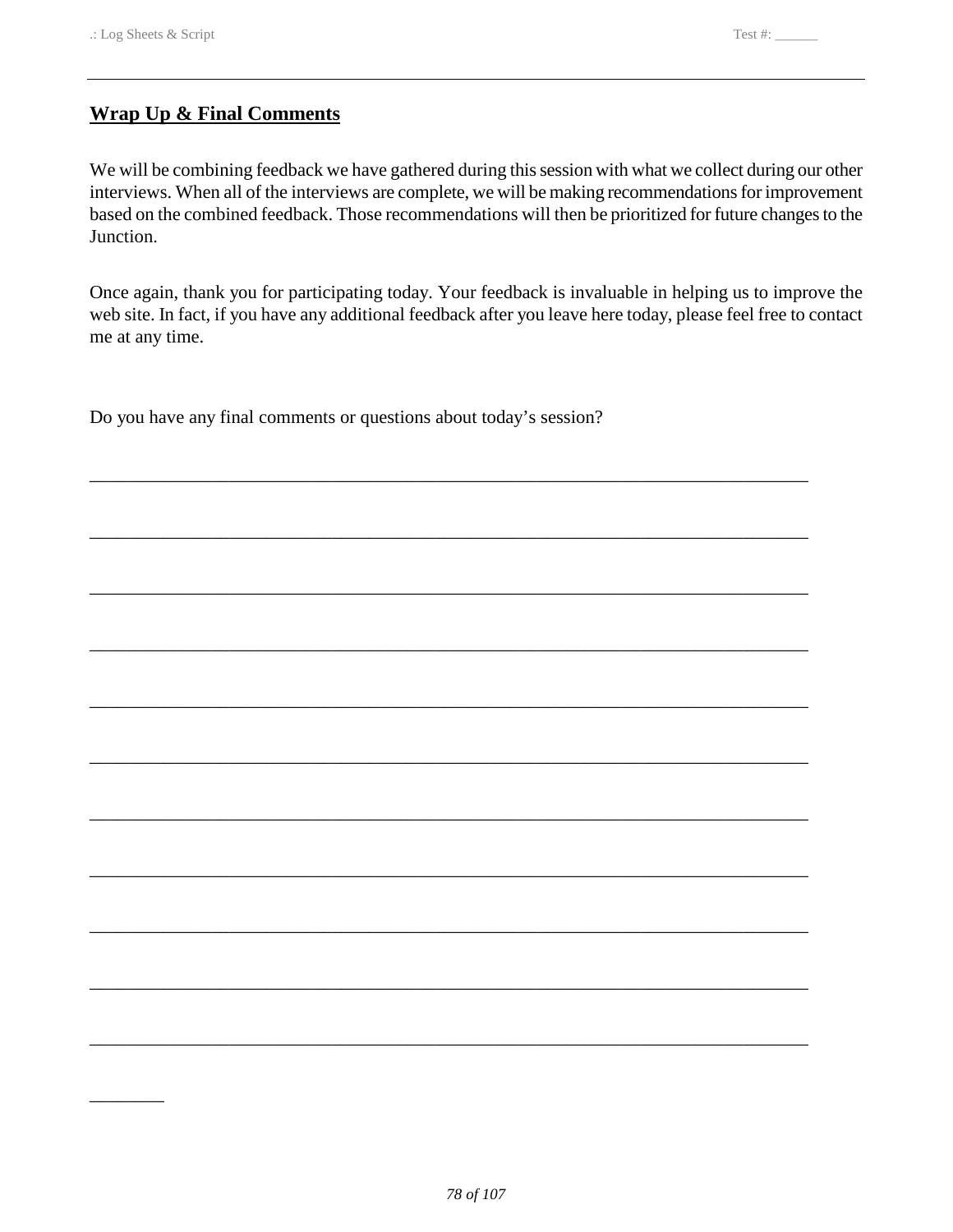## Wrap Up & Final Comments

We will be combining feedback we have gathered during this session with what we collect during our other interviews. When all of the interviews are complete, we will be making recommendations for improvement based on the combined feedback. Those recommendations will then be prioritized for future changes to the Junction.

Once again, thank you for participating today. Your feedback is invaluable in helping us to improve the web site. In fact, if you have any additional feedback after you leave here today, please feel free to contact me at any time.

Do you have any final comments or questions about today's session?

\_\_\_\_\_\_\_\_\_\_\_\_\_\_\_\_\_\_\_\_\_\_\_\_\_\_\_\_\_\_\_\_\_\_\_\_\_\_\_\_\_\_\_\_\_\_\_\_\_\_\_\_\_\_\_\_\_\_\_\_\_\_\_\_\_\_\_\_\_\_\_\_\_\_\_\_

\_\_\_\_\_\_\_\_\_\_\_\_\_\_\_\_\_\_\_\_\_\_\_\_\_\_\_\_\_\_\_\_\_\_\_\_\_\_\_\_\_\_\_\_\_\_\_\_\_\_\_\_\_\_\_\_\_\_\_\_\_\_\_\_\_\_\_\_\_\_\_\_\_\_\_\_

\_\_\_\_\_\_\_\_\_\_\_\_\_\_\_\_\_\_\_\_\_\_\_\_\_\_\_\_\_\_\_\_\_\_\_\_\_\_\_\_\_\_\_\_\_\_\_\_\_\_\_\_\_\_\_\_\_\_\_\_\_\_\_\_\_\_\_\_\_\_\_\_\_\_\_\_

\_\_\_\_\_\_\_\_\_\_\_\_\_\_\_\_\_\_\_\_\_\_\_\_\_\_\_\_\_\_\_\_\_\_\_\_\_\_\_\_\_\_\_\_\_\_\_\_\_\_\_\_\_\_\_\_\_\_\_\_\_\_\_\_\_\_\_\_\_\_\_\_\_\_\_\_

\_\_\_\_\_\_\_\_\_\_\_\_\_\_\_\_\_\_\_\_\_\_\_\_\_\_\_\_\_\_\_\_\_\_\_\_\_\_\_\_\_\_\_\_\_\_\_\_\_\_\_\_\_\_\_\_\_\_\_\_\_\_\_\_\_\_\_\_\_\_\_\_\_\_\_\_

\_\_\_\_\_\_\_\_\_\_\_\_\_\_\_\_\_\_\_\_\_\_\_\_\_\_\_\_\_\_\_\_\_\_\_\_\_\_\_\_\_\_\_\_\_\_\_\_\_\_\_\_\_\_\_\_\_\_\_\_\_\_\_\_\_\_\_\_\_\_\_\_\_\_\_\_

\_\_\_\_\_\_\_\_\_\_\_\_\_\_\_\_\_\_\_\_\_\_\_\_\_\_\_\_\_\_\_\_\_\_\_\_\_\_\_\_\_\_\_\_\_\_\_\_\_\_\_\_\_\_\_\_\_\_\_\_\_\_\_\_\_\_\_\_\_\_\_\_\_\_\_\_

\_\_\_\_\_\_\_\_\_\_\_\_\_\_\_\_\_\_\_\_\_\_\_\_\_\_\_\_\_\_\_\_\_\_\_\_\_\_\_\_\_\_\_\_\_\_\_\_\_\_\_\_\_\_\_\_\_\_\_\_\_\_\_\_\_\_\_\_\_\_\_\_\_\_\_\_

\_\_\_\_\_\_\_\_\_\_\_\_\_\_\_\_\_\_\_\_\_\_\_\_\_\_\_\_\_\_\_\_\_\_\_\_\_\_\_\_\_\_\_\_\_\_\_\_\_\_\_\_\_\_\_\_\_\_\_\_\_\_\_\_\_\_\_\_\_\_\_\_\_\_\_\_

\_\_\_\_\_\_\_\_\_\_\_\_\_\_\_\_\_\_\_\_\_\_\_\_\_\_\_\_\_\_\_\_\_\_\_\_\_\_\_\_\_\_\_\_\_\_\_\_\_\_\_\_\_\_\_\_\_\_\_\_\_\_\_\_\_\_\_\_\_\_\_\_\_\_\_\_

\_\_\_\_\_\_\_\_\_\_\_\_\_\_\_\_\_\_\_\_\_\_\_\_\_\_\_\_\_\_\_\_\_\_\_\_\_\_\_\_\_\_\_\_\_\_\_\_\_\_\_\_\_\_\_\_\_\_\_\_\_\_\_\_\_\_\_\_\_\_\_\_\_\_\_\_

\_\_\_\_\_\_\_\_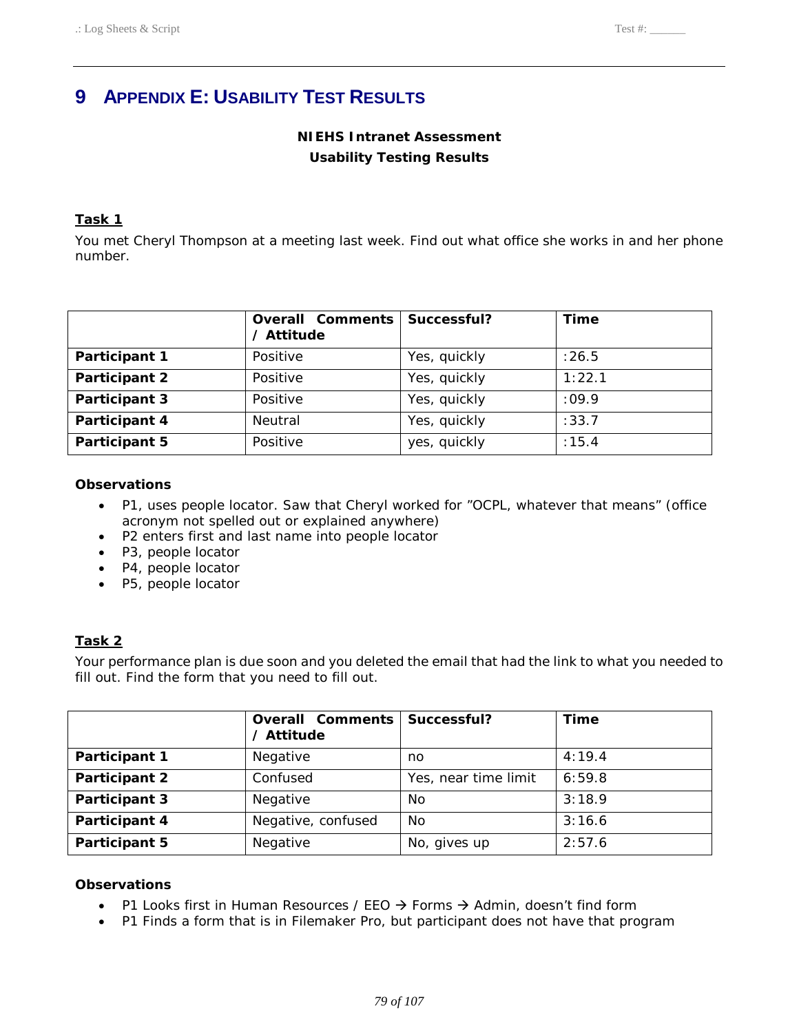# 9 Appendix E: Usability Test Results

**NIEHS Intranet Assessment**
**Usability Testing Results**

### Task 1

You met Cheryl Thompson at a meeting last week. Find out what office she works in and her phone number.

| | Overall Comments / Attitude | Successful? | Time |
|---|---|---|---|
| **Participant 1** | Positive | Yes, quickly | :26.5 |
| **Participant 2** | Positive | Yes, quickly | 1:22.1 |
| **Participant 3** | Positive | Yes, quickly | :09.9 |
| **Participant 4** | Neutral | Yes, quickly | :33.7 |
| **Participant 5** | Positive | yes, quickly | :15.4 |

**Observations**

- P1, uses people locator. Saw that Cheryl worked for "OCPL, whatever that means" (office acronym not spelled out or explained anywhere)
- P2 enters first and last name into people locator
- P3, people locator
- P4, people locator
- P5, people locator

### Task 2

Your performance plan is due soon and you deleted the email that had the link to what you needed to fill out. Find the form that you need to fill out.

| | Overall Comments / Attitude | Successful? | Time |
|---|---|---|---|
| **Participant 1** | Negative | no | 4:19.4 |
| **Participant 2** | Confused | Yes, near time limit | 6:59.8 |
| **Participant 3** | Negative | No | 3:18.9 |
| **Participant 4** | Negative, confused | No | 3:16.6 |
| **Participant 5** | Negative | No, gives up | 2:57.6 |

**Observations**

- P1 Looks first in Human Resources / EEO → Forms → Admin, doesn't find form
- P1 Finds a form that is in Filemaker Pro, but participant does not have that program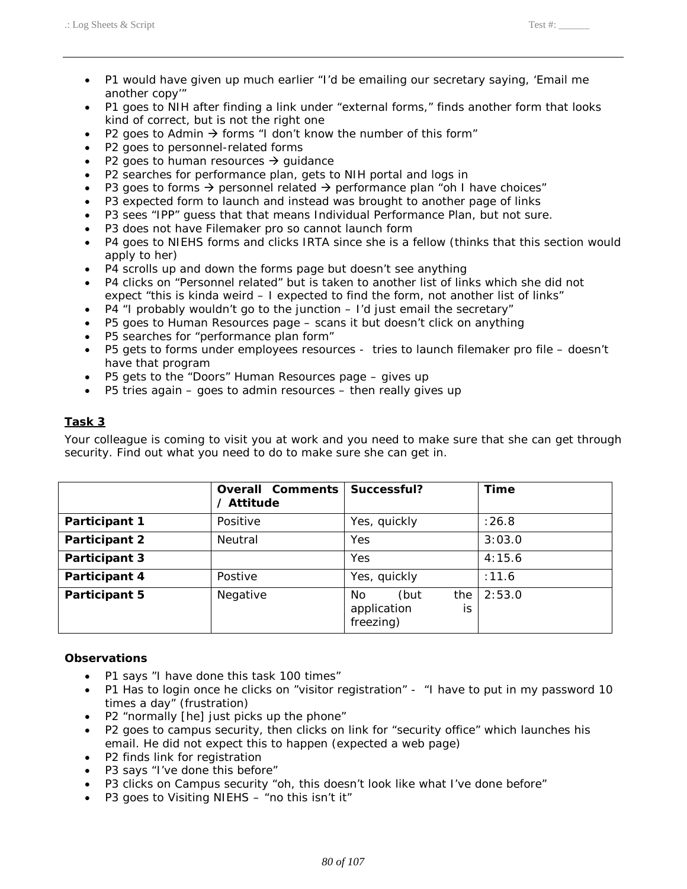- P1 would have given up much earlier "I'd be emailing our secretary saying, 'Email me another copy'"
- P1 goes to NIH after finding a link under "external forms," finds another form that looks kind of correct, but is not the right one
- P2 goes to Admin → forms "I don't know the number of this form"
- P2 goes to personnel-related forms
- P2 goes to human resources → guidance
- P2 searches for performance plan, gets to NIH portal and logs in
- P3 goes to forms → personnel related → performance plan "oh I have choices"
- P3 expected form to launch and instead was brought to another page of links
- P3 sees "IPP" guess that that means Individual Performance Plan, but not sure.
- P3 does not have Filemaker pro so cannot launch form
- P4 goes to NIEHS forms and clicks IRTA since she is a fellow (thinks that this section would apply to her)
- P4 scrolls up and down the forms page but doesn't see anything
- P4 clicks on "Personnel related" but is taken to another list of links which she did not expect "this is kinda weird – I expected to find the form, not another list of links"
- P4 "I probably wouldn't go to the junction – I'd just email the secretary"
- P5 goes to Human Resources page – scans it but doesn't click on anything
- P5 searches for "performance plan form"
- P5 gets to forms under employees resources - tries to launch filemaker pro file – doesn't have that program
- P5 gets to the "Doors" Human Resources page – gives up
- P5 tries again – goes to admin resources – then really gives up

## Task 3

Your colleague is coming to visit you at work and you need to make sure that she can get through security. Find out what you need to do to make sure she can get in.

| | Overall Comments / Attitude | Successful? | Time |
|---|---|---|---|
| Participant 1 | Positive | Yes, quickly | :26.8 |
| Participant 2 | Neutral | Yes | 3:03.0 |
| Participant 3 | | Yes | 4:15.6 |
| Participant 4 | Postive | Yes, quickly | :11.6 |
| Participant 5 | Negative | No (but the application is freezing) | 2:53.0 |

**Observations**

- P1 says "I have done this task 100 times"
- P1 Has to login once he clicks on "visitor registration" - "I have to put in my password 10 times a day" (frustration)
- P2 "normally [he] just picks up the phone"
- P2 goes to campus security, then clicks on link for "security office" which launches his email. He did not expect this to happen (expected a web page)
- P2 finds link for registration
- P3 says "I've done this before"
- P3 clicks on Campus security "oh, this doesn't look like what I've done before"
- P3 goes to Visiting NIEHS – "no this isn't it"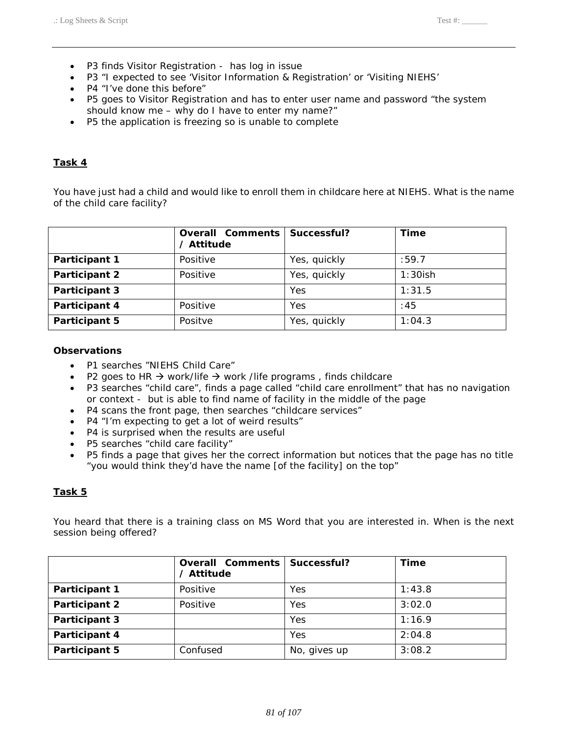- P3 finds Visitor Registration - has log in issue
- P3 “I expected to see ‘Visitor Information & Registration’ or ‘Visiting NIEHS’
- P4 “I’ve done this before”
- P5 goes to Visitor Registration and has to enter user name and password “the system should know me – why do I have to enter my name?”
- P5 the application is freezing so is unable to complete

**Task 4**

You have just had a child and would like to enroll them in childcare here at NIEHS. What is the name of the child care facility?

| | **Overall Comments / Attitude** | **Successful?** | **Time** |
|---|---|---|---|
| **Participant 1** | Positive | Yes, quickly | :59.7 |
| **Participant 2** | Positive | Yes, quickly | 1:30ish |
| **Participant 3** | | Yes | 1:31.5 |
| **Participant 4** | Positive | Yes | :45 |
| **Participant 5** | Positve | Yes, quickly | 1:04.3 |

**Observations**

- P1 searches ”NIEHS Child Care”
- P2 goes to HR → work/life → work /life programs , finds childcare
- P3 searches “child care”, finds a page called “child care enrollment” that has no navigation or context - but is able to find name of facility in the middle of the page
- P4 scans the front page, then searches “childcare services”
- P4 “I’m expecting to get a lot of weird results”
- P4 is surprised when the results are useful
- P5 searches “child care facility”
- P5 finds a page that gives her the correct information but notices that the page has no title “you would think they’d have the name [of the facility] on the top”

**Task 5**

You heard that there is a training class on MS Word that you are interested in. When is the next session being offered?

| | **Overall Comments / Attitude** | **Successful?** | **Time** |
|---|---|---|---|
| **Participant 1** | Positive | Yes | 1:43.8 |
| **Participant 2** | Positive | Yes | 3:02.0 |
| **Participant 3** | | Yes | 1:16.9 |
| **Participant 4** | | Yes | 2:04.8 |
| **Participant 5** | Confused | No, gives up | 3:08.2 |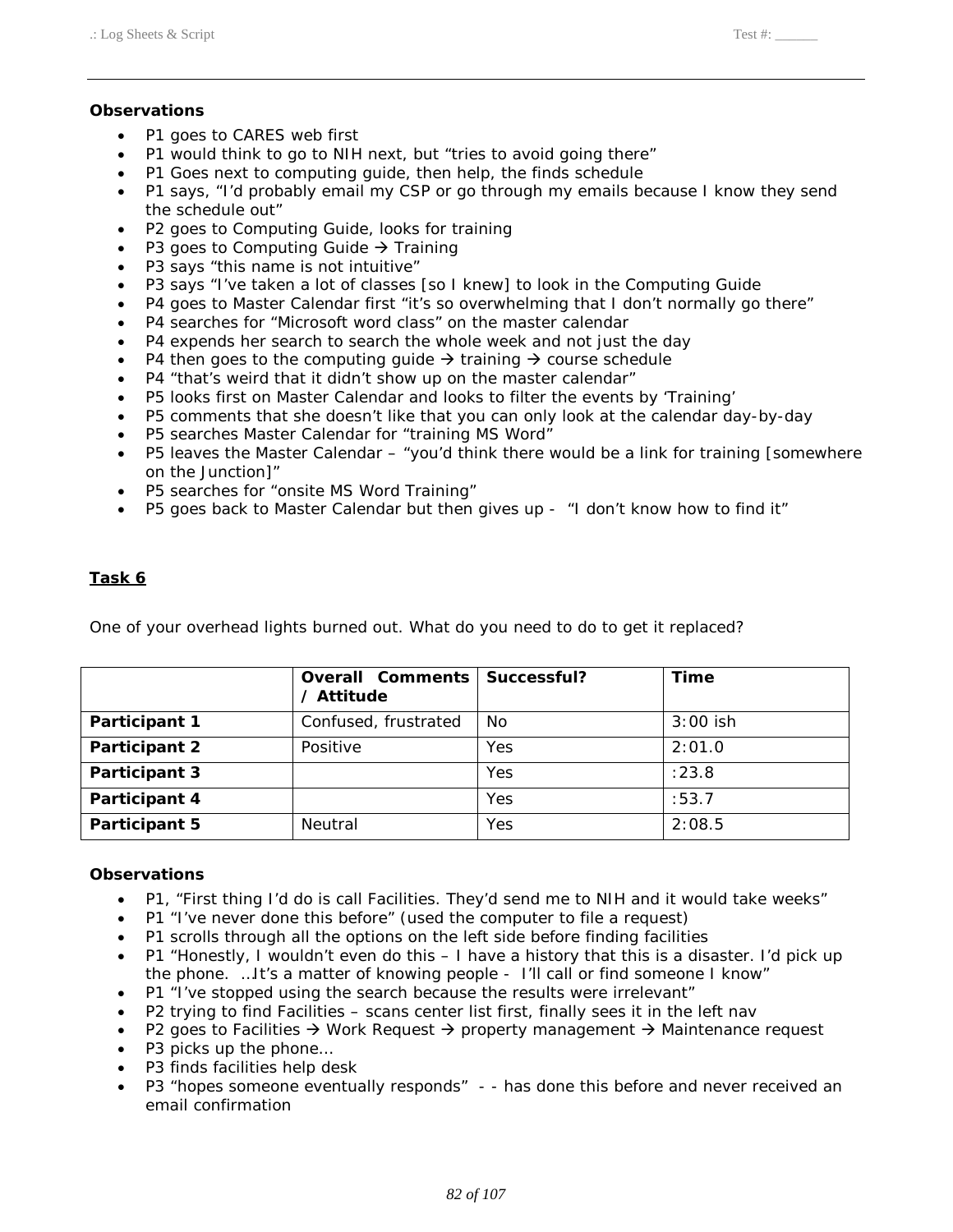**Observations**

- P1 goes to CARES web first
- P1 would think to go to NIH next, but "tries to avoid going there"
- P1 Goes next to computing guide, then help, the finds schedule
- P1 says, "I'd probably email my CSP or go through my emails because I know they send the schedule out"
- P2 goes to Computing Guide, looks for training
- P3 goes to Computing Guide → Training
- P3 says "this name is not intuitive"
- P3 says "I've taken a lot of classes [so I knew] to look in the Computing Guide
- P4 goes to Master Calendar first "it's so overwhelming that I don't normally go there"
- P4 searches for "Microsoft word class" on the master calendar
- P4 expends her search to search the whole week and not just the day
- P4 then goes to the computing guide → training → course schedule
- P4 "that's weird that it didn't show up on the master calendar"
- P5 looks first on Master Calendar and looks to filter the events by 'Training'
- P5 comments that she doesn't like that you can only look at the calendar day-by-day
- P5 searches Master Calendar for "training MS Word"
- P5 leaves the Master Calendar – "you'd think there would be a link for training [somewhere on the Junction]"
- P5 searches for "onsite MS Word Training"
- P5 goes back to Master Calendar but then gives up - "I don't know how to find it"

**Task 6**

One of your overhead lights burned out. What do you need to do to get it replaced?

| | Overall Comments / Attitude | Successful? | Time |
|---|---|---|---|
| **Participant 1** | Confused, frustrated | No | 3:00 ish |
| **Participant 2** | Positive | Yes | 2:01.0 |
| **Participant 3** | | Yes | :23.8 |
| **Participant 4** | | Yes | :53.7 |
| **Participant 5** | Neutral | Yes | 2:08.5 |

**Observations**

- P1, "First thing I'd do is call Facilities. They'd send me to NIH and it would take weeks"
- P1 "I've never done this before" (used the computer to file a request)
- P1 scrolls through all the options on the left side before finding facilities
- P1 "Honestly, I wouldn't even do this – I have a history that this is a disaster. I'd pick up the phone. …It's a matter of knowing people - I'll call or find someone I know"
- P1 "I've stopped using the search because the results were irrelevant"
- P2 trying to find Facilities – scans center list first, finally sees it in the left nav
- P2 goes to Facilities → Work Request → property management → Maintenance request
- P3 picks up the phone…
- P3 finds facilities help desk
- P3 "hopes someone eventually responds" - - has done this before and never received an email confirmation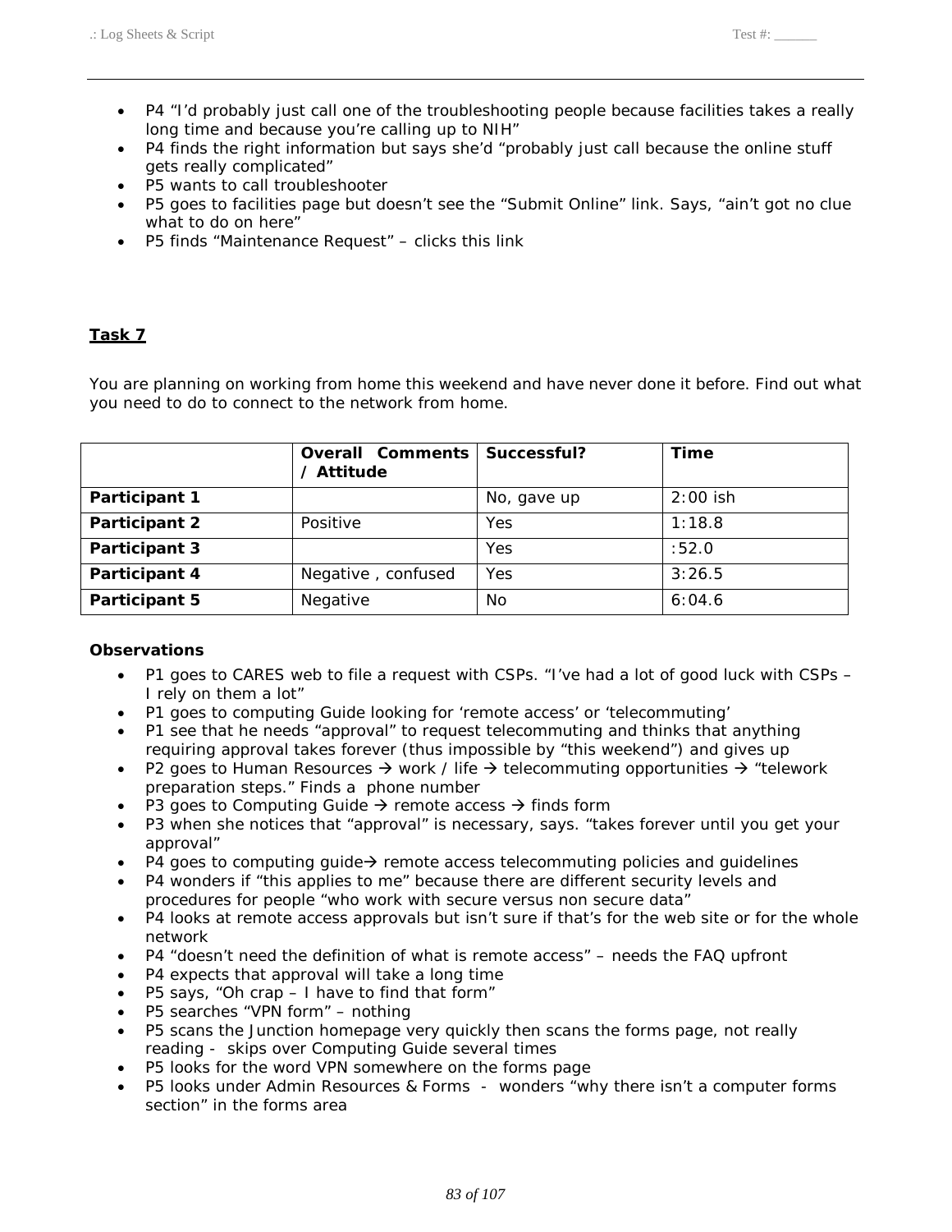- P4 "I'd probably just call one of the troubleshooting people because facilities takes a really long time and because you're calling up to NIH"
- P4 finds the right information but says she'd "probably just call because the online stuff gets really complicated"
- P5 wants to call troubleshooter
- P5 goes to facilities page but doesn't see the "Submit Online" link. Says, "ain't got no clue what to do on here"
- P5 finds "Maintenance Request" – clicks this link

## Task 7

You are planning on working from home this weekend and have never done it before. Find out what you need to do to connect to the network from home.

| | Overall Comments / Attitude | Successful? | Time |
|---|---|---|---|
| **Participant 1** | | No, gave up | 2:00 ish |
| **Participant 2** | Positive | Yes | 1:18.8 |
| **Participant 3** | | Yes | :52.0 |
| **Participant 4** | Negative , confused | Yes | 3:26.5 |
| **Participant 5** | Negative | No | 6:04.6 |

**Observations**

- P1 goes to CARES web to file a request with CSPs. "I've had a lot of good luck with CSPs – I rely on them a lot"
- P1 goes to computing Guide looking for 'remote access' or 'telecommuting'
- P1 see that he needs "approval" to request telecommuting and thinks that anything requiring approval takes forever (thus impossible by "this weekend") and gives up
- P2 goes to Human Resources → work / life → telecommuting opportunities → "telework preparation steps." Finds a phone number
- P3 goes to Computing Guide → remote access → finds form
- P3 when she notices that "approval" is necessary, says. "takes forever until you get your approval"
- P4 goes to computing guide→ remote access telecommuting policies and guidelines
- P4 wonders if "this applies to me" because there are different security levels and procedures for people "who work with secure versus non secure data"
- P4 looks at remote access approvals but isn't sure if that's for the web site or for the whole network
- P4 "doesn't need the definition of what is remote access" – needs the FAQ upfront
- P4 expects that approval will take a long time
- P5 says, "Oh crap – I have to find that form"
- P5 searches "VPN form" – nothing
- P5 scans the Junction homepage very quickly then scans the forms page, not really reading - skips over Computing Guide several times
- P5 looks for the word VPN somewhere on the forms page
- P5 looks under Admin Resources & Forms - wonders "why there isn't a computer forms section" in the forms area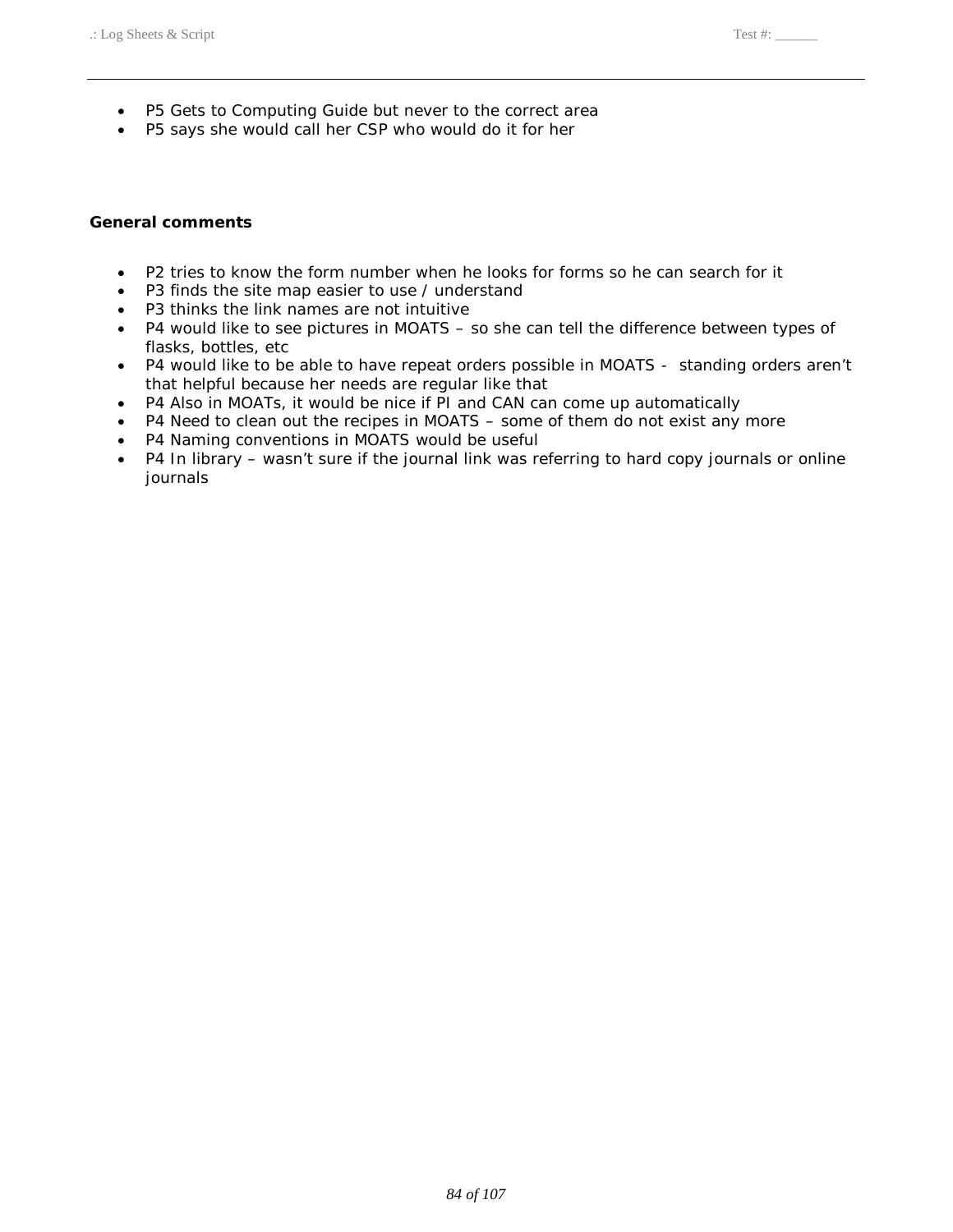- P5 Gets to Computing Guide but never to the correct area
- P5 says she would call her CSP who would do it for her

**General comments**

- P2 tries to know the form number when he looks for forms so he can search for it
- P3 finds the site map easier to use / understand
- P3 thinks the link names are not intuitive
- P4 would like to see pictures in MOATS – so she can tell the difference between types of flasks, bottles, etc
- P4 would like to be able to have repeat orders possible in MOATS - standing orders aren't that helpful because her needs are regular like that
- P4 Also in MOATs, it would be nice if PI and CAN can come up automatically
- P4 Need to clean out the recipes in MOATS – some of them do not exist any more
- P4 Naming conventions in MOATS would be useful
- P4 In library – wasn't sure if the journal link was referring to hard copy journals or online journals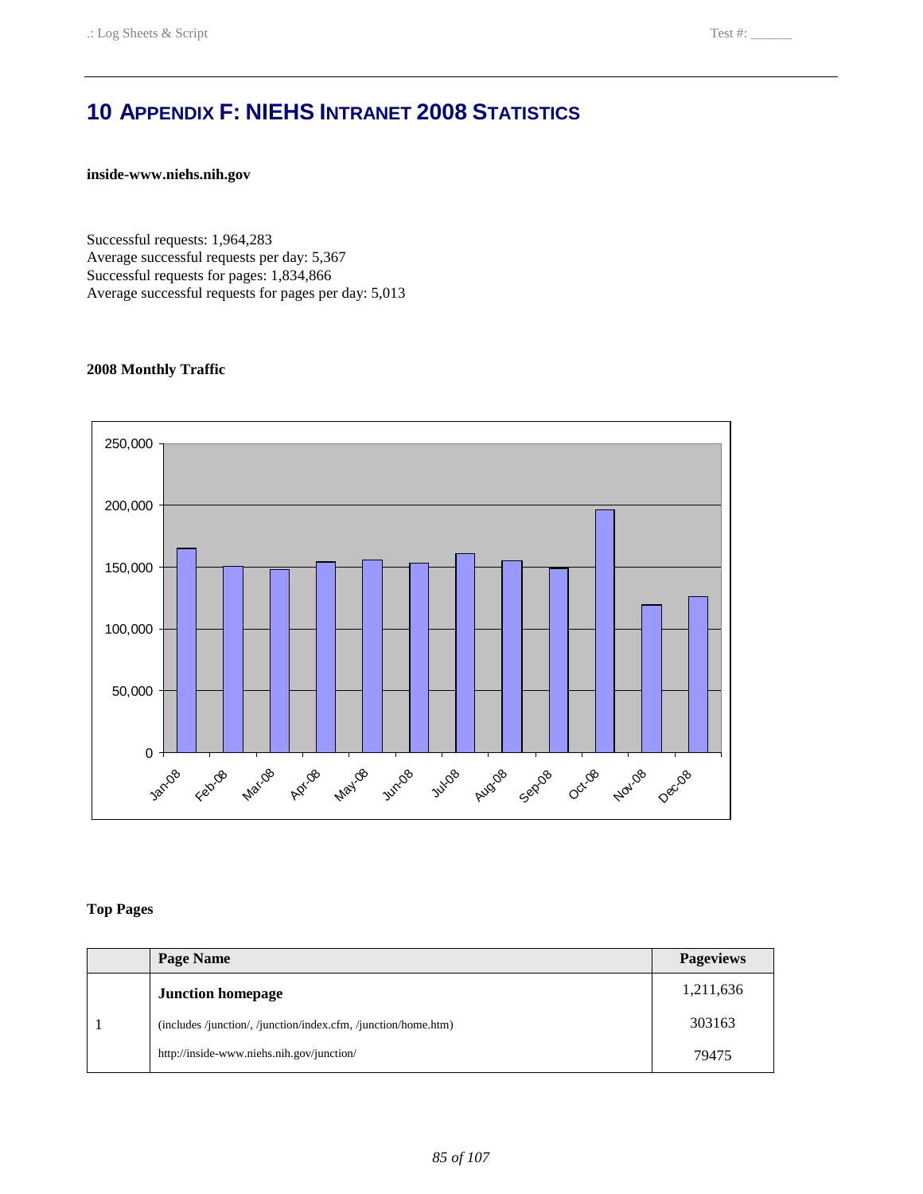# 10 APPENDIX F: NIEHS INTRANET 2008 STATISTICS

**inside-www.niehs.nih.gov**

Successful requests: 1,964,283
Average successful requests per day: 5,367
Successful requests for pages: 1,834,866
Average successful requests for pages per day: 5,013

**2008 Monthly Traffic**

**Top Pages**

| | Page Name | Pageviews |
|---|---|---|
| 1 | **Junction homepage** | 1,211,636 |
| | (includes /junction/, /junction/index.cfm, /junction/home.htm) | 303163 |
| | http://inside-www.niehs.nih.gov/junction/ | 79475 |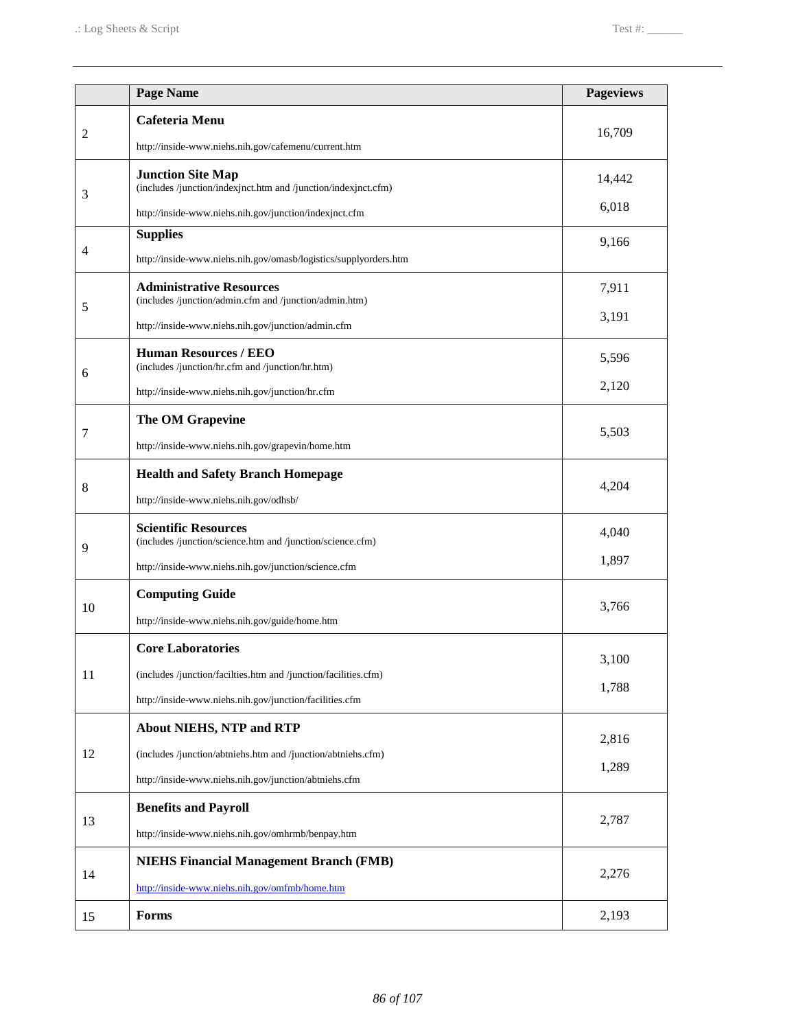| | Page Name | Pageviews |
|---|---|---|
| 2 | **Cafeteria Menu**<br>http://inside-www.niehs.nih.gov/cafemenu/current.htm | 16,709 |
| 3 | **Junction Site Map**<br>(includes /junction/indexjnct.htm and /junction/indexjnct.cfm)<br>http://inside-www.niehs.nih.gov/junction/indexjnct.cfm | 14,442<br>6,018 |
| 4 | **Supplies**<br>http://inside-www.niehs.nih.gov/omasb/logistics/supplyorders.htm | 9,166 |
| 5 | **Administrative Resources**<br>(includes /junction/admin.cfm and /junction/admin.htm)<br>http://inside-www.niehs.nih.gov/junction/admin.cfm | 7,911<br>3,191 |
| 6 | **Human Resources / EEO**<br>(includes /junction/hr.cfm and /junction/hr.htm)<br>http://inside-www.niehs.nih.gov/junction/hr.cfm | 5,596<br>2,120 |
| 7 | **The OM Grapevine**<br>http://inside-www.niehs.nih.gov/grapevin/home.htm | 5,503 |
| 8 | **Health and Safety Branch Homepage**<br>http://inside-www.niehs.nih.gov/odhsb/ | 4,204 |
| 9 | **Scientific Resources**<br>(includes /junction/science.htm and /junction/science.cfm)<br>http://inside-www.niehs.nih.gov/junction/science.cfm | 4,040<br>1,897 |
| 10 | **Computing Guide**<br>http://inside-www.niehs.nih.gov/guide/home.htm | 3,766 |
| 11 | **Core Laboratories**<br>(includes /junction/facilties.htm and /junction/facilities.cfm)<br>http://inside-www.niehs.nih.gov/junction/facilities.cfm | 3,100<br>1,788 |
| 12 | **About NIEHS, NTP and RTP**<br>(includes /junction/abtniehs.htm and /junction/abtniehs.cfm)<br>http://inside-www.niehs.nih.gov/junction/abtniehs.cfm | 2,816<br>1,289 |
| 13 | **Benefits and Payroll**<br>http://inside-www.niehs.nih.gov/omhrmb/benpay.htm | 2,787 |
| 14 | **NIEHS Financial Management Branch (FMB)**<br>http://inside-www.niehs.nih.gov/omfmb/home.htm | 2,276 |
| 15 | **Forms** | 2,193 |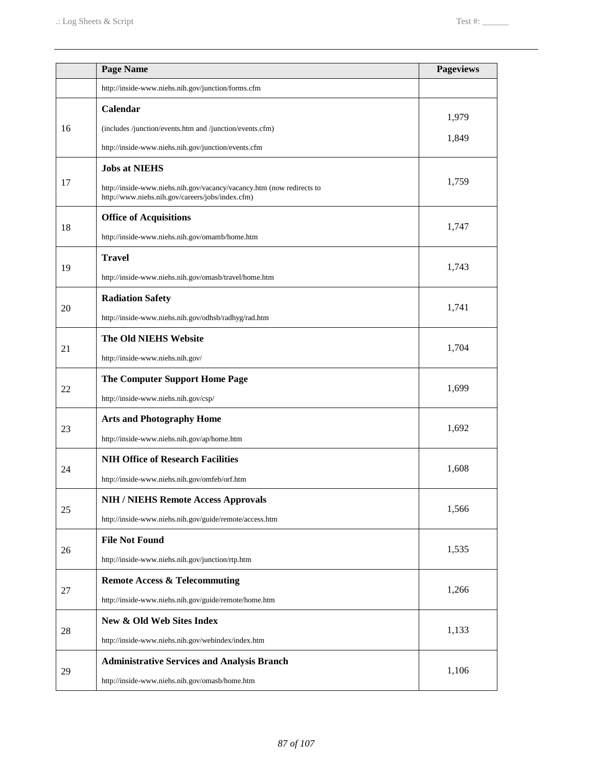| | Page Name | Pageviews |
|---|---|---|
| | http://inside-www.niehs.nih.gov/junction/forms.cfm | |
| 16 | **Calendar**<br>(includes /junction/events.htm and /junction/events.cfm)<br>http://inside-www.niehs.nih.gov/junction/events.cfm | 1,979<br>1,849 |
| 17 | **Jobs at NIEHS**<br>http://inside-www.niehs.nih.gov/vacancy/vacancy.htm (now redirects to http://www.niehs.nih.gov/careers/jobs/index.cfm) | 1,759 |
| 18 | **Office of Acquisitions**<br>http://inside-www.niehs.nih.gov/omamb/home.htm | 1,747 |
| 19 | **Travel**<br>http://inside-www.niehs.nih.gov/omasb/travel/home.htm | 1,743 |
| 20 | **Radiation Safety**<br>http://inside-www.niehs.nih.gov/odhsb/radhyg/rad.htm | 1,741 |
| 21 | **The Old NIEHS Website**<br>http://inside-www.niehs.nih.gov/ | 1,704 |
| 22 | **The Computer Support Home Page**<br>http://inside-www.niehs.nih.gov/csp/ | 1,699 |
| 23 | **Arts and Photography Home**<br>http://inside-www.niehs.nih.gov/ap/home.htm | 1,692 |
| 24 | **NIH Office of Research Facilities**<br>http://inside-www.niehs.nih.gov/omfeb/orf.htm | 1,608 |
| 25 | **NIH / NIEHS Remote Access Approvals**<br>http://inside-www.niehs.nih.gov/guide/remote/access.htm | 1,566 |
| 26 | **File Not Found**<br>http://inside-www.niehs.nih.gov/junction/rtp.htm | 1,535 |
| 27 | **Remote Access & Telecommuting**<br>http://inside-www.niehs.nih.gov/guide/remote/home.htm | 1,266 |
| 28 | **New & Old Web Sites Index**<br>http://inside-www.niehs.nih.gov/webindex/index.htm | 1,133 |
| 29 | **Administrative Services and Analysis Branch**<br>http://inside-www.niehs.nih.gov/omasb/home.htm | 1,106 |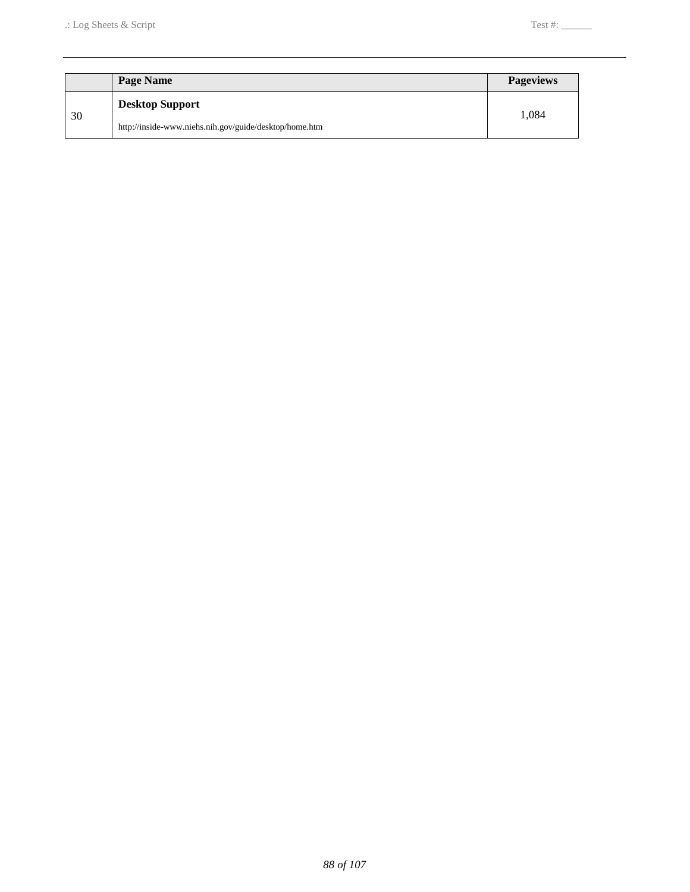| | Page Name | Pageviews |
|---|---|---|
| 30 | **Desktop Support**<br>http://inside-www.niehs.nih.gov/guide/desktop/home.htm | 1,084 |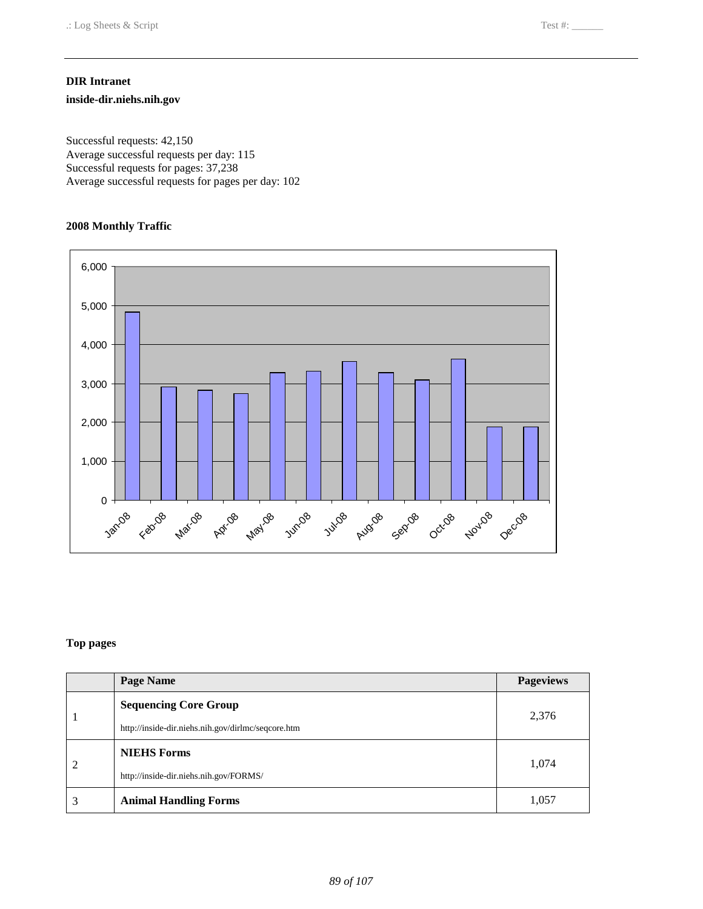**DIR Intranet**

**inside-dir.niehs.nih.gov**

Successful requests: 42,150
Average successful requests per day: 115
Successful requests for pages: 37,238
Average successful requests for pages per day: 102

**2008 Monthly Traffic**

**Top pages**

| | Page Name | Pageviews |
|---|---|---|
| 1 | **Sequencing Core Group** http://inside-dir.niehs.nih.gov/dirlmc/seqcore.htm | 2,376 |
| 2 | **NIEHS Forms** http://inside-dir.niehs.nih.gov/FORMS/ | 1,074 |
| 3 | **Animal Handling Forms** | 1,057 |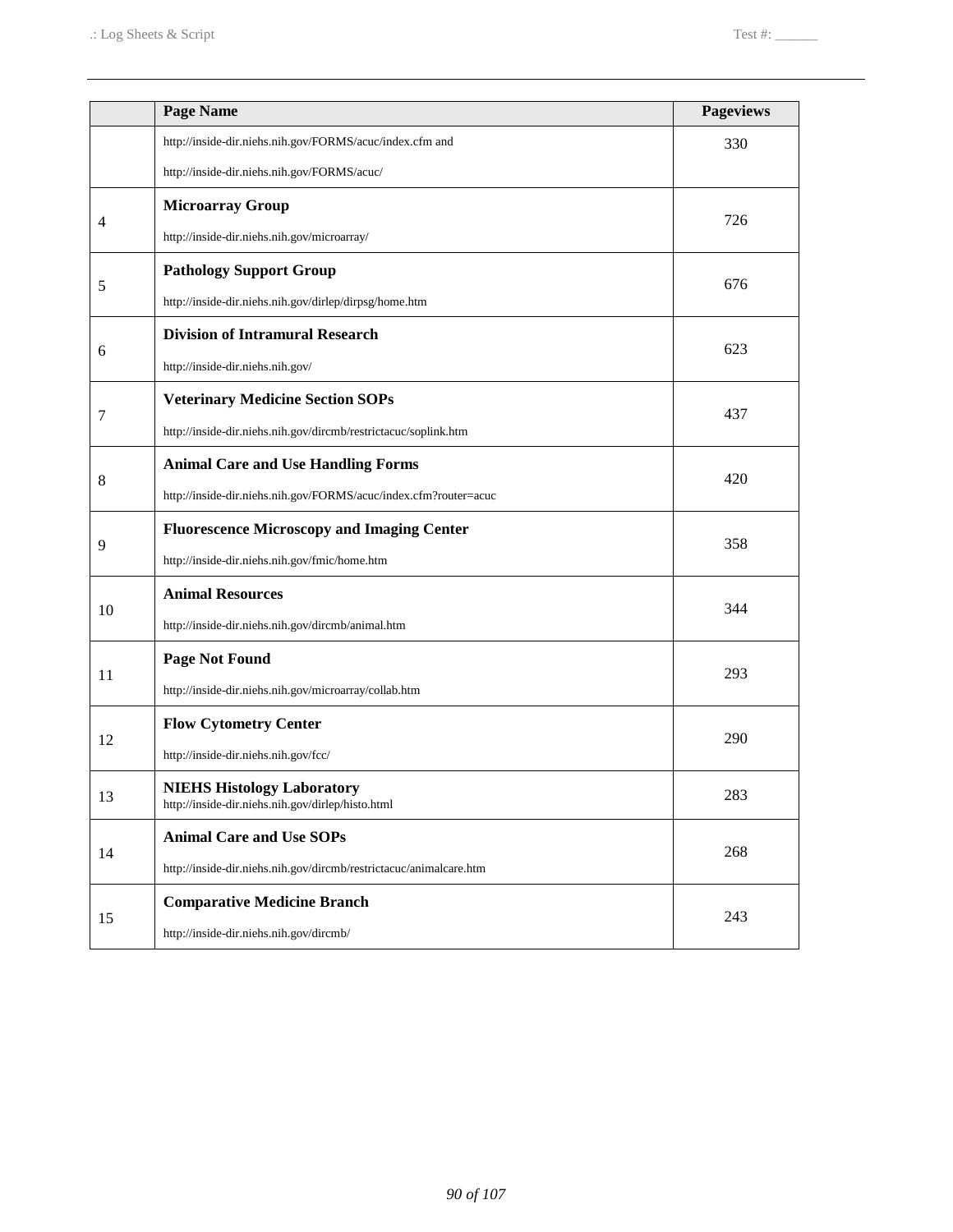|  | Page Name | Pageviews |
| --- | --- | --- |
|  | http://inside-dir.niehs.nih.gov/FORMS/acuc/index.cfm and<br>http://inside-dir.niehs.nih.gov/FORMS/acuc/ | 330 |
| 4 | **Microarray Group**<br>http://inside-dir.niehs.nih.gov/microarray/ | 726 |
| 5 | **Pathology Support Group**<br>http://inside-dir.niehs.nih.gov/dirlep/dirpsg/home.htm | 676 |
| 6 | **Division of Intramural Research**<br>http://inside-dir.niehs.nih.gov/ | 623 |
| 7 | **Veterinary Medicine Section SOPs**<br>http://inside-dir.niehs.nih.gov/dircmb/restrictacuc/soplink.htm | 437 |
| 8 | **Animal Care and Use Handling Forms**<br>http://inside-dir.niehs.nih.gov/FORMS/acuc/index.cfm?router=acuc | 420 |
| 9 | **Fluorescence Microscopy and Imaging Center**<br>http://inside-dir.niehs.nih.gov/fmic/home.htm | 358 |
| 10 | **Animal Resources**<br>http://inside-dir.niehs.nih.gov/dircmb/animal.htm | 344 |
| 11 | **Page Not Found**<br>http://inside-dir.niehs.nih.gov/microarray/collab.htm | 293 |
| 12 | **Flow Cytometry Center**<br>http://inside-dir.niehs.nih.gov/fcc/ | 290 |
| 13 | **NIEHS Histology Laboratory**<br>http://inside-dir.niehs.nih.gov/dirlep/histo.html | 283 |
| 14 | **Animal Care and Use SOPs**<br>http://inside-dir.niehs.nih.gov/dircmb/restrictacuc/animalcare.htm | 268 |
| 15 | **Comparative Medicine Branch**<br>http://inside-dir.niehs.nih.gov/dircmb/ | 243 |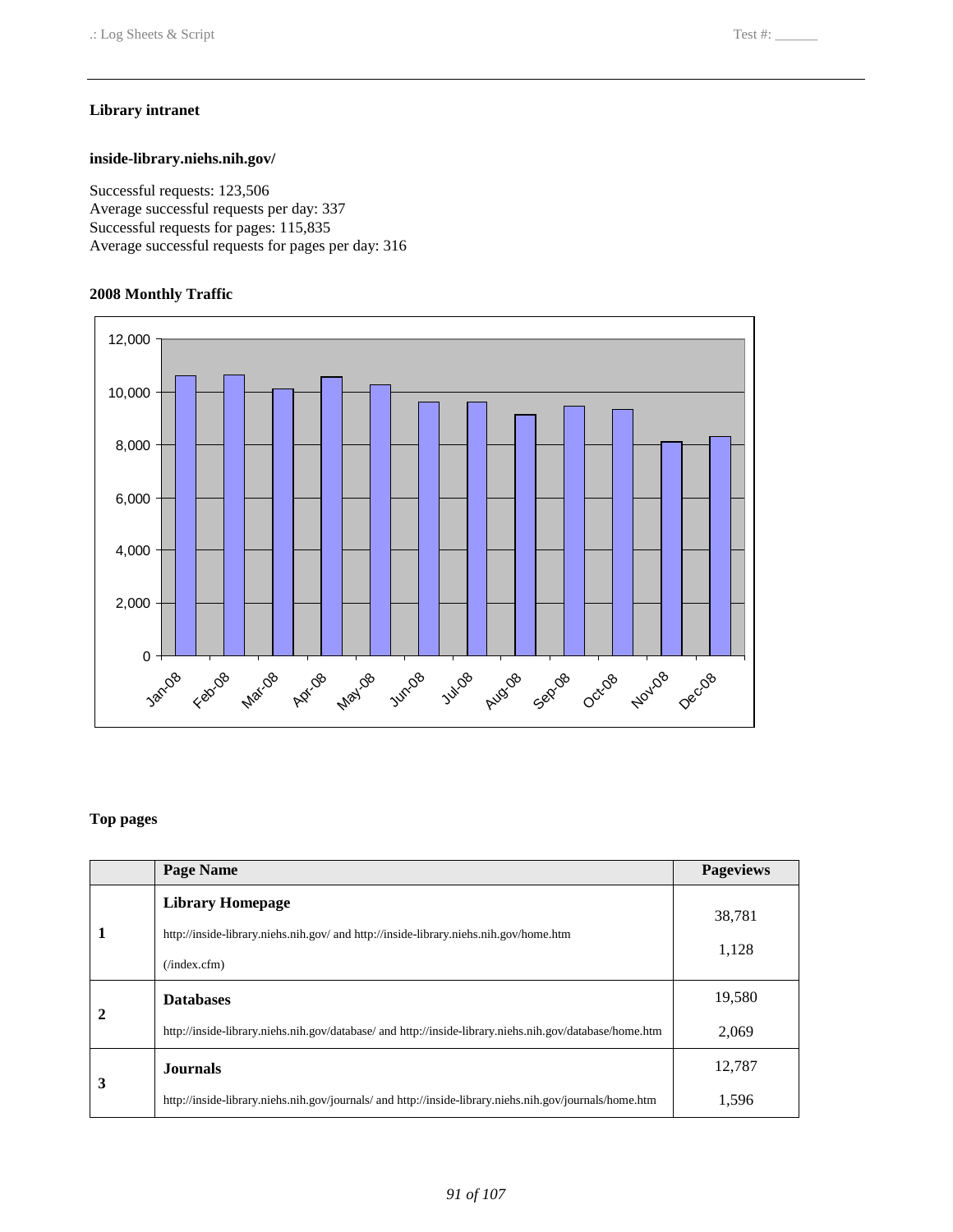**Library intranet**

**inside-library.niehs.nih.gov/**

Successful requests: 123,506
Average successful requests per day: 337
Successful requests for pages: 115,835
Average successful requests for pages per day: 316

**2008 Monthly Traffic**

**Top pages**

| | Page Name | Pageviews |
|---|---|---|
| 1 | **Library Homepage**<br>http://inside-library.niehs.nih.gov/ and http://inside-library.niehs.nih.gov/home.htm<br>(/index.cfm) | 38,781<br>1,128 |
| 2 | **Databases**<br>http://inside-library.niehs.nih.gov/database/ and http://inside-library.niehs.nih.gov/database/home.htm | 19,580<br>2,069 |
| 3 | **Journals**<br>http://inside-library.niehs.nih.gov/journals/ and http://inside-library.niehs.nih.gov/journals/home.htm | 12,787<br>1,596 |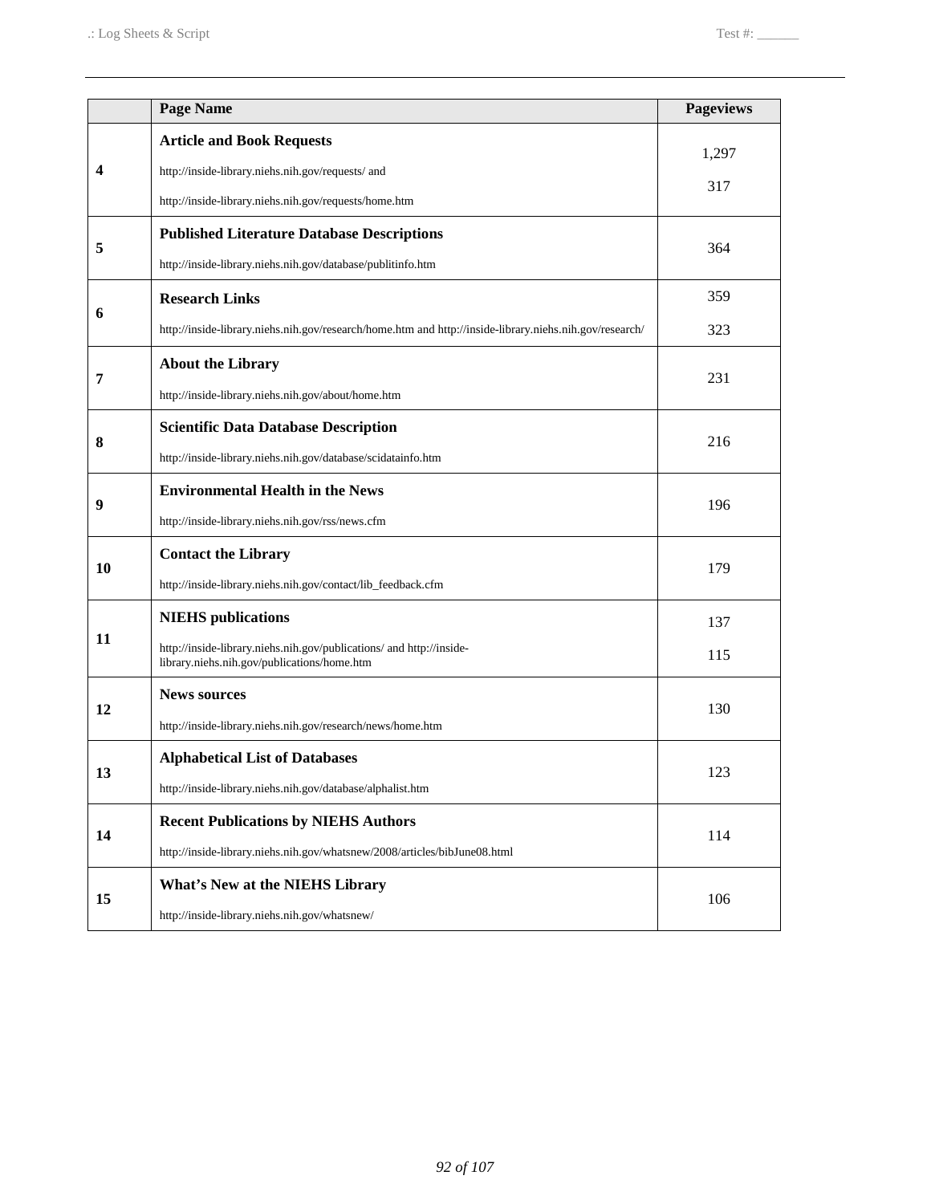| | Page Name | Pageviews |
|---|---|---|
| 4 | **Article and Book Requests**<br>http://inside-library.niehs.nih.gov/requests/ and<br>http://inside-library.niehs.nih.gov/requests/home.htm | 1,297<br>317 |
| 5 | **Published Literature Database Descriptions**<br>http://inside-library.niehs.nih.gov/database/publitinfo.htm | 364 |
| 6 | **Research Links**<br>http://inside-library.niehs.nih.gov/research/home.htm and http://inside-library.niehs.nih.gov/research/ | 359<br>323 |
| 7 | **About the Library**<br>http://inside-library.niehs.nih.gov/about/home.htm | 231 |
| 8 | **Scientific Data Database Description**<br>http://inside-library.niehs.nih.gov/database/scidatainfo.htm | 216 |
| 9 | **Environmental Health in the News**<br>http://inside-library.niehs.nih.gov/rss/news.cfm | 196 |
| 10 | **Contact the Library**<br>http://inside-library.niehs.nih.gov/contact/lib_feedback.cfm | 179 |
| 11 | **NIEHS publications**<br>http://inside-library.niehs.nih.gov/publications/ and http://inside-library.niehs.nih.gov/publications/home.htm | 137<br>115 |
| 12 | **News sources**<br>http://inside-library.niehs.nih.gov/research/news/home.htm | 130 |
| 13 | **Alphabetical List of Databases**<br>http://inside-library.niehs.nih.gov/database/alphalist.htm | 123 |
| 14 | **Recent Publications by NIEHS Authors**<br>http://inside-library.niehs.nih.gov/whatsnew/2008/articles/bibJune08.html | 114 |
| 15 | **What's New at the NIEHS Library**<br>http://inside-library.niehs.nih.gov/whatsnew/ | 106 |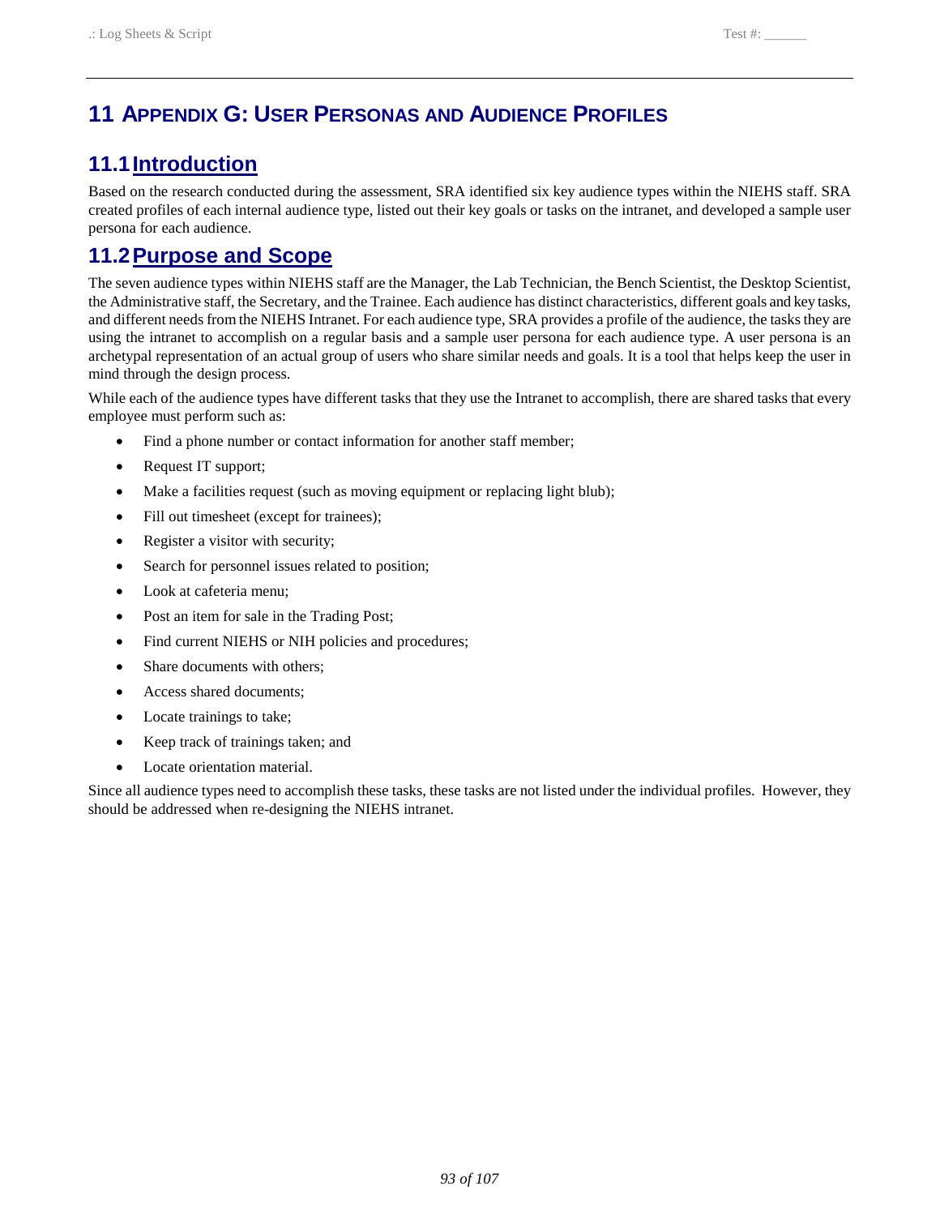# 11 Appendix G: User Personas and Audience Profiles

## 11.1 Introduction

Based on the research conducted during the assessment, SRA identified six key audience types within the NIEHS staff. SRA created profiles of each internal audience type, listed out their key goals or tasks on the intranet, and developed a sample user persona for each audience.

## 11.2 Purpose and Scope

The seven audience types within NIEHS staff are the Manager, the Lab Technician, the Bench Scientist, the Desktop Scientist, the Administrative staff, the Secretary, and the Trainee. Each audience has distinct characteristics, different goals and key tasks, and different needs from the NIEHS Intranet. For each audience type, SRA provides a profile of the audience, the tasks they are using the intranet to accomplish on a regular basis and a sample user persona for each audience type. A user persona is an archetypal representation of an actual group of users who share similar needs and goals. It is a tool that helps keep the user in mind through the design process.

While each of the audience types have different tasks that they use the Intranet to accomplish, there are shared tasks that every employee must perform such as:

- Find a phone number or contact information for another staff member;
- Request IT support;
- Make a facilities request (such as moving equipment or replacing light blub);
- Fill out timesheet (except for trainees);
- Register a visitor with security;
- Search for personnel issues related to position;
- Look at cafeteria menu;
- Post an item for sale in the Trading Post;
- Find current NIEHS or NIH policies and procedures;
- Share documents with others;
- Access shared documents;
- Locate trainings to take;
- Keep track of trainings taken; and
- Locate orientation material.

Since all audience types need to accomplish these tasks, these tasks are not listed under the individual profiles. However, they should be addressed when re-designing the NIEHS intranet.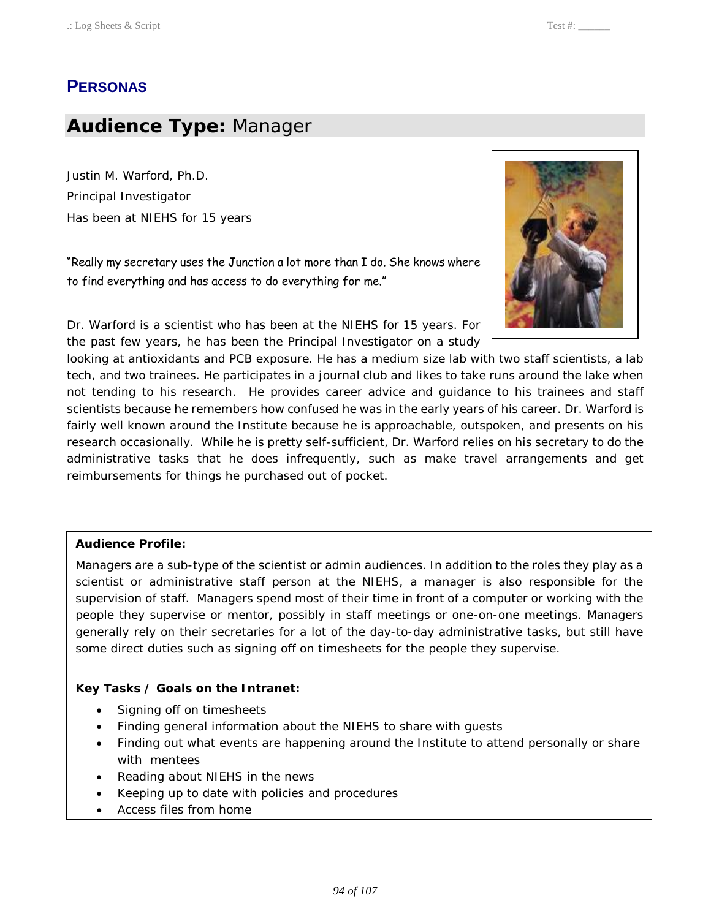## PERSONAS

## **Audience Type:** Manager

Justin M. Warford, Ph.D.

Principal Investigator

Has been at NIEHS for 15 years

"Really my secretary uses the Junction a lot more than I do. She knows where to find everything and has access to do everything for me."

Dr. Warford is a scientist who has been at the NIEHS for 15 years. For the past few years, he has been the Principal Investigator on a study looking at antioxidants and PCB exposure. He has a medium size lab with two staff scientists, a lab tech, and two trainees. He participates in a journal club and likes to take runs around the lake when not tending to his research. He provides career advice and guidance to his trainees and staff scientists because he remembers how confused he was in the early years of his career. Dr. Warford is fairly well known around the Institute because he is approachable, outspoken, and presents on his research occasionally. While he is pretty self-sufficient, Dr. Warford relies on his secretary to do the administrative tasks that he does infrequently, such as make travel arrangements and get reimbursements for things he purchased out of pocket.

**Audience Profile:**

Managers are a sub-type of the scientist or admin audiences. In addition to the roles they play as a scientist or administrative staff person at the NIEHS, a manager is also responsible for the supervision of staff. Managers spend most of their time in front of a computer or working with the people they supervise or mentor, possibly in staff meetings or one-on-one meetings. Managers generally rely on their secretaries for a lot of the day-to-day administrative tasks, but still have some direct duties such as signing off on timesheets for the people they supervise.

**Key Tasks / Goals on the Intranet:**

- Signing off on timesheets
- Finding general information about the NIEHS to share with guests
- Finding out what events are happening around the Institute to attend personally or share with mentees
- Reading about NIEHS in the news
- Keeping up to date with policies and procedures
- Access files from home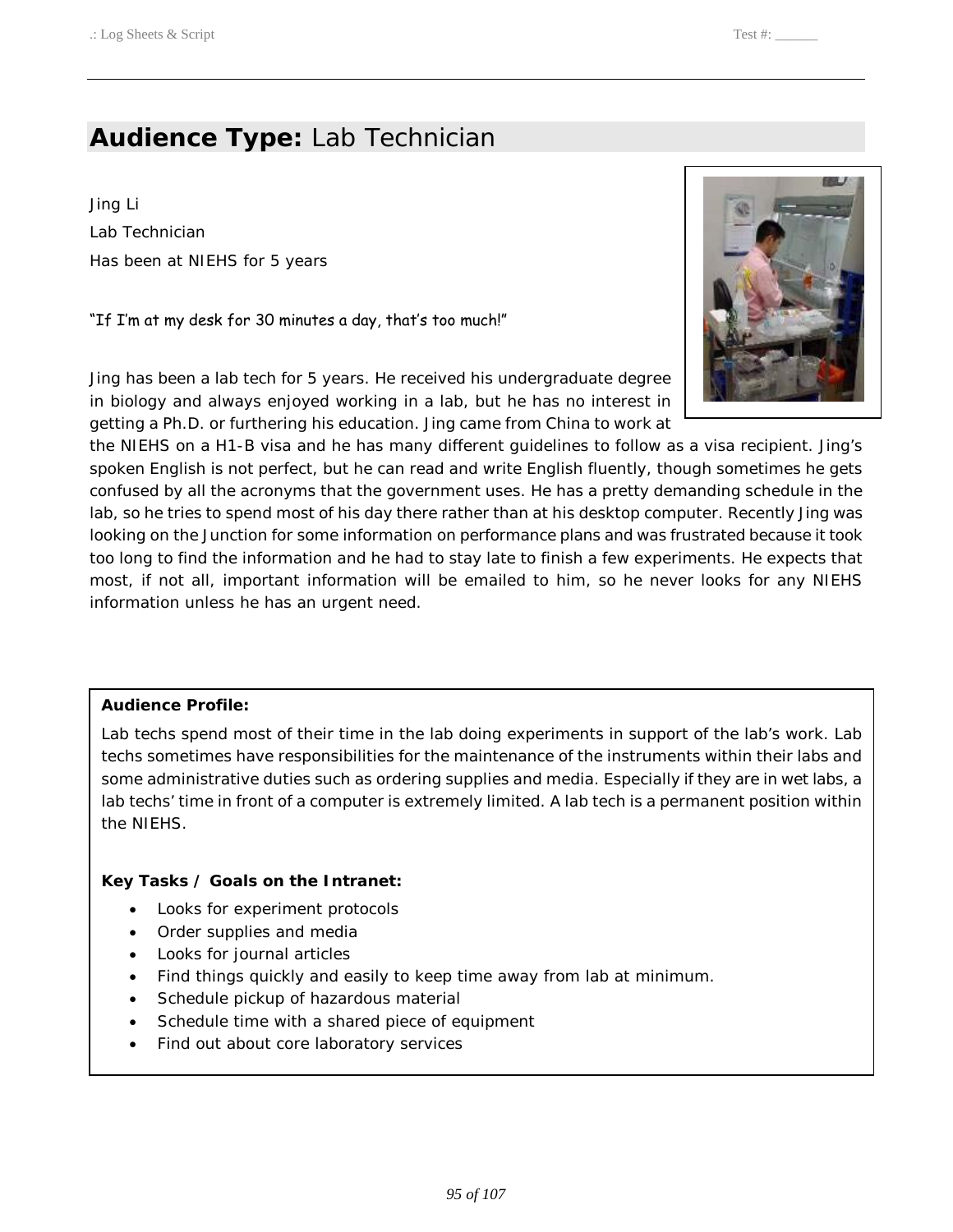## **Audience Type:** Lab Technician

Jing Li

Lab Technician

Has been at NIEHS for 5 years

"If I'm at my desk for 30 minutes a day, that's too much!"

Jing has been a lab tech for 5 years. He received his undergraduate degree in biology and always enjoyed working in a lab, but he has no interest in getting a Ph.D. or furthering his education. Jing came from China to work at the NIEHS on a H1-B visa and he has many different guidelines to follow as a visa recipient. Jing's spoken English is not perfect, but he can read and write English fluently, though sometimes he gets confused by all the acronyms that the government uses. He has a pretty demanding schedule in the lab, so he tries to spend most of his day there rather than at his desktop computer. Recently Jing was looking on the Junction for some information on performance plans and was frustrated because it took too long to find the information and he had to stay late to finish a few experiments. He expects that most, if not all, important information will be emailed to him, so he never looks for any NIEHS information unless he has an urgent need.

**Audience Profile:**

Lab techs spend most of their time in the lab doing experiments in support of the lab's work. Lab techs sometimes have responsibilities for the maintenance of the instruments within their labs and some administrative duties such as ordering supplies and media. Especially if they are in wet labs, a lab techs' time in front of a computer is extremely limited. A lab tech is a permanent position within the NIEHS.

**Key Tasks / Goals on the Intranet:**

- Looks for experiment protocols
- Order supplies and media
- Looks for journal articles
- Find things quickly and easily to keep time away from lab at minimum.
- Schedule pickup of hazardous material
- Schedule time with a shared piece of equipment
- Find out about core laboratory services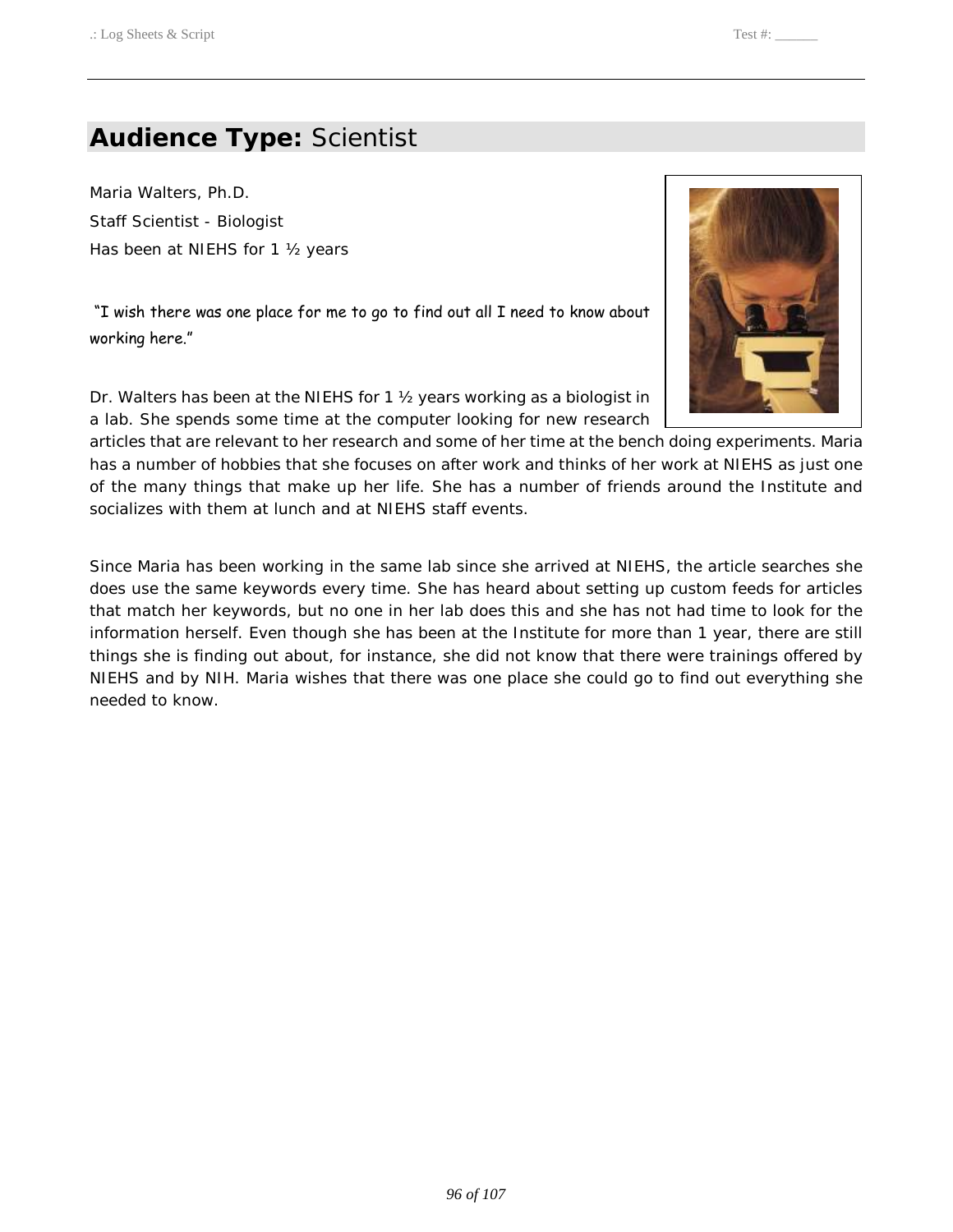## **Audience Type:** Scientist

Maria Walters, Ph.D.

Staff Scientist - Biologist

Has been at NIEHS for 1 ½ years

"I wish there was one place for me to go to find out all I need to know about working here."

Dr. Walters has been at the NIEHS for 1 ½ years working as a biologist in a lab. She spends some time at the computer looking for new research articles that are relevant to her research and some of her time at the bench doing experiments. Maria has a number of hobbies that she focuses on after work and thinks of her work at NIEHS as just one of the many things that make up her life. She has a number of friends around the Institute and socializes with them at lunch and at NIEHS staff events.

Since Maria has been working in the same lab since she arrived at NIEHS, the article searches she does use the same keywords every time. She has heard about setting up custom feeds for articles that match her keywords, but no one in her lab does this and she has not had time to look for the information herself. Even though she has been at the Institute for more than 1 year, there are still things she is finding out about, for instance, she did not know that there were trainings offered by NIEHS and by NIH. Maria wishes that there was one place she could go to find out everything she needed to know.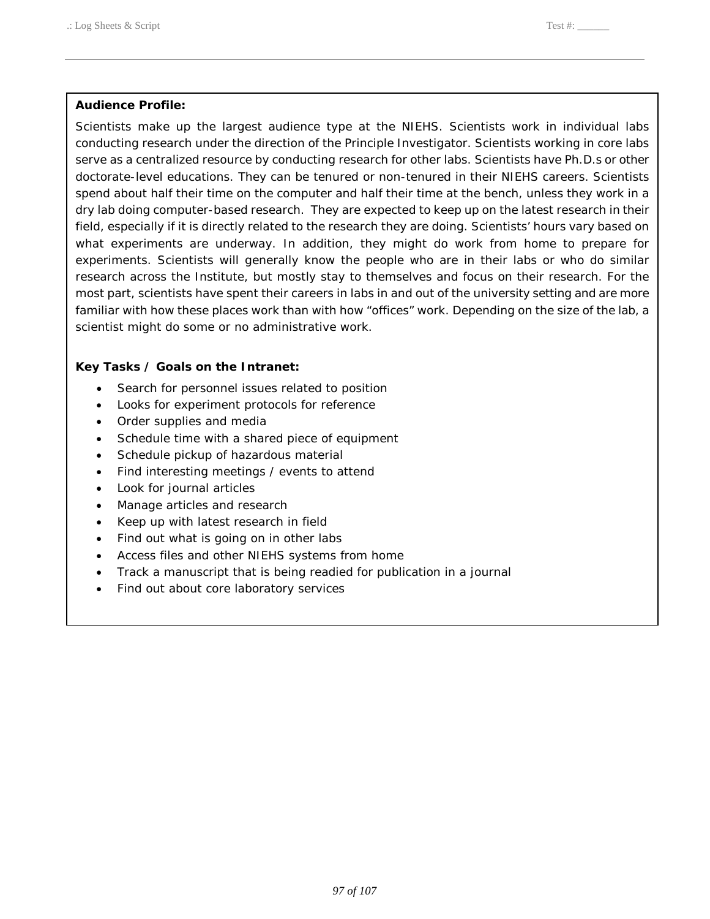**Audience Profile:**

Scientists make up the largest audience type at the NIEHS. Scientists work in individual labs conducting research under the direction of the Principle Investigator. Scientists working in core labs serve as a centralized resource by conducting research for other labs. Scientists have Ph.D.s or other doctorate-level educations. They can be tenured or non-tenured in their NIEHS careers. Scientists spend about half their time on the computer and half their time at the bench, unless they work in a dry lab doing computer-based research. They are expected to keep up on the latest research in their field, especially if it is directly related to the research they are doing. Scientists' hours vary based on what experiments are underway. In addition, they might do work from home to prepare for experiments. Scientists will generally know the people who are in their labs or who do similar research across the Institute, but mostly stay to themselves and focus on their research. For the most part, scientists have spent their careers in labs in and out of the university setting and are more familiar with how these places work than with how "offices" work. Depending on the size of the lab, a scientist might do some or no administrative work.

**Key Tasks / Goals on the Intranet:**

- Search for personnel issues related to position
- Looks for experiment protocols for reference
- Order supplies and media
- Schedule time with a shared piece of equipment
- Schedule pickup of hazardous material
- Find interesting meetings / events to attend
- Look for journal articles
- Manage articles and research
- Keep up with latest research in field
- Find out what is going on in other labs
- Access files and other NIEHS systems from home
- Track a manuscript that is being readied for publication in a journal
- Find out about core laboratory services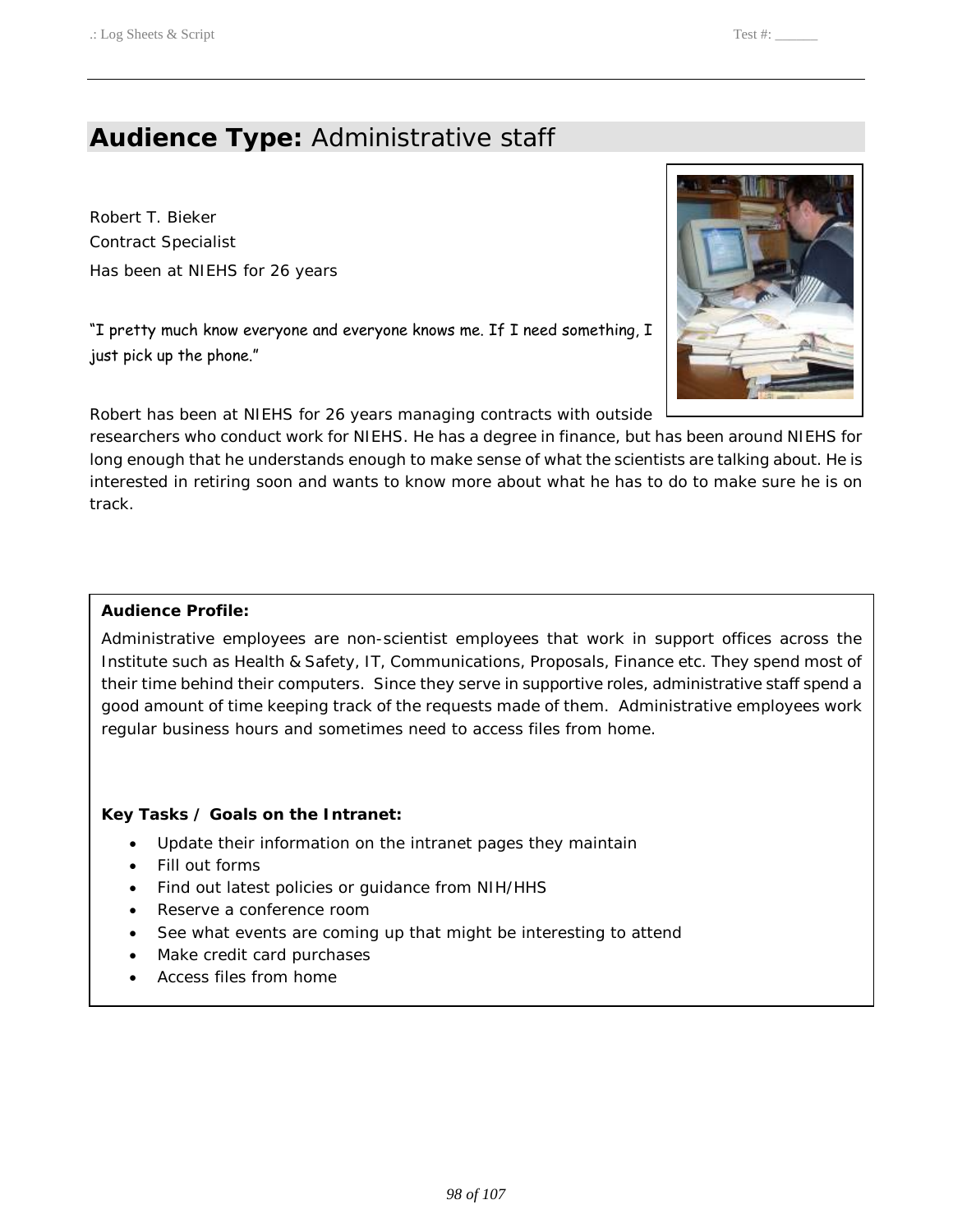## **Audience Type:** Administrative staff

Robert T. Bieker
Contract Specialist
Has been at NIEHS for 26 years

"I pretty much know everyone and everyone knows me. If I need something, I just pick up the phone."

Robert has been at NIEHS for 26 years managing contracts with outside researchers who conduct work for NIEHS. He has a degree in finance, but has been around NIEHS for long enough that he understands enough to make sense of what the scientists are talking about. He is interested in retiring soon and wants to know more about what he has to do to make sure he is on track.

**Audience Profile:**

Administrative employees are non-scientist employees that work in support offices across the Institute such as Health & Safety, IT, Communications, Proposals, Finance etc. They spend most of their time behind their computers. Since they serve in supportive roles, administrative staff spend a good amount of time keeping track of the requests made of them. Administrative employees work regular business hours and sometimes need to access files from home.

**Key Tasks / Goals on the Intranet:**

- Update their information on the intranet pages they maintain
- Fill out forms
- Find out latest policies or guidance from NIH/HHS
- Reserve a conference room
- See what events are coming up that might be interesting to attend
- Make credit card purchases
- Access files from home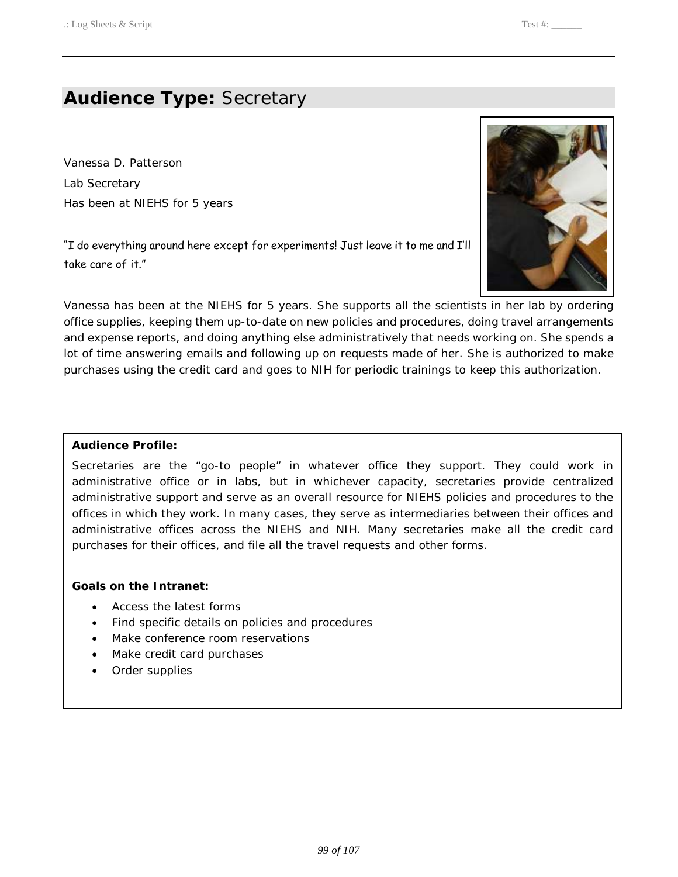## **Audience Type:** Secretary

Vanessa D. Patterson

Lab Secretary

Has been at NIEHS for 5 years

"I do everything around here except for experiments! Just leave it to me and I'll take care of it."

Vanessa has been at the NIEHS for 5 years. She supports all the scientists in her lab by ordering office supplies, keeping them up-to-date on new policies and procedures, doing travel arrangements and expense reports, and doing anything else administratively that needs working on. She spends a lot of time answering emails and following up on requests made of her. She is authorized to make purchases using the credit card and goes to NIH for periodic trainings to keep this authorization.

**Audience Profile:**

Secretaries are the "go-to people" in whatever office they support. They could work in administrative office or in labs, but in whichever capacity, secretaries provide centralized administrative support and serve as an overall resource for NIEHS policies and procedures to the offices in which they work. In many cases, they serve as intermediaries between their offices and administrative offices across the NIEHS and NIH. Many secretaries make all the credit card purchases for their offices, and file all the travel requests and other forms.

**Goals on the Intranet:**

- Access the latest forms
- Find specific details on policies and procedures
- Make conference room reservations
- Make credit card purchases
- Order supplies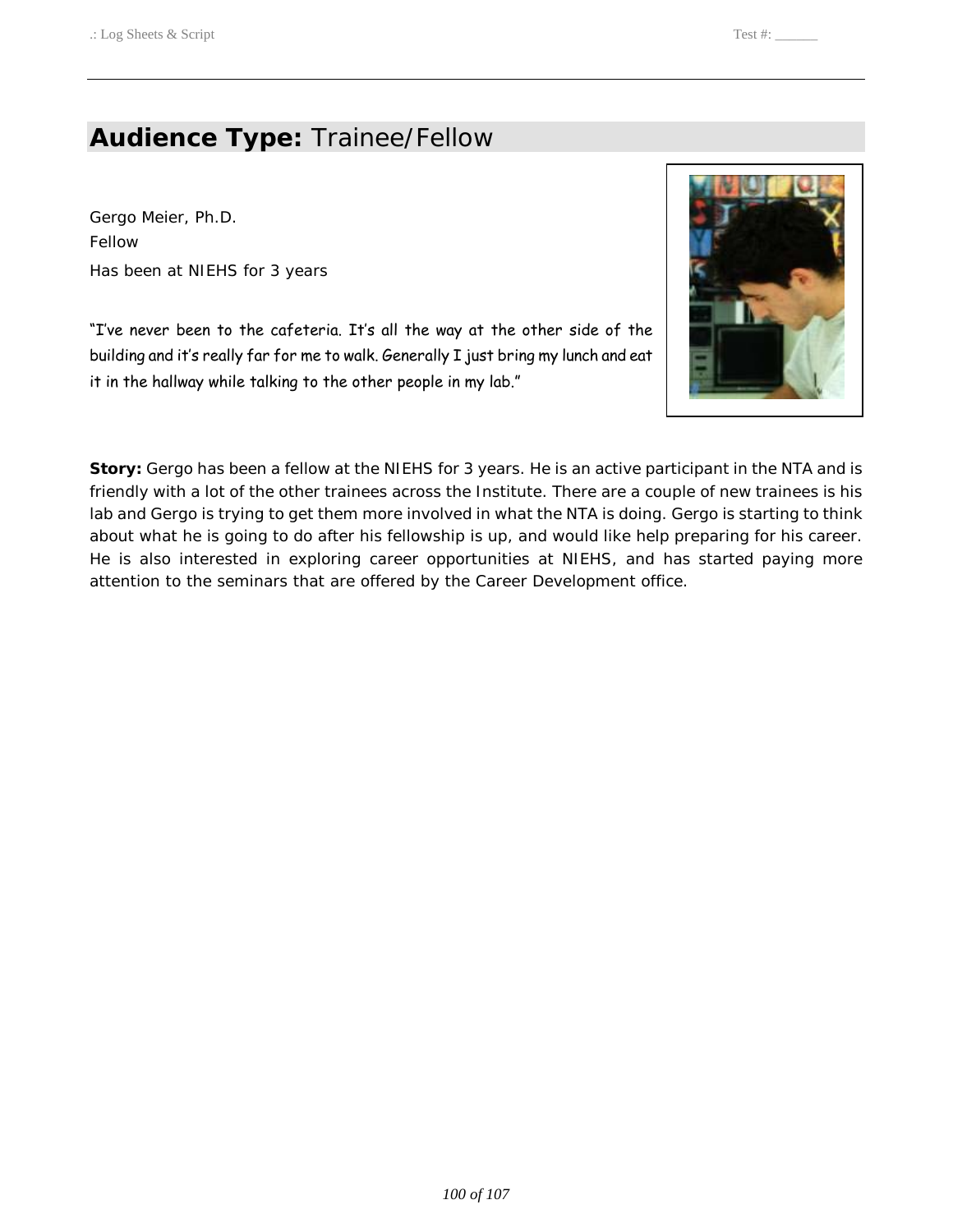## **Audience Type:** Trainee/Fellow

Gergo Meier, Ph.D.

Fellow

Has been at NIEHS for 3 years

"I've never been to the cafeteria. It's all the way at the other side of the building and it's really far for me to walk. Generally I just bring my lunch and eat it in the hallway while talking to the other people in my lab."

**Story:** Gergo has been a fellow at the NIEHS for 3 years. He is an active participant in the NTA and is friendly with a lot of the other trainees across the Institute. There are a couple of new trainees is his lab and Gergo is trying to get them more involved in what the NTA is doing. Gergo is starting to think about what he is going to do after his fellowship is up, and would like help preparing for his career. He is also interested in exploring career opportunities at NIEHS, and has started paying more attention to the seminars that are offered by the Career Development office.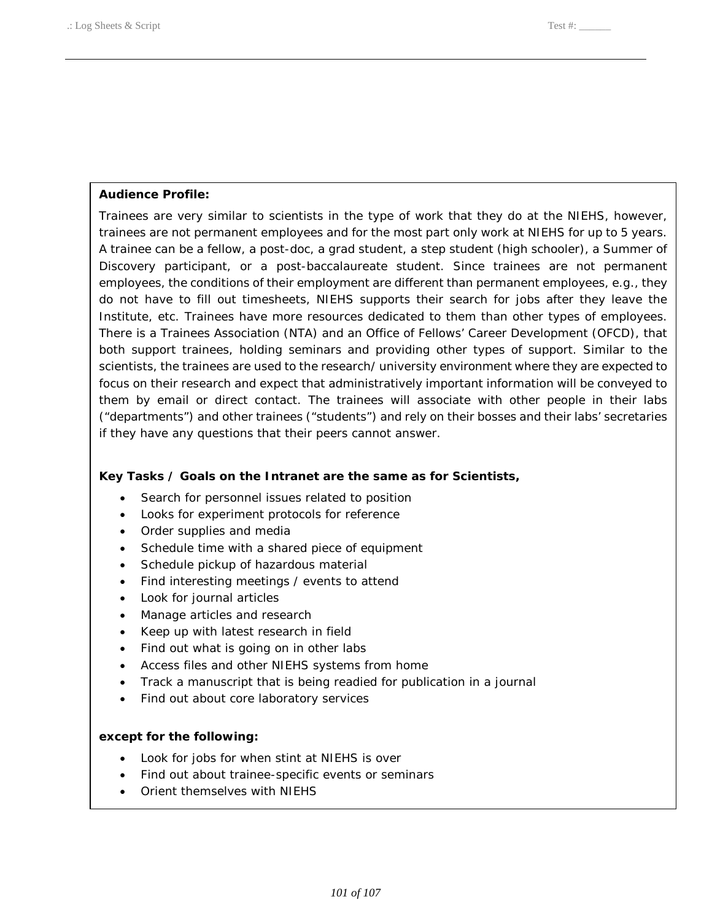**Audience Profile:**

Trainees are very similar to scientists in the type of work that they do at the NIEHS, however, trainees are not permanent employees and for the most part only work at NIEHS for up to 5 years. A trainee can be a fellow, a post-doc, a grad student, a step student (high schooler), a Summer of Discovery participant, or a post-baccalaureate student. Since trainees are not permanent employees, the conditions of their employment are different than permanent employees, e.g., they do not have to fill out timesheets, NIEHS supports their search for jobs after they leave the Institute, etc. Trainees have more resources dedicated to them than other types of employees. There is a Trainees Association (NTA) and an Office of Fellows' Career Development (OFCD), that both support trainees, holding seminars and providing other types of support. Similar to the scientists, the trainees are used to the research/ university environment where they are expected to focus on their research and expect that administratively important information will be conveyed to them by email or direct contact. The trainees will associate with other people in their labs ("departments") and other trainees ("students") and rely on their bosses and their labs' secretaries if they have any questions that their peers cannot answer.

**Key Tasks / Goals on the Intranet are the same as for Scientists,**

- Search for personnel issues related to position
- Looks for experiment protocols for reference
- Order supplies and media
- Schedule time with a shared piece of equipment
- Schedule pickup of hazardous material
- Find interesting meetings / events to attend
- Look for journal articles
- Manage articles and research
- Keep up with latest research in field
- Find out what is going on in other labs
- Access files and other NIEHS systems from home
- Track a manuscript that is being readied for publication in a journal
- Find out about core laboratory services

**except for the following:**

- Look for jobs for when stint at NIEHS is over
- Find out about trainee-specific events or seminars
- Orient themselves with NIEHS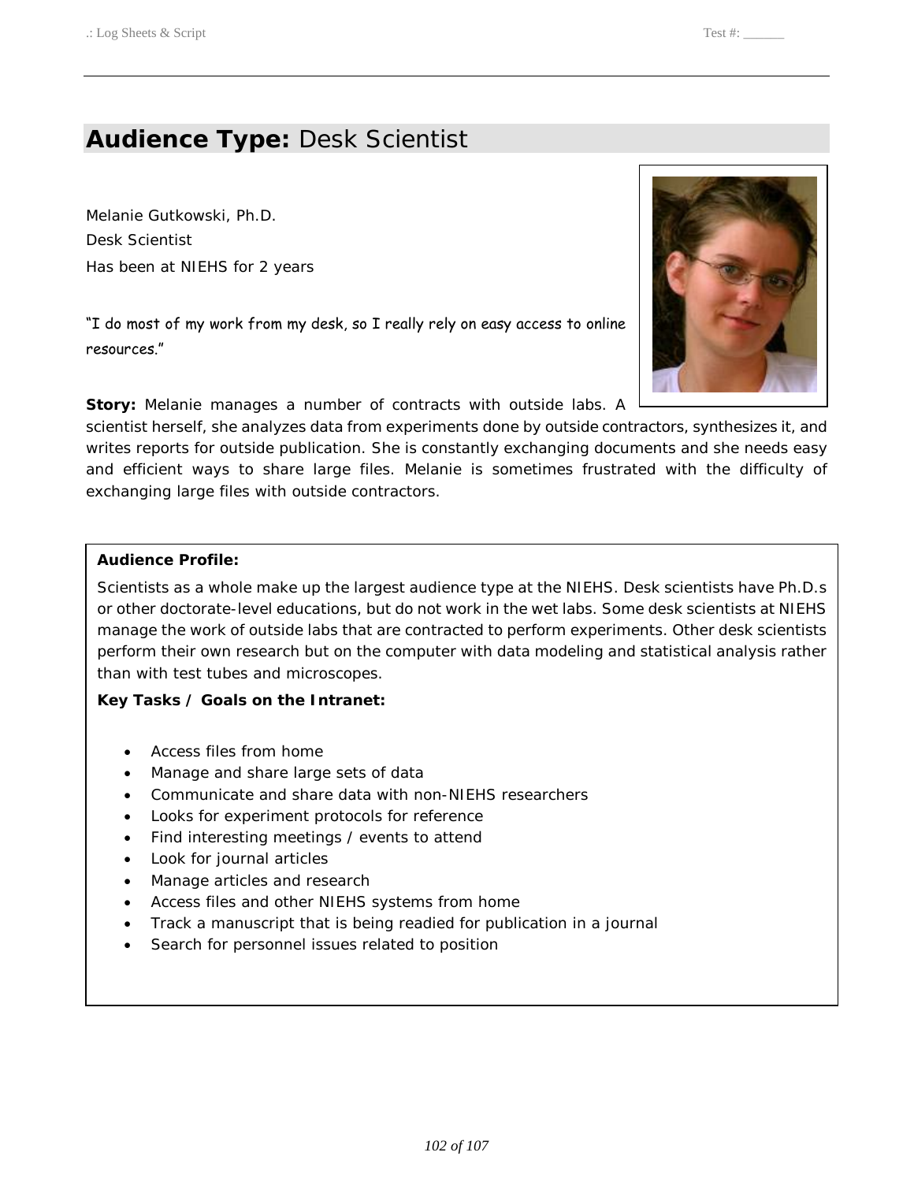## **Audience Type:** Desk Scientist

Melanie Gutkowski, Ph.D.
Desk Scientist
Has been at NIEHS for 2 years

"I do most of my work from my desk, so I really rely on easy access to online resources."

**Story:** Melanie manages a number of contracts with outside labs. A scientist herself, she analyzes data from experiments done by outside contractors, synthesizes it, and writes reports for outside publication. She is constantly exchanging documents and she needs easy and efficient ways to share large files. Melanie is sometimes frustrated with the difficulty of exchanging large files with outside contractors.

**Audience Profile:**

Scientists as a whole make up the largest audience type at the NIEHS. Desk scientists have Ph.D.s or other doctorate-level educations, but do not work in the wet labs. Some desk scientists at NIEHS manage the work of outside labs that are contracted to perform experiments. Other desk scientists perform their own research but on the computer with data modeling and statistical analysis rather than with test tubes and microscopes.

**Key Tasks / Goals on the Intranet:**

- Access files from home
- Manage and share large sets of data
- Communicate and share data with non-NIEHS researchers
- Looks for experiment protocols for reference
- Find interesting meetings / events to attend
- Look for journal articles
- Manage articles and research
- Access files and other NIEHS systems from home
- Track a manuscript that is being readied for publication in a journal
- Search for personnel issues related to position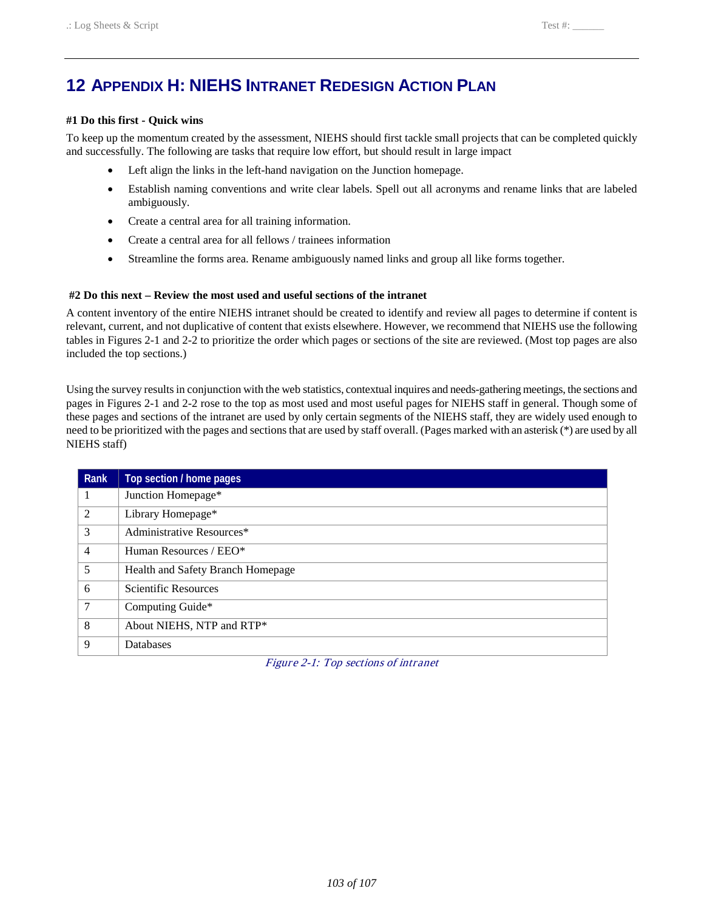# 12 Appendix H: NIEHS Intranet Redesign Action Plan

**#1 Do this first - Quick wins**

To keep up the momentum created by the assessment, NIEHS should first tackle small projects that can be completed quickly and successfully. The following are tasks that require low effort, but should result in large impact

- Left align the links in the left-hand navigation on the Junction homepage.
- Establish naming conventions and write clear labels. Spell out all acronyms and rename links that are labeled ambiguously.
- Create a central area for all training information.
- Create a central area for all fellows / trainees information
- Streamline the forms area. Rename ambiguously named links and group all like forms together.

**#2 Do this next – Review the most used and useful sections of the intranet**

A content inventory of the entire NIEHS intranet should be created to identify and review all pages to determine if content is relevant, current, and not duplicative of content that exists elsewhere. However, we recommend that NIEHS use the following tables in Figures 2-1 and 2-2 to prioritize the order which pages or sections of the site are reviewed. (Most top pages are also included the top sections.)

Using the survey results in conjunction with the web statistics, contextual inquires and needs-gathering meetings, the sections and pages in Figures 2-1 and 2-2 rose to the top as most used and most useful pages for NIEHS staff in general. Though some of these pages and sections of the intranet are used by only certain segments of the NIEHS staff, they are widely used enough to need to be prioritized with the pages and sections that are used by staff overall. (Pages marked with an asterisk (*) are used by all NIEHS staff)

| Rank | Top section / home pages |
|---|---|
| 1 | Junction Homepage* |
| 2 | Library Homepage* |
| 3 | Administrative Resources* |
| 4 | Human Resources / EEO* |
| 5 | Health and Safety Branch Homepage |
| 6 | Scientific Resources |
| 7 | Computing Guide* |
| 8 | About NIEHS, NTP and RTP* |
| 9 | Databases |

*Figure 2-1: Top sections of intranet*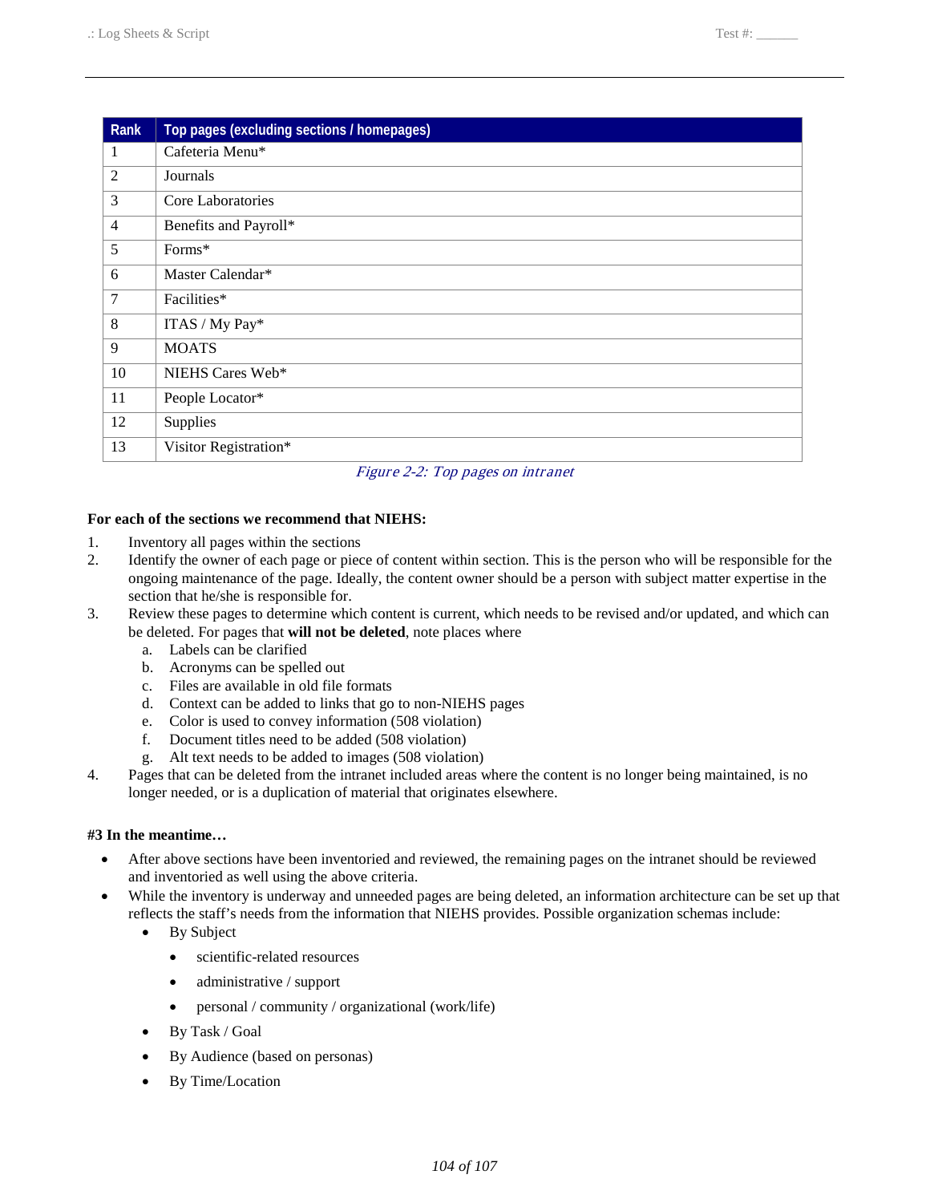| Rank | Top pages (excluding sections / homepages) |
|---|---|
| 1 | Cafeteria Menu* |
| 2 | Journals |
| 3 | Core Laboratories |
| 4 | Benefits and Payroll* |
| 5 | Forms* |
| 6 | Master Calendar* |
| 7 | Facilities* |
| 8 | ITAS / My Pay* |
| 9 | MOATS |
| 10 | NIEHS Cares Web* |
| 11 | People Locator* |
| 12 | Supplies |
| 13 | Visitor Registration* |

*Figure 2-2: Top pages on intranet*

**For each of the sections we recommend that NIEHS:**

1. Inventory all pages within the sections
2. Identify the owner of each page or piece of content within section. This is the person who will be responsible for the ongoing maintenance of the page. Ideally, the content owner should be a person with subject matter expertise in the section that he/she is responsible for.
3. Review these pages to determine which content is current, which needs to be revised and/or updated, and which can be deleted. For pages that **will not be deleted**, note places where
   a. Labels can be clarified
   b. Acronyms can be spelled out
   c. Files are available in old file formats
   d. Context can be added to links that go to non-NIEHS pages
   e. Color is used to convey information (508 violation)
   f. Document titles need to be added (508 violation)
   g. Alt text needs to be added to images (508 violation)
4. Pages that can be deleted from the intranet included areas where the content is no longer being maintained, is no longer needed, or is a duplication of material that originates elsewhere.

**#3 In the meantime…**

- After above sections have been inventoried and reviewed, the remaining pages on the intranet should be reviewed and inventoried as well using the above criteria.
- While the inventory is underway and unneeded pages are being deleted, an information architecture can be set up that reflects the staff's needs from the information that NIEHS provides. Possible organization schemas include:
  - By Subject
    - scientific-related resources
    - administrative / support
    - personal / community / organizational (work/life)
  - By Task / Goal
  - By Audience (based on personas)
  - By Time/Location